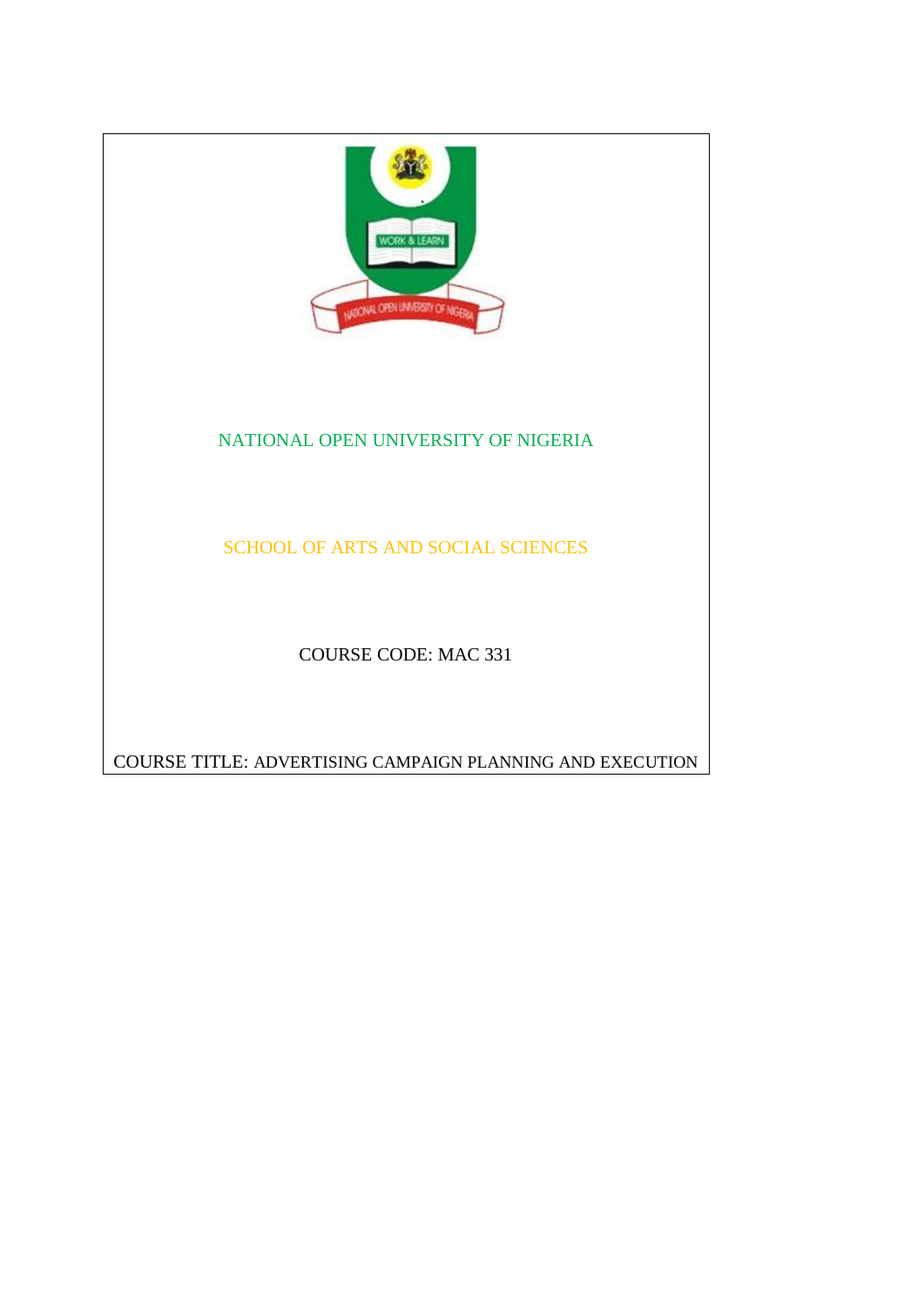NATIONAL OPEN UNIVERSITY OF NIGERIA

SCHOOL OF ARTS AND SOCIAL SCIENCES

COURSE CODE: MAC 331

COURSE TITLE: ADVERTISING CAMPAIGN PLANNING AND EXECUTION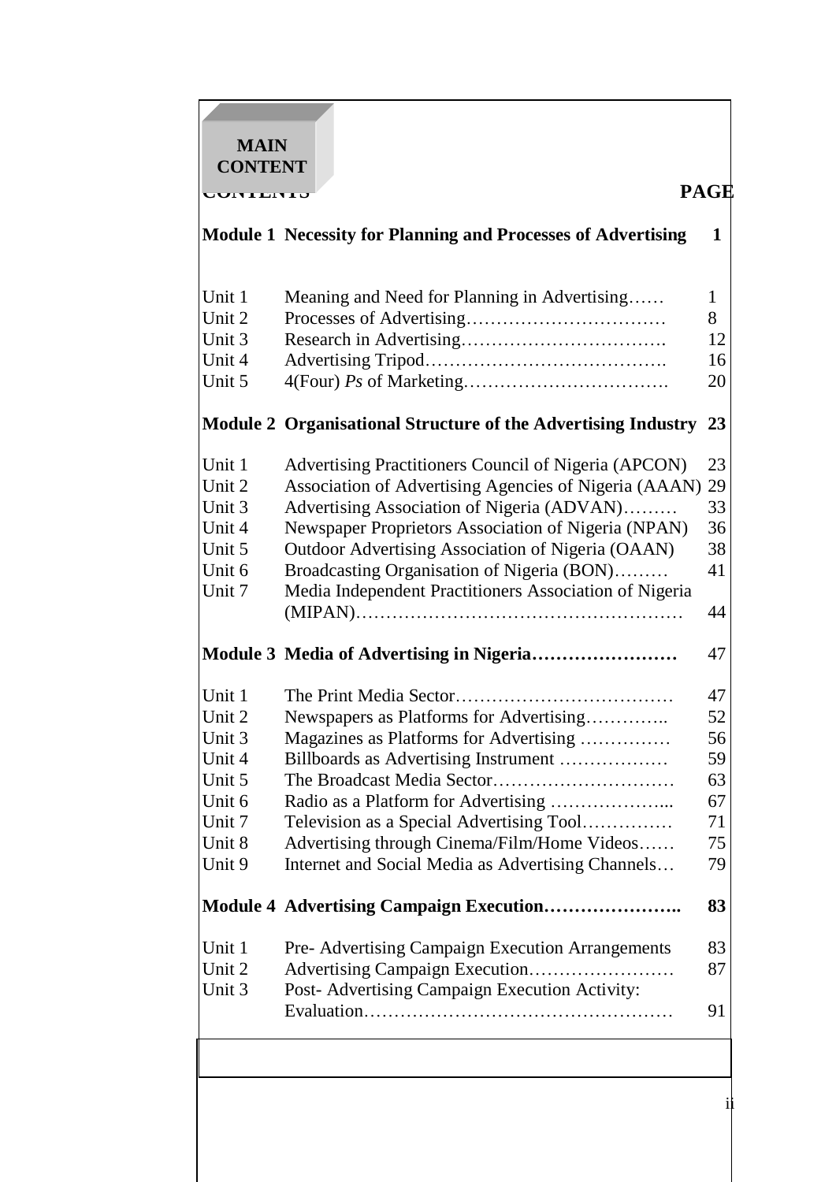# MAIN CONTENT

| CONTENTS | | PAGE |
|---|---|---|
| **Module 1** | **Necessity for Planning and Processes of Advertising** | **1** |
| Unit 1 | Meaning and Need for Planning in Advertising…… | 1 |
| Unit 2 | Processes of Advertising…………………………… | 8 |
| Unit 3 | Research in Advertising……………………………. | 12 |
| Unit 4 | Advertising Tripod…………………………………. | 16 |
| Unit 5 | 4(Four) *Ps* of Marketing……………………………. | 20 |
| **Module 2** | **Organisational Structure of the Advertising Industry** | **23** |
| Unit 1 | Advertising Practitioners Council of Nigeria (APCON) | 23 |
| Unit 2 | Association of Advertising Agencies of Nigeria (AAAN) | 29 |
| Unit 3 | Advertising Association of Nigeria (ADVAN)……… | 33 |
| Unit 4 | Newspaper Proprietors Association of Nigeria (NPAN) | 36 |
| Unit 5 | Outdoor Advertising Association of Nigeria (OAAN) | 38 |
| Unit 6 | Broadcasting Organisation of Nigeria (BON)……… | 41 |
| Unit 7 | Media Independent Practitioners Association of Nigeria (MIPAN)……………………………………………… | 44 |
| **Module 3** | **Media of Advertising in Nigeria……………………** | 47 |
| Unit 1 | The Print Media Sector……………………………… | 47 |
| Unit 2 | Newspapers as Platforms for Advertising………….. | 52 |
| Unit 3 | Magazines as Platforms for Advertising …………… | 56 |
| Unit 4 | Billboards as Advertising Instrument ……………… | 59 |
| Unit 5 | The Broadcast Media Sector………………………… | 63 |
| Unit 6 | Radio as a Platform for Advertising ……………….... | 67 |
| Unit 7 | Television as a Special Advertising Tool…………… | 71 |
| Unit 8 | Advertising through Cinema/Film/Home Videos…… | 75 |
| Unit 9 | Internet and Social Media as Advertising Channels… | 79 |
| **Module 4** | **Advertising Campaign Execution…………………..** | **83** |
| Unit 1 | Pre- Advertising Campaign Execution Arrangements | 83 |
| Unit 2 | Advertising Campaign Execution…………………… | 87 |
| Unit 3 | Post- Advertising Campaign Execution Activity: Evaluation…………………………………………… | 91 |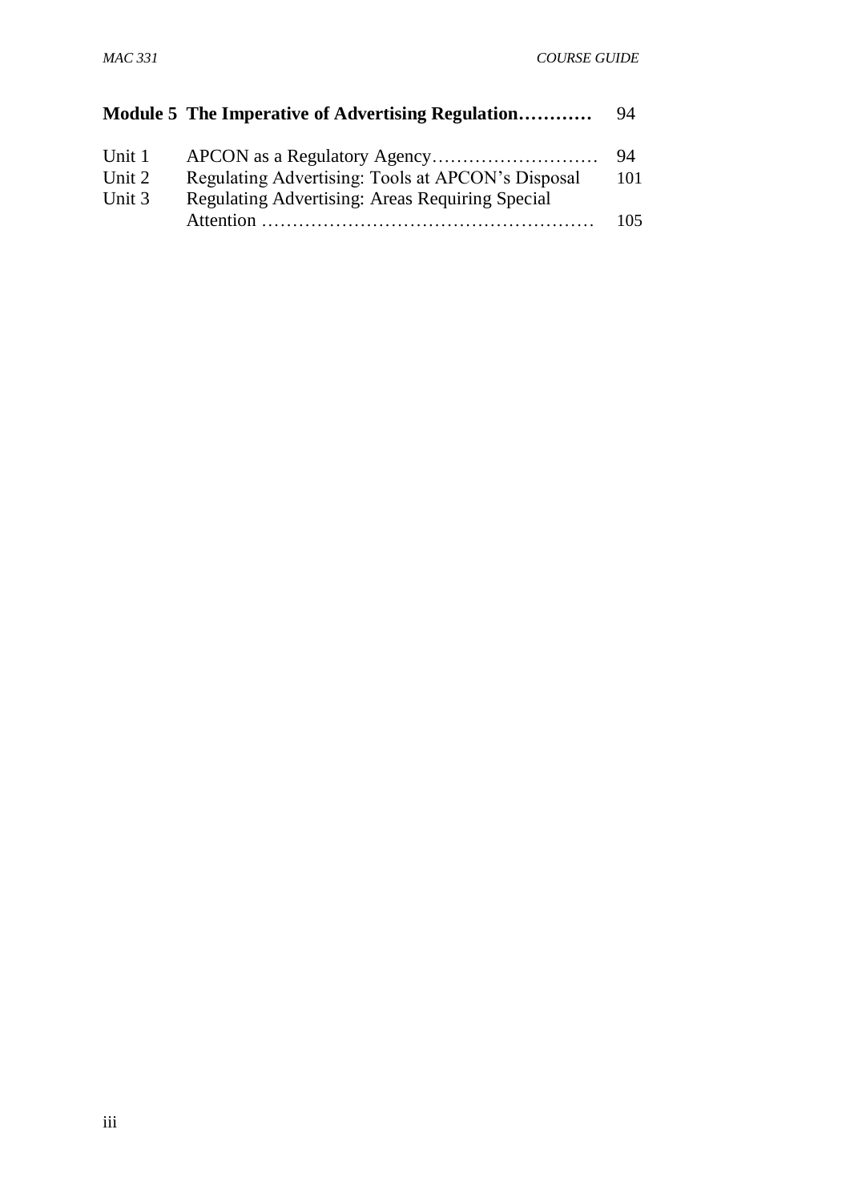| | | |
|---|---|---|
| **Module 5** | **The Imperative of Advertising Regulation…………** | 94 |
| Unit 1 | APCON as a Regulatory Agency……………………… | 94 |
| Unit 2 | Regulating Advertising: Tools at APCON's Disposal | 101 |
| Unit 3 | Regulating Advertising: Areas Requiring Special Attention ……………………………………………… | 105 |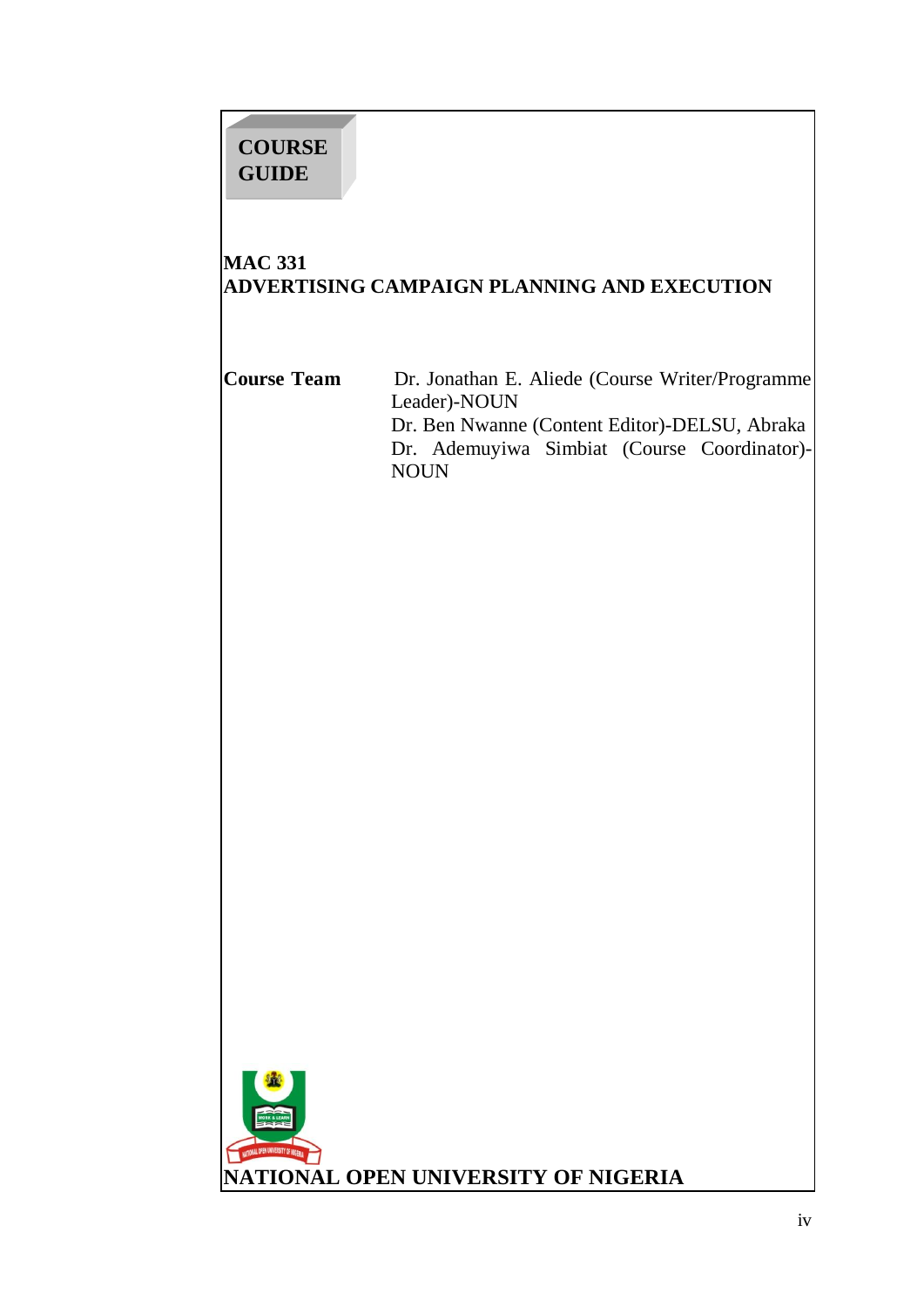**COURSE GUIDE**

# MAC 331
# ADVERTISING CAMPAIGN PLANNING AND EXECUTION

**Course Team**

Dr. Jonathan E. Aliede (Course Writer/Programme Leader)-NOUN
Dr. Ben Nwanne (Content Editor)-DELSU, Abraka
Dr. Ademuyiwa Simbiat (Course Coordinator)-NOUN

**NATIONAL OPEN UNIVERSITY OF NIGERIA**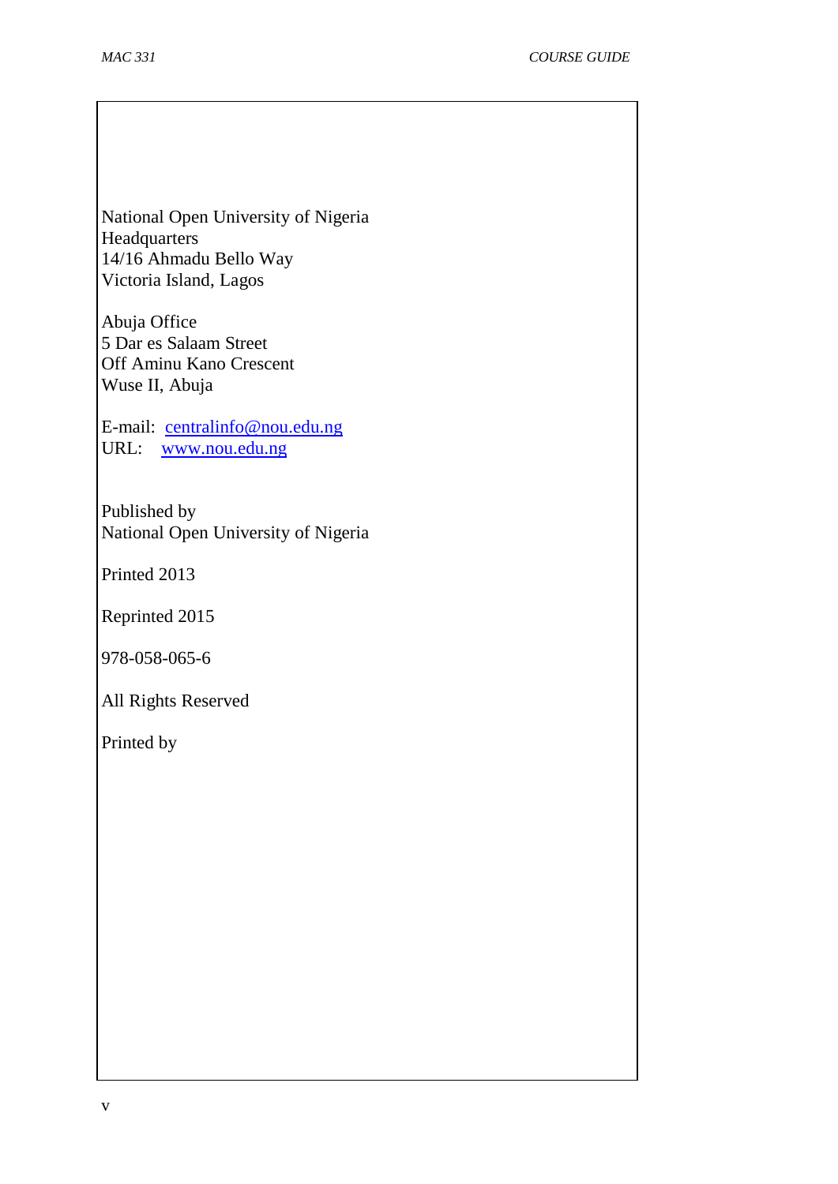National Open University of Nigeria
Headquarters
14/16 Ahmadu Bello Way
Victoria Island, Lagos

Abuja Office
5 Dar es Salaam Street
Off Aminu Kano Crescent
Wuse II, Abuja

E-mail: centralinfo@nou.edu.ng
URL: www.nou.edu.ng

Published by
National Open University of Nigeria

Printed 2013

Reprinted 2015

978-058-065-6

All Rights Reserved

Printed by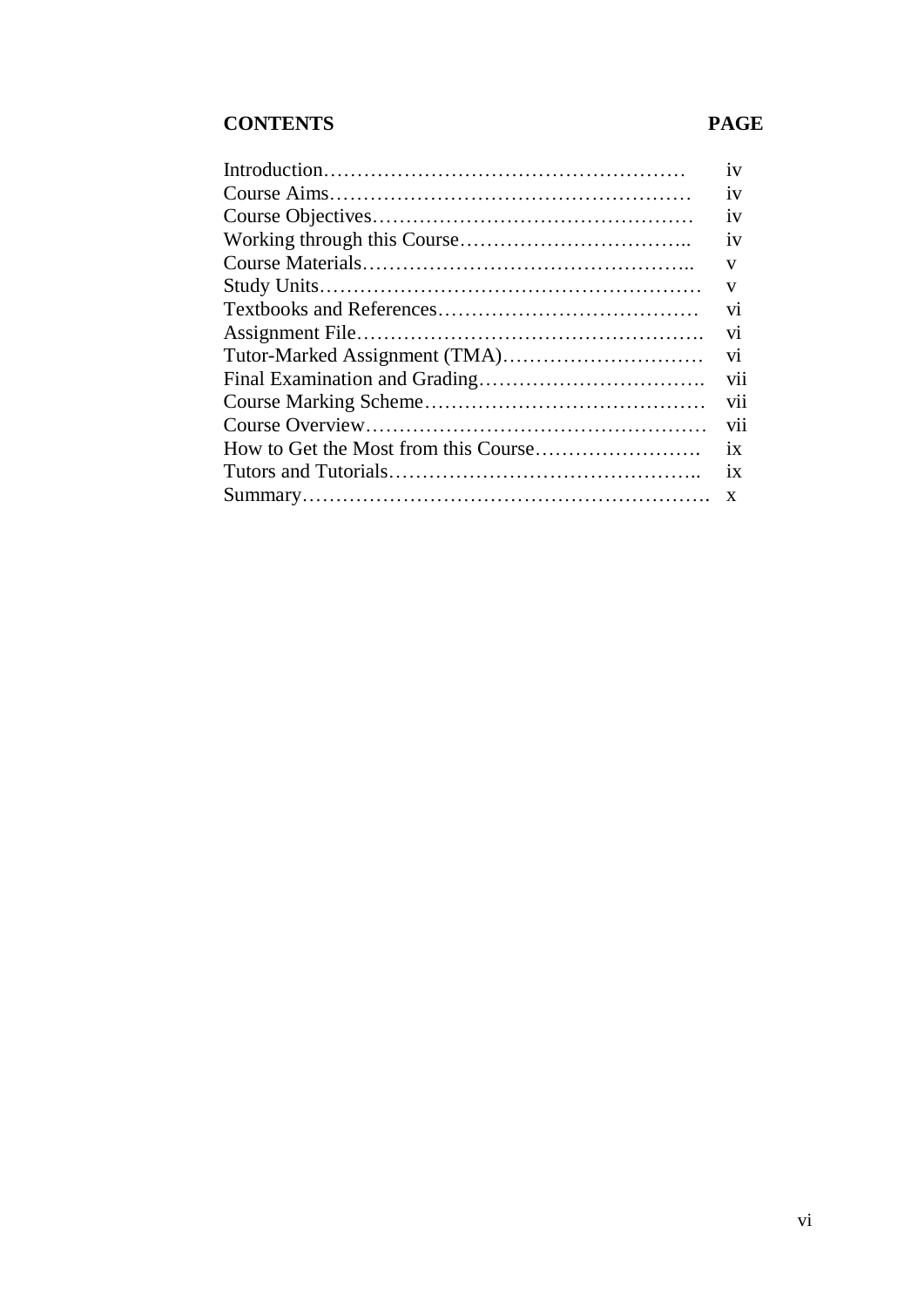| CONTENTS | PAGE |
|---|---|
| Introduction………………………………………………… | iv |
| Course Aims………………………………………………… | iv |
| Course Objectives………………………………………… | iv |
| Working through this Course…………………………….. | iv |
| Course Materials………………………………………….. | v |
| Study Units………………………………………………… | v |
| Textbooks and References………………………………… | vi |
| Assignment File……………………………………………. | vi |
| Tutor-Marked Assignment (TMA)………………………… | vi |
| Final Examination and Grading……………………………. | vii |
| Course Marking Scheme…………………………………… | vii |
| Course Overview…………………………………………… | vii |
| How to Get the Most from this Course……………………. | ix |
| Tutors and Tutorials……………………………………….. | ix |
| Summary……………………………………………………. | x |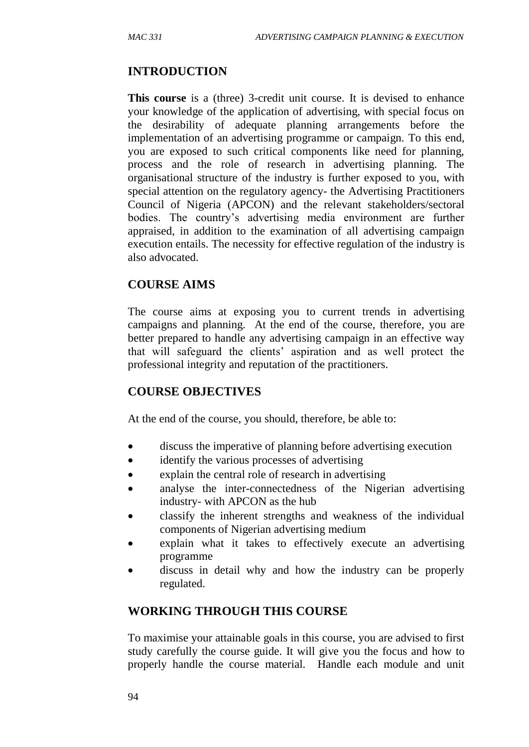## INTRODUCTION

**This course** is a (three) 3-credit unit course. It is devised to enhance your knowledge of the application of advertising, with special focus on the desirability of adequate planning arrangements before the implementation of an advertising programme or campaign. To this end, you are exposed to such critical components like need for planning, process and the role of research in advertising planning. The organisational structure of the industry is further exposed to you, with special attention on the regulatory agency- the Advertising Practitioners Council of Nigeria (APCON) and the relevant stakeholders/sectoral bodies. The country's advertising media environment are further appraised, in addition to the examination of all advertising campaign execution entails. The necessity for effective regulation of the industry is also advocated.

## COURSE AIMS

The course aims at exposing you to current trends in advertising campaigns and planning. At the end of the course, therefore, you are better prepared to handle any advertising campaign in an effective way that will safeguard the clients' aspiration and as well protect the professional integrity and reputation of the practitioners.

## COURSE OBJECTIVES

At the end of the course, you should, therefore, be able to:

- discuss the imperative of planning before advertising execution
- identify the various processes of advertising
- explain the central role of research in advertising
- analyse the inter-connectedness of the Nigerian advertising industry- with APCON as the hub
- classify the inherent strengths and weakness of the individual components of Nigerian advertising medium
- explain what it takes to effectively execute an advertising programme
- discuss in detail why and how the industry can be properly regulated.

## WORKING THROUGH THIS COURSE

To maximise your attainable goals in this course, you are advised to first study carefully the course guide. It will give you the focus and how to properly handle the course material. Handle each module and unit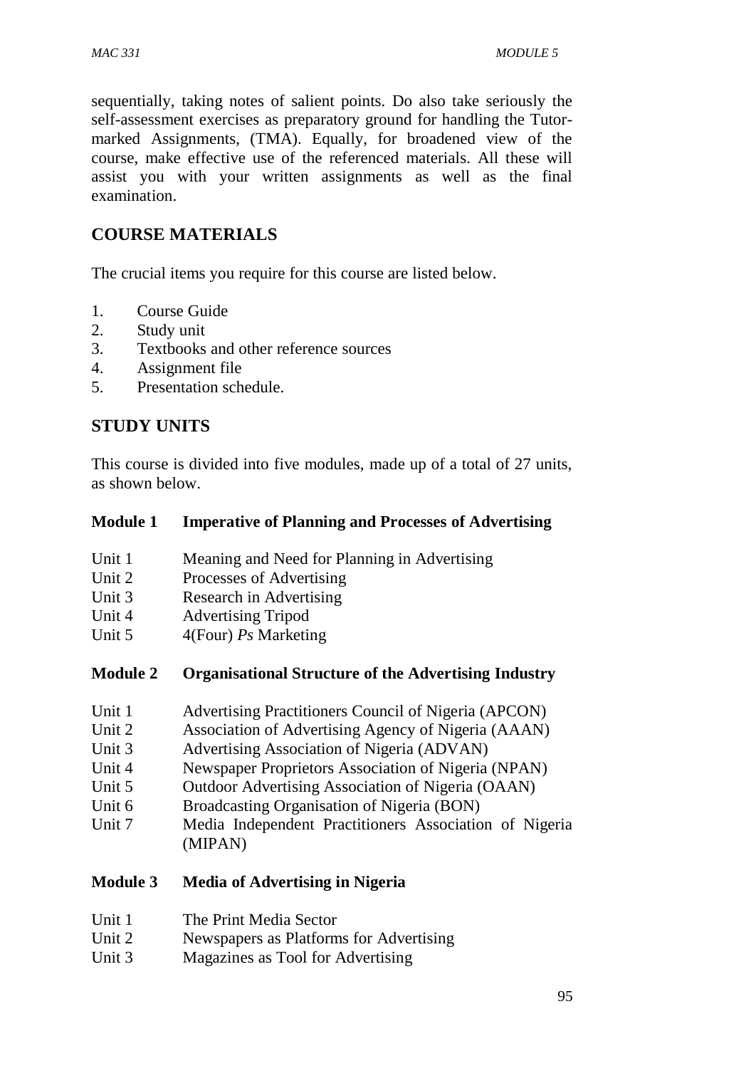sequentially, taking notes of salient points. Do also take seriously the self-assessment exercises as preparatory ground for handling the Tutor-marked Assignments, (TMA). Equally, for broadened view of the course, make effective use of the referenced materials. All these will assist you with your written assignments as well as the final examination.

## COURSE MATERIALS

The crucial items you require for this course are listed below.

1. Course Guide
2. Study unit
3. Textbooks and other reference sources
4. Assignment file
5. Presentation schedule.

## STUDY UNITS

This course is divided into five modules, made up of a total of 27 units, as shown below.

**Module 1 Imperative of Planning and Processes of Advertising**

Unit 1 Meaning and Need for Planning in Advertising
Unit 2 Processes of Advertising
Unit 3 Research in Advertising
Unit 4 Advertising Tripod
Unit 5 4(Four) *Ps* Marketing

**Module 2 Organisational Structure of the Advertising Industry**

Unit 1 Advertising Practitioners Council of Nigeria (APCON)
Unit 2 Association of Advertising Agency of Nigeria (AAAN)
Unit 3 Advertising Association of Nigeria (ADVAN)
Unit 4 Newspaper Proprietors Association of Nigeria (NPAN)
Unit 5 Outdoor Advertising Association of Nigeria (OAAN)
Unit 6 Broadcasting Organisation of Nigeria (BON)
Unit 7 Media Independent Practitioners Association of Nigeria (MIPAN)

**Module 3 Media of Advertising in Nigeria**

Unit 1 The Print Media Sector
Unit 2 Newspapers as Platforms for Advertising
Unit 3 Magazines as Tool for Advertising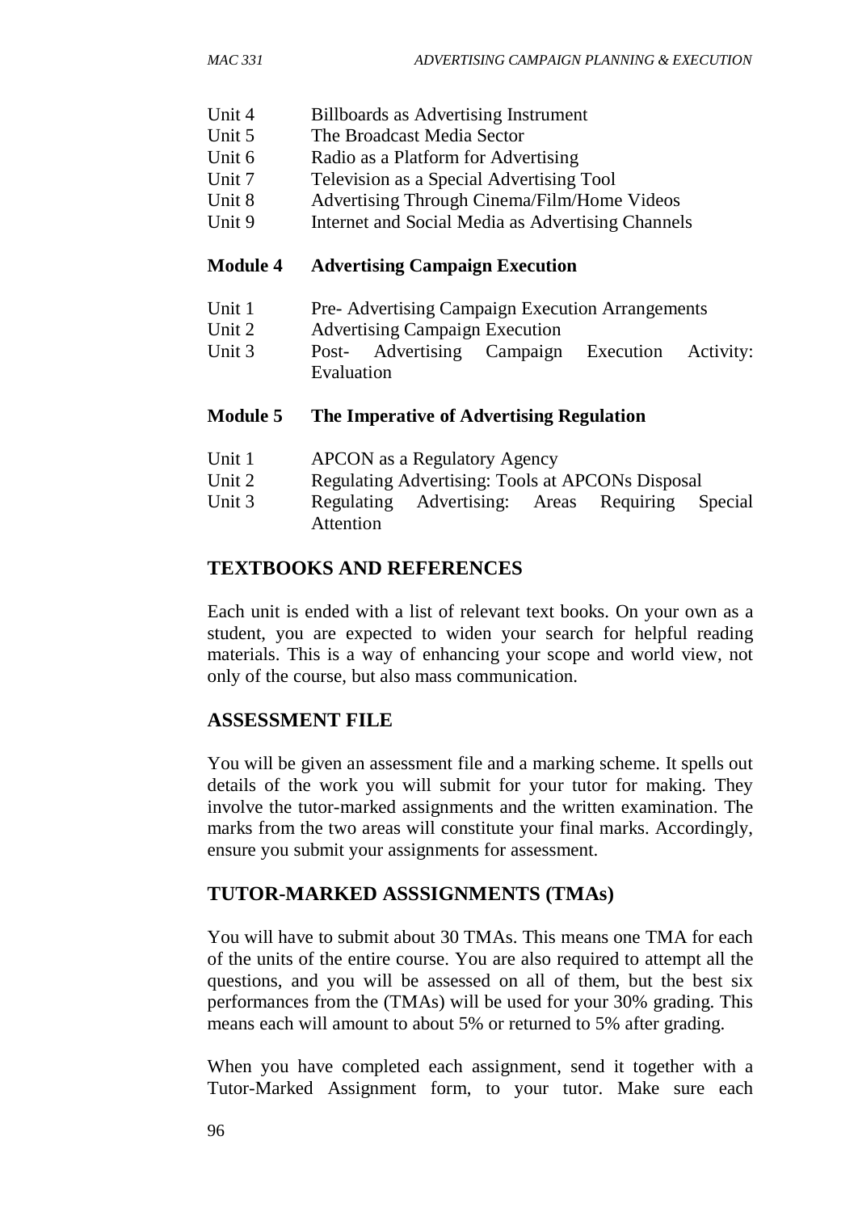Unit 4 Billboards as Advertising Instrument
Unit 5 The Broadcast Media Sector
Unit 6 Radio as a Platform for Advertising
Unit 7 Television as a Special Advertising Tool
Unit 8 Advertising Through Cinema/Film/Home Videos
Unit 9 Internet and Social Media as Advertising Channels

**Module 4 Advertising Campaign Execution**

Unit 1 Pre- Advertising Campaign Execution Arrangements
Unit 2 Advertising Campaign Execution
Unit 3 Post- Advertising Campaign Execution Activity: Evaluation

**Module 5 The Imperative of Advertising Regulation**

Unit 1 APCON as a Regulatory Agency
Unit 2 Regulating Advertising: Tools at APCONs Disposal
Unit 3 Regulating Advertising: Areas Requiring Special Attention

## TEXTBOOKS AND REFERENCES

Each unit is ended with a list of relevant text books. On your own as a student, you are expected to widen your search for helpful reading materials. This is a way of enhancing your scope and world view, not only of the course, but also mass communication.

## ASSESSMENT FILE

You will be given an assessment file and a marking scheme. It spells out details of the work you will submit for your tutor for making. They involve the tutor-marked assignments and the written examination. The marks from the two areas will constitute your final marks. Accordingly, ensure you submit your assignments for assessment.

## TUTOR-MARKED ASSSIGNMENTS (TMAs)

You will have to submit about 30 TMAs. This means one TMA for each of the units of the entire course. You are also required to attempt all the questions, and you will be assessed on all of them, but the best six performances from the (TMAs) will be used for your 30% grading. This means each will amount to about 5% or returned to 5% after grading.

When you have completed each assignment, send it together with a Tutor-Marked Assignment form, to your tutor. Make sure each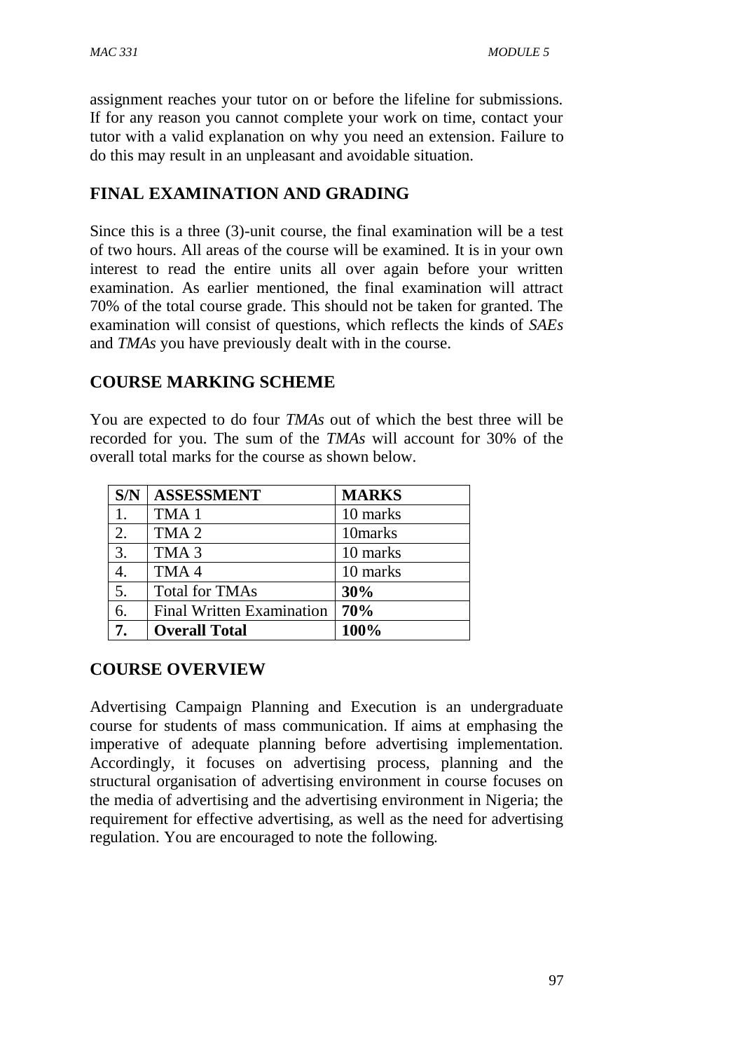assignment reaches your tutor on or before the lifeline for submissions. If for any reason you cannot complete your work on time, contact your tutor with a valid explanation on why you need an extension. Failure to do this may result in an unpleasant and avoidable situation.

## FINAL EXAMINATION AND GRADING

Since this is a three (3)-unit course, the final examination will be a test of two hours. All areas of the course will be examined. It is in your own interest to read the entire units all over again before your written examination. As earlier mentioned, the final examination will attract 70% of the total course grade. This should not be taken for granted. The examination will consist of questions, which reflects the kinds of *SAEs* and *TMAs* you have previously dealt with in the course.

## COURSE MARKING SCHEME

You are expected to do four *TMAs* out of which the best three will be recorded for you. The sum of the *TMAs* will account for 30% of the overall total marks for the course as shown below.

| **S/N** | **ASSESSMENT** | **MARKS** |
|---|---|---|
| 1. | TMA 1 | 10 marks |
| 2. | TMA 2 | 10marks |
| 3. | TMA 3 | 10 marks |
| 4. | TMA 4 | 10 marks |
| 5. | Total for TMAs | **30%** |
| 6. | Final Written Examination | **70%** |
| **7.** | **Overall Total** | **100%** |

## COURSE OVERVIEW

Advertising Campaign Planning and Execution is an undergraduate course for students of mass communication. If aims at emphasing the imperative of adequate planning before advertising implementation. Accordingly, it focuses on advertising process, planning and the structural organisation of advertising environment in course focuses on the media of advertising and the advertising environment in Nigeria; the requirement for effective advertising, as well as the need for advertising regulation. You are encouraged to note the following.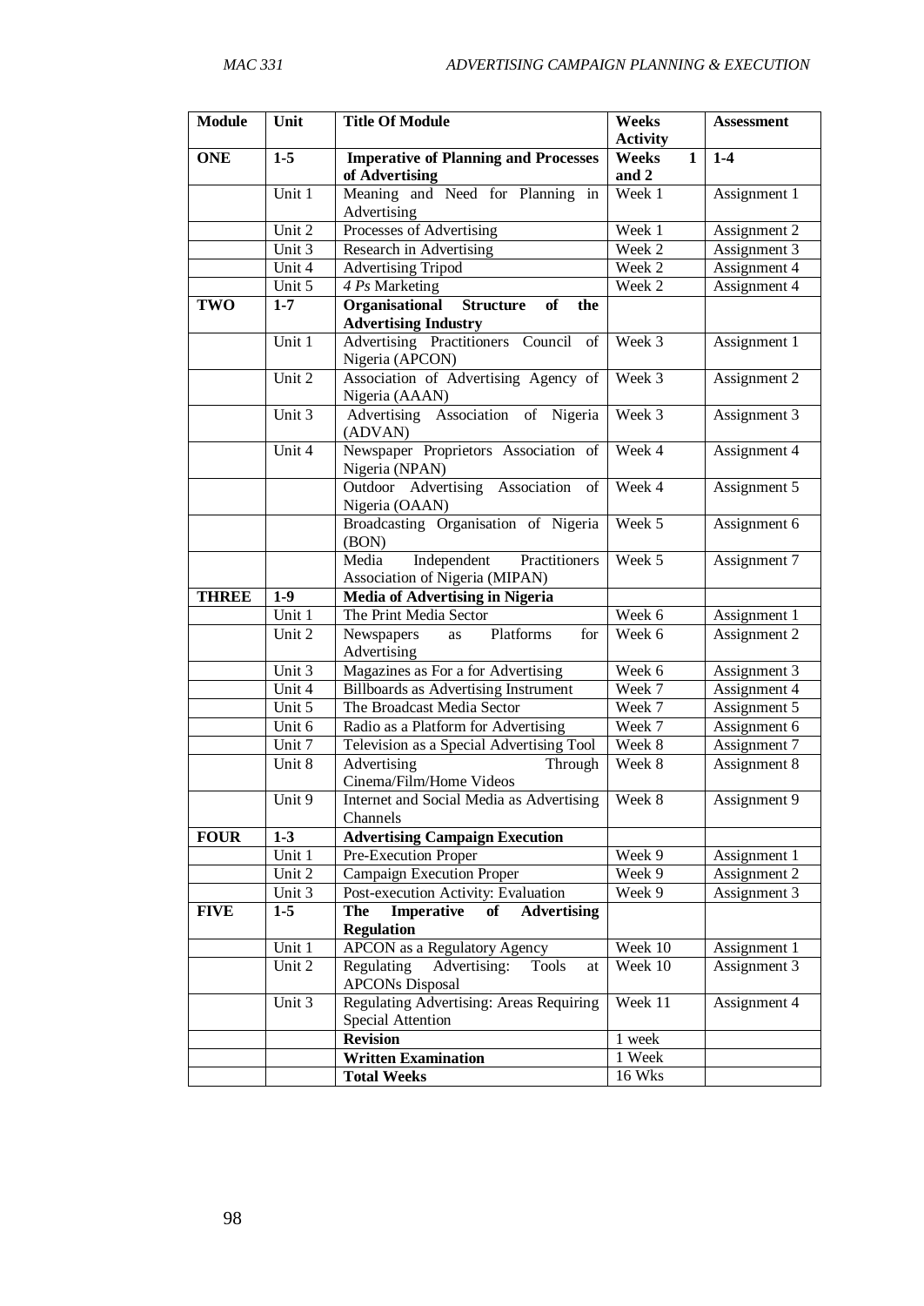| Module | Unit | Title Of Module | Weeks Activity | Assessment |
|---|---|---|---|---|
| **ONE** | **1-5** | **Imperative of Planning and Processes of Advertising** | **Weeks 1 and 2** | **1-4** |
| | Unit 1 | Meaning and Need for Planning in Advertising | Week 1 | Assignment 1 |
| | Unit 2 | Processes of Advertising | Week 1 | Assignment 2 |
| | Unit 3 | Research in Advertising | Week 2 | Assignment 3 |
| | Unit 4 | Advertising Tripod | Week 2 | Assignment 4 |
| | Unit 5 | *4 Ps* Marketing | Week 2 | Assignment 4 |
| **TWO** | **1-7** | **Organisational Structure of the Advertising Industry** | | |
| | Unit 1 | Advertising Practitioners Council of Nigeria (APCON) | Week 3 | Assignment 1 |
| | Unit 2 | Association of Advertising Agency of Nigeria (AAAN) | Week 3 | Assignment 2 |
| | Unit 3 | Advertising Association of Nigeria (ADVAN) | Week 3 | Assignment 3 |
| | Unit 4 | Newspaper Proprietors Association of Nigeria (NPAN) | Week 4 | Assignment 4 |
| | | Outdoor Advertising Association of Nigeria (OAAN) | Week 4 | Assignment 5 |
| | | Broadcasting Organisation of Nigeria (BON) | Week 5 | Assignment 6 |
| | | Media Independent Practitioners Association of Nigeria (MIPAN) | Week 5 | Assignment 7 |
| **THREE** | **1-9** | **Media of Advertising in Nigeria** | | |
| | Unit 1 | The Print Media Sector | Week 6 | Assignment 1 |
| | Unit 2 | Newspapers as Platforms for Advertising | Week 6 | Assignment 2 |
| | Unit 3 | Magazines as For a for Advertising | Week 6 | Assignment 3 |
| | Unit 4 | Billboards as Advertising Instrument | Week 7 | Assignment 4 |
| | Unit 5 | The Broadcast Media Sector | Week 7 | Assignment 5 |
| | Unit 6 | Radio as a Platform for Advertising | Week 7 | Assignment 6 |
| | Unit 7 | Television as a Special Advertising Tool | Week 8 | Assignment 7 |
| | Unit 8 | Advertising Through Cinema/Film/Home Videos | Week 8 | Assignment 8 |
| | Unit 9 | Internet and Social Media as Advertising Channels | Week 8 | Assignment 9 |
| **FOUR** | **1-3** | **Advertising Campaign Execution** | | |
| | Unit 1 | Pre-Execution Proper | Week 9 | Assignment 1 |
| | Unit 2 | Campaign Execution Proper | Week 9 | Assignment 2 |
| | Unit 3 | Post-execution Activity: Evaluation | Week 9 | Assignment 3 |
| **FIVE** | **1-5** | **The Imperative of Advertising Regulation** | | |
| | Unit 1 | APCON as a Regulatory Agency | Week 10 | Assignment 1 |
| | Unit 2 | Regulating Advertising: Tools at APCONs Disposal | Week 10 | Assignment 3 |
| | Unit 3 | Regulating Advertising: Areas Requiring Special Attention | Week 11 | Assignment 4 |
| | | **Revision** | 1 week | |
| | | **Written Examination** | 1 Week | |
| | | **Total Weeks** | 16 Wks | |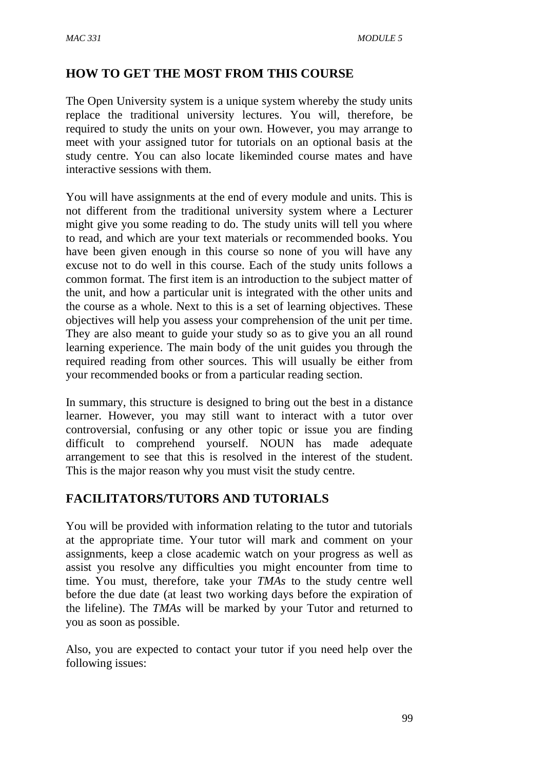## HOW TO GET THE MOST FROM THIS COURSE

The Open University system is a unique system whereby the study units replace the traditional university lectures. You will, therefore, be required to study the units on your own. However, you may arrange to meet with your assigned tutor for tutorials on an optional basis at the study centre. You can also locate likeminded course mates and have interactive sessions with them.

You will have assignments at the end of every module and units. This is not different from the traditional university system where a Lecturer might give you some reading to do. The study units will tell you where to read, and which are your text materials or recommended books. You have been given enough in this course so none of you will have any excuse not to do well in this course. Each of the study units follows a common format. The first item is an introduction to the subject matter of the unit, and how a particular unit is integrated with the other units and the course as a whole. Next to this is a set of learning objectives. These objectives will help you assess your comprehension of the unit per time. They are also meant to guide your study so as to give you an all round learning experience. The main body of the unit guides you through the required reading from other sources. This will usually be either from your recommended books or from a particular reading section.

In summary, this structure is designed to bring out the best in a distance learner. However, you may still want to interact with a tutor over controversial, confusing or any other topic or issue you are finding difficult to comprehend yourself. NOUN has made adequate arrangement to see that this is resolved in the interest of the student. This is the major reason why you must visit the study centre.

## FACILITATORS/TUTORS AND TUTORIALS

You will be provided with information relating to the tutor and tutorials at the appropriate time. Your tutor will mark and comment on your assignments, keep a close academic watch on your progress as well as assist you resolve any difficulties you might encounter from time to time. You must, therefore, take your *TMAs* to the study centre well before the due date (at least two working days before the expiration of the lifeline). The *TMAs* will be marked by your Tutor and returned to you as soon as possible.

Also, you are expected to contact your tutor if you need help over the following issues: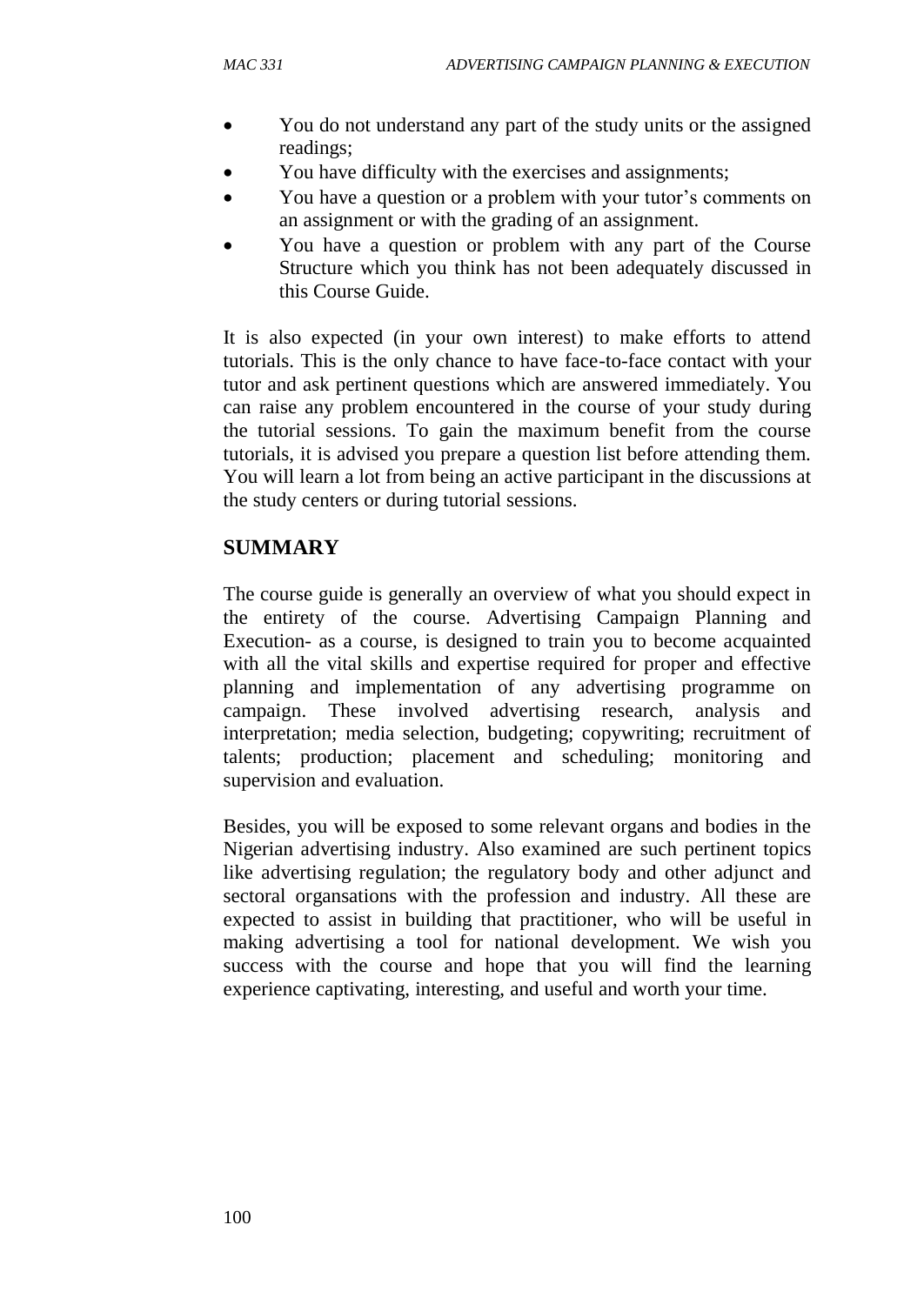- You do not understand any part of the study units or the assigned readings;
- You have difficulty with the exercises and assignments;
- You have a question or a problem with your tutor's comments on an assignment or with the grading of an assignment.
- You have a question or problem with any part of the Course Structure which you think has not been adequately discussed in this Course Guide.

It is also expected (in your own interest) to make efforts to attend tutorials. This is the only chance to have face-to-face contact with your tutor and ask pertinent questions which are answered immediately. You can raise any problem encountered in the course of your study during the tutorial sessions. To gain the maximum benefit from the course tutorials, it is advised you prepare a question list before attending them. You will learn a lot from being an active participant in the discussions at the study centers or during tutorial sessions.

## SUMMARY

The course guide is generally an overview of what you should expect in the entirety of the course. Advertising Campaign Planning and Execution- as a course, is designed to train you to become acquainted with all the vital skills and expertise required for proper and effective planning and implementation of any advertising programme on campaign. These involved advertising research, analysis and interpretation; media selection, budgeting; copywriting; recruitment of talents; production; placement and scheduling; monitoring and supervision and evaluation.

Besides, you will be exposed to some relevant organs and bodies in the Nigerian advertising industry. Also examined are such pertinent topics like advertising regulation; the regulatory body and other adjunct and sectoral organsations with the profession and industry. All these are expected to assist in building that practitioner, who will be useful in making advertising a tool for national development. We wish you success with the course and hope that you will find the learning experience captivating, interesting, and useful and worth your time.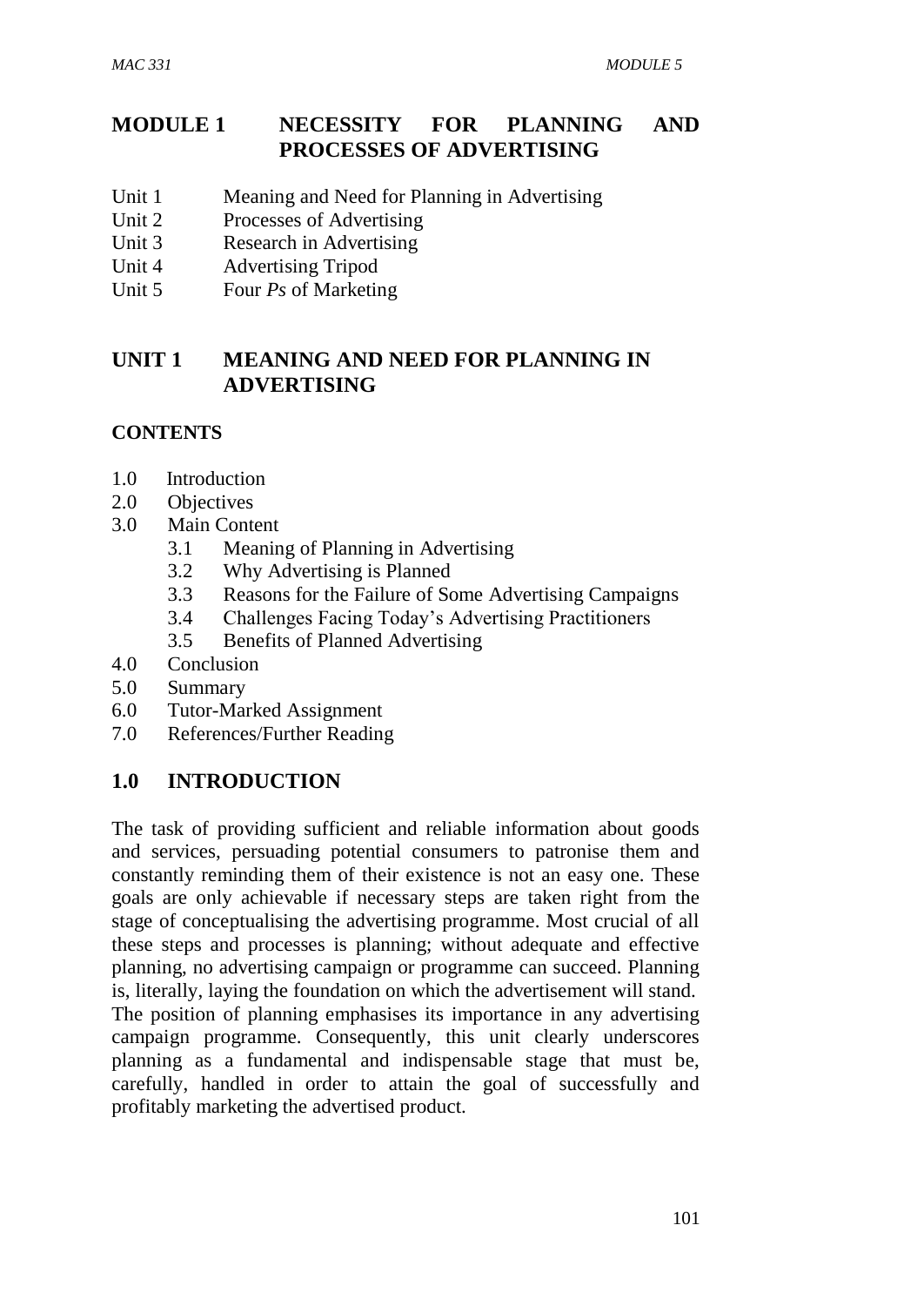# MODULE 1 NECESSITY FOR PLANNING AND PROCESSES OF ADVERTISING

Unit 1 Meaning and Need for Planning in Advertising
Unit 2 Processes of Advertising
Unit 3 Research in Advertising
Unit 4 Advertising Tripod
Unit 5 Four *Ps* of Marketing

## UNIT 1 MEANING AND NEED FOR PLANNING IN ADVERTISING

**CONTENTS**

1.0 Introduction
2.0 Objectives
3.0 Main Content
 3.1 Meaning of Planning in Advertising
 3.2 Why Advertising is Planned
 3.3 Reasons for the Failure of Some Advertising Campaigns
 3.4 Challenges Facing Today's Advertising Practitioners
 3.5 Benefits of Planned Advertising
4.0 Conclusion
5.0 Summary
6.0 Tutor-Marked Assignment
7.0 References/Further Reading

## 1.0 INTRODUCTION

The task of providing sufficient and reliable information about goods and services, persuading potential consumers to patronise them and constantly reminding them of their existence is not an easy one. These goals are only achievable if necessary steps are taken right from the stage of conceptualising the advertising programme. Most crucial of all these steps and processes is planning; without adequate and effective planning, no advertising campaign or programme can succeed. Planning is, literally, laying the foundation on which the advertisement will stand. The position of planning emphasises its importance in any advertising campaign programme. Consequently, this unit clearly underscores planning as a fundamental and indispensable stage that must be, carefully, handled in order to attain the goal of successfully and profitably marketing the advertised product.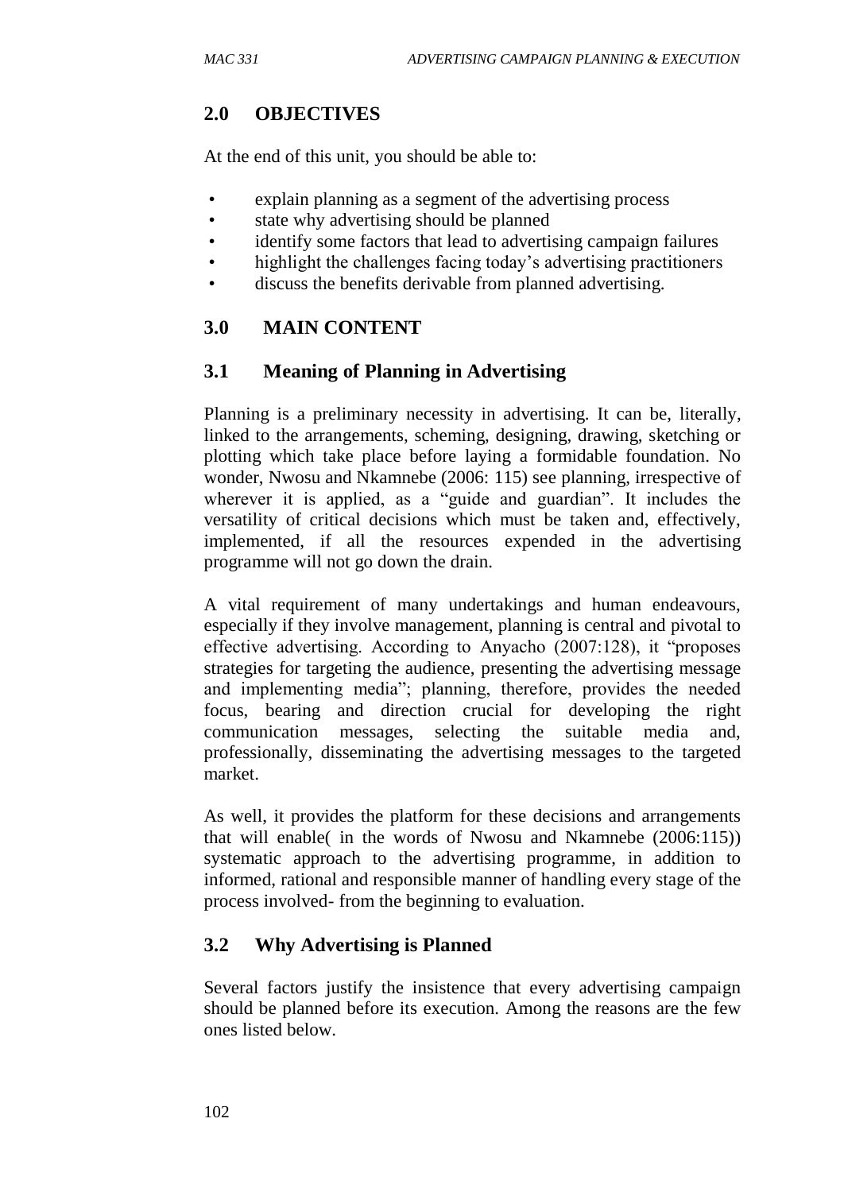## 2.0 OBJECTIVES

At the end of this unit, you should be able to:

- explain planning as a segment of the advertising process
- state why advertising should be planned
- identify some factors that lead to advertising campaign failures
- highlight the challenges facing today's advertising practitioners
- discuss the benefits derivable from planned advertising.

## 3.0 MAIN CONTENT

### 3.1 Meaning of Planning in Advertising

Planning is a preliminary necessity in advertising. It can be, literally, linked to the arrangements, scheming, designing, drawing, sketching or plotting which take place before laying a formidable foundation. No wonder, Nwosu and Nkamnebe (2006: 115) see planning, irrespective of wherever it is applied, as a "guide and guardian". It includes the versatility of critical decisions which must be taken and, effectively, implemented, if all the resources expended in the advertising programme will not go down the drain.

A vital requirement of many undertakings and human endeavours, especially if they involve management, planning is central and pivotal to effective advertising. According to Anyacho (2007:128), it "proposes strategies for targeting the audience, presenting the advertising message and implementing media"; planning, therefore, provides the needed focus, bearing and direction crucial for developing the right communication messages, selecting the suitable media and, professionally, disseminating the advertising messages to the targeted market.

As well, it provides the platform for these decisions and arrangements that will enable( in the words of Nwosu and Nkamnebe (2006:115)) systematic approach to the advertising programme, in addition to informed, rational and responsible manner of handling every stage of the process involved- from the beginning to evaluation.

### 3.2 Why Advertising is Planned

Several factors justify the insistence that every advertising campaign should be planned before its execution. Among the reasons are the few ones listed below.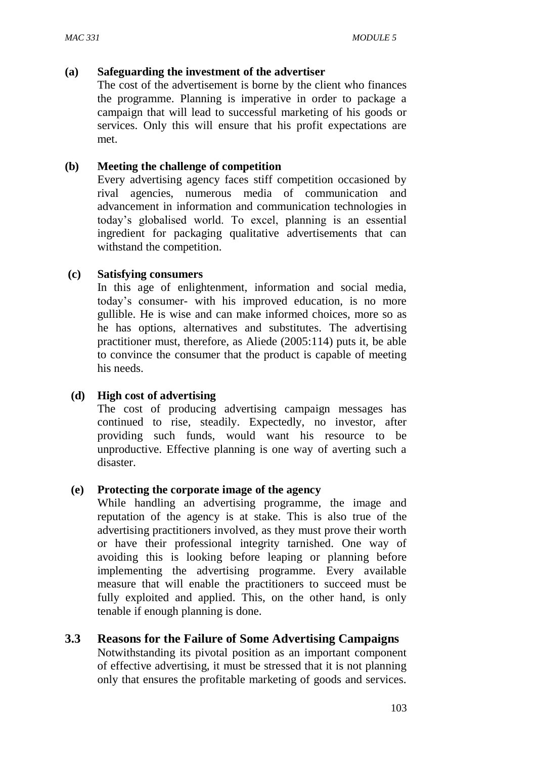**(a) Safeguarding the investment of the advertiser**

The cost of the advertisement is borne by the client who finances the programme. Planning is imperative in order to package a campaign that will lead to successful marketing of his goods or services. Only this will ensure that his profit expectations are met.

**(b) Meeting the challenge of competition**

Every advertising agency faces stiff competition occasioned by rival agencies, numerous media of communication and advancement in information and communication technologies in today's globalised world. To excel, planning is an essential ingredient for packaging qualitative advertisements that can withstand the competition.

**(c) Satisfying consumers**

In this age of enlightenment, information and social media, today's consumer- with his improved education, is no more gullible. He is wise and can make informed choices, more so as he has options, alternatives and substitutes. The advertising practitioner must, therefore, as Aliede (2005:114) puts it, be able to convince the consumer that the product is capable of meeting his needs.

**(d) High cost of advertising**

The cost of producing advertising campaign messages has continued to rise, steadily. Expectedly, no investor, after providing such funds, would want his resource to be unproductive. Effective planning is one way of averting such a disaster.

**(e) Protecting the corporate image of the agency**

While handling an advertising programme, the image and reputation of the agency is at stake. This is also true of the advertising practitioners involved, as they must prove their worth or have their professional integrity tarnished. One way of avoiding this is looking before leaping or planning before implementing the advertising programme. Every available measure that will enable the practitioners to succeed must be fully exploited and applied. This, on the other hand, is only tenable if enough planning is done.

## 3.3 Reasons for the Failure of Some Advertising Campaigns

Notwithstanding its pivotal position as an important component of effective advertising, it must be stressed that it is not planning only that ensures the profitable marketing of goods and services.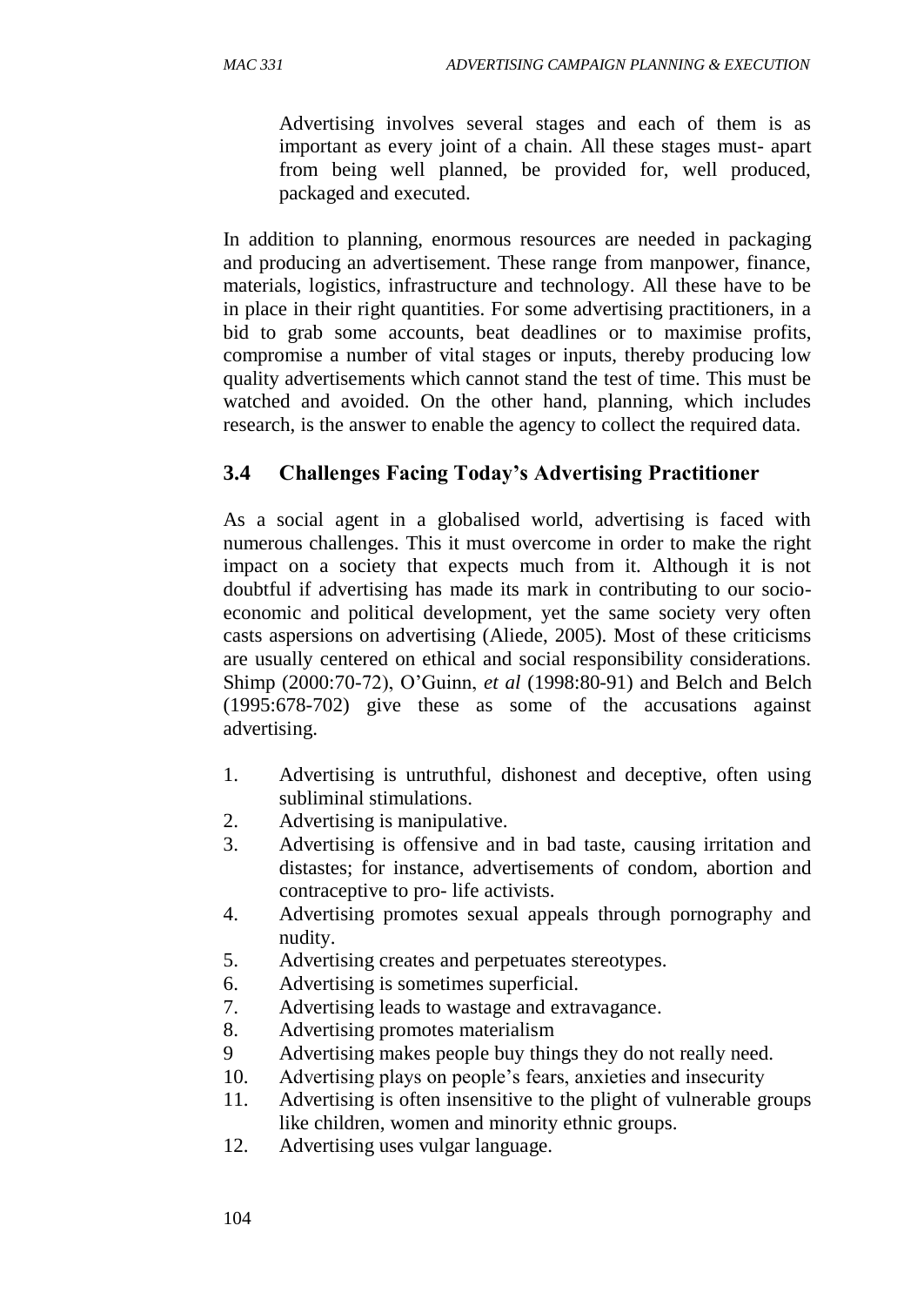Advertising involves several stages and each of them is as important as every joint of a chain. All these stages must- apart from being well planned, be provided for, well produced, packaged and executed.

In addition to planning, enormous resources are needed in packaging and producing an advertisement. These range from manpower, finance, materials, logistics, infrastructure and technology. All these have to be in place in their right quantities. For some advertising practitioners, in a bid to grab some accounts, beat deadlines or to maximise profits, compromise a number of vital stages or inputs, thereby producing low quality advertisements which cannot stand the test of time. This must be watched and avoided. On the other hand, planning, which includes research, is the answer to enable the agency to collect the required data.

### 3.4 Challenges Facing Today's Advertising Practitioner

As a social agent in a globalised world, advertising is faced with numerous challenges. This it must overcome in order to make the right impact on a society that expects much from it. Although it is not doubtful if advertising has made its mark in contributing to our socio-economic and political development, yet the same society very often casts aspersions on advertising (Aliede, 2005). Most of these criticisms are usually centered on ethical and social responsibility considerations. Shimp (2000:70-72), O'Guinn, *et al* (1998:80-91) and Belch and Belch (1995:678-702) give these as some of the accusations against advertising.

1. Advertising is untruthful, dishonest and deceptive, often using subliminal stimulations.
2. Advertising is manipulative.
3. Advertising is offensive and in bad taste, causing irritation and distastes; for instance, advertisements of condom, abortion and contraceptive to pro- life activists.
4. Advertising promotes sexual appeals through pornography and nudity.
5. Advertising creates and perpetuates stereotypes.
6. Advertising is sometimes superficial.
7. Advertising leads to wastage and extravagance.
8. Advertising promotes materialism
9. Advertising makes people buy things they do not really need.
10. Advertising plays on people's fears, anxieties and insecurity
11. Advertising is often insensitive to the plight of vulnerable groups like children, women and minority ethnic groups.
12. Advertising uses vulgar language.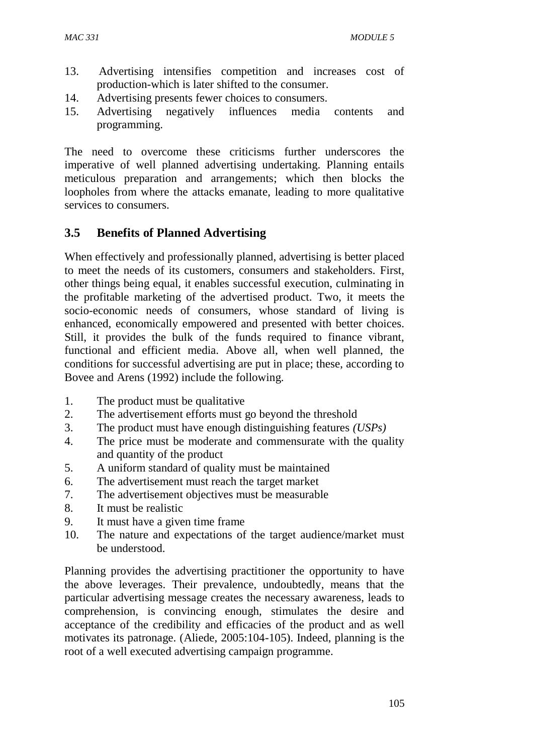13. Advertising intensifies competition and increases cost of production-which is later shifted to the consumer.
14. Advertising presents fewer choices to consumers.
15. Advertising negatively influences media contents and programming.

The need to overcome these criticisms further underscores the imperative of well planned advertising undertaking. Planning entails meticulous preparation and arrangements; which then blocks the loopholes from where the attacks emanate, leading to more qualitative services to consumers.

## 3.5 Benefits of Planned Advertising

When effectively and professionally planned, advertising is better placed to meet the needs of its customers, consumers and stakeholders. First, other things being equal, it enables successful execution, culminating in the profitable marketing of the advertised product. Two, it meets the socio-economic needs of consumers, whose standard of living is enhanced, economically empowered and presented with better choices. Still, it provides the bulk of the funds required to finance vibrant, functional and efficient media. Above all, when well planned, the conditions for successful advertising are put in place; these, according to Bovee and Arens (1992) include the following.

1. The product must be qualitative
2. The advertisement efforts must go beyond the threshold
3. The product must have enough distinguishing features *(USPs)*
4. The price must be moderate and commensurate with the quality and quantity of the product
5. A uniform standard of quality must be maintained
6. The advertisement must reach the target market
7. The advertisement objectives must be measurable
8. It must be realistic
9. It must have a given time frame
10. The nature and expectations of the target audience/market must be understood.

Planning provides the advertising practitioner the opportunity to have the above leverages. Their prevalence, undoubtedly, means that the particular advertising message creates the necessary awareness, leads to comprehension, is convincing enough, stimulates the desire and acceptance of the credibility and efficacies of the product and as well motivates its patronage. (Aliede, 2005:104-105). Indeed, planning is the root of a well executed advertising campaign programme.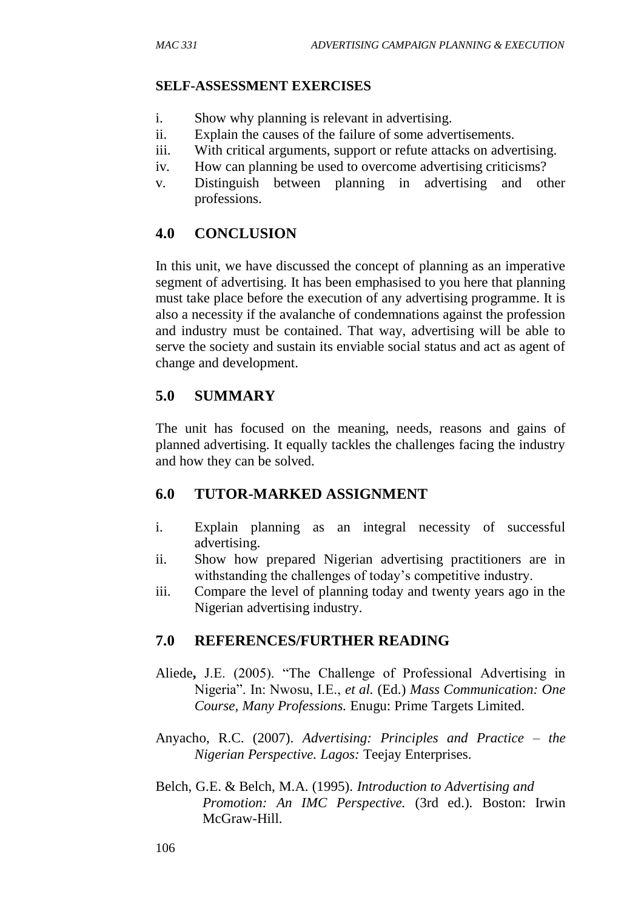**SELF-ASSESSMENT EXERCISES**

i. Show why planning is relevant in advertising.
ii. Explain the causes of the failure of some advertisements.
iii. With critical arguments, support or refute attacks on advertising.
iv. How can planning be used to overcome advertising criticisms?
v. Distinguish between planning in advertising and other professions.

## 4.0 CONCLUSION

In this unit, we have discussed the concept of planning as an imperative segment of advertising. It has been emphasised to you here that planning must take place before the execution of any advertising programme. It is also a necessity if the avalanche of condemnations against the profession and industry must be contained. That way, advertising will be able to serve the society and sustain its enviable social status and act as agent of change and development.

## 5.0 SUMMARY

The unit has focused on the meaning, needs, reasons and gains of planned advertising. It equally tackles the challenges facing the industry and how they can be solved.

## 6.0 TUTOR-MARKED ASSIGNMENT

i. Explain planning as an integral necessity of successful advertising.
ii. Show how prepared Nigerian advertising practitioners are in withstanding the challenges of today's competitive industry.
iii. Compare the level of planning today and twenty years ago in the Nigerian advertising industry.

## 7.0 REFERENCES/FURTHER READING

Aliede**,** J.E. (2005). "The Challenge of Professional Advertising in Nigeria". In: Nwosu, I.E., *et al.* (Ed.) *Mass Communication: One Course, Many Professions.* Enugu: Prime Targets Limited.

Anyacho, R.C. (2007). *Advertising: Principles and Practice – the Nigerian Perspective. Lagos:* Teejay Enterprises.

Belch, G.E. & Belch, M.A. (1995). *Introduction to Advertising and Promotion: An IMC Perspective.* (3rd ed.). Boston: Irwin McGraw-Hill.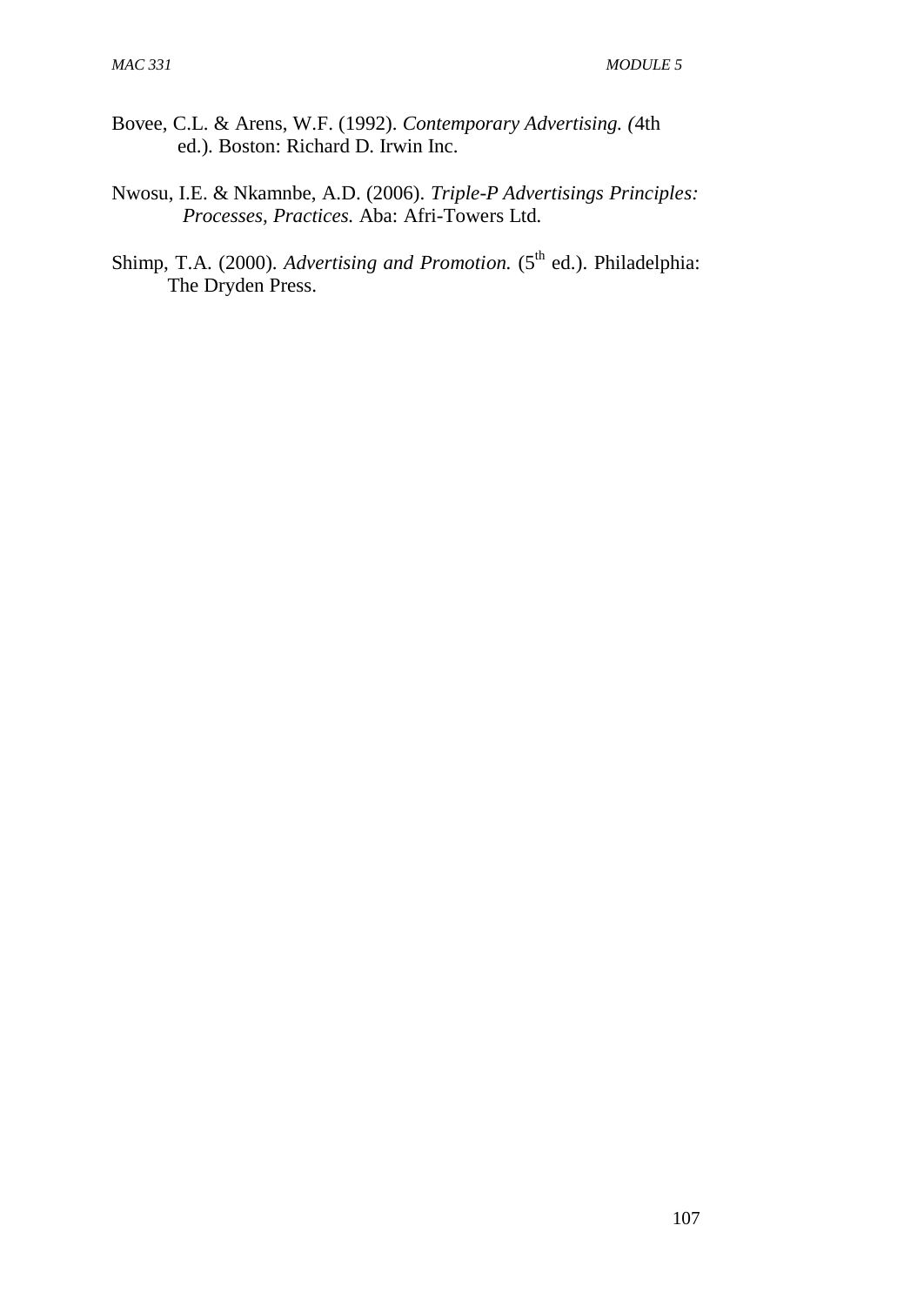Bovee, C.L. & Arens, W.F. (1992). *Contemporary Advertising. (*4th ed.). Boston: Richard D. Irwin Inc.

Nwosu, I.E. & Nkamnbe, A.D. (2006). *Triple-P Advertisings Principles: Processes, Practices.* Aba: Afri-Towers Ltd.

Shimp, T.A. (2000). *Advertising and Promotion.* ($5^{th}$ ed.). Philadelphia: The Dryden Press.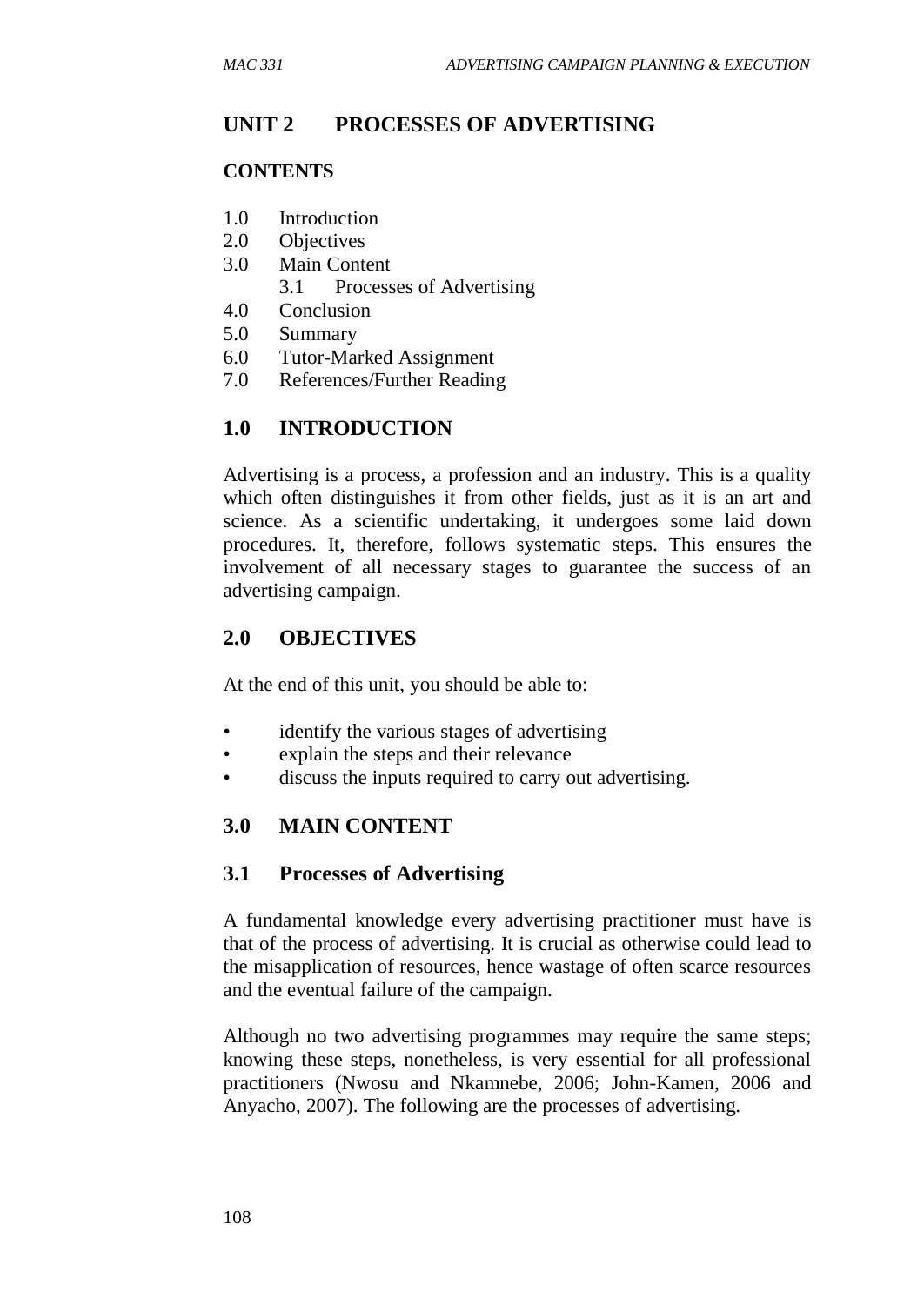## UNIT 2 PROCESSES OF ADVERTISING

**CONTENTS**

1.0 Introduction
2.0 Objectives
3.0 Main Content
    3.1 Processes of Advertising
4.0 Conclusion
5.0 Summary
6.0 Tutor-Marked Assignment
7.0 References/Further Reading

### 1.0 INTRODUCTION

Advertising is a process, a profession and an industry. This is a quality which often distinguishes it from other fields, just as it is an art and science. As a scientific undertaking, it undergoes some laid down procedures. It, therefore, follows systematic steps. This ensures the involvement of all necessary stages to guarantee the success of an advertising campaign.

### 2.0 OBJECTIVES

At the end of this unit, you should be able to:

- identify the various stages of advertising
- explain the steps and their relevance
- discuss the inputs required to carry out advertising.

### 3.0 MAIN CONTENT

### 3.1 Processes of Advertising

A fundamental knowledge every advertising practitioner must have is that of the process of advertising. It is crucial as otherwise could lead to the misapplication of resources, hence wastage of often scarce resources and the eventual failure of the campaign.

Although no two advertising programmes may require the same steps; knowing these steps, nonetheless, is very essential for all professional practitioners (Nwosu and Nkamnebe, 2006; John-Kamen, 2006 and Anyacho, 2007). The following are the processes of advertising.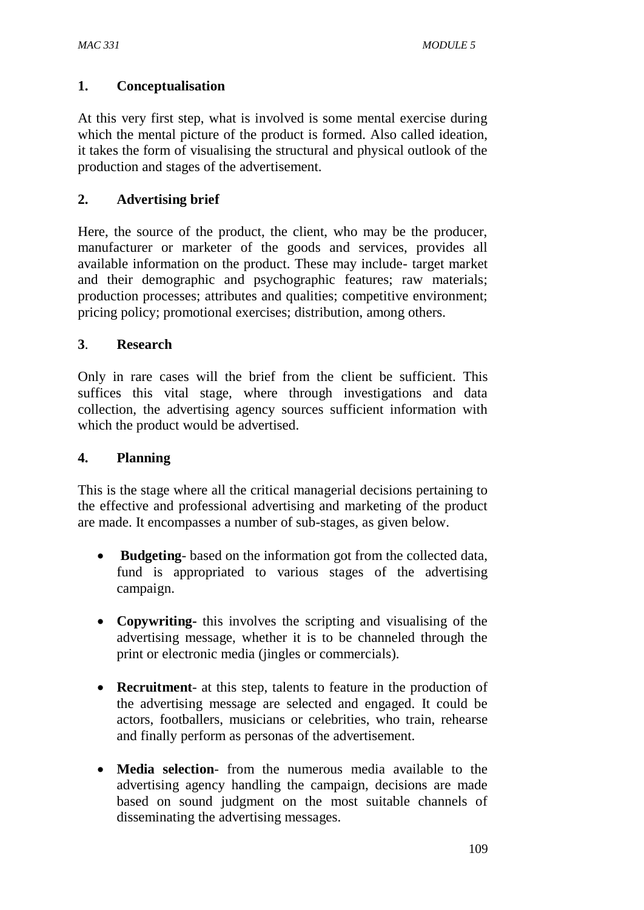## 1. Conceptualisation

At this very first step, what is involved is some mental exercise during which the mental picture of the product is formed. Also called ideation, it takes the form of visualising the structural and physical outlook of the production and stages of the advertisement.

## 2. Advertising brief

Here, the source of the product, the client, who may be the producer, manufacturer or marketer of the goods and services, provides all available information on the product. These may include- target market and their demographic and psychographic features; raw materials; production processes; attributes and qualities; competitive environment; pricing policy; promotional exercises; distribution, among others.

## 3. Research

Only in rare cases will the brief from the client be sufficient. This suffices this vital stage, where through investigations and data collection, the advertising agency sources sufficient information with which the product would be advertised.

## 4. Planning

This is the stage where all the critical managerial decisions pertaining to the effective and professional advertising and marketing of the product are made. It encompasses a number of sub-stages, as given below.

- **Budgeting**- based on the information got from the collected data, fund is appropriated to various stages of the advertising campaign.
- **Copywriting-** this involves the scripting and visualising of the advertising message, whether it is to be channeled through the print or electronic media (jingles or commercials).
- **Recruitment**- at this step, talents to feature in the production of the advertising message are selected and engaged. It could be actors, footballers, musicians or celebrities, who train, rehearse and finally perform as personas of the advertisement.
- **Media selection**- from the numerous media available to the advertising agency handling the campaign, decisions are made based on sound judgment on the most suitable channels of disseminating the advertising messages.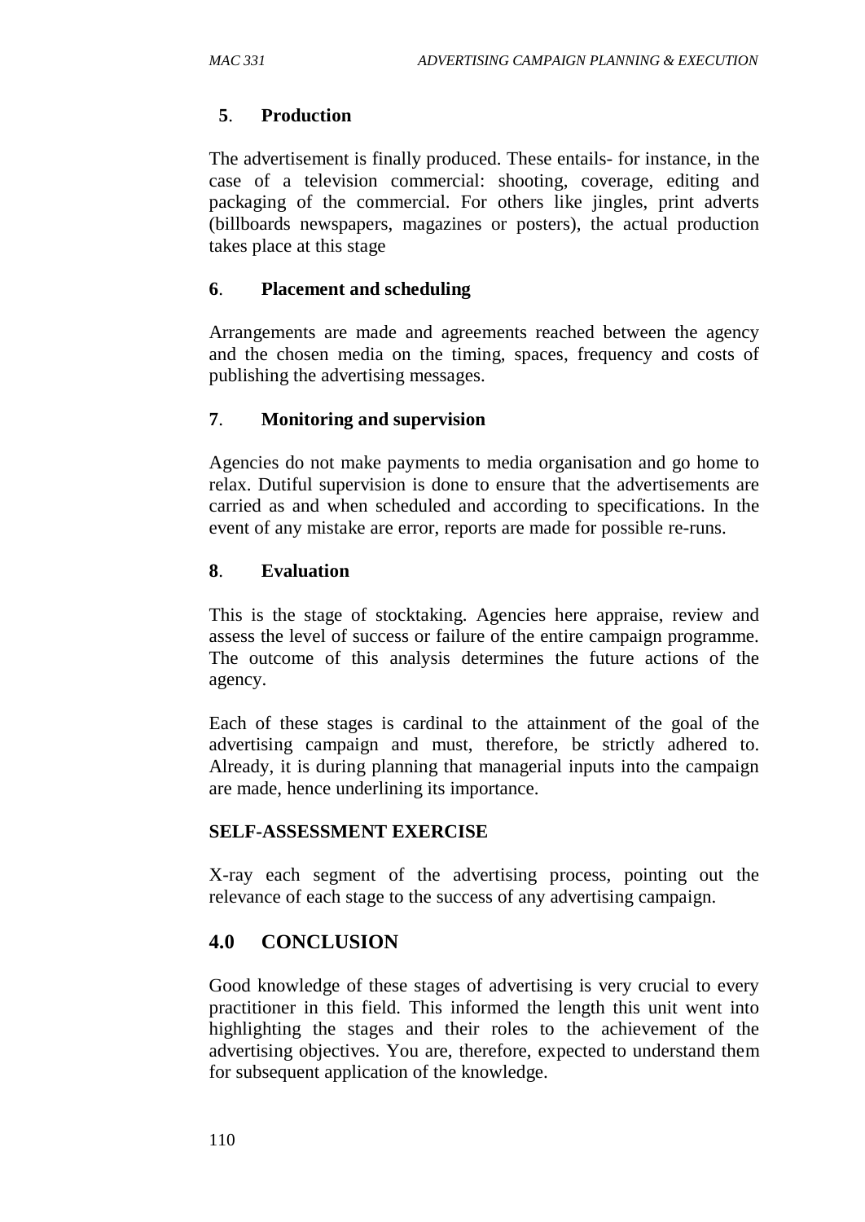**5**. **Production**

The advertisement is finally produced. These entails- for instance, in the case of a television commercial: shooting, coverage, editing and packaging of the commercial. For others like jingles, print adverts (billboards newspapers, magazines or posters), the actual production takes place at this stage

**6**. **Placement and scheduling**

Arrangements are made and agreements reached between the agency and the chosen media on the timing, spaces, frequency and costs of publishing the advertising messages.

**7**. **Monitoring and supervision**

Agencies do not make payments to media organisation and go home to relax. Dutiful supervision is done to ensure that the advertisements are carried as and when scheduled and according to specifications. In the event of any mistake are error, reports are made for possible re-runs.

**8**. **Evaluation**

This is the stage of stocktaking. Agencies here appraise, review and assess the level of success or failure of the entire campaign programme. The outcome of this analysis determines the future actions of the agency.

Each of these stages is cardinal to the attainment of the goal of the advertising campaign and must, therefore, be strictly adhered to. Already, it is during planning that managerial inputs into the campaign are made, hence underlining its importance.

**SELF-ASSESSMENT EXERCISE**

X-ray each segment of the advertising process, pointing out the relevance of each stage to the success of any advertising campaign.

## 4.0 CONCLUSION

Good knowledge of these stages of advertising is very crucial to every practitioner in this field. This informed the length this unit went into highlighting the stages and their roles to the achievement of the advertising objectives. You are, therefore, expected to understand them for subsequent application of the knowledge.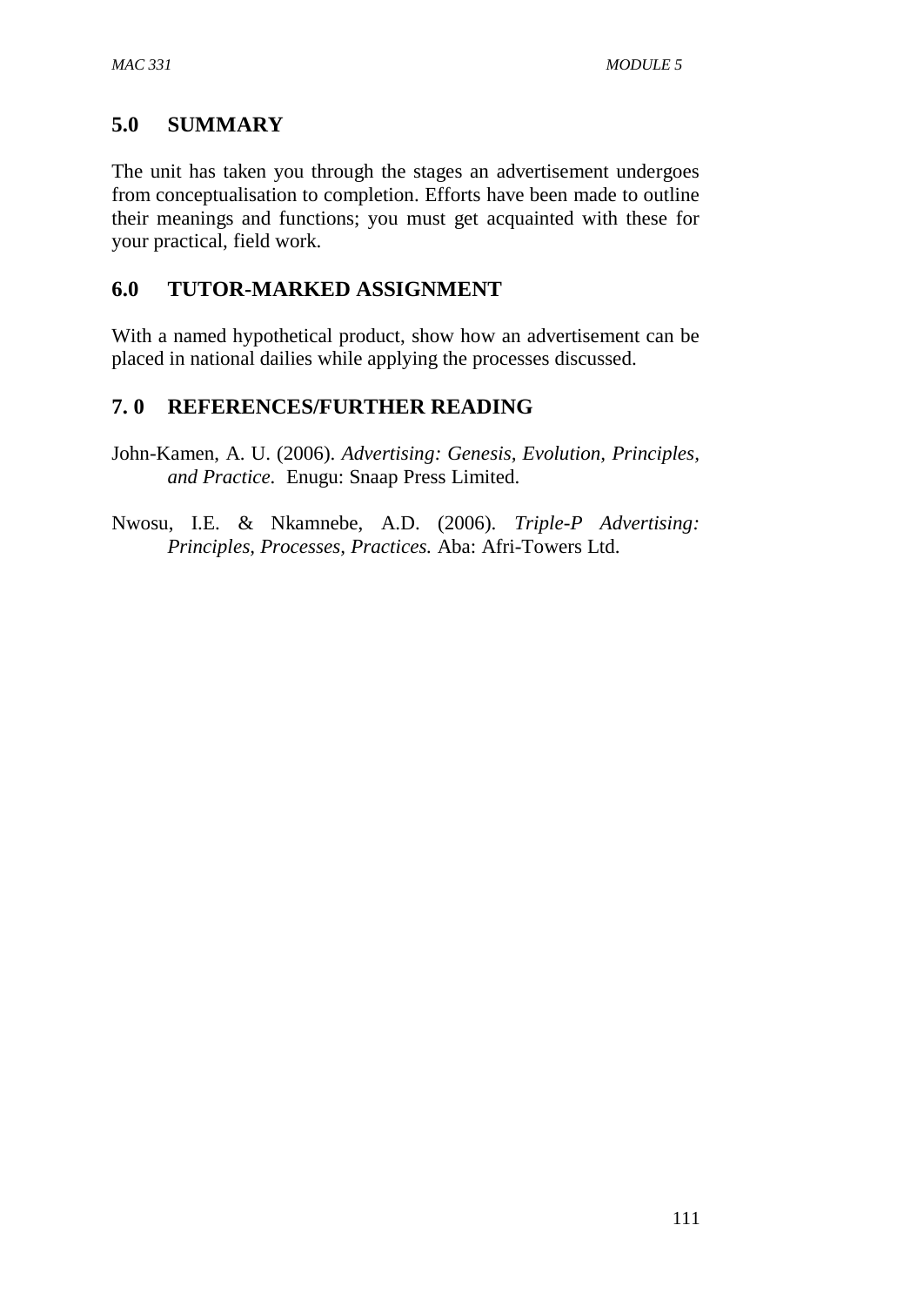## 5.0 SUMMARY

The unit has taken you through the stages an advertisement undergoes from conceptualisation to completion. Efforts have been made to outline their meanings and functions; you must get acquainted with these for your practical, field work.

## 6.0 TUTOR-MARKED ASSIGNMENT

With a named hypothetical product, show how an advertisement can be placed in national dailies while applying the processes discussed.

## 7. 0 REFERENCES/FURTHER READING

John-Kamen, A. U. (2006). *Advertising: Genesis, Evolution, Principles, and Practice.* Enugu: Snaap Press Limited.

Nwosu, I.E. & Nkamnebe, A.D. (2006). *Triple-P Advertising: Principles, Processes, Practices.* Aba: Afri-Towers Ltd.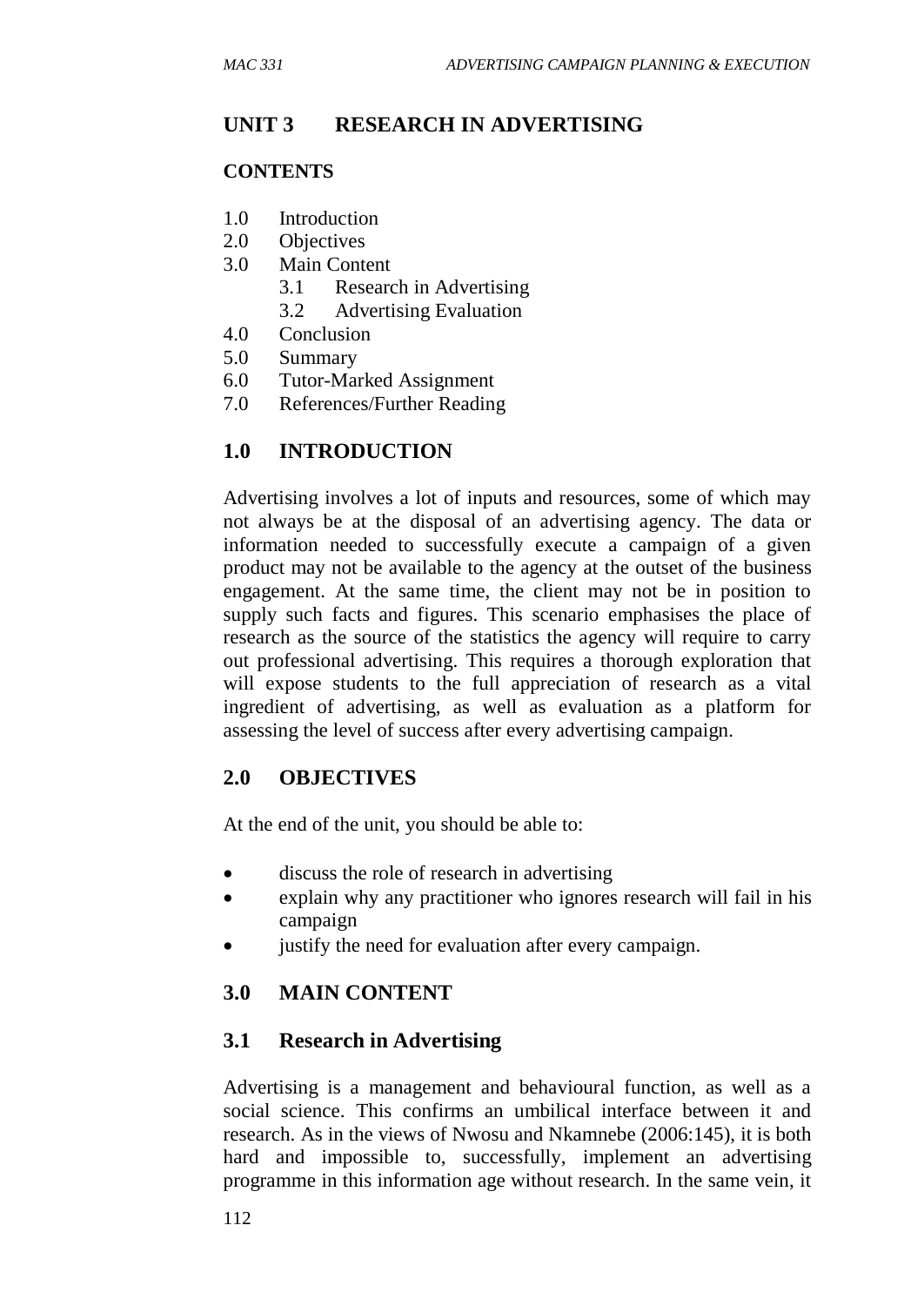# UNIT 3 RESEARCH IN ADVERTISING

**CONTENTS**

1.0 Introduction
2.0 Objectives
3.0 Main Content
    3.1 Research in Advertising
    3.2 Advertising Evaluation
4.0 Conclusion
5.0 Summary
6.0 Tutor-Marked Assignment
7.0 References/Further Reading

## 1.0 INTRODUCTION

Advertising involves a lot of inputs and resources, some of which may not always be at the disposal of an advertising agency. The data or information needed to successfully execute a campaign of a given product may not be available to the agency at the outset of the business engagement. At the same time, the client may not be in position to supply such facts and figures. This scenario emphasises the place of research as the source of the statistics the agency will require to carry out professional advertising. This requires a thorough exploration that will expose students to the full appreciation of research as a vital ingredient of advertising, as well as evaluation as a platform for assessing the level of success after every advertising campaign.

## 2.0 OBJECTIVES

At the end of the unit, you should be able to:

- discuss the role of research in advertising
- explain why any practitioner who ignores research will fail in his campaign
- justify the need for evaluation after every campaign.

## 3.0 MAIN CONTENT

### 3.1 Research in Advertising

Advertising is a management and behavioural function, as well as a social science. This confirms an umbilical interface between it and research. As in the views of Nwosu and Nkamnebe (2006:145), it is both hard and impossible to, successfully, implement an advertising programme in this information age without research. In the same vein, it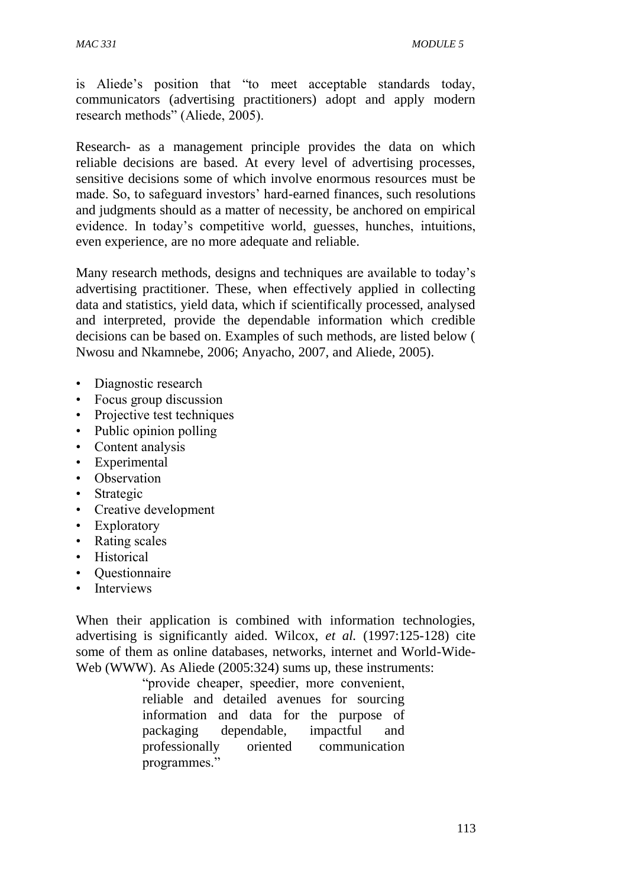is Aliede's position that "to meet acceptable standards today, communicators (advertising practitioners) adopt and apply modern research methods" (Aliede, 2005).

Research- as a management principle provides the data on which reliable decisions are based. At every level of advertising processes, sensitive decisions some of which involve enormous resources must be made. So, to safeguard investors' hard-earned finances, such resolutions and judgments should as a matter of necessity, be anchored on empirical evidence. In today's competitive world, guesses, hunches, intuitions, even experience, are no more adequate and reliable.

Many research methods, designs and techniques are available to today's advertising practitioner. These, when effectively applied in collecting data and statistics, yield data, which if scientifically processed, analysed and interpreted, provide the dependable information which credible decisions can be based on. Examples of such methods, are listed below ( Nwosu and Nkamnebe, 2006; Anyacho, 2007, and Aliede, 2005).

- Diagnostic research
- Focus group discussion
- Projective test techniques
- Public opinion polling
- Content analysis
- Experimental
- Observation
- Strategic
- Creative development
- Exploratory
- Rating scales
- Historical
- Questionnaire
- Interviews

When their application is combined with information technologies, advertising is significantly aided. Wilcox, *et al.* (1997:125-128) cite some of them as online databases, networks, internet and World-Wide-Web (WWW). As Aliede (2005:324) sums up, these instruments:

> "provide cheaper, speedier, more convenient, reliable and detailed avenues for sourcing information and data for the purpose of packaging dependable, impactful and professionally oriented communication programmes."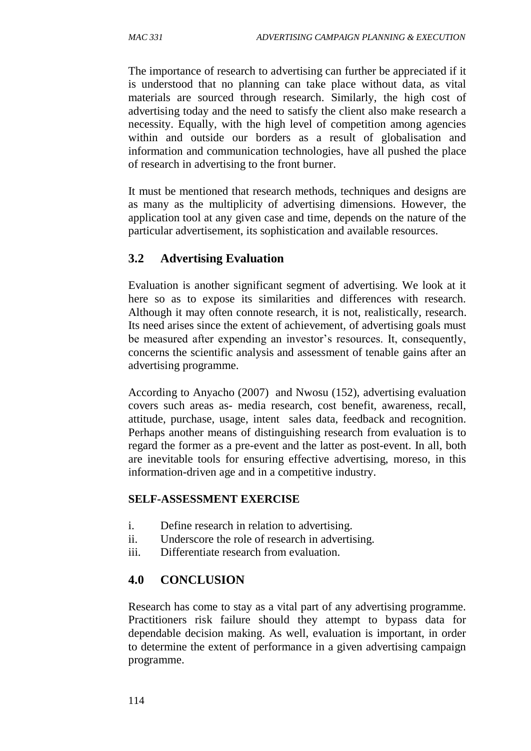The importance of research to advertising can further be appreciated if it is understood that no planning can take place without data, as vital materials are sourced through research. Similarly, the high cost of advertising today and the need to satisfy the client also make research a necessity. Equally, with the high level of competition among agencies within and outside our borders as a result of globalisation and information and communication technologies, have all pushed the place of research in advertising to the front burner.

It must be mentioned that research methods, techniques and designs are as many as the multiplicity of advertising dimensions. However, the application tool at any given case and time, depends on the nature of the particular advertisement, its sophistication and available resources.

## 3.2 Advertising Evaluation

Evaluation is another significant segment of advertising. We look at it here so as to expose its similarities and differences with research. Although it may often connote research, it is not, realistically, research. Its need arises since the extent of achievement, of advertising goals must be measured after expending an investor's resources. It, consequently, concerns the scientific analysis and assessment of tenable gains after an advertising programme.

According to Anyacho (2007) and Nwosu (152), advertising evaluation covers such areas as- media research, cost benefit, awareness, recall, attitude, purchase, usage, intent sales data, feedback and recognition. Perhaps another means of distinguishing research from evaluation is to regard the former as a pre-event and the latter as post-event. In all, both are inevitable tools for ensuring effective advertising, moreso, in this information-driven age and in a competitive industry.

**SELF-ASSESSMENT EXERCISE**

i. Define research in relation to advertising.
ii. Underscore the role of research in advertising.
iii. Differentiate research from evaluation.

## 4.0 CONCLUSION

Research has come to stay as a vital part of any advertising programme. Practitioners risk failure should they attempt to bypass data for dependable decision making. As well, evaluation is important, in order to determine the extent of performance in a given advertising campaign programme.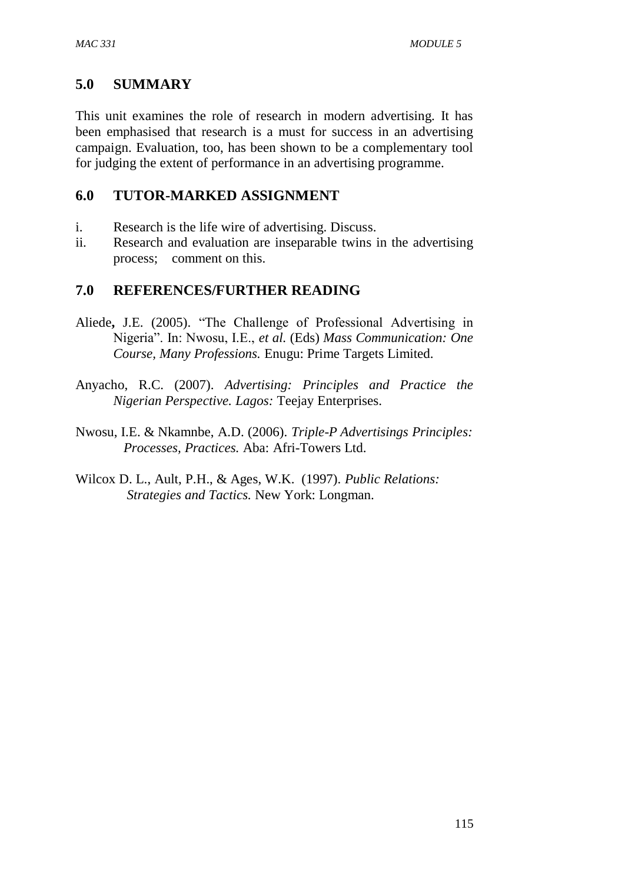## 5.0 SUMMARY

This unit examines the role of research in modern advertising. It has been emphasised that research is a must for success in an advertising campaign. Evaluation, too, has been shown to be a complementary tool for judging the extent of performance in an advertising programme.

## 6.0 TUTOR-MARKED ASSIGNMENT

i. Research is the life wire of advertising. Discuss.
ii. Research and evaluation are inseparable twins in the advertising process; comment on this.

## 7.0 REFERENCES/FURTHER READING

Aliede**,** J.E. (2005). "The Challenge of Professional Advertising in Nigeria". In: Nwosu, I.E., *et al.* (Eds) *Mass Communication: One Course, Many Professions.* Enugu: Prime Targets Limited.

Anyacho, R.C. (2007). *Advertising: Principles and Practice the Nigerian Perspective. Lagos:* Teejay Enterprises.

Nwosu, I.E. & Nkamnbe, A.D. (2006). *Triple-P Advertisings Principles: Processes, Practices.* Aba: Afri-Towers Ltd.

Wilcox D. L., Ault, P.H., & Ages, W.K. (1997). *Public Relations: Strategies and Tactics.* New York: Longman.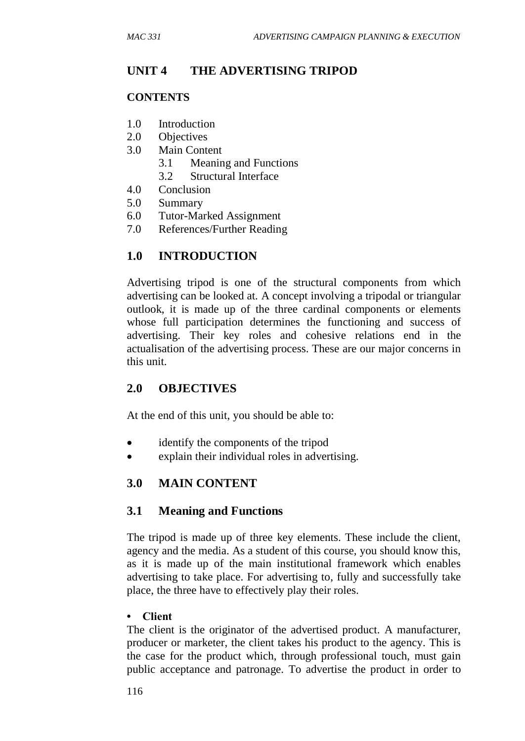# UNIT 4 THE ADVERTISING TRIPOD

**CONTENTS**

1.0 Introduction
2.0 Objectives
3.0 Main Content
    3.1 Meaning and Functions
    3.2 Structural Interface
4.0 Conclusion
5.0 Summary
6.0 Tutor-Marked Assignment
7.0 References/Further Reading

## 1.0 INTRODUCTION

Advertising tripod is one of the structural components from which advertising can be looked at. A concept involving a tripodal or triangular outlook, it is made up of the three cardinal components or elements whose full participation determines the functioning and success of advertising. Their key roles and cohesive relations end in the actualisation of the advertising process. These are our major concerns in this unit.

## 2.0 OBJECTIVES

At the end of this unit, you should be able to:

- identify the components of the tripod
- explain their individual roles in advertising.

## 3.0 MAIN CONTENT

### 3.1 Meaning and Functions

The tripod is made up of three key elements. These include the client, agency and the media. As a student of this course, you should know this, as it is made up of the main institutional framework which enables advertising to take place. For advertising to, fully and successfully take place, the three have to effectively play their roles.

- **Client**

The client is the originator of the advertised product. A manufacturer, producer or marketer, the client takes his product to the agency. This is the case for the product which, through professional touch, must gain public acceptance and patronage. To advertise the product in order to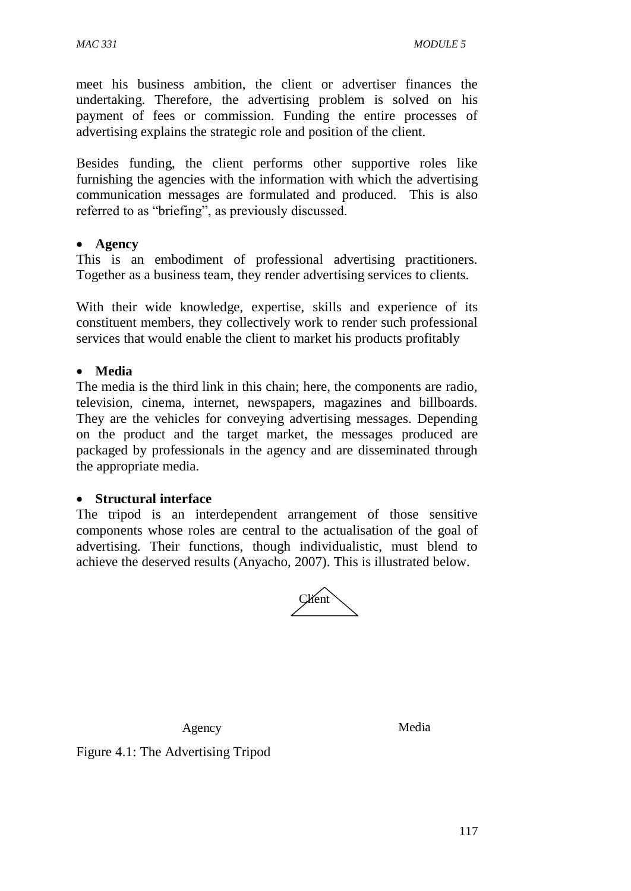meet his business ambition, the client or advertiser finances the undertaking. Therefore, the advertising problem is solved on his payment of fees or commission. Funding the entire processes of advertising explains the strategic role and position of the client.

Besides funding, the client performs other supportive roles like furnishing the agencies with the information with which the advertising communication messages are formulated and produced. This is also referred to as "briefing", as previously discussed.

- **Agency**

This is an embodiment of professional advertising practitioners. Together as a business team, they render advertising services to clients.

With their wide knowledge, expertise, skills and experience of its constituent members, they collectively work to render such professional services that would enable the client to market his products profitably

- **Media**

The media is the third link in this chain; here, the components are radio, television, cinema, internet, newspapers, magazines and billboards. They are the vehicles for conveying advertising messages. Depending on the product and the target market, the messages produced are packaged by professionals in the agency and are disseminated through the appropriate media.

- **Structural interface**

The tripod is an interdependent arrangement of those sensitive components whose roles are central to the actualisation of the goal of advertising. Their functions, though individualistic, must blend to achieve the deserved results (Anyacho, 2007). This is illustrated below.

Client

Agency　　　　Media

Figure 4.1: The Advertising Tripod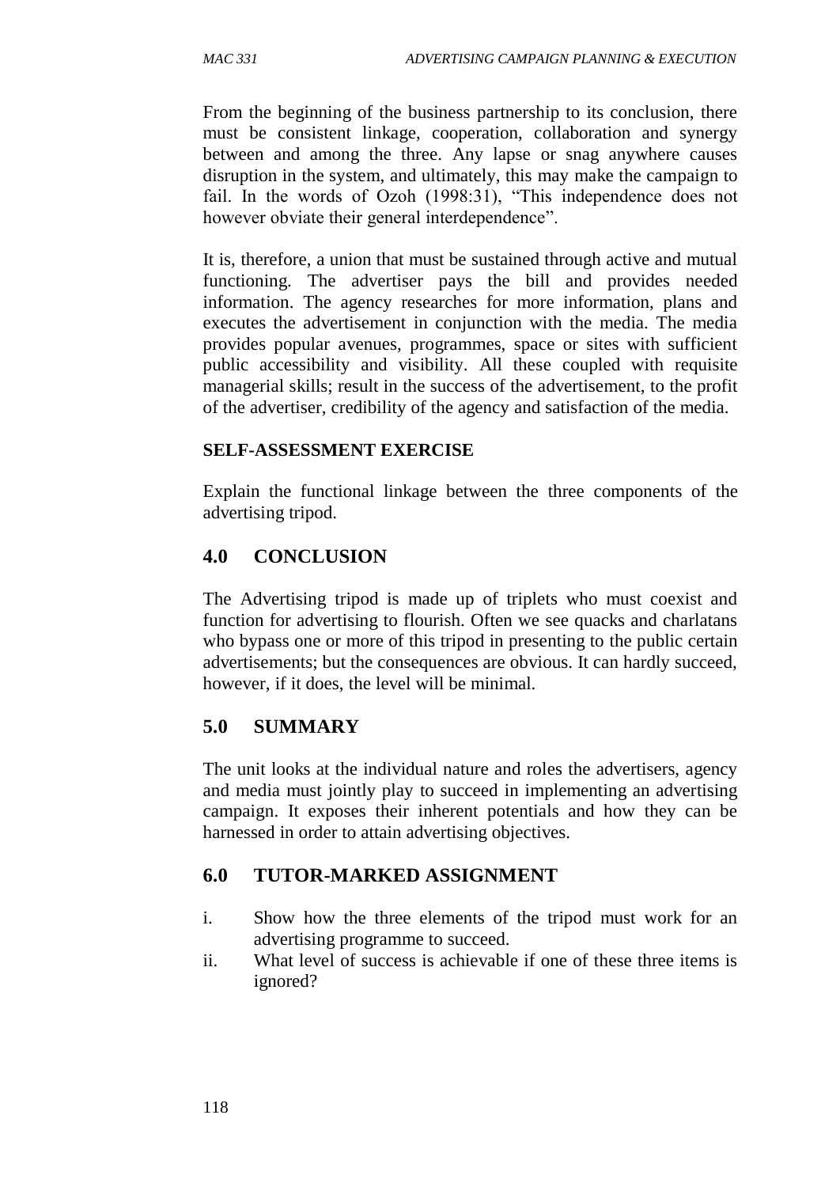From the beginning of the business partnership to its conclusion, there must be consistent linkage, cooperation, collaboration and synergy between and among the three. Any lapse or snag anywhere causes disruption in the system, and ultimately, this may make the campaign to fail. In the words of Ozoh (1998:31), "This independence does not however obviate their general interdependence".

It is, therefore, a union that must be sustained through active and mutual functioning. The advertiser pays the bill and provides needed information. The agency researches for more information, plans and executes the advertisement in conjunction with the media. The media provides popular avenues, programmes, space or sites with sufficient public accessibility and visibility. All these coupled with requisite managerial skills; result in the success of the advertisement, to the profit of the advertiser, credibility of the agency and satisfaction of the media.

**SELF-ASSESSMENT EXERCISE**

Explain the functional linkage between the three components of the advertising tripod.

## 4.0 CONCLUSION

The Advertising tripod is made up of triplets who must coexist and function for advertising to flourish. Often we see quacks and charlatans who bypass one or more of this tripod in presenting to the public certain advertisements; but the consequences are obvious. It can hardly succeed, however, if it does, the level will be minimal.

## 5.0 SUMMARY

The unit looks at the individual nature and roles the advertisers, agency and media must jointly play to succeed in implementing an advertising campaign. It exposes their inherent potentials and how they can be harnessed in order to attain advertising objectives.

## 6.0 TUTOR-MARKED ASSIGNMENT

i. Show how the three elements of the tripod must work for an advertising programme to succeed.
ii. What level of success is achievable if one of these three items is ignored?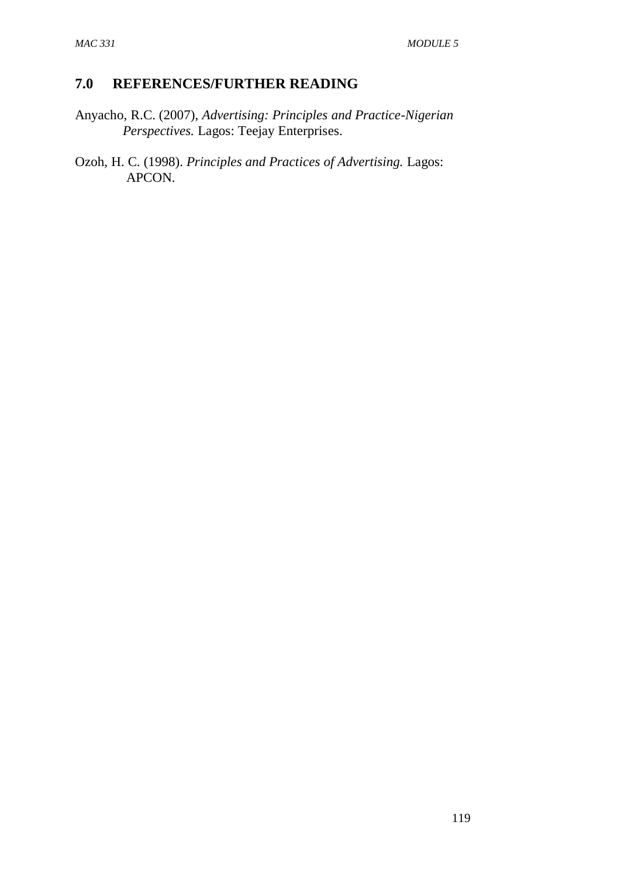## 7.0 REFERENCES/FURTHER READING

Anyacho, R.C. (2007), *Advertising: Principles and Practice-Nigerian Perspectives.* Lagos: Teejay Enterprises.

Ozoh, H. C. (1998). *Principles and Practices of Advertising.* Lagos: APCON.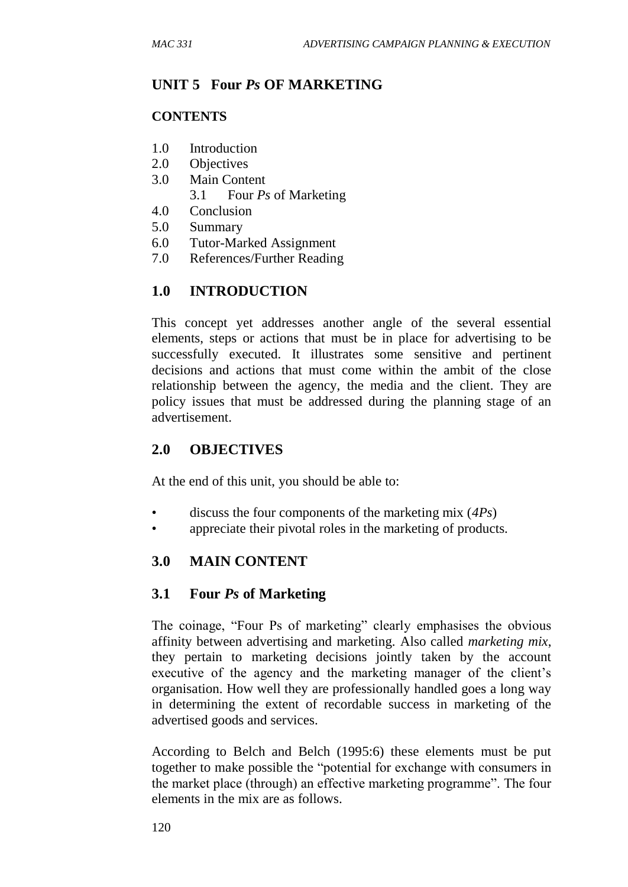## UNIT 5 Four *Ps* OF MARKETING

**CONTENTS**

1.0 Introduction
2.0 Objectives
3.0 Main Content
  3.1 Four *Ps* of Marketing
4.0 Conclusion
5.0 Summary
6.0 Tutor-Marked Assignment
7.0 References/Further Reading

## 1.0 INTRODUCTION

This concept yet addresses another angle of the several essential elements, steps or actions that must be in place for advertising to be successfully executed. It illustrates some sensitive and pertinent decisions and actions that must come within the ambit of the close relationship between the agency, the media and the client. They are policy issues that must be addressed during the planning stage of an advertisement.

## 2.0 OBJECTIVES

At the end of this unit, you should be able to:

- discuss the four components of the marketing mix (*4Ps*)
- appreciate their pivotal roles in the marketing of products.

## 3.0 MAIN CONTENT

### 3.1 Four *Ps* of Marketing

The coinage, "Four Ps of marketing" clearly emphasises the obvious affinity between advertising and marketing. Also called *marketing mix*, they pertain to marketing decisions jointly taken by the account executive of the agency and the marketing manager of the client's organisation. How well they are professionally handled goes a long way in determining the extent of recordable success in marketing of the advertised goods and services.

According to Belch and Belch (1995:6) these elements must be put together to make possible the "potential for exchange with consumers in the market place (through) an effective marketing programme". The four elements in the mix are as follows.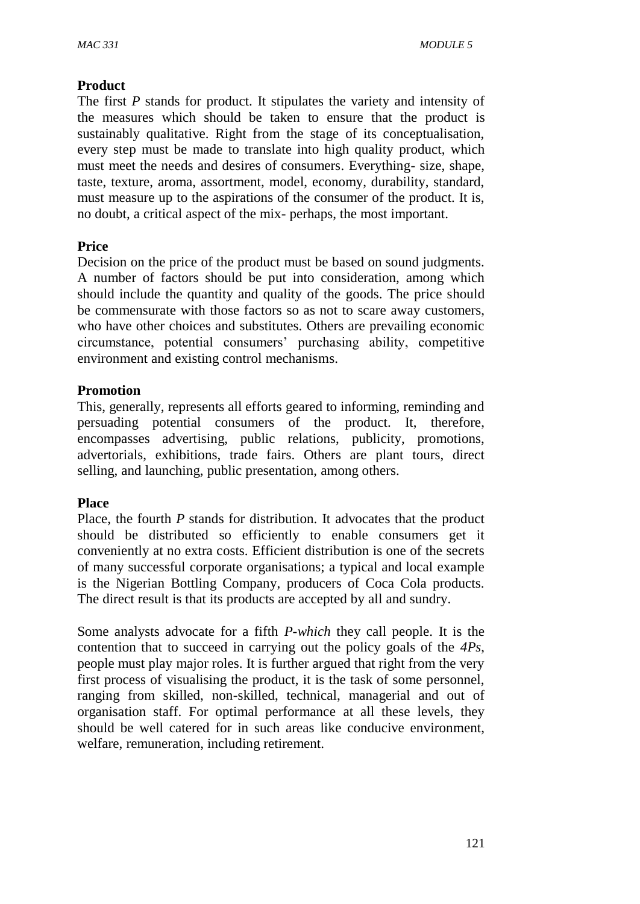**Product**

The first *P* stands for product. It stipulates the variety and intensity of the measures which should be taken to ensure that the product is sustainably qualitative. Right from the stage of its conceptualisation, every step must be made to translate into high quality product, which must meet the needs and desires of consumers. Everything- size, shape, taste, texture, aroma, assortment, model, economy, durability, standard, must measure up to the aspirations of the consumer of the product. It is, no doubt, a critical aspect of the mix- perhaps, the most important.

**Price**

Decision on the price of the product must be based on sound judgments. A number of factors should be put into consideration, among which should include the quantity and quality of the goods. The price should be commensurate with those factors so as not to scare away customers, who have other choices and substitutes. Others are prevailing economic circumstance, potential consumers' purchasing ability, competitive environment and existing control mechanisms.

**Promotion**

This, generally, represents all efforts geared to informing, reminding and persuading potential consumers of the product. It, therefore, encompasses advertising, public relations, publicity, promotions, advertorials, exhibitions, trade fairs. Others are plant tours, direct selling, and launching, public presentation, among others.

**Place**

Place, the fourth *P* stands for distribution. It advocates that the product should be distributed so efficiently to enable consumers get it conveniently at no extra costs. Efficient distribution is one of the secrets of many successful corporate organisations; a typical and local example is the Nigerian Bottling Company, producers of Coca Cola products. The direct result is that its products are accepted by all and sundry.

Some analysts advocate for a fifth *P-which* they call people. It is the contention that to succeed in carrying out the policy goals of the *4Ps*, people must play major roles. It is further argued that right from the very first process of visualising the product, it is the task of some personnel, ranging from skilled, non-skilled, technical, managerial and out of organisation staff. For optimal performance at all these levels, they should be well catered for in such areas like conducive environment, welfare, remuneration, including retirement.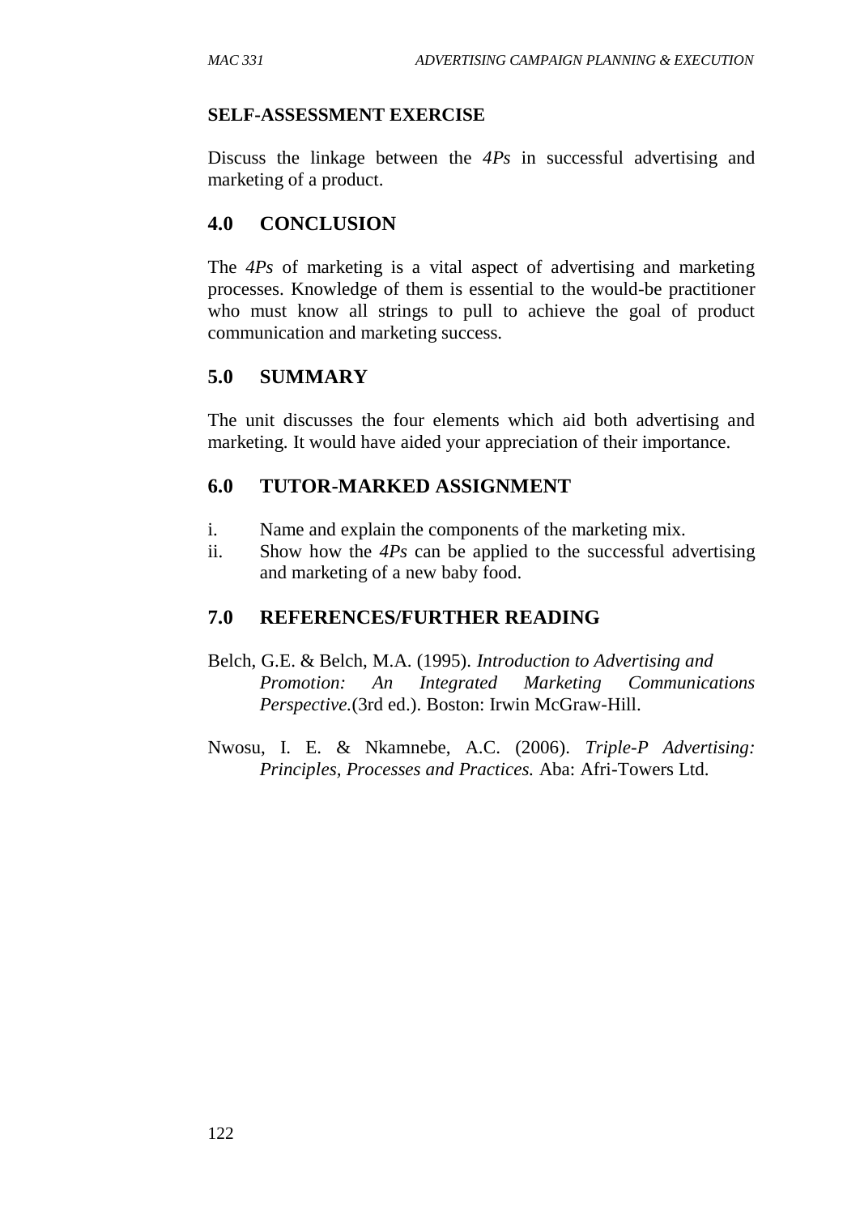**SELF-ASSESSMENT EXERCISE**

Discuss the linkage between the *4Ps* in successful advertising and marketing of a product.

## 4.0 CONCLUSION

The *4Ps* of marketing is a vital aspect of advertising and marketing processes. Knowledge of them is essential to the would-be practitioner who must know all strings to pull to achieve the goal of product communication and marketing success.

## 5.0 SUMMARY

The unit discusses the four elements which aid both advertising and marketing. It would have aided your appreciation of their importance.

## 6.0 TUTOR-MARKED ASSIGNMENT

i. Name and explain the components of the marketing mix.
ii. Show how the *4Ps* can be applied to the successful advertising and marketing of a new baby food.

## 7.0 REFERENCES/FURTHER READING

Belch, G.E. & Belch, M.A. (1995). *Introduction to Advertising and Promotion: An Integrated Marketing Communications Perspective.*(3rd ed.). Boston: Irwin McGraw-Hill.

Nwosu, I. E. & Nkamnebe, A.C. (2006). *Triple-P Advertising: Principles, Processes and Practices.* Aba: Afri-Towers Ltd.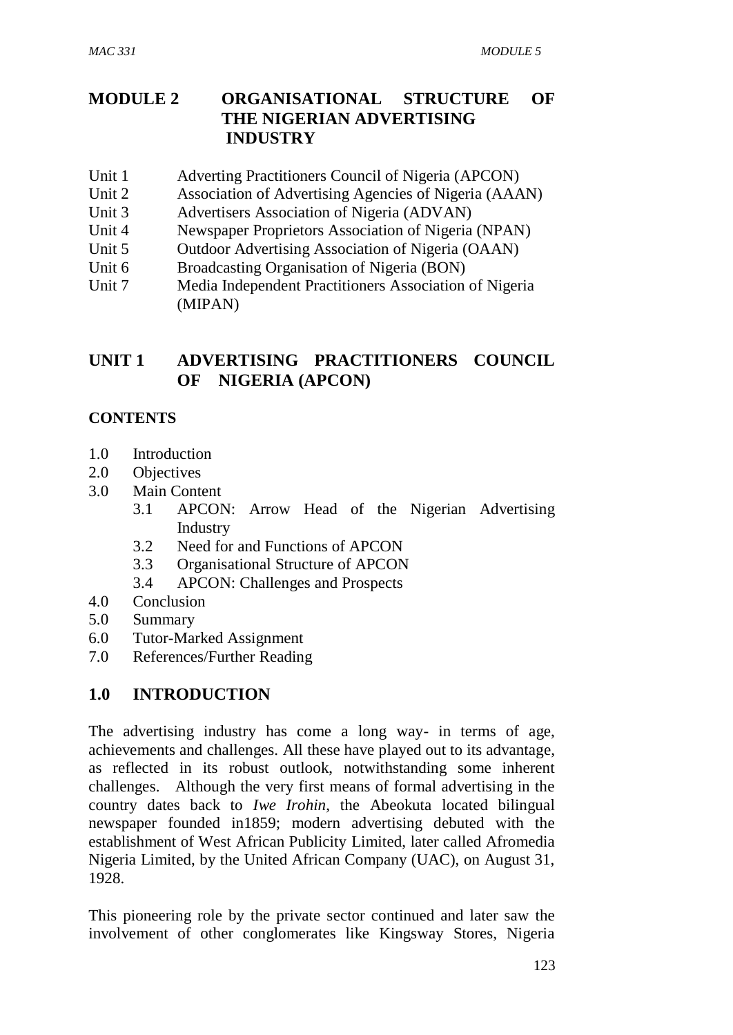# MODULE 2 ORGANISATIONAL STRUCTURE OF THE NIGERIAN ADVERTISING INDUSTRY

Unit 1 Adverting Practitioners Council of Nigeria (APCON)
Unit 2 Association of Advertising Agencies of Nigeria (AAAN)
Unit 3 Advertisers Association of Nigeria (ADVAN)
Unit 4 Newspaper Proprietors Association of Nigeria (NPAN)
Unit 5 Outdoor Advertising Association of Nigeria (OAAN)
Unit 6 Broadcasting Organisation of Nigeria (BON)
Unit 7 Media Independent Practitioners Association of Nigeria (MIPAN)

## UNIT 1 ADVERTISING PRACTITIONERS COUNCIL OF NIGERIA (APCON)

**CONTENTS**

- 1.0 Introduction
- 2.0 Objectives
- 3.0 Main Content
  - 3.1 APCON: Arrow Head of the Nigerian Advertising Industry
  - 3.2 Need for and Functions of APCON
  - 3.3 Organisational Structure of APCON
  - 3.4 APCON: Challenges and Prospects
- 4.0 Conclusion
- 5.0 Summary
- 6.0 Tutor-Marked Assignment
- 7.0 References/Further Reading

## 1.0 INTRODUCTION

The advertising industry has come a long way- in terms of age, achievements and challenges. All these have played out to its advantage, as reflected in its robust outlook, notwithstanding some inherent challenges. Although the very first means of formal advertising in the country dates back to *Iwe Irohin*, the Abeokuta located bilingual newspaper founded in1859; modern advertising debuted with the establishment of West African Publicity Limited, later called Afromedia Nigeria Limited, by the United African Company (UAC), on August 31, 1928.

This pioneering role by the private sector continued and later saw the involvement of other conglomerates like Kingsway Stores, Nigeria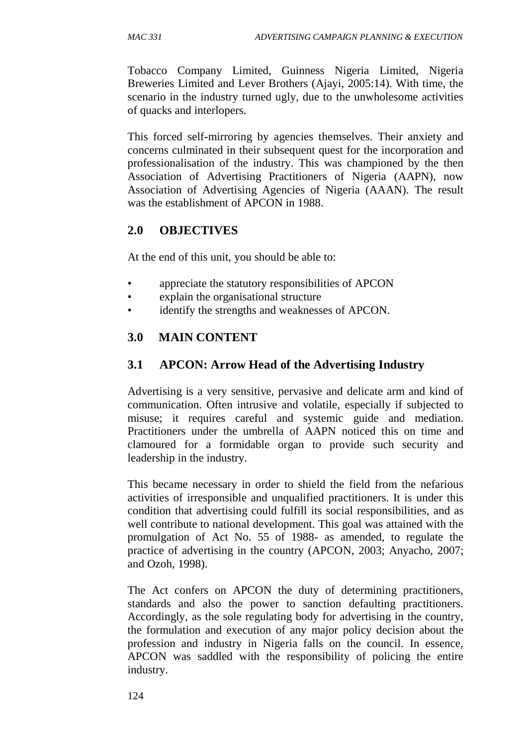Tobacco Company Limited, Guinness Nigeria Limited, Nigeria Breweries Limited and Lever Brothers (Ajayi, 2005:14). With time, the scenario in the industry turned ugly, due to the unwholesome activities of quacks and interlopers.

This forced self-mirroring by agencies themselves. Their anxiety and concerns culminated in their subsequent quest for the incorporation and professionalisation of the industry. This was championed by the then Association of Advertising Practitioners of Nigeria (AAPN), now Association of Advertising Agencies of Nigeria (AAAN). The result was the establishment of APCON in 1988.

## 2.0 OBJECTIVES

At the end of this unit, you should be able to:

- appreciate the statutory responsibilities of APCON
- explain the organisational structure
- identify the strengths and weaknesses of APCON.

## 3.0 MAIN CONTENT

### 3.1 APCON: Arrow Head of the Advertising Industry

Advertising is a very sensitive, pervasive and delicate arm and kind of communication. Often intrusive and volatile, especially if subjected to misuse; it requires careful and systemic guide and mediation. Practitioners under the umbrella of AAPN noticed this on time and clamoured for a formidable organ to provide such security and leadership in the industry.

This became necessary in order to shield the field from the nefarious activities of irresponsible and unqualified practitioners. It is under this condition that advertising could fulfill its social responsibilities, and as well contribute to national development. This goal was attained with the promulgation of Act No. 55 of 1988- as amended, to regulate the practice of advertising in the country (APCON, 2003; Anyacho, 2007; and Ozoh, 1998).

The Act confers on APCON the duty of determining practitioners, standards and also the power to sanction defaulting practitioners. Accordingly, as the sole regulating body for advertising in the country, the formulation and execution of any major policy decision about the profession and industry in Nigeria falls on the council. In essence, APCON was saddled with the responsibility of policing the entire industry.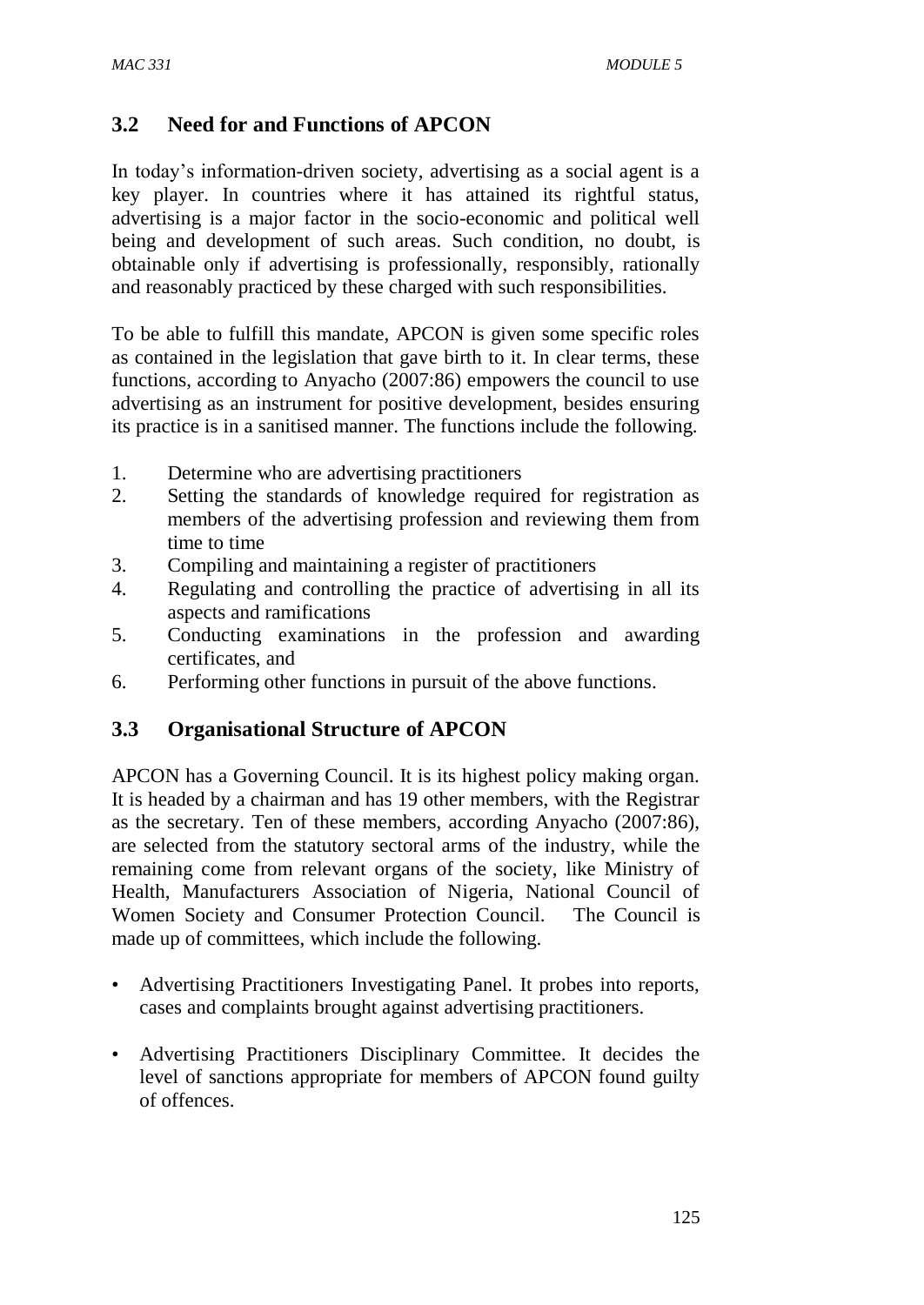## 3.2 Need for and Functions of APCON

In today's information-driven society, advertising as a social agent is a key player. In countries where it has attained its rightful status, advertising is a major factor in the socio-economic and political well being and development of such areas. Such condition, no doubt, is obtainable only if advertising is professionally, responsibly, rationally and reasonably practiced by these charged with such responsibilities.

To be able to fulfill this mandate, APCON is given some specific roles as contained in the legislation that gave birth to it. In clear terms, these functions, according to Anyacho (2007:86) empowers the council to use advertising as an instrument for positive development, besides ensuring its practice is in a sanitised manner. The functions include the following.

1. Determine who are advertising practitioners
2. Setting the standards of knowledge required for registration as members of the advertising profession and reviewing them from time to time
3. Compiling and maintaining a register of practitioners
4. Regulating and controlling the practice of advertising in all its aspects and ramifications
5. Conducting examinations in the profession and awarding certificates, and
6. Performing other functions in pursuit of the above functions.

## 3.3 Organisational Structure of APCON

APCON has a Governing Council. It is its highest policy making organ. It is headed by a chairman and has 19 other members, with the Registrar as the secretary. Ten of these members, according Anyacho (2007:86), are selected from the statutory sectoral arms of the industry, while the remaining come from relevant organs of the society, like Ministry of Health, Manufacturers Association of Nigeria, National Council of Women Society and Consumer Protection Council. The Council is made up of committees, which include the following.

- Advertising Practitioners Investigating Panel. It probes into reports, cases and complaints brought against advertising practitioners.
- Advertising Practitioners Disciplinary Committee. It decides the level of sanctions appropriate for members of APCON found guilty of offences.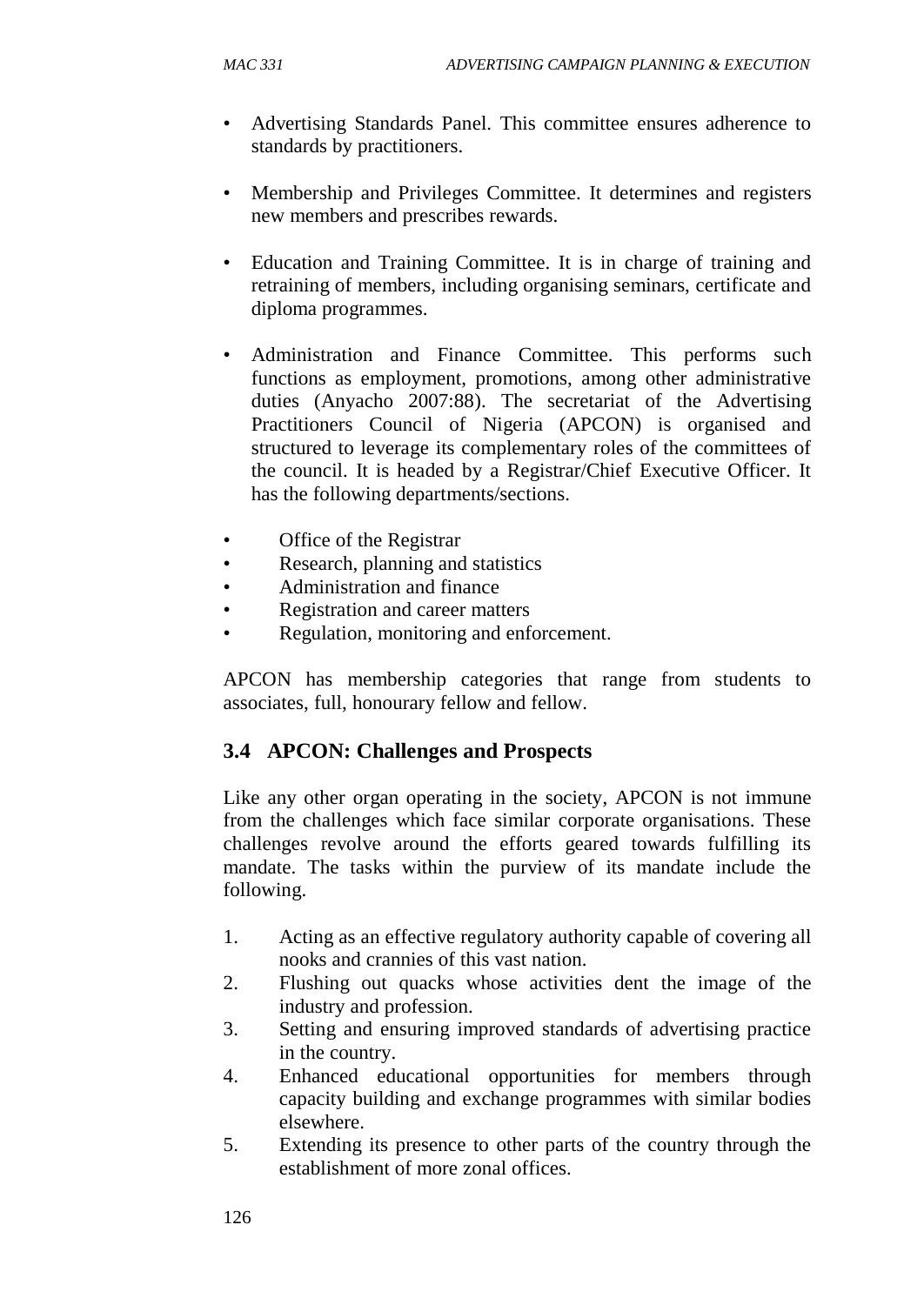- Advertising Standards Panel. This committee ensures adherence to standards by practitioners.

- Membership and Privileges Committee. It determines and registers new members and prescribes rewards.

- Education and Training Committee. It is in charge of training and retraining of members, including organising seminars, certificate and diploma programmes.

- Administration and Finance Committee. This performs such functions as employment, promotions, among other administrative duties (Anyacho 2007:88). The secretariat of the Advertising Practitioners Council of Nigeria (APCON) is organised and structured to leverage its complementary roles of the committees of the council. It is headed by a Registrar/Chief Executive Officer. It has the following departments/sections.

- Office of the Registrar
- Research, planning and statistics
- Administration and finance
- Registration and career matters
- Regulation, monitoring and enforcement.

APCON has membership categories that range from students to associates, full, honourary fellow and fellow.

### 3.4 APCON: Challenges and Prospects

Like any other organ operating in the society, APCON is not immune from the challenges which face similar corporate organisations. These challenges revolve around the efforts geared towards fulfilling its mandate. The tasks within the purview of its mandate include the following.

1. Acting as an effective regulatory authority capable of covering all nooks and crannies of this vast nation.
2. Flushing out quacks whose activities dent the image of the industry and profession.
3. Setting and ensuring improved standards of advertising practice in the country.
4. Enhanced educational opportunities for members through capacity building and exchange programmes with similar bodies elsewhere.
5. Extending its presence to other parts of the country through the establishment of more zonal offices.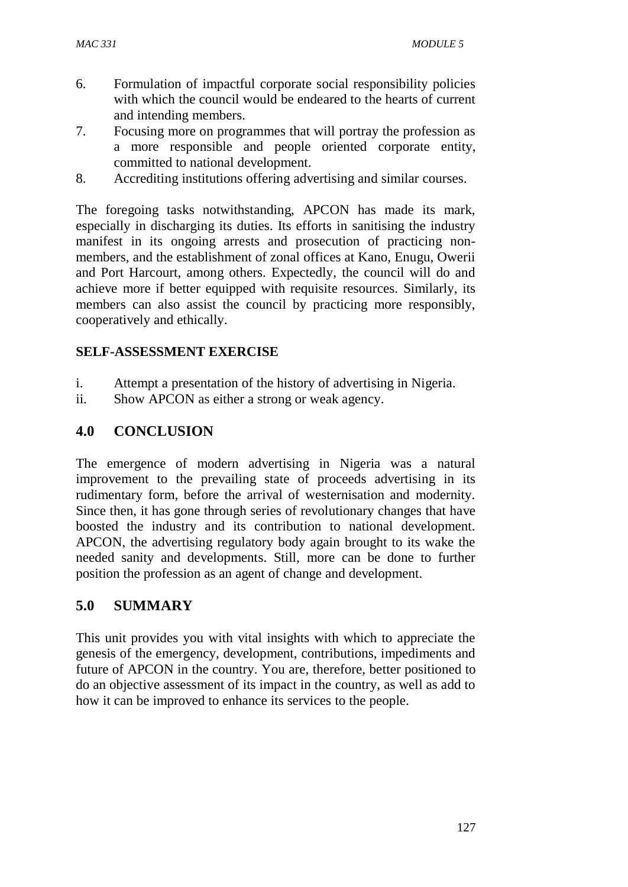6. Formulation of impactful corporate social responsibility policies with which the council would be endeared to the hearts of current and intending members.
7. Focusing more on programmes that will portray the profession as a more responsible and people oriented corporate entity, committed to national development.
8. Accrediting institutions offering advertising and similar courses.

The foregoing tasks notwithstanding, APCON has made its mark, especially in discharging its duties. Its efforts in sanitising the industry manifest in its ongoing arrests and prosecution of practicing non-members, and the establishment of zonal offices at Kano, Enugu, Owerii and Port Harcourt, among others. Expectedly, the council will do and achieve more if better equipped with requisite resources. Similarly, its members can also assist the council by practicing more responsibly, cooperatively and ethically.

**SELF-ASSESSMENT EXERCISE**

i. Attempt a presentation of the history of advertising in Nigeria.
ii. Show APCON as either a strong or weak agency.

## 4.0 CONCLUSION

The emergence of modern advertising in Nigeria was a natural improvement to the prevailing state of proceeds advertising in its rudimentary form, before the arrival of westernisation and modernity. Since then, it has gone through series of revolutionary changes that have boosted the industry and its contribution to national development. APCON, the advertising regulatory body again brought to its wake the needed sanity and developments. Still, more can be done to further position the profession as an agent of change and development.

## 5.0 SUMMARY

This unit provides you with vital insights with which to appreciate the genesis of the emergency, development, contributions, impediments and future of APCON in the country. You are, therefore, better positioned to do an objective assessment of its impact in the country, as well as add to how it can be improved to enhance its services to the people.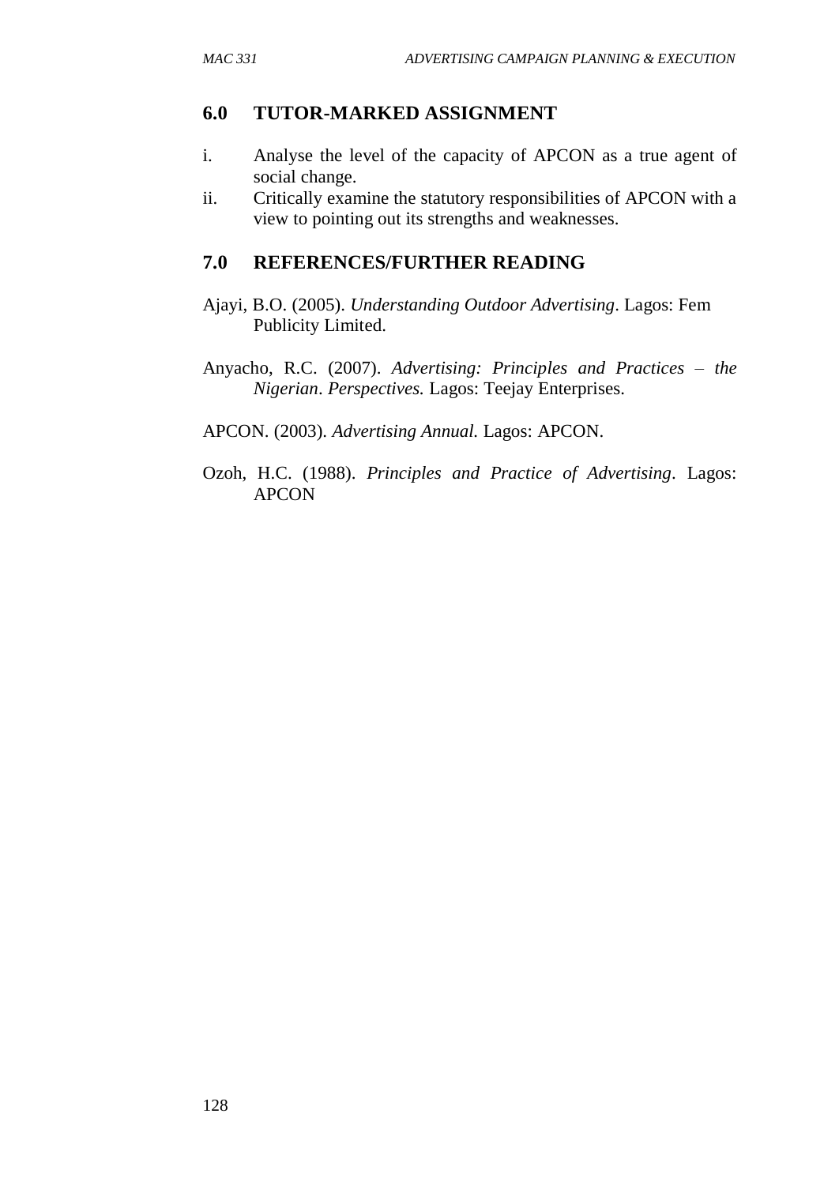## 6.0 TUTOR-MARKED ASSIGNMENT

i. Analyse the level of the capacity of APCON as a true agent of social change.
ii. Critically examine the statutory responsibilities of APCON with a view to pointing out its strengths and weaknesses.

## 7.0 REFERENCES/FURTHER READING

Ajayi, B.O. (2005). *Understanding Outdoor Advertising*. Lagos: Fem Publicity Limited.

Anyacho, R.C. (2007). *Advertising: Principles and Practices – the Nigerian*. *Perspectives.* Lagos: Teejay Enterprises.

APCON. (2003). *Advertising Annual.* Lagos: APCON.

Ozoh, H.C. (1988). *Principles and Practice of Advertising*. Lagos: APCON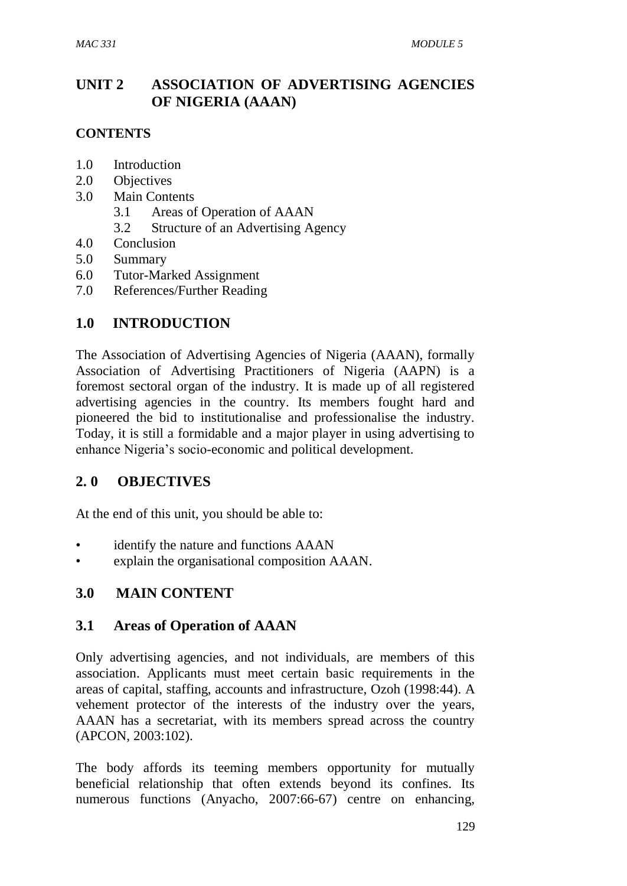## UNIT 2 ASSOCIATION OF ADVERTISING AGENCIES OF NIGERIA (AAAN)

### CONTENTS

- 1.0 Introduction
- 2.0 Objectives
- 3.0 Main Contents
  - 3.1 Areas of Operation of AAAN
  - 3.2 Structure of an Advertising Agency
- 4.0 Conclusion
- 5.0 Summary
- 6.0 Tutor-Marked Assignment
- 7.0 References/Further Reading

## 1.0 INTRODUCTION

The Association of Advertising Agencies of Nigeria (AAAN), formally Association of Advertising Practitioners of Nigeria (AAPN) is a foremost sectoral organ of the industry. It is made up of all registered advertising agencies in the country. Its members fought hard and pioneered the bid to institutionalise and professionalise the industry. Today, it is still a formidable and a major player in using advertising to enhance Nigeria's socio-economic and political development.

## 2. 0 OBJECTIVES

At the end of this unit, you should be able to:

- identify the nature and functions AAAN
- explain the organisational composition AAAN.

## 3.0 MAIN CONTENT

### 3.1 Areas of Operation of AAAN

Only advertising agencies, and not individuals, are members of this association. Applicants must meet certain basic requirements in the areas of capital, staffing, accounts and infrastructure, Ozoh (1998:44). A vehement protector of the interests of the industry over the years, AAAN has a secretariat, with its members spread across the country (APCON, 2003:102).

The body affords its teeming members opportunity for mutually beneficial relationship that often extends beyond its confines. Its numerous functions (Anyacho, 2007:66-67) centre on enhancing,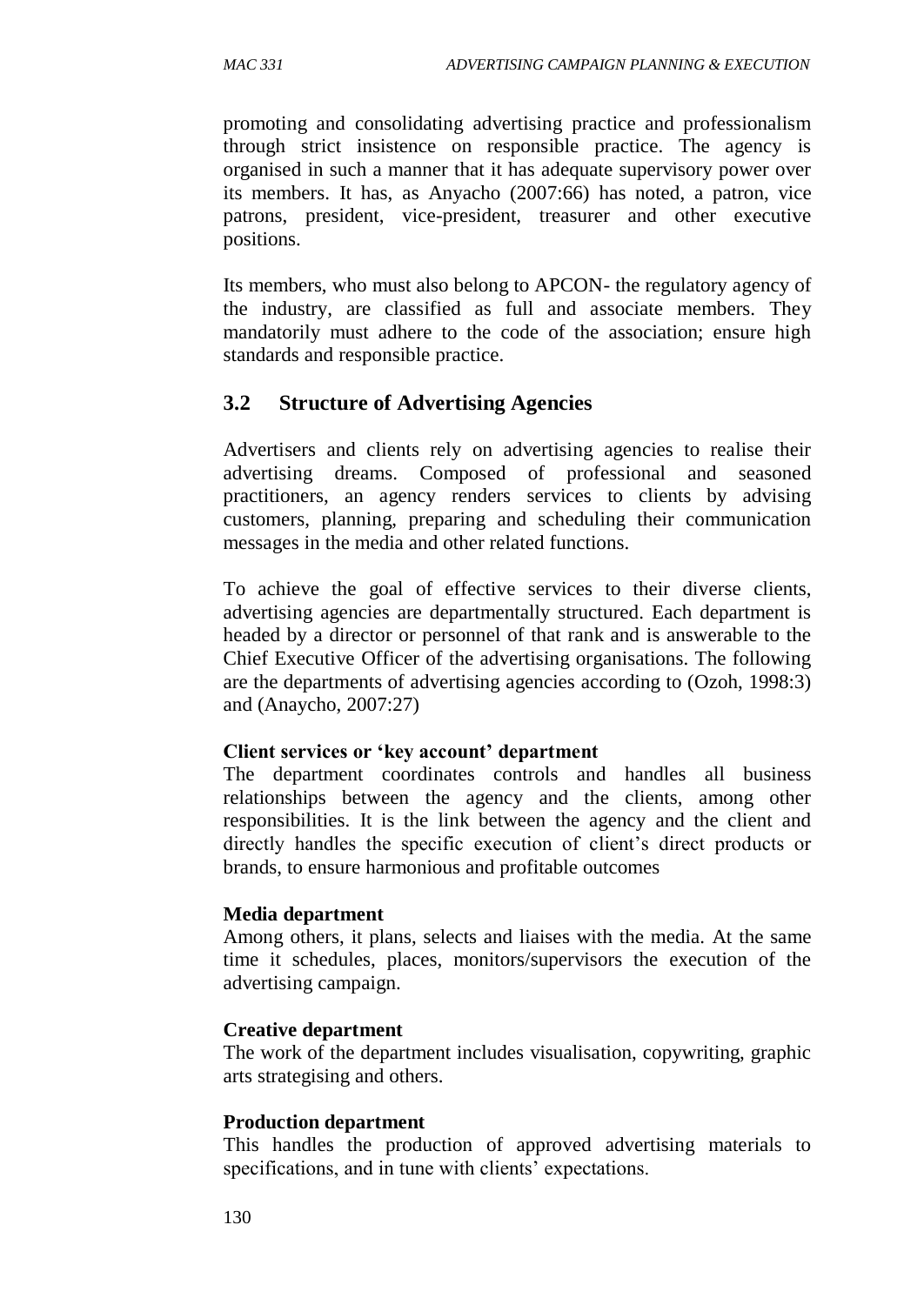promoting and consolidating advertising practice and professionalism through strict insistence on responsible practice. The agency is organised in such a manner that it has adequate supervisory power over its members. It has, as Anyacho (2007:66) has noted, a patron, vice patrons, president, vice-president, treasurer and other executive positions.

Its members, who must also belong to APCON- the regulatory agency of the industry, are classified as full and associate members. They mandatorily must adhere to the code of the association; ensure high standards and responsible practice.

## 3.2 Structure of Advertising Agencies

Advertisers and clients rely on advertising agencies to realise their advertising dreams. Composed of professional and seasoned practitioners, an agency renders services to clients by advising customers, planning, preparing and scheduling their communication messages in the media and other related functions.

To achieve the goal of effective services to their diverse clients, advertising agencies are departmentally structured. Each department is headed by a director or personnel of that rank and is answerable to the Chief Executive Officer of the advertising organisations. The following are the departments of advertising agencies according to (Ozoh, 1998:3) and (Anaycho, 2007:27)

**Client services or 'key account' department**
The department coordinates controls and handles all business relationships between the agency and the clients, among other responsibilities. It is the link between the agency and the client and directly handles the specific execution of client's direct products or brands, to ensure harmonious and profitable outcomes

**Media department**
Among others, it plans, selects and liaises with the media. At the same time it schedules, places, monitors/supervisors the execution of the advertising campaign.

**Creative department**
The work of the department includes visualisation, copywriting, graphic arts strategising and others.

**Production department**
This handles the production of approved advertising materials to specifications, and in tune with clients' expectations.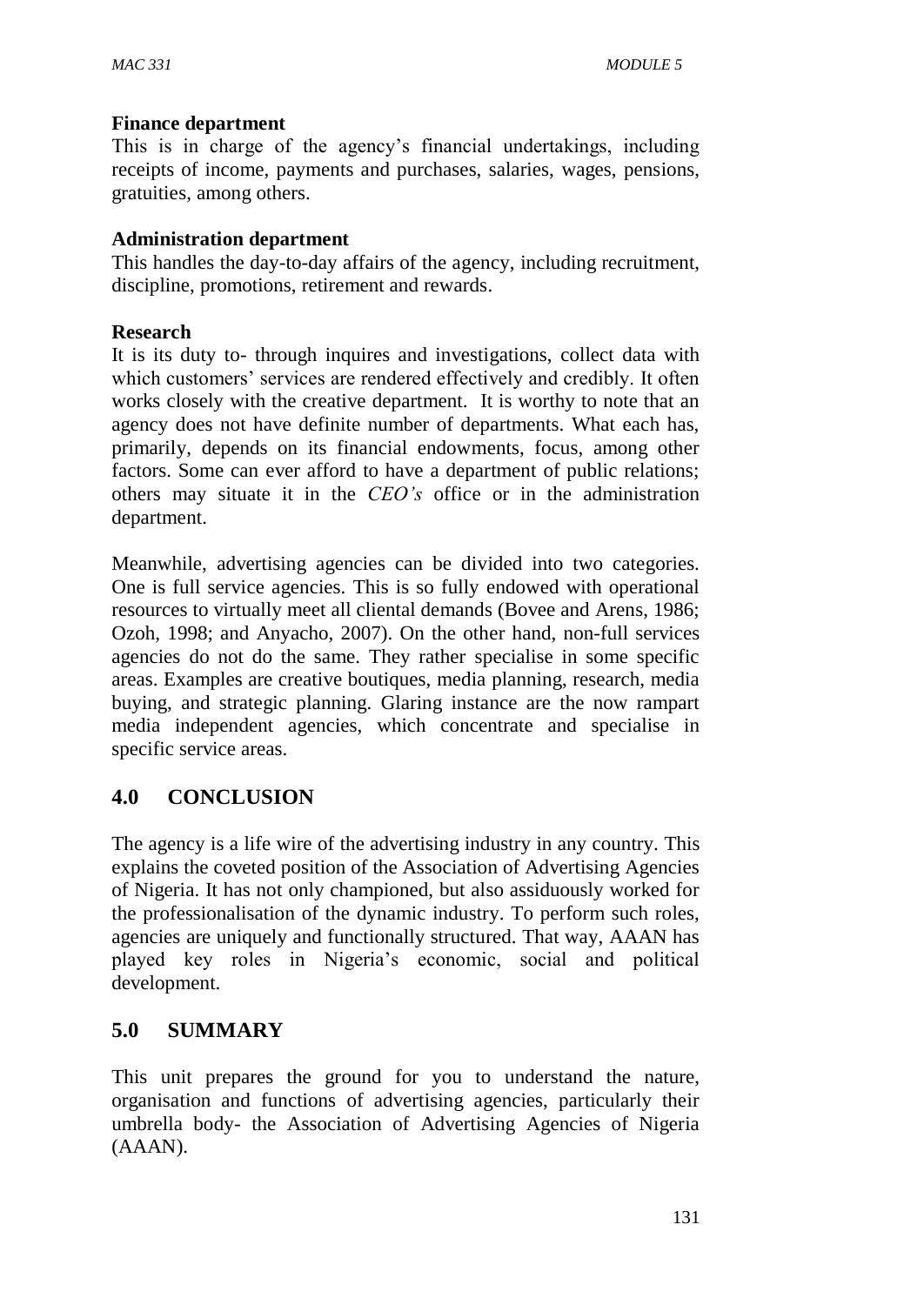**Finance department**

This is in charge of the agency's financial undertakings, including receipts of income, payments and purchases, salaries, wages, pensions, gratuities, among others.

**Administration department**

This handles the day-to-day affairs of the agency, including recruitment, discipline, promotions, retirement and rewards.

**Research**

It is its duty to- through inquires and investigations, collect data with which customers' services are rendered effectively and credibly. It often works closely with the creative department. It is worthy to note that an agency does not have definite number of departments. What each has, primarily, depends on its financial endowments, focus, among other factors. Some can ever afford to have a department of public relations; others may situate it in the *CEO's* office or in the administration department.

Meanwhile, advertising agencies can be divided into two categories. One is full service agencies. This is so fully endowed with operational resources to virtually meet all cliental demands (Bovee and Arens, 1986; Ozoh, 1998; and Anyacho, 2007). On the other hand, non-full services agencies do not do the same. They rather specialise in some specific areas. Examples are creative boutiques, media planning, research, media buying, and strategic planning. Glaring instance are the now rampart media independent agencies, which concentrate and specialise in specific service areas.

## 4.0 CONCLUSION

The agency is a life wire of the advertising industry in any country. This explains the coveted position of the Association of Advertising Agencies of Nigeria. It has not only championed, but also assiduously worked for the professionalisation of the dynamic industry. To perform such roles, agencies are uniquely and functionally structured. That way, AAAN has played key roles in Nigeria's economic, social and political development.

## 5.0 SUMMARY

This unit prepares the ground for you to understand the nature, organisation and functions of advertising agencies, particularly their umbrella body- the Association of Advertising Agencies of Nigeria (AAAN).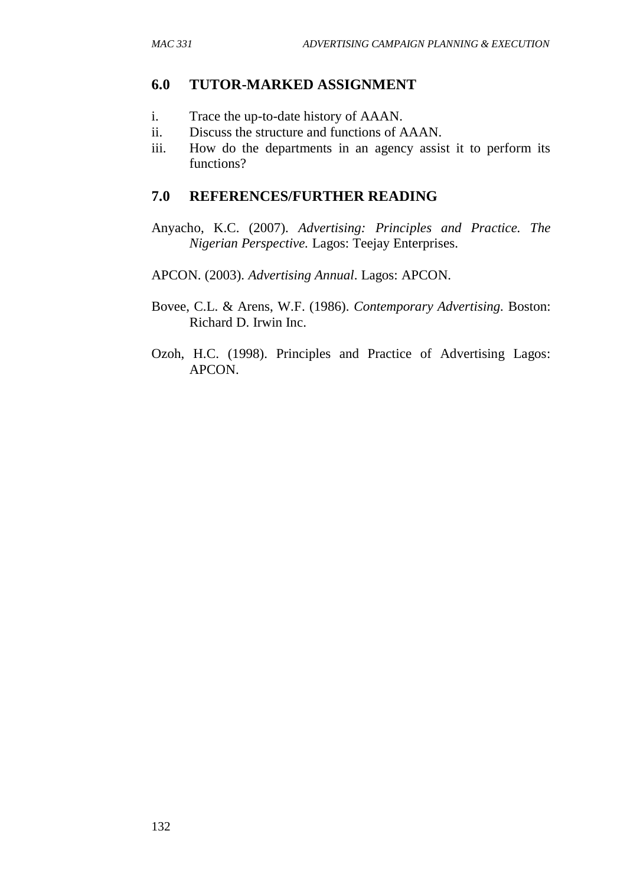## 6.0 TUTOR-MARKED ASSIGNMENT

i. Trace the up-to-date history of AAAN.
ii. Discuss the structure and functions of AAAN.
iii. How do the departments in an agency assist it to perform its functions?

## 7.0 REFERENCES/FURTHER READING

Anyacho, K.C. (2007). *Advertising: Principles and Practice. The Nigerian Perspective.* Lagos: Teejay Enterprises.

APCON. (2003). *Advertising Annual*. Lagos: APCON.

Bovee, C.L. & Arens, W.F. (1986). *Contemporary Advertising.* Boston: Richard D. Irwin Inc.

Ozoh, H.C. (1998). Principles and Practice of Advertising Lagos: APCON.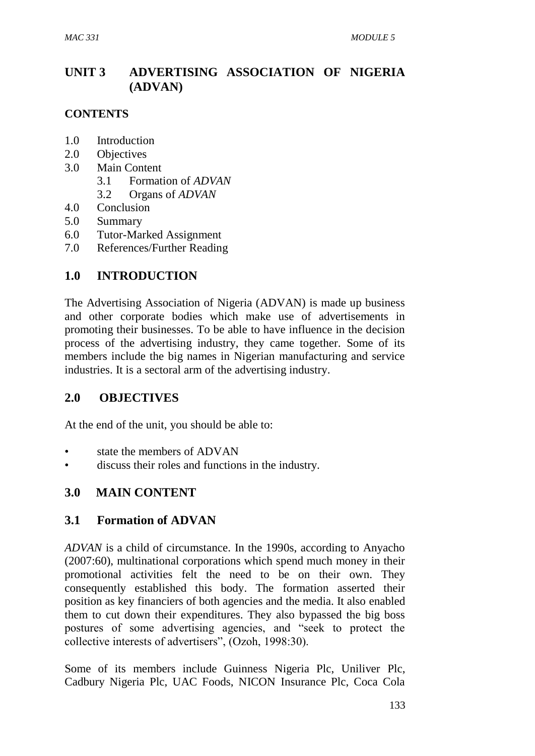# UNIT 3 ADVERTISING ASSOCIATION OF NIGERIA (ADVAN)

## CONTENTS

1.0 Introduction
2.0 Objectives
3.0 Main Content
    3.1 Formation of *ADVAN*
    3.2 Organs of *ADVAN*
4.0 Conclusion
5.0 Summary
6.0 Tutor-Marked Assignment
7.0 References/Further Reading

## 1.0 INTRODUCTION

The Advertising Association of Nigeria (ADVAN) is made up business and other corporate bodies which make use of advertisements in promoting their businesses. To be able to have influence in the decision process of the advertising industry, they came together. Some of its members include the big names in Nigerian manufacturing and service industries. It is a sectoral arm of the advertising industry.

## 2.0 OBJECTIVES

At the end of the unit, you should be able to:

- state the members of ADVAN
- discuss their roles and functions in the industry.

## 3.0 MAIN CONTENT

### 3.1 Formation of ADVAN

*ADVAN* is a child of circumstance. In the 1990s, according to Anyacho (2007:60), multinational corporations which spend much money in their promotional activities felt the need to be on their own. They consequently established this body. The formation asserted their position as key financiers of both agencies and the media. It also enabled them to cut down their expenditures. They also bypassed the big boss postures of some advertising agencies, and "seek to protect the collective interests of advertisers", (Ozoh, 1998:30).

Some of its members include Guinness Nigeria Plc, Uniliver Plc, Cadbury Nigeria Plc, UAC Foods, NICON Insurance Plc, Coca Cola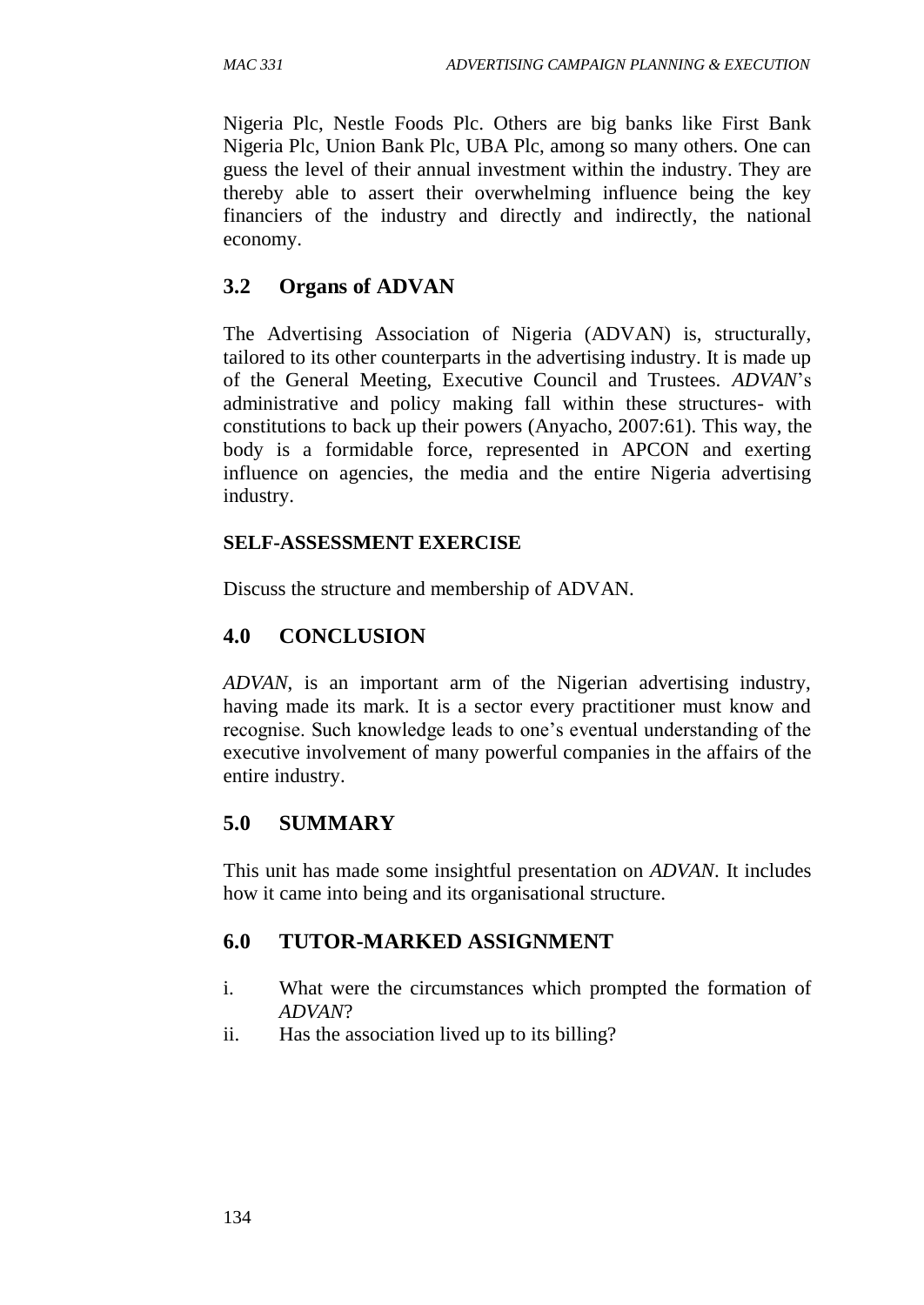Nigeria Plc, Nestle Foods Plc. Others are big banks like First Bank Nigeria Plc, Union Bank Plc, UBA Plc, among so many others. One can guess the level of their annual investment within the industry. They are thereby able to assert their overwhelming influence being the key financiers of the industry and directly and indirectly, the national economy.

## 3.2 Organs of ADVAN

The Advertising Association of Nigeria (ADVAN) is, structurally, tailored to its other counterparts in the advertising industry. It is made up of the General Meeting, Executive Council and Trustees. *ADVAN*'s administrative and policy making fall within these structures- with constitutions to back up their powers (Anyacho, 2007:61). This way, the body is a formidable force, represented in APCON and exerting influence on agencies, the media and the entire Nigeria advertising industry.

**SELF-ASSESSMENT EXERCISE**

Discuss the structure and membership of ADVAN.

## 4.0 CONCLUSION

*ADVAN*, is an important arm of the Nigerian advertising industry, having made its mark. It is a sector every practitioner must know and recognise. Such knowledge leads to one's eventual understanding of the executive involvement of many powerful companies in the affairs of the entire industry.

## 5.0 SUMMARY

This unit has made some insightful presentation on *ADVAN*. It includes how it came into being and its organisational structure.

## 6.0 TUTOR-MARKED ASSIGNMENT

i. What were the circumstances which prompted the formation of *ADVAN*?
ii. Has the association lived up to its billing?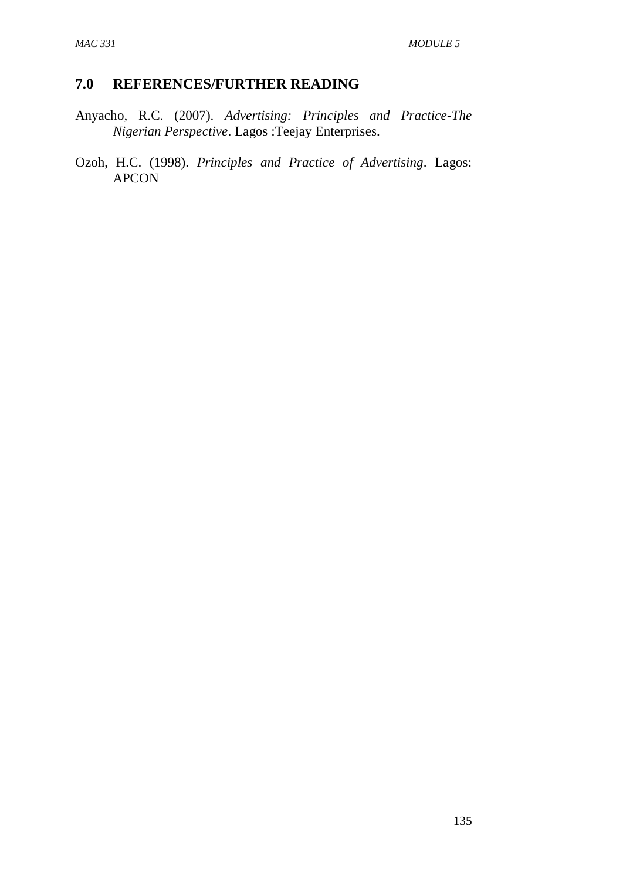## 7.0 REFERENCES/FURTHER READING

Anyacho, R.C. (2007). *Advertising: Principles and Practice-The Nigerian Perspective*. Lagos :Teejay Enterprises.

Ozoh, H.C. (1998). *Principles and Practice of Advertising*. Lagos: APCON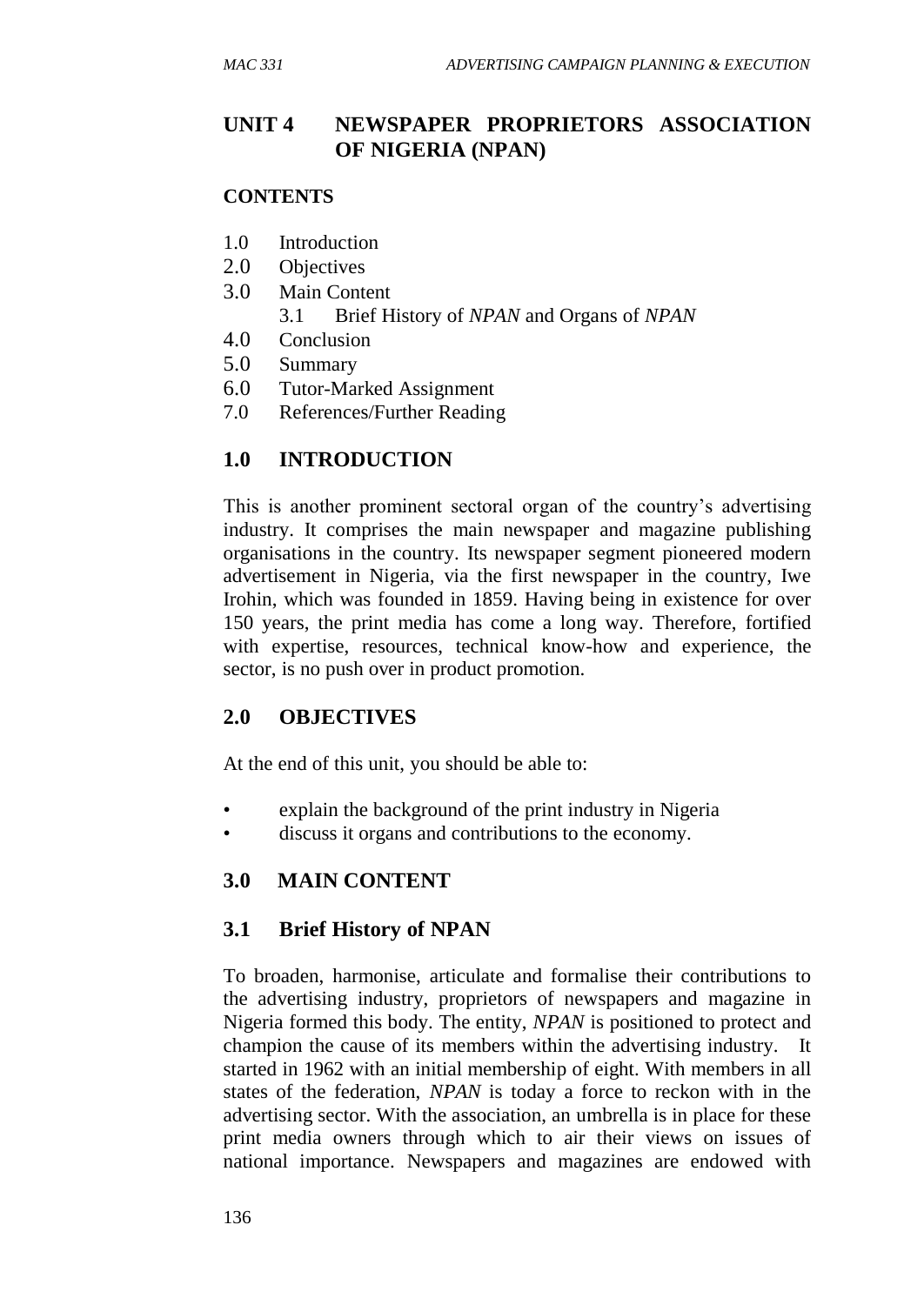# UNIT 4 NEWSPAPER PROPRIETORS ASSOCIATION OF NIGERIA (NPAN)

**CONTENTS**

1.0 Introduction
2.0 Objectives
3.0 Main Content
  3.1 Brief History of *NPAN* and Organs of *NPAN*
4.0 Conclusion
5.0 Summary
6.0 Tutor-Marked Assignment
7.0 References/Further Reading

## 1.0 INTRODUCTION

This is another prominent sectoral organ of the country's advertising industry. It comprises the main newspaper and magazine publishing organisations in the country. Its newspaper segment pioneered modern advertisement in Nigeria, via the first newspaper in the country, Iwe Irohin, which was founded in 1859. Having being in existence for over 150 years, the print media has come a long way. Therefore, fortified with expertise, resources, technical know-how and experience, the sector, is no push over in product promotion.

## 2.0 OBJECTIVES

At the end of this unit, you should be able to:

- explain the background of the print industry in Nigeria
- discuss it organs and contributions to the economy.

## 3.0 MAIN CONTENT

### 3.1 Brief History of NPAN

To broaden, harmonise, articulate and formalise their contributions to the advertising industry, proprietors of newspapers and magazine in Nigeria formed this body. The entity, *NPAN* is positioned to protect and champion the cause of its members within the advertising industry. It started in 1962 with an initial membership of eight. With members in all states of the federation, *NPAN* is today a force to reckon with in the advertising sector. With the association, an umbrella is in place for these print media owners through which to air their views on issues of national importance. Newspapers and magazines are endowed with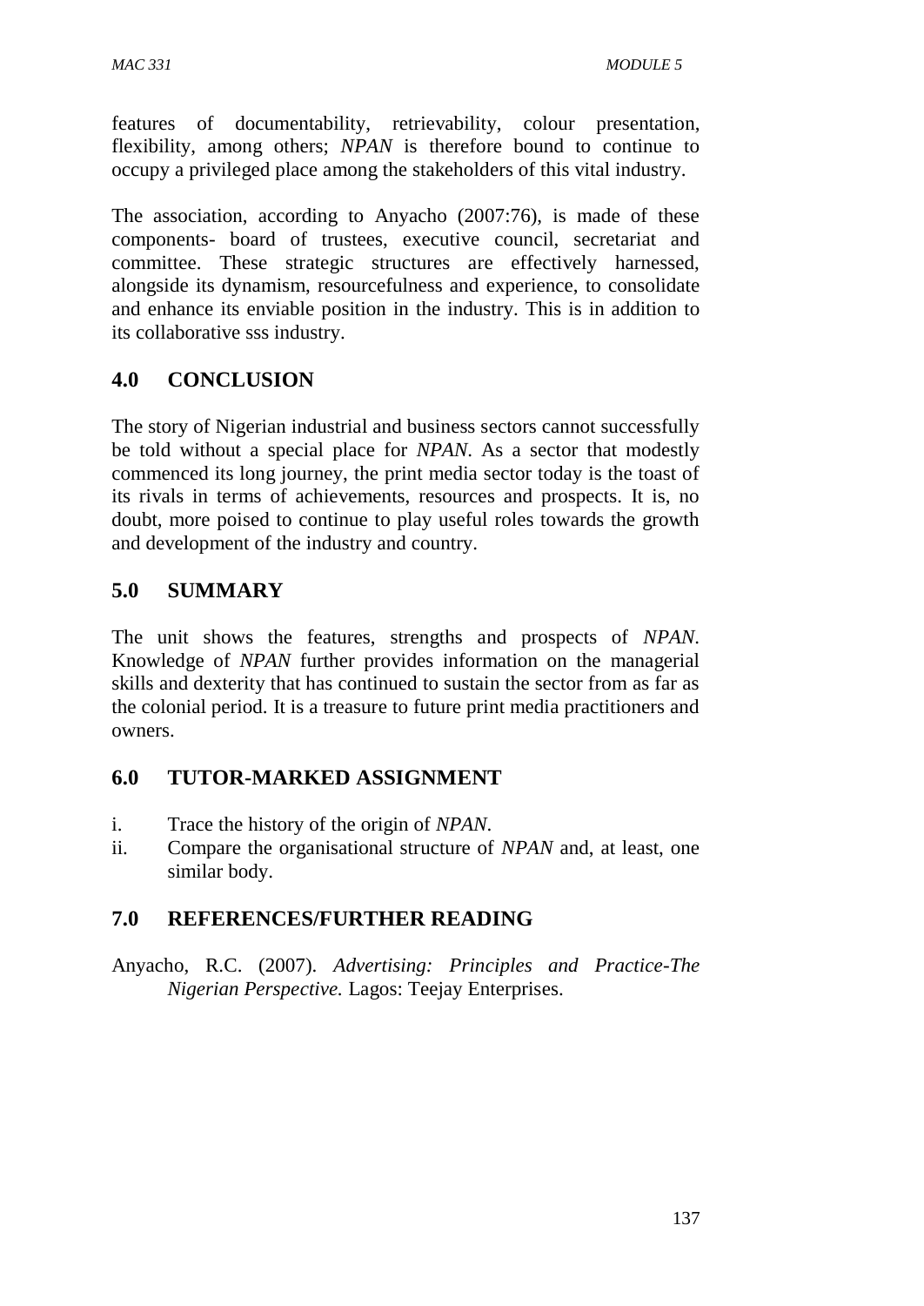features of documentability, retrievability, colour presentation, flexibility, among others; *NPAN* is therefore bound to continue to occupy a privileged place among the stakeholders of this vital industry.

The association, according to Anyacho (2007:76), is made of these components- board of trustees, executive council, secretariat and committee. These strategic structures are effectively harnessed, alongside its dynamism, resourcefulness and experience, to consolidate and enhance its enviable position in the industry. This is in addition to its collaborative sss industry.

## 4.0 CONCLUSION

The story of Nigerian industrial and business sectors cannot successfully be told without a special place for *NPAN*. As a sector that modestly commenced its long journey, the print media sector today is the toast of its rivals in terms of achievements, resources and prospects. It is, no doubt, more poised to continue to play useful roles towards the growth and development of the industry and country.

## 5.0 SUMMARY

The unit shows the features, strengths and prospects of *NPAN*. Knowledge of *NPAN* further provides information on the managerial skills and dexterity that has continued to sustain the sector from as far as the colonial period. It is a treasure to future print media practitioners and owners.

## 6.0 TUTOR-MARKED ASSIGNMENT

i. Trace the history of the origin of *NPAN*.
ii. Compare the organisational structure of *NPAN* and, at least, one similar body.

## 7.0 REFERENCES/FURTHER READING

Anyacho, R.C. (2007). *Advertising: Principles and Practice-The Nigerian Perspective.* Lagos: Teejay Enterprises.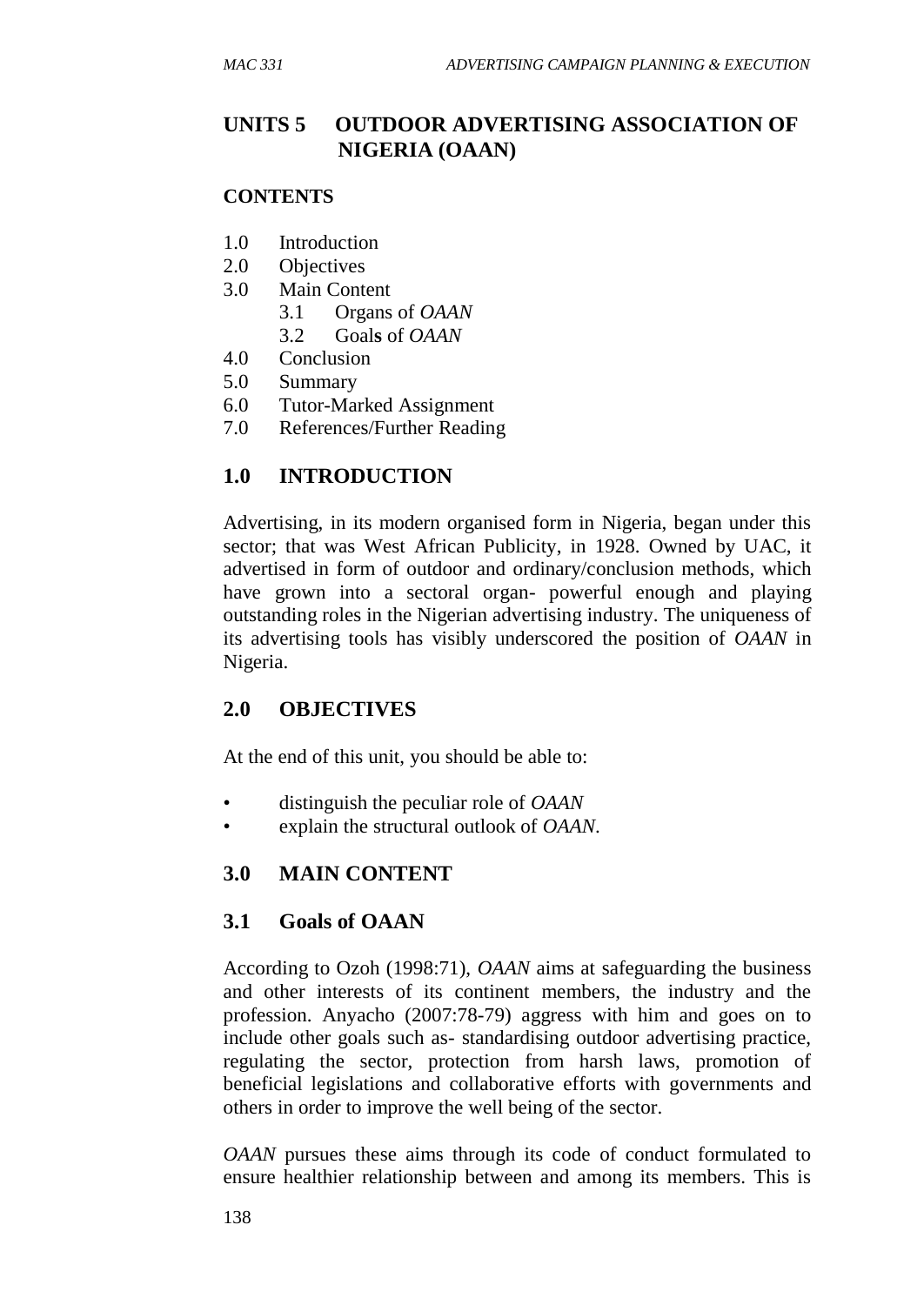# UNITS 5 OUTDOOR ADVERTISING ASSOCIATION OF NIGERIA (OAAN)

**CONTENTS**

- 1.0 Introduction
- 2.0 Objectives
- 3.0 Main Content
  - 3.1 Organs of *OAAN*
  - 3.2 Goal**s** of *OAAN*
- 4.0 Conclusion
- 5.0 Summary
- 6.0 Tutor-Marked Assignment
- 7.0 References/Further Reading

## 1.0 INTRODUCTION

Advertising, in its modern organised form in Nigeria, began under this sector; that was West African Publicity, in 1928. Owned by UAC, it advertised in form of outdoor and ordinary/conclusion methods, which have grown into a sectoral organ- powerful enough and playing outstanding roles in the Nigerian advertising industry. The uniqueness of its advertising tools has visibly underscored the position of *OAAN* in Nigeria.

## 2.0 OBJECTIVES

At the end of this unit, you should be able to:

- distinguish the peculiar role of *OAAN*
- explain the structural outlook of *OAAN*.

## 3.0 MAIN CONTENT

### 3.1 Goals of OAAN

According to Ozoh (1998:71), *OAAN* aims at safeguarding the business and other interests of its continent members, the industry and the profession. Anyacho (2007:78-79) aggress with him and goes on to include other goals such as- standardising outdoor advertising practice, regulating the sector, protection from harsh laws, promotion of beneficial legislations and collaborative efforts with governments and others in order to improve the well being of the sector.

*OAAN* pursues these aims through its code of conduct formulated to ensure healthier relationship between and among its members. This is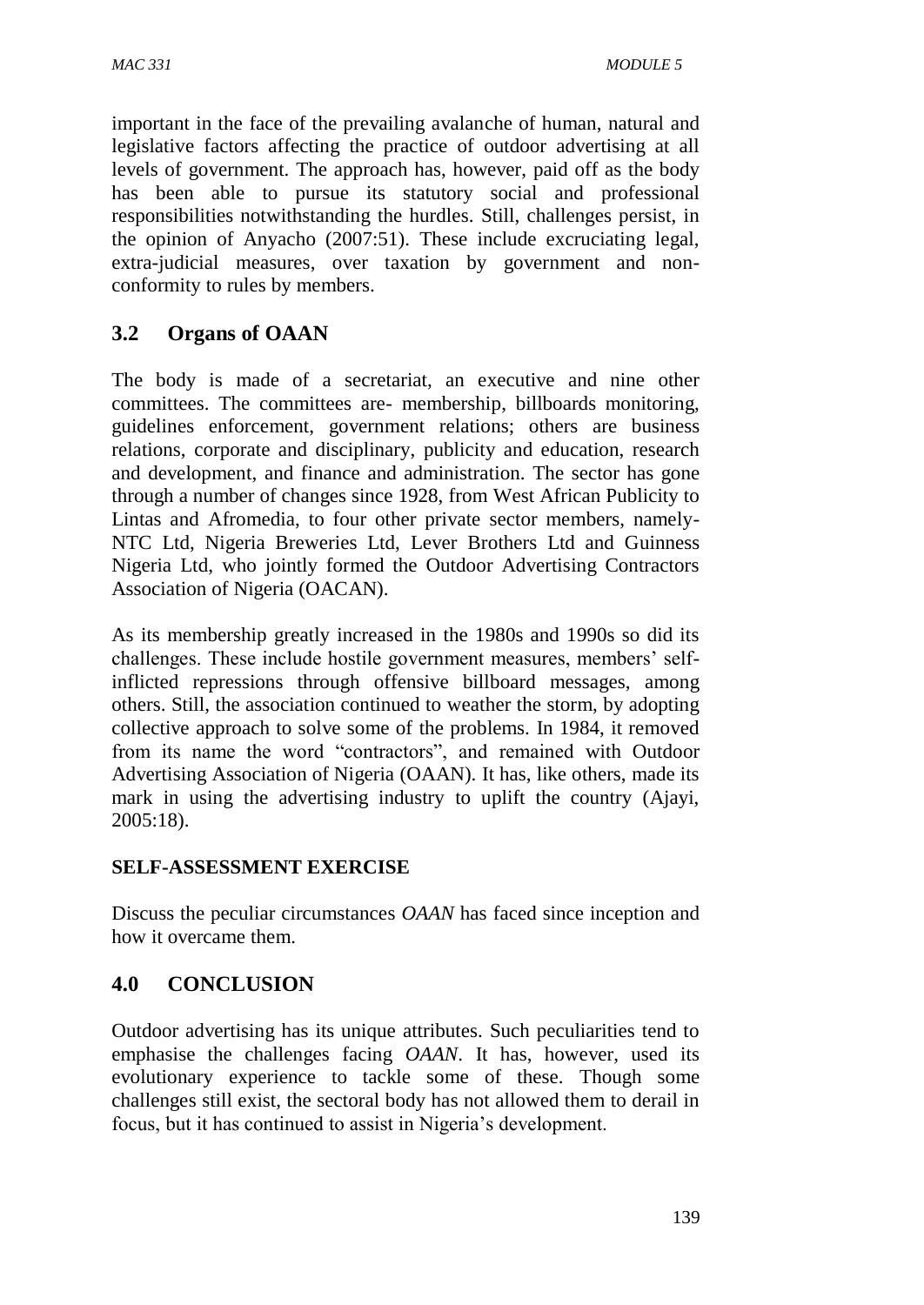important in the face of the prevailing avalanche of human, natural and legislative factors affecting the practice of outdoor advertising at all levels of government. The approach has, however, paid off as the body has been able to pursue its statutory social and professional responsibilities notwithstanding the hurdles. Still, challenges persist, in the opinion of Anyacho (2007:51). These include excruciating legal, extra-judicial measures, over taxation by government and non-conformity to rules by members.

## 3.2 Organs of OAAN

The body is made of a secretariat, an executive and nine other committees. The committees are- membership, billboards monitoring, guidelines enforcement, government relations; others are business relations, corporate and disciplinary, publicity and education, research and development, and finance and administration. The sector has gone through a number of changes since 1928, from West African Publicity to Lintas and Afromedia, to four other private sector members, namely- NTC Ltd, Nigeria Breweries Ltd, Lever Brothers Ltd and Guinness Nigeria Ltd, who jointly formed the Outdoor Advertising Contractors Association of Nigeria (OACAN).

As its membership greatly increased in the 1980s and 1990s so did its challenges. These include hostile government measures, members' self-inflicted repressions through offensive billboard messages, among others. Still, the association continued to weather the storm, by adopting collective approach to solve some of the problems. In 1984, it removed from its name the word "contractors", and remained with Outdoor Advertising Association of Nigeria (OAAN). It has, like others, made its mark in using the advertising industry to uplift the country (Ajayi, 2005:18).

**SELF-ASSESSMENT EXERCISE**

Discuss the peculiar circumstances *OAAN* has faced since inception and how it overcame them.

## 4.0 CONCLUSION

Outdoor advertising has its unique attributes. Such peculiarities tend to emphasise the challenges facing *OAAN*. It has, however, used its evolutionary experience to tackle some of these. Though some challenges still exist, the sectoral body has not allowed them to derail in focus, but it has continued to assist in Nigeria's development.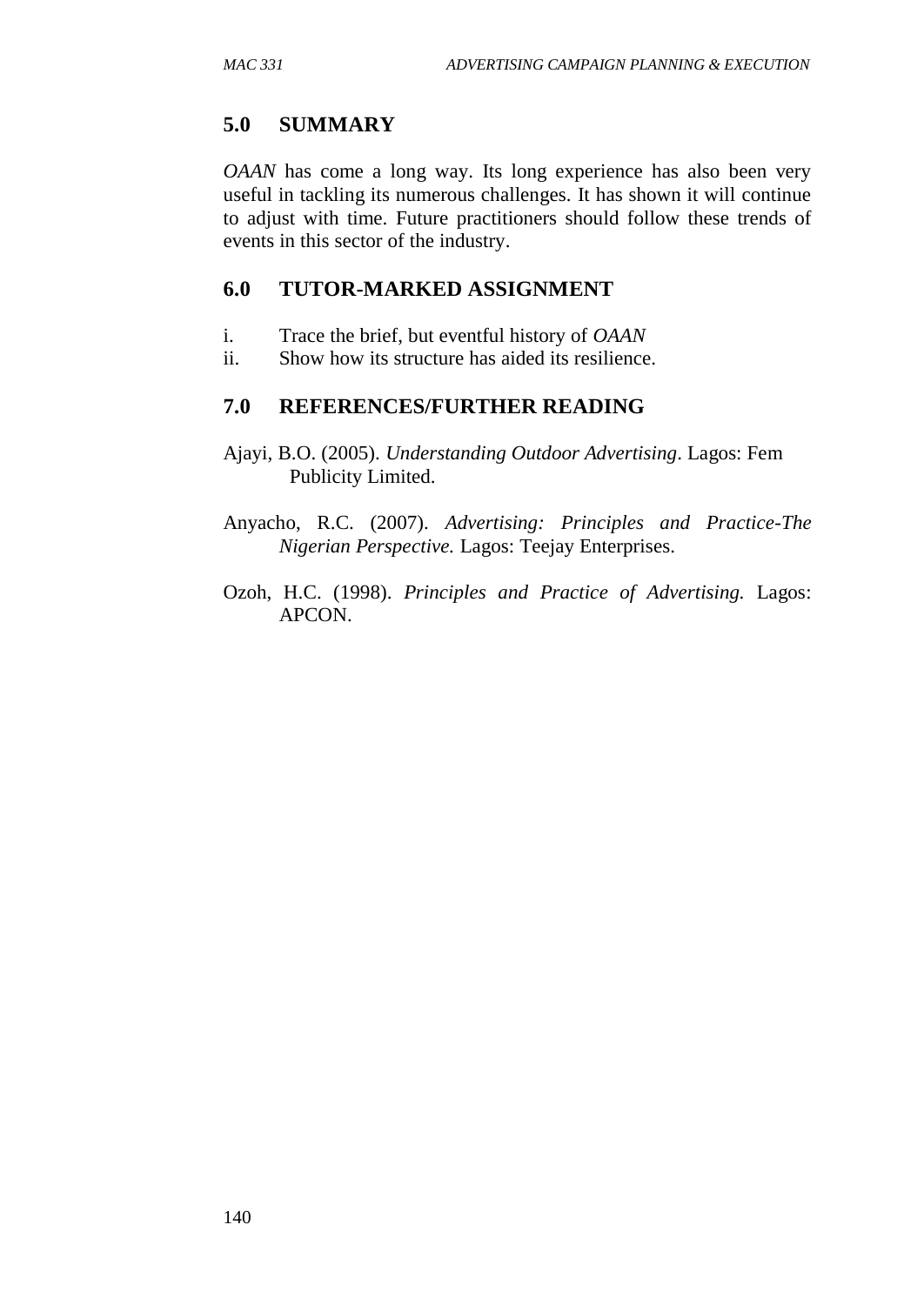## 5.0 SUMMARY

*OAAN* has come a long way. Its long experience has also been very useful in tackling its numerous challenges. It has shown it will continue to adjust with time. Future practitioners should follow these trends of events in this sector of the industry.

## 6.0 TUTOR-MARKED ASSIGNMENT

i. Trace the brief, but eventful history of *OAAN*
ii. Show how its structure has aided its resilience.

## 7.0 REFERENCES/FURTHER READING

Ajayi, B.O. (2005). *Understanding Outdoor Advertising*. Lagos: Fem Publicity Limited.

Anyacho, R.C. (2007). *Advertising: Principles and Practice-The Nigerian Perspective.* Lagos: Teejay Enterprises.

Ozoh, H.C. (1998). *Principles and Practice of Advertising.* Lagos: APCON.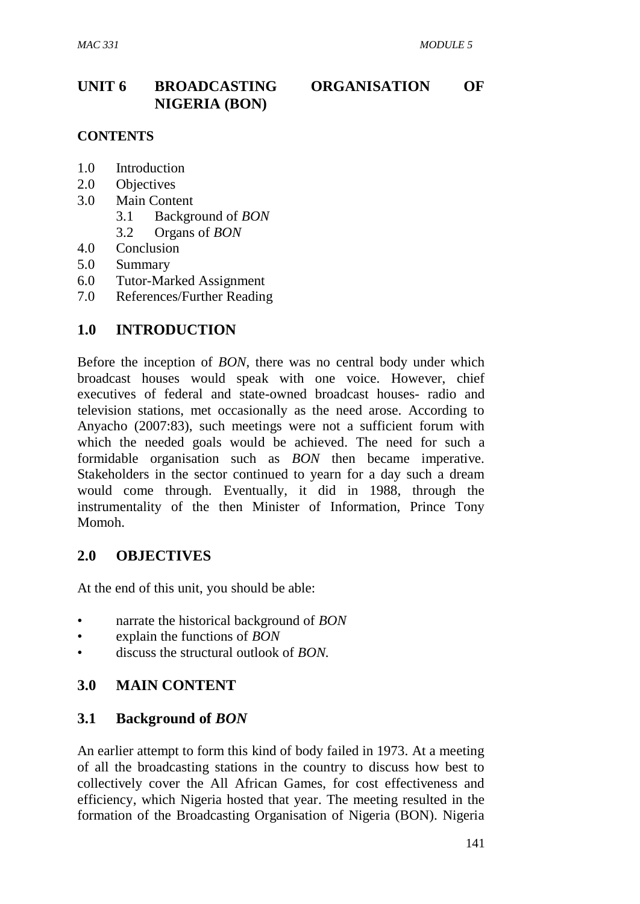# UNIT 6 BROADCASTING ORGANISATION OF NIGERIA (BON)

## CONTENTS

1.0 Introduction
2.0 Objectives
3.0 Main Content
 3.1 Background of *BON*
 3.2 Organs of *BON*
4.0 Conclusion
5.0 Summary
6.0 Tutor-Marked Assignment
7.0 References/Further Reading

## 1.0 INTRODUCTION

Before the inception of *BON*, there was no central body under which broadcast houses would speak with one voice. However, chief executives of federal and state-owned broadcast houses- radio and television stations, met occasionally as the need arose. According to Anyacho (2007:83), such meetings were not a sufficient forum with which the needed goals would be achieved. The need for such a formidable organisation such as *BON* then became imperative. Stakeholders in the sector continued to yearn for a day such a dream would come through. Eventually, it did in 1988, through the instrumentality of the then Minister of Information, Prince Tony Momoh.

## 2.0 OBJECTIVES

At the end of this unit, you should be able:

- narrate the historical background of *BON*
- explain the functions of *BON*
- discuss the structural outlook of *BON.*

## 3.0 MAIN CONTENT

### 3.1 Background of *BON*

An earlier attempt to form this kind of body failed in 1973. At a meeting of all the broadcasting stations in the country to discuss how best to collectively cover the All African Games, for cost effectiveness and efficiency, which Nigeria hosted that year. The meeting resulted in the formation of the Broadcasting Organisation of Nigeria (BON). Nigeria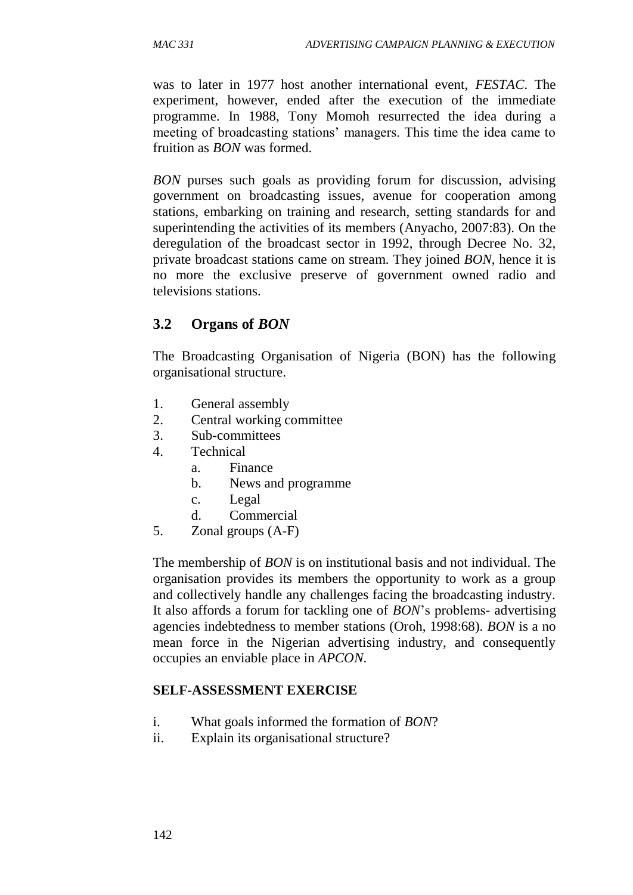was to later in 1977 host another international event, *FESTAC*. The experiment, however, ended after the execution of the immediate programme. In 1988, Tony Momoh resurrected the idea during a meeting of broadcasting stations' managers. This time the idea came to fruition as *BON* was formed.

*BON* purses such goals as providing forum for discussion, advising government on broadcasting issues, avenue for cooperation among stations, embarking on training and research, setting standards for and superintending the activities of its members (Anyacho, 2007:83). On the deregulation of the broadcast sector in 1992, through Decree No. 32, private broadcast stations came on stream. They joined *BON*, hence it is no more the exclusive preserve of government owned radio and televisions stations.

### 3.2 Organs of *BON*

The Broadcasting Organisation of Nigeria (BON) has the following organisational structure.

1. General assembly
2. Central working committee
3. Sub-committees
4. Technical
   a. Finance
   b. News and programme
   c. Legal
   d. Commercial
5. Zonal groups (A-F)

The membership of *BON* is on institutional basis and not individual. The organisation provides its members the opportunity to work as a group and collectively handle any challenges facing the broadcasting industry. It also affords a forum for tackling one of *BON*'s problems- advertising agencies indebtedness to member stations (Oroh, 1998:68). *BON* is a no mean force in the Nigerian advertising industry, and consequently occupies an enviable place in *APCON*.

**SELF-ASSESSMENT EXERCISE**

i. What goals informed the formation of *BON*?
ii. Explain its organisational structure?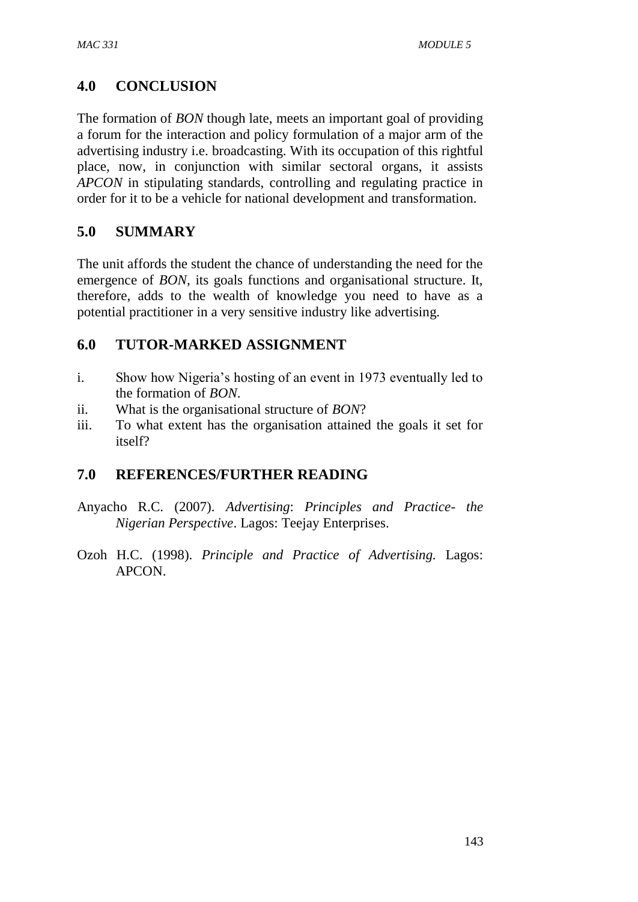## 4.0 CONCLUSION

The formation of *BON* though late, meets an important goal of providing a forum for the interaction and policy formulation of a major arm of the advertising industry i.e. broadcasting. With its occupation of this rightful place, now, in conjunction with similar sectoral organs, it assists *APCON* in stipulating standards, controlling and regulating practice in order for it to be a vehicle for national development and transformation.

## 5.0 SUMMARY

The unit affords the student the chance of understanding the need for the emergence of *BON*, its goals functions and organisational structure. It, therefore, adds to the wealth of knowledge you need to have as a potential practitioner in a very sensitive industry like advertising.

## 6.0 TUTOR-MARKED ASSIGNMENT

i. Show how Nigeria's hosting of an event in 1973 eventually led to the formation of *BON*.
ii. What is the organisational structure of *BON*?
iii. To what extent has the organisation attained the goals it set for itself?

## 7.0 REFERENCES/FURTHER READING

Anyacho R.C. (2007). *Advertising*: *Principles and Practice- the Nigerian Perspective*. Lagos: Teejay Enterprises.

Ozoh H.C. (1998). *Principle and Practice of Advertising.* Lagos: APCON.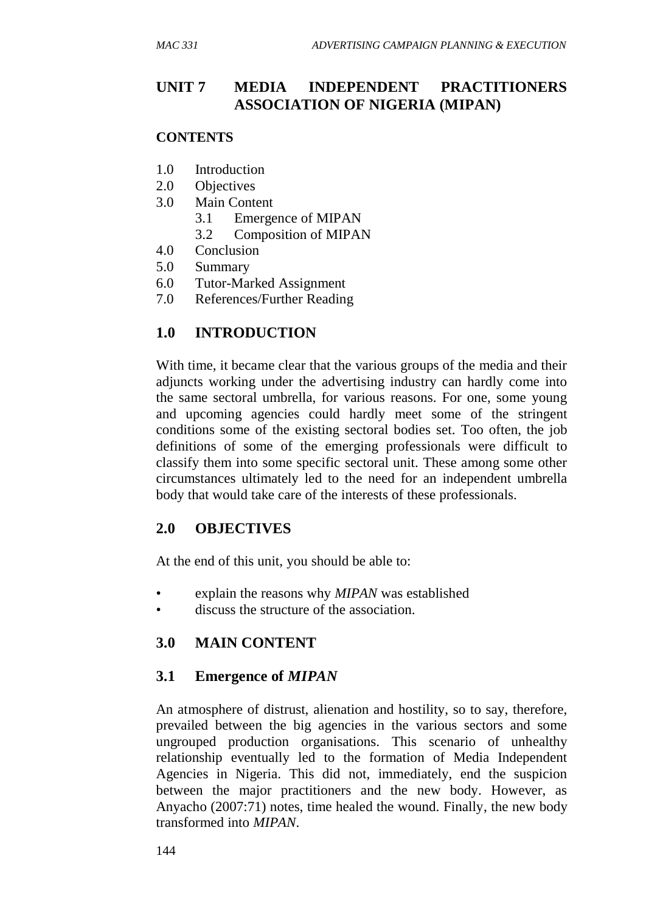## UNIT 7 MEDIA INDEPENDENT PRACTITIONERS ASSOCIATION OF NIGERIA (MIPAN)

**CONTENTS**

1.0 Introduction
2.0 Objectives
3.0 Main Content
   3.1 Emergence of MIPAN
   3.2 Composition of MIPAN
4.0 Conclusion
5.0 Summary
6.0 Tutor-Marked Assignment
7.0 References/Further Reading

## 1.0 INTRODUCTION

With time, it became clear that the various groups of the media and their adjuncts working under the advertising industry can hardly come into the same sectoral umbrella, for various reasons. For one, some young and upcoming agencies could hardly meet some of the stringent conditions some of the existing sectoral bodies set. Too often, the job definitions of some of the emerging professionals were difficult to classify them into some specific sectoral unit. These among some other circumstances ultimately led to the need for an independent umbrella body that would take care of the interests of these professionals.

## 2.0 OBJECTIVES

At the end of this unit, you should be able to:

- explain the reasons why *MIPAN* was established
- discuss the structure of the association.

## 3.0 MAIN CONTENT

### 3.1 Emergence of *MIPAN*

An atmosphere of distrust, alienation and hostility, so to say, therefore, prevailed between the big agencies in the various sectors and some ungrouped production organisations. This scenario of unhealthy relationship eventually led to the formation of Media Independent Agencies in Nigeria. This did not, immediately, end the suspicion between the major practitioners and the new body. However, as Anyacho (2007:71) notes, time healed the wound. Finally, the new body transformed into *MIPAN*.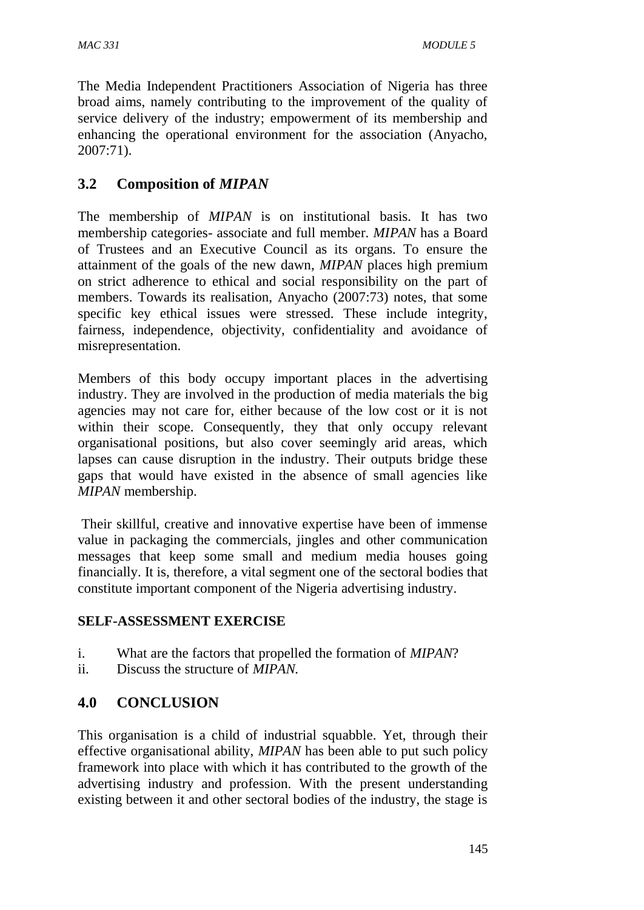The Media Independent Practitioners Association of Nigeria has three broad aims, namely contributing to the improvement of the quality of service delivery of the industry; empowerment of its membership and enhancing the operational environment for the association (Anyacho, 2007:71).

## 3.2 Composition of *MIPAN*

The membership of *MIPAN* is on institutional basis. It has two membership categories- associate and full member. *MIPAN* has a Board of Trustees and an Executive Council as its organs. To ensure the attainment of the goals of the new dawn, *MIPAN* places high premium on strict adherence to ethical and social responsibility on the part of members. Towards its realisation, Anyacho (2007:73) notes, that some specific key ethical issues were stressed. These include integrity, fairness, independence, objectivity, confidentiality and avoidance of misrepresentation.

Members of this body occupy important places in the advertising industry. They are involved in the production of media materials the big agencies may not care for, either because of the low cost or it is not within their scope. Consequently, they that only occupy relevant organisational positions, but also cover seemingly arid areas, which lapses can cause disruption in the industry. Their outputs bridge these gaps that would have existed in the absence of small agencies like *MIPAN* membership.

Their skillful, creative and innovative expertise have been of immense value in packaging the commercials, jingles and other communication messages that keep some small and medium media houses going financially. It is, therefore, a vital segment one of the sectoral bodies that constitute important component of the Nigeria advertising industry.

**SELF-ASSESSMENT EXERCISE**

i. What are the factors that propelled the formation of *MIPAN*?
ii. Discuss the structure of *MIPAN.*

# 4.0 CONCLUSION

This organisation is a child of industrial squabble. Yet, through their effective organisational ability, *MIPAN* has been able to put such policy framework into place with which it has contributed to the growth of the advertising industry and profession. With the present understanding existing between it and other sectoral bodies of the industry, the stage is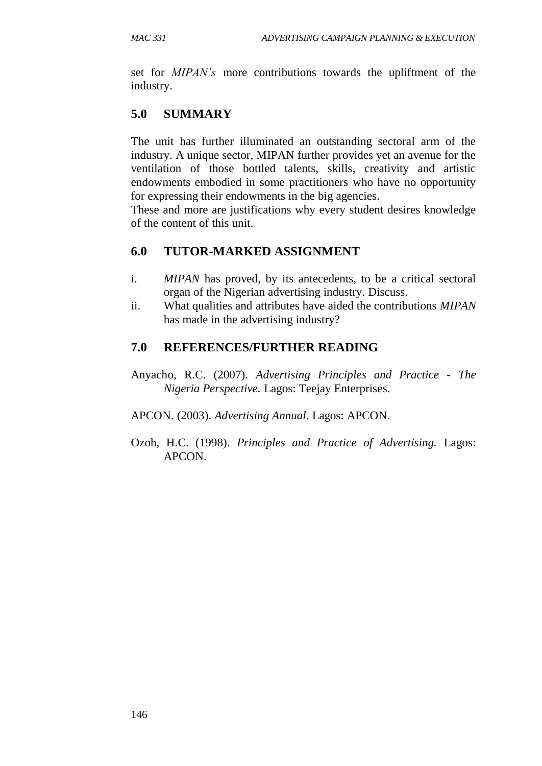set for *MIPAN's* more contributions towards the upliftment of the industry.

## 5.0 SUMMARY

The unit has further illuminated an outstanding sectoral arm of the industry. A unique sector, MIPAN further provides yet an avenue for the ventilation of those bottled talents, skills, creativity and artistic endowments embodied in some practitioners who have no opportunity for expressing their endowments in the big agencies.

These and more are justifications why every student desires knowledge of the content of this unit.

## 6.0 TUTOR-MARKED ASSIGNMENT

i. *MIPAN* has proved, by its antecedents, to be a critical sectoral organ of the Nigerian advertising industry. Discuss.

ii. What qualities and attributes have aided the contributions *MIPAN* has made in the advertising industry?

## 7.0 REFERENCES/FURTHER READING

Anyacho, R.C. (2007). *Advertising Principles and Practice - The Nigeria Perspective.* Lagos: Teejay Enterprises.

APCON. (2003). *Advertising Annual*. Lagos: APCON.

Ozoh, H.C. (1998). *Principles and Practice of Advertising.* Lagos: APCON.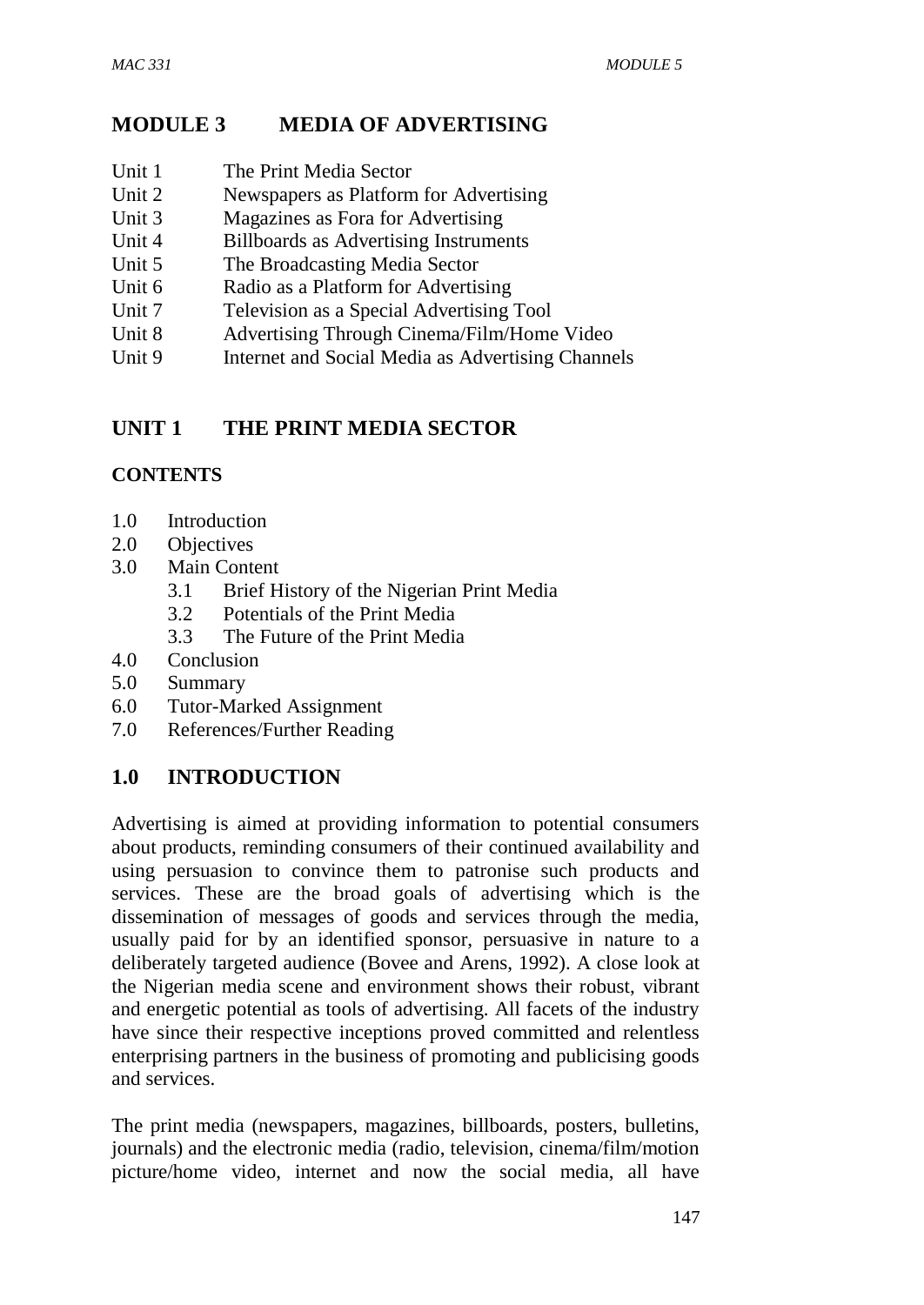## MODULE 3 MEDIA OF ADVERTISING

- Unit 1 The Print Media Sector
- Unit 2 Newspapers as Platform for Advertising
- Unit 3 Magazines as Fora for Advertising
- Unit 4 Billboards as Advertising Instruments
- Unit 5 The Broadcasting Media Sector
- Unit 6 Radio as a Platform for Advertising
- Unit 7 Television as a Special Advertising Tool
- Unit 8 Advertising Through Cinema/Film/Home Video
- Unit 9 Internet and Social Media as Advertising Channels

## UNIT 1 THE PRINT MEDIA SECTOR

### CONTENTS

- 1.0 Introduction
- 2.0 Objectives
- 3.0 Main Content
  - 3.1 Brief History of the Nigerian Print Media
  - 3.2 Potentials of the Print Media
  - 3.3 The Future of the Print Media
- 4.0 Conclusion
- 5.0 Summary
- 6.0 Tutor-Marked Assignment
- 7.0 References/Further Reading

## 1.0 INTRODUCTION

Advertising is aimed at providing information to potential consumers about products, reminding consumers of their continued availability and using persuasion to convince them to patronise such products and services. These are the broad goals of advertising which is the dissemination of messages of goods and services through the media, usually paid for by an identified sponsor, persuasive in nature to a deliberately targeted audience (Bovee and Arens, 1992). A close look at the Nigerian media scene and environment shows their robust, vibrant and energetic potential as tools of advertising. All facets of the industry have since their respective inceptions proved committed and relentless enterprising partners in the business of promoting and publicising goods and services.

The print media (newspapers, magazines, billboards, posters, bulletins, journals) and the electronic media (radio, television, cinema/film/motion picture/home video, internet and now the social media, all have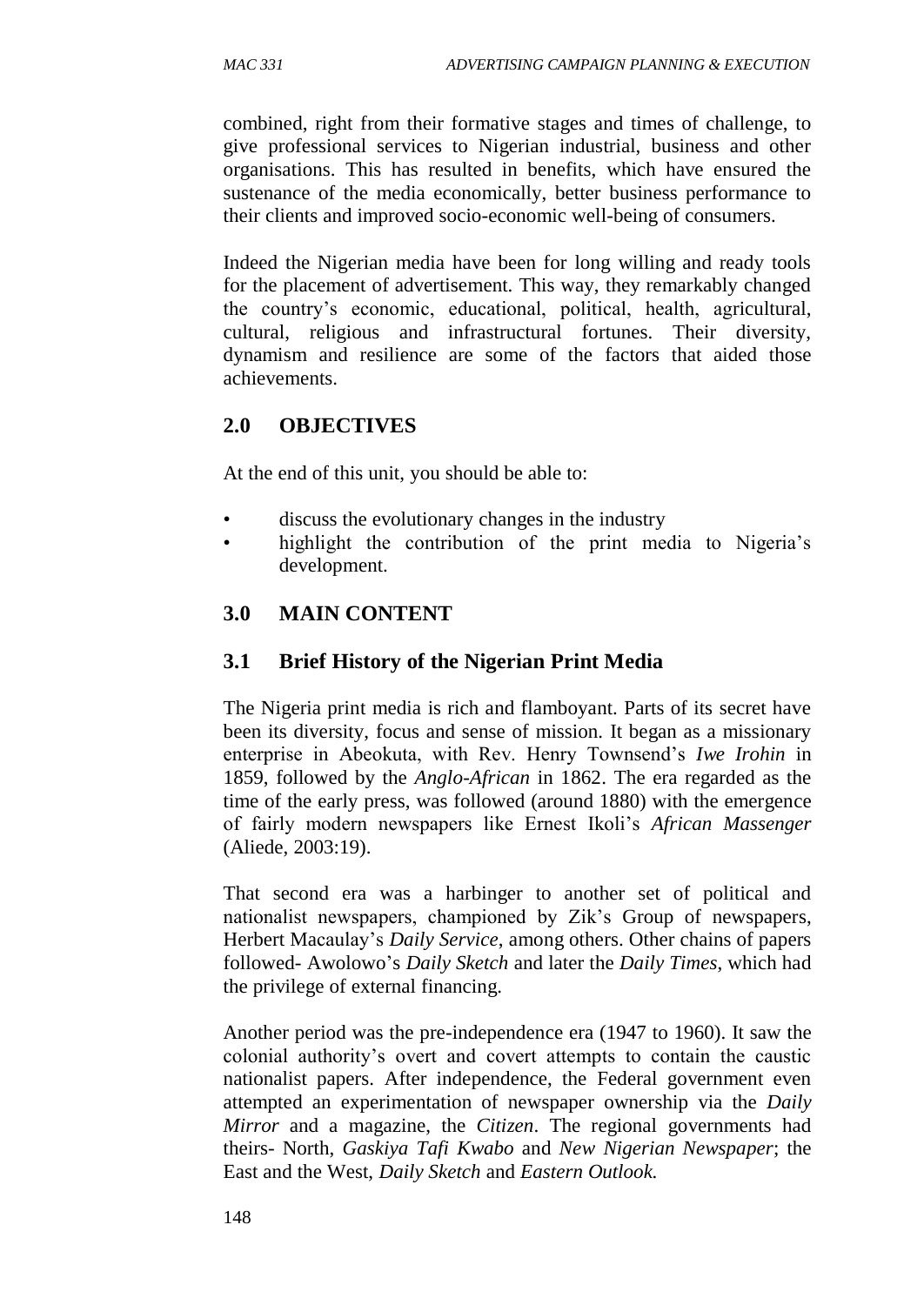combined, right from their formative stages and times of challenge, to give professional services to Nigerian industrial, business and other organisations. This has resulted in benefits, which have ensured the sustenance of the media economically, better business performance to their clients and improved socio-economic well-being of consumers.

Indeed the Nigerian media have been for long willing and ready tools for the placement of advertisement. This way, they remarkably changed the country's economic, educational, political, health, agricultural, cultural, religious and infrastructural fortunes. Their diversity, dynamism and resilience are some of the factors that aided those achievements.

## 2.0 OBJECTIVES

At the end of this unit, you should be able to:

- discuss the evolutionary changes in the industry
- highlight the contribution of the print media to Nigeria's development.

## 3.0 MAIN CONTENT

### 3.1 Brief History of the Nigerian Print Media

The Nigeria print media is rich and flamboyant. Parts of its secret have been its diversity, focus and sense of mission. It began as a missionary enterprise in Abeokuta, with Rev. Henry Townsend's *Iwe Irohin* in 1859, followed by the *Anglo-African* in 1862. The era regarded as the time of the early press, was followed (around 1880) with the emergence of fairly modern newspapers like Ernest Ikoli's *African Massenger* (Aliede, 2003:19).

That second era was a harbinger to another set of political and nationalist newspapers, championed by Zik's Group of newspapers, Herbert Macaulay's *Daily Service*, among others. Other chains of papers followed- Awolowo's *Daily Sketch* and later the *Daily Times*, which had the privilege of external financing.

Another period was the pre-independence era (1947 to 1960). It saw the colonial authority's overt and covert attempts to contain the caustic nationalist papers. After independence, the Federal government even attempted an experimentation of newspaper ownership via the *Daily Mirror* and a magazine, the *Citizen*. The regional governments had theirs- North, *Gaskiya Tafi Kwabo* and *New Nigerian Newspaper*; the East and the West, *Daily Sketch* and *Eastern Outlook.*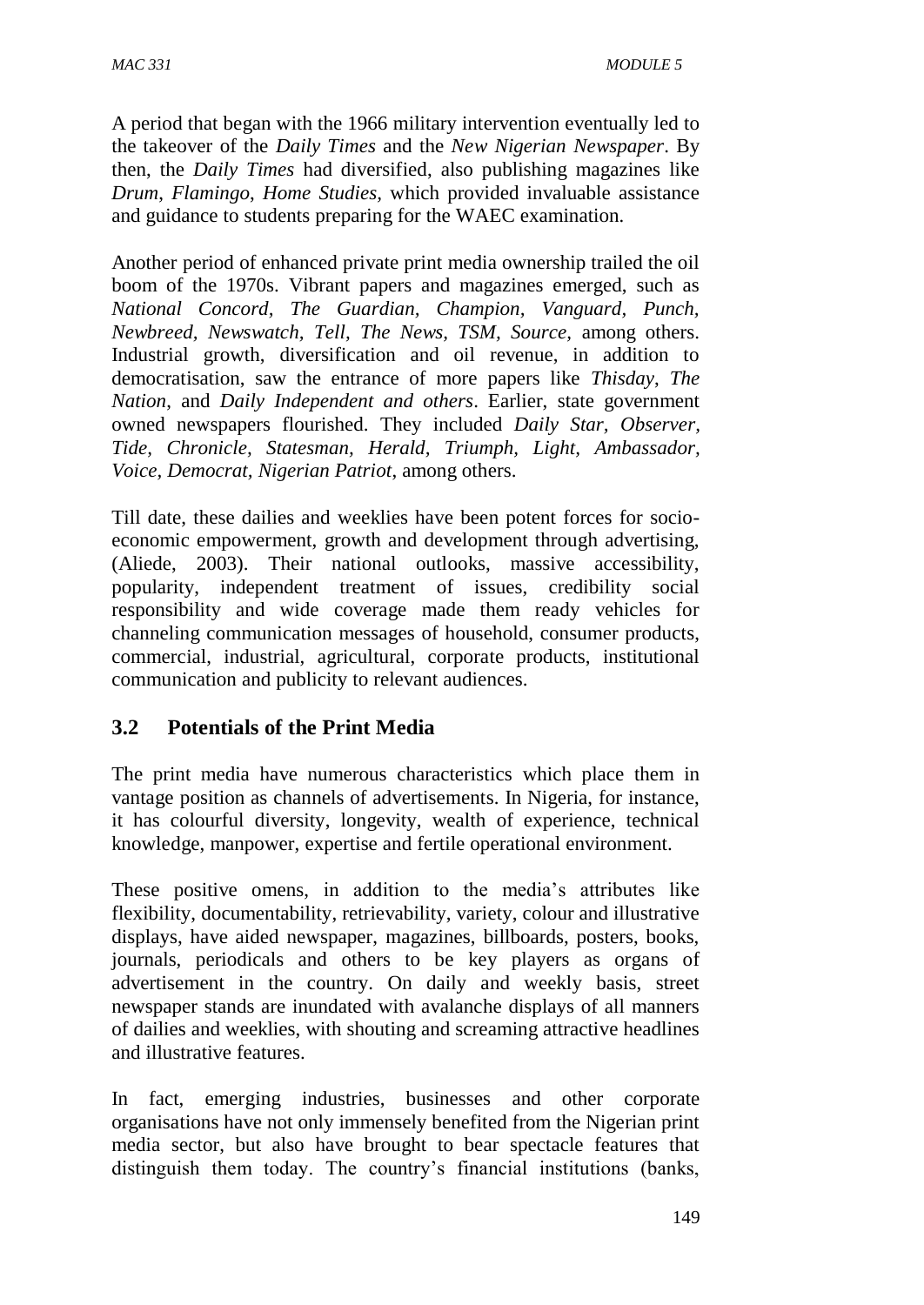A period that began with the 1966 military intervention eventually led to the takeover of the *Daily Times* and the *New Nigerian Newspaper*. By then, the *Daily Times* had diversified, also publishing magazines like *Drum*, *Flamingo*, *Home Studies*, which provided invaluable assistance and guidance to students preparing for the WAEC examination.

Another period of enhanced private print media ownership trailed the oil boom of the 1970s. Vibrant papers and magazines emerged, such as *National Concord, The Guardian, Champion, Vanguard, Punch, Newbreed, Newswatch, Tell, The News, TSM, Source,* among others. Industrial growth, diversification and oil revenue, in addition to democratisation, saw the entrance of more papers like *Thisday*, *The Nation*, and *Daily Independent and others*. Earlier, state government owned newspapers flourished. They included *Daily Star, Observer, Tide, Chronicle, Statesman, Herald, Triumph, Light, Ambassador, Voice*, *Democrat, Nigerian Patriot*, among others.

Till date, these dailies and weeklies have been potent forces for socio-economic empowerment, growth and development through advertising, (Aliede, 2003). Their national outlooks, massive accessibility, popularity, independent treatment of issues, credibility social responsibility and wide coverage made them ready vehicles for channeling communication messages of household, consumer products, commercial, industrial, agricultural, corporate products, institutional communication and publicity to relevant audiences.

## 3.2 Potentials of the Print Media

The print media have numerous characteristics which place them in vantage position as channels of advertisements. In Nigeria, for instance, it has colourful diversity, longevity, wealth of experience, technical knowledge, manpower, expertise and fertile operational environment.

These positive omens, in addition to the media's attributes like flexibility, documentability, retrievability, variety, colour and illustrative displays, have aided newspaper, magazines, billboards, posters, books, journals, periodicals and others to be key players as organs of advertisement in the country. On daily and weekly basis, street newspaper stands are inundated with avalanche displays of all manners of dailies and weeklies, with shouting and screaming attractive headlines and illustrative features.

In fact, emerging industries, businesses and other corporate organisations have not only immensely benefited from the Nigerian print media sector, but also have brought to bear spectacle features that distinguish them today. The country's financial institutions (banks,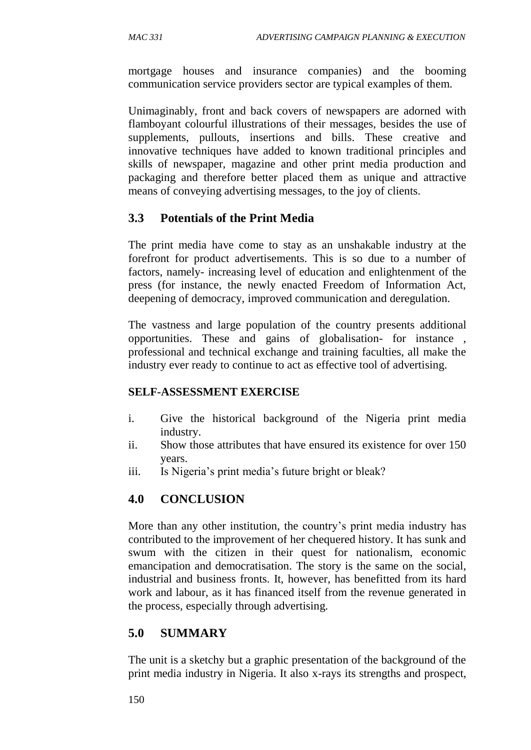mortgage houses and insurance companies) and the booming communication service providers sector are typical examples of them.

Unimaginably, front and back covers of newspapers are adorned with flamboyant colourful illustrations of their messages, besides the use of supplements, pullouts, insertions and bills. These creative and innovative techniques have added to known traditional principles and skills of newspaper, magazine and other print media production and packaging and therefore better placed them as unique and attractive means of conveying advertising messages, to the joy of clients.

## 3.3 Potentials of the Print Media

The print media have come to stay as an unshakable industry at the forefront for product advertisements. This is so due to a number of factors, namely- increasing level of education and enlightenment of the press (for instance, the newly enacted Freedom of Information Act, deepening of democracy, improved communication and deregulation.

The vastness and large population of the country presents additional opportunities. These and gains of globalisation- for instance , professional and technical exchange and training faculties, all make the industry ever ready to continue to act as effective tool of advertising.

### SELF-ASSESSMENT EXERCISE

i. Give the historical background of the Nigeria print media industry.
ii. Show those attributes that have ensured its existence for over 150 years.
iii. Is Nigeria's print media's future bright or bleak?

## 4.0 CONCLUSION

More than any other institution, the country's print media industry has contributed to the improvement of her chequered history. It has sunk and swum with the citizen in their quest for nationalism, economic emancipation and democratisation. The story is the same on the social, industrial and business fronts. It, however, has benefitted from its hard work and labour, as it has financed itself from the revenue generated in the process, especially through advertising.

## 5.0 SUMMARY

The unit is a sketchy but a graphic presentation of the background of the print media industry in Nigeria. It also x-rays its strengths and prospect,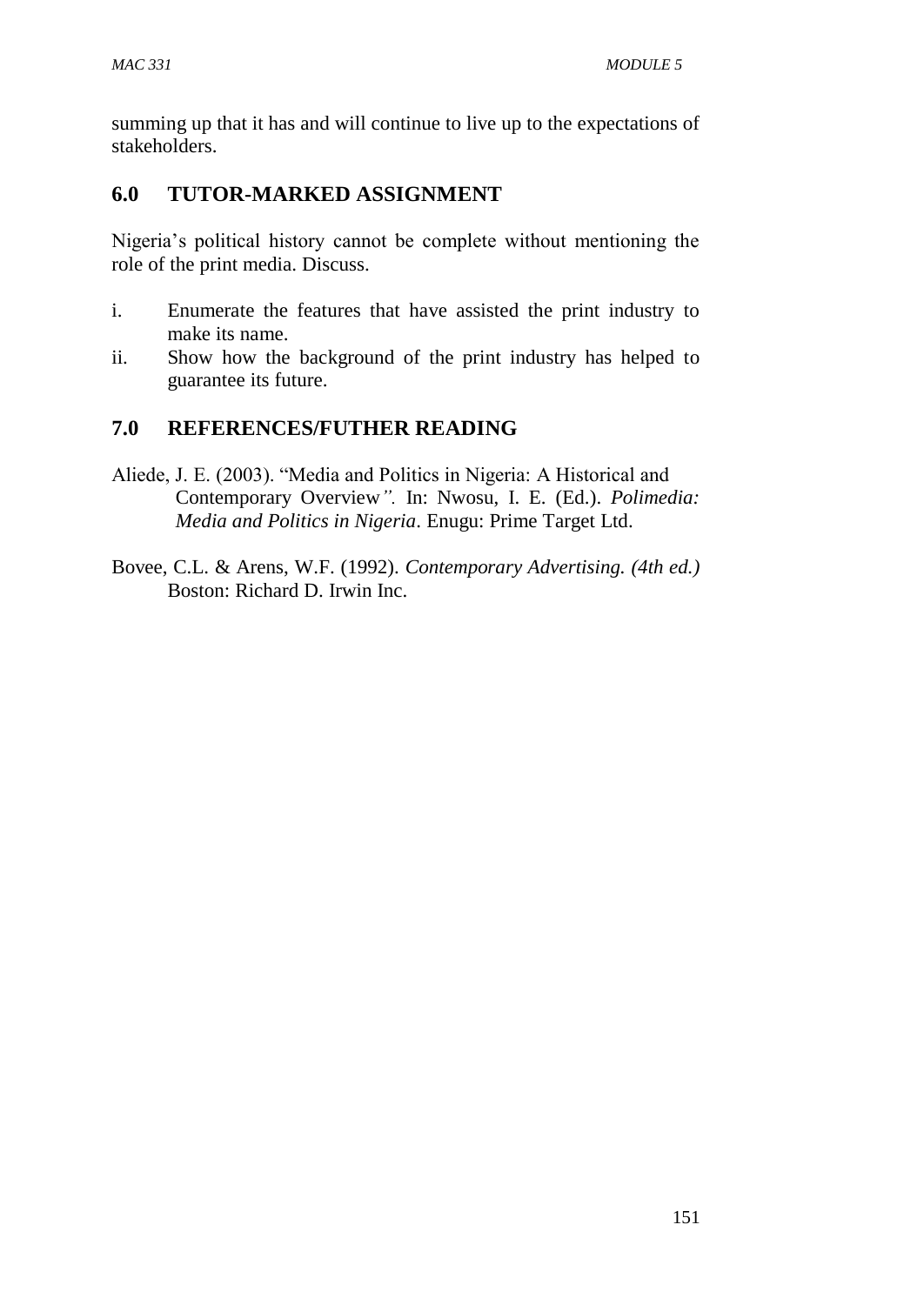summing up that it has and will continue to live up to the expectations of stakeholders.

## 6.0 TUTOR-MARKED ASSIGNMENT

Nigeria's political history cannot be complete without mentioning the role of the print media. Discuss.

i. Enumerate the features that have assisted the print industry to make its name.
ii. Show how the background of the print industry has helped to guarantee its future.

## 7.0 REFERENCES/FUTHER READING

Aliede, J. E. (2003). "Media and Politics in Nigeria: A Historical and Contemporary Overview*".* In: Nwosu, I. E. (Ed.). *Polimedia: Media and Politics in Nigeria*. Enugu: Prime Target Ltd.

Bovee, C.L. & Arens, W.F. (1992). *Contemporary Advertising. (4th ed.)* Boston: Richard D. Irwin Inc.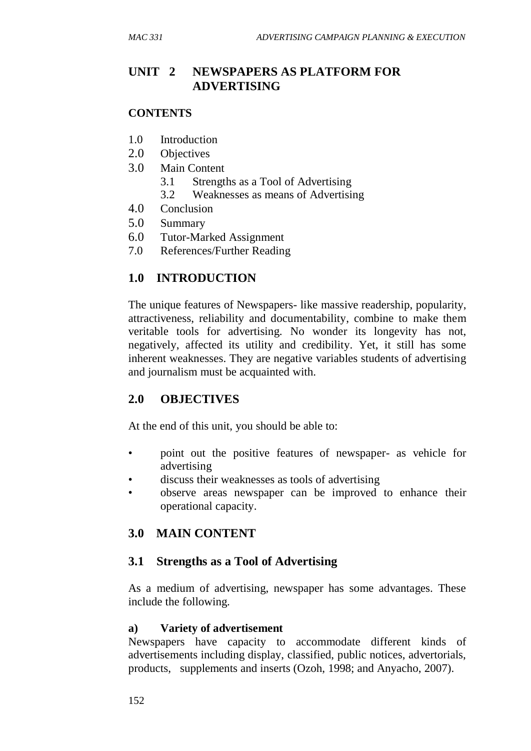# UNIT 2 NEWSPAPERS AS PLATFORM FOR ADVERTISING

## CONTENTS

1.0 Introduction
2.0 Objectives
3.0 Main Content
  3.1 Strengths as a Tool of Advertising
  3.2 Weaknesses as means of Advertising
4.0 Conclusion
5.0 Summary
6.0 Tutor-Marked Assignment
7.0 References/Further Reading

## 1.0 INTRODUCTION

The unique features of Newspapers- like massive readership, popularity, attractiveness, reliability and documentability, combine to make them veritable tools for advertising. No wonder its longevity has not, negatively, affected its utility and credibility. Yet, it still has some inherent weaknesses. They are negative variables students of advertising and journalism must be acquainted with.

## 2.0 OBJECTIVES

At the end of this unit, you should be able to:

- point out the positive features of newspaper- as vehicle for advertising
- discuss their weaknesses as tools of advertising
- observe areas newspaper can be improved to enhance their operational capacity.

## 3.0 MAIN CONTENT

### 3.1 Strengths as a Tool of Advertising

As a medium of advertising, newspaper has some advantages. These include the following.

**a) Variety of advertisement**

Newspapers have capacity to accommodate different kinds of advertisements including display, classified, public notices, advertorials, products, supplements and inserts (Ozoh, 1998; and Anyacho, 2007).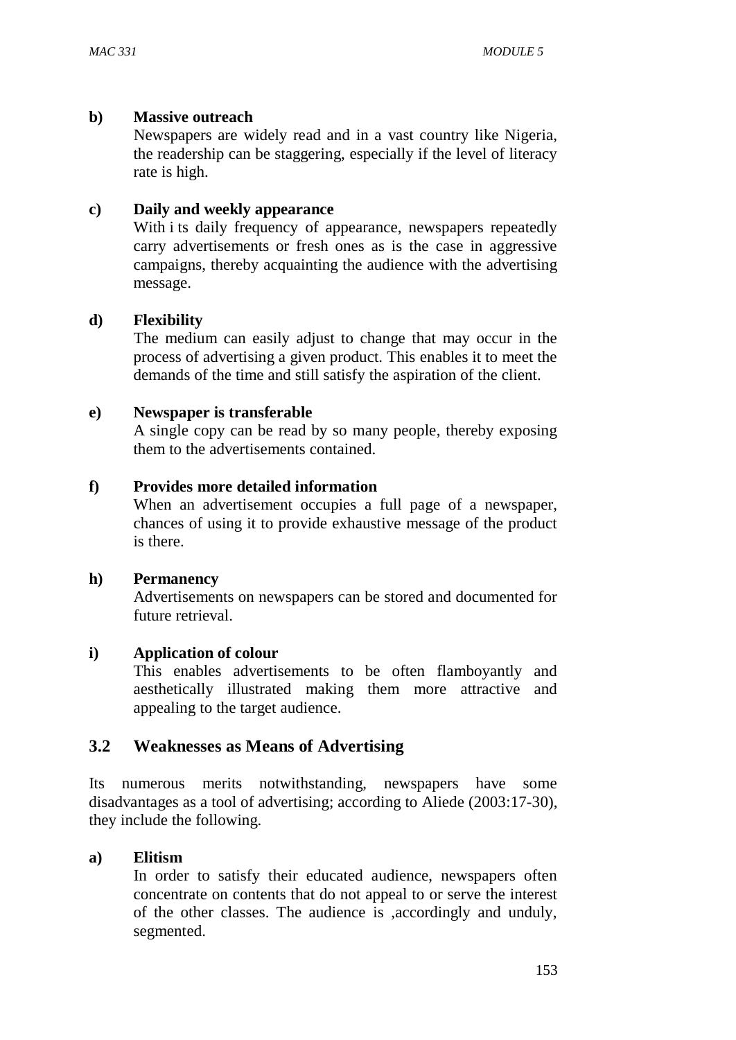**b) Massive outreach**

Newspapers are widely read and in a vast country like Nigeria, the readership can be staggering, especially if the level of literacy rate is high.

**c) Daily and weekly appearance**

With i ts daily frequency of appearance, newspapers repeatedly carry advertisements or fresh ones as is the case in aggressive campaigns, thereby acquainting the audience with the advertising message.

**d) Flexibility**

The medium can easily adjust to change that may occur in the process of advertising a given product. This enables it to meet the demands of the time and still satisfy the aspiration of the client.

**e) Newspaper is transferable**

A single copy can be read by so many people, thereby exposing them to the advertisements contained.

**f) Provides more detailed information**

When an advertisement occupies a full page of a newspaper, chances of using it to provide exhaustive message of the product is there.

**h) Permanency**

Advertisements on newspapers can be stored and documented for future retrieval.

**i) Application of colour**

This enables advertisements to be often flamboyantly and aesthetically illustrated making them more attractive and appealing to the target audience.

## 3.2 Weaknesses as Means of Advertising

Its numerous merits notwithstanding, newspapers have some disadvantages as a tool of advertising; according to Aliede (2003:17-30), they include the following.

**a) Elitism**

In order to satisfy their educated audience, newspapers often concentrate on contents that do not appeal to or serve the interest of the other classes. The audience is ,accordingly and unduly, segmented.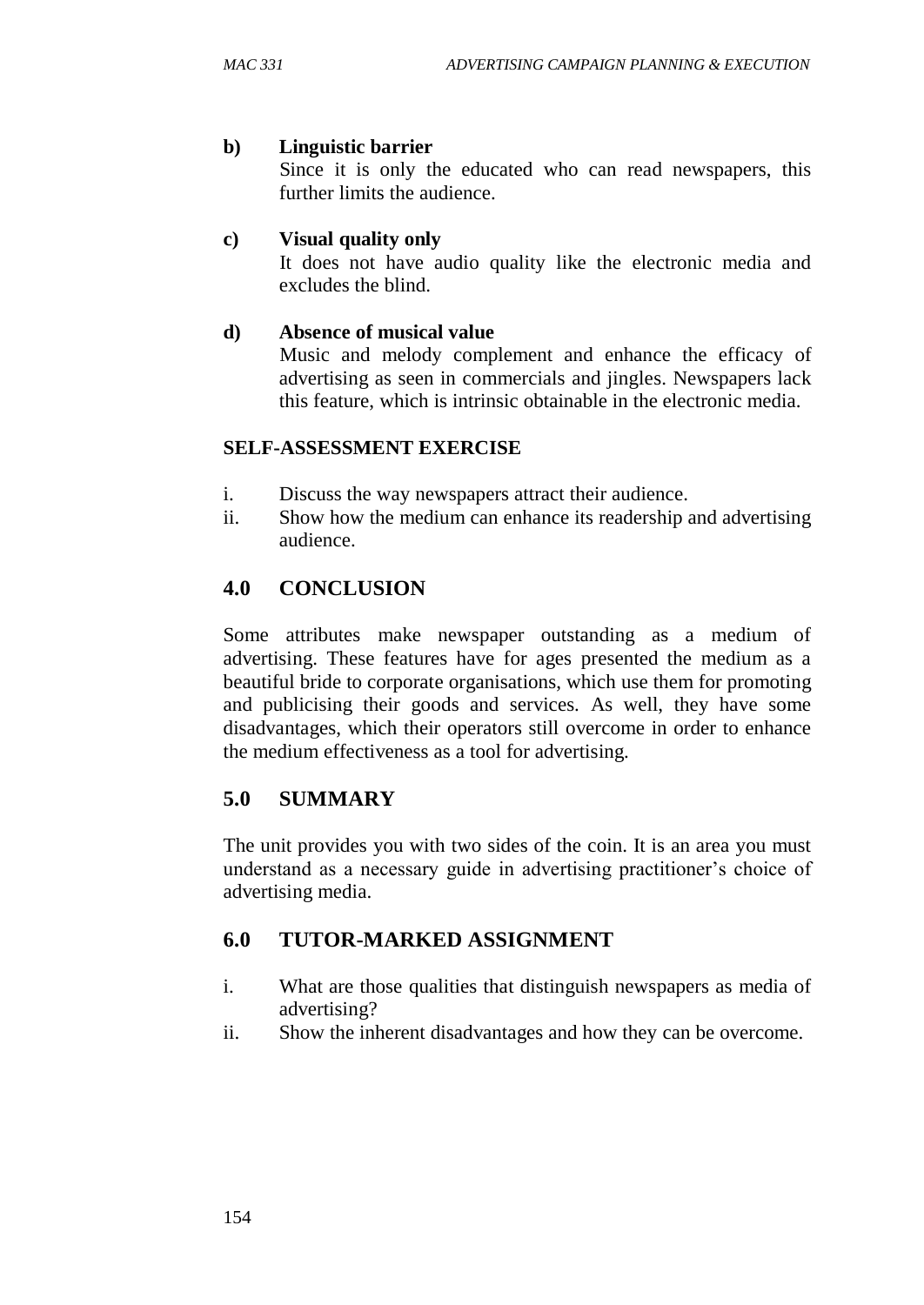**b) Linguistic barrier**

Since it is only the educated who can read newspapers, this further limits the audience.

**c) Visual quality only**

It does not have audio quality like the electronic media and excludes the blind.

**d) Absence of musical value**

Music and melody complement and enhance the efficacy of advertising as seen in commercials and jingles. Newspapers lack this feature, which is intrinsic obtainable in the electronic media.

**SELF-ASSESSMENT EXERCISE**

i. Discuss the way newspapers attract their audience.
ii. Show how the medium can enhance its readership and advertising audience.

## 4.0 CONCLUSION

Some attributes make newspaper outstanding as a medium of advertising. These features have for ages presented the medium as a beautiful bride to corporate organisations, which use them for promoting and publicising their goods and services. As well, they have some disadvantages, which their operators still overcome in order to enhance the medium effectiveness as a tool for advertising.

## 5.0 SUMMARY

The unit provides you with two sides of the coin. It is an area you must understand as a necessary guide in advertising practitioner's choice of advertising media.

## 6.0 TUTOR-MARKED ASSIGNMENT

i. What are those qualities that distinguish newspapers as media of advertising?
ii. Show the inherent disadvantages and how they can be overcome.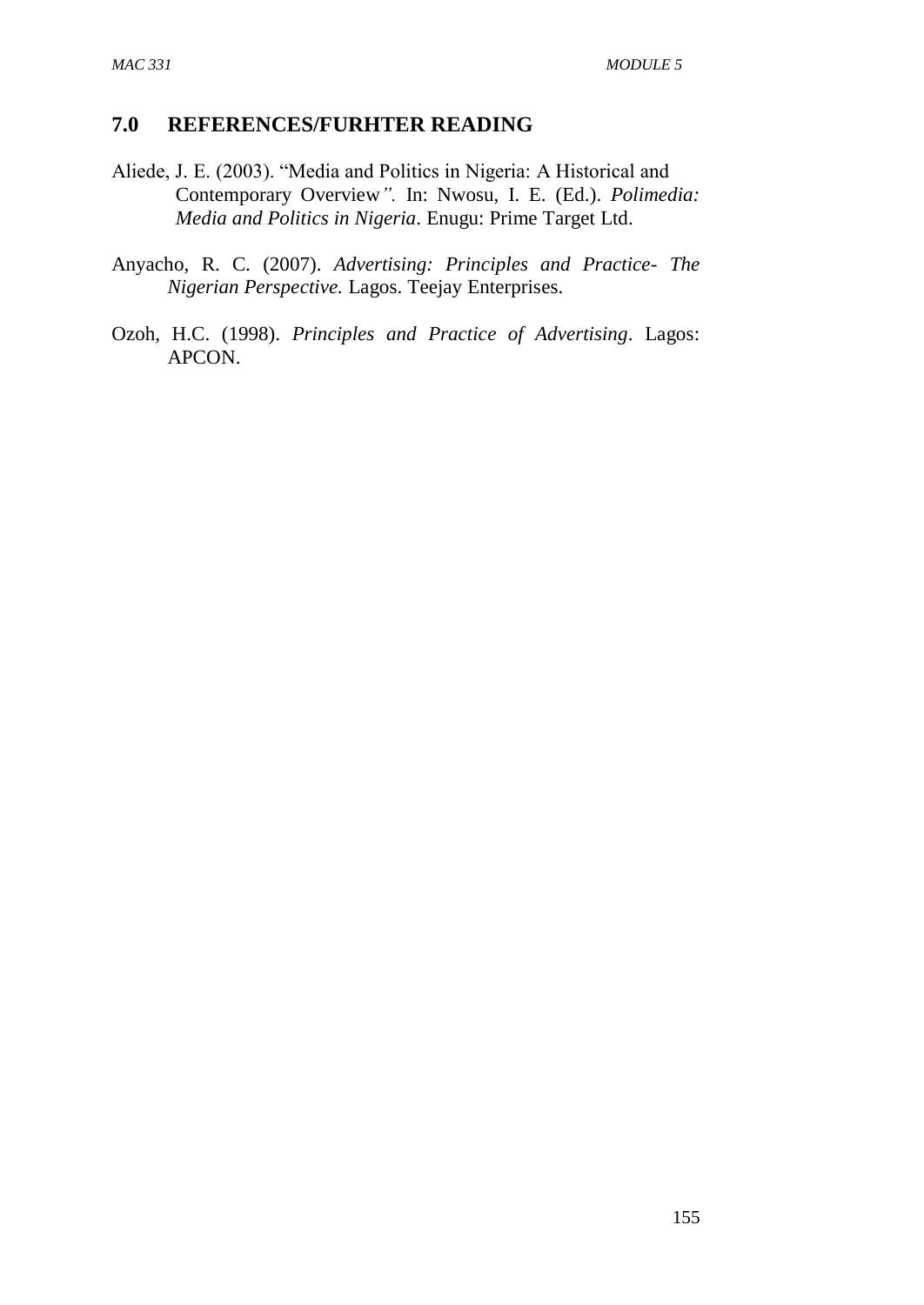## 7.0 REFERENCES/FURHTER READING

Aliede, J. E. (2003). "Media and Politics in Nigeria: A Historical and Contemporary Overview*".* In: Nwosu, I. E. (Ed.). *Polimedia: Media and Politics in Nigeria*. Enugu: Prime Target Ltd.

Anyacho, R. C. (2007). *Advertising: Principles and Practice- The Nigerian Perspective.* Lagos. Teejay Enterprises.

Ozoh, H.C. (1998). *Principles and Practice of Advertising*. Lagos: APCON.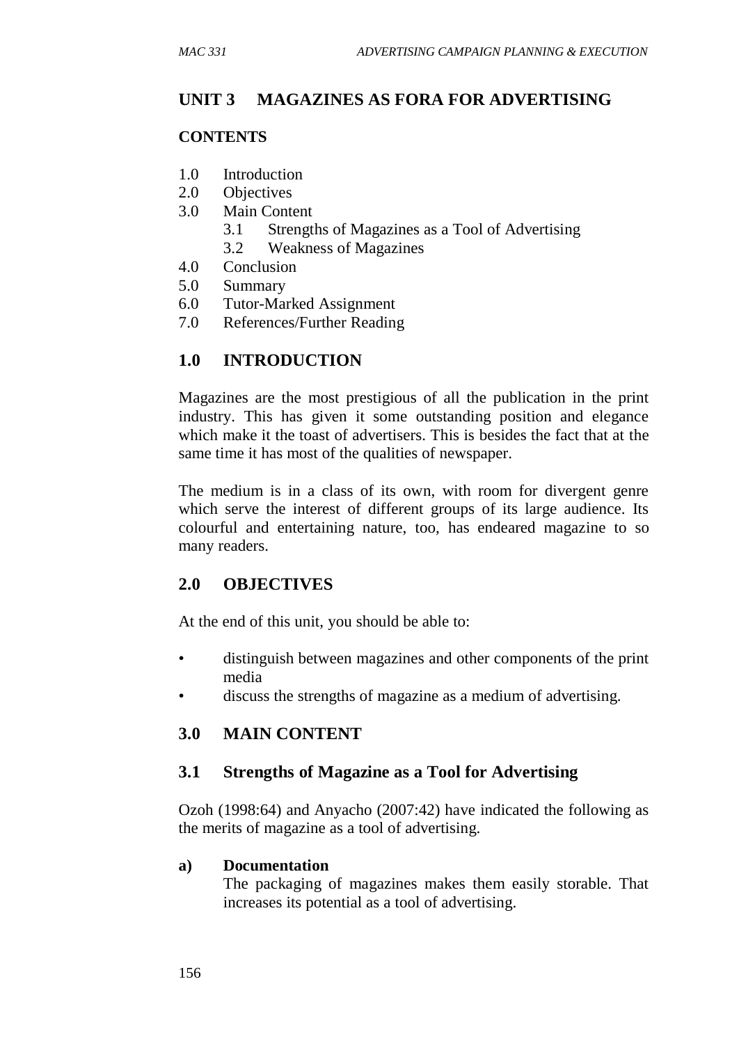# UNIT 3 MAGAZINES AS FORA FOR ADVERTISING

## CONTENTS

1.0 Introduction
2.0 Objectives
3.0 Main Content
    3.1 Strengths of Magazines as a Tool of Advertising
    3.2 Weakness of Magazines
4.0 Conclusion
5.0 Summary
6.0 Tutor-Marked Assignment
7.0 References/Further Reading

## 1.0 INTRODUCTION

Magazines are the most prestigious of all the publication in the print industry. This has given it some outstanding position and elegance which make it the toast of advertisers. This is besides the fact that at the same time it has most of the qualities of newspaper.

The medium is in a class of its own, with room for divergent genre which serve the interest of different groups of its large audience. Its colourful and entertaining nature, too, has endeared magazine to so many readers.

## 2.0 OBJECTIVES

At the end of this unit, you should be able to:

- distinguish between magazines and other components of the print media
- discuss the strengths of magazine as a medium of advertising.

## 3.0 MAIN CONTENT

### 3.1 Strengths of Magazine as a Tool for Advertising

Ozoh (1998:64) and Anyacho (2007:42) have indicated the following as the merits of magazine as a tool of advertising.

**a) Documentation**

The packaging of magazines makes them easily storable. That increases its potential as a tool of advertising.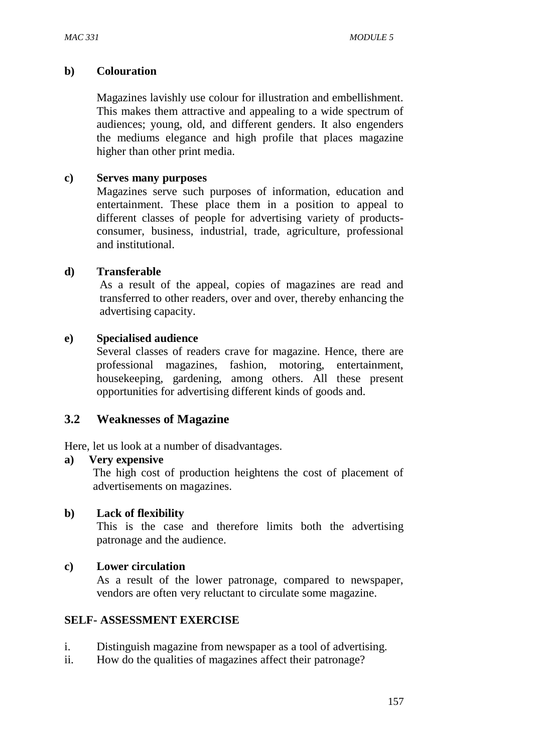**b) Colouration**

Magazines lavishly use colour for illustration and embellishment. This makes them attractive and appealing to a wide spectrum of audiences; young, old, and different genders. It also engenders the mediums elegance and high profile that places magazine higher than other print media.

**c) Serves many purposes**

Magazines serve such purposes of information, education and entertainment. These place them in a position to appeal to different classes of people for advertising variety of products- consumer, business, industrial, trade, agriculture, professional and institutional.

**d) Transferable**

As a result of the appeal, copies of magazines are read and transferred to other readers, over and over, thereby enhancing the advertising capacity.

**e) Specialised audience**

Several classes of readers crave for magazine. Hence, there are professional magazines, fashion, motoring, entertainment, housekeeping, gardening, among others. All these present opportunities for advertising different kinds of goods and.

## 3.2 Weaknesses of Magazine

Here, let us look at a number of disadvantages.

**a) Very expensive**

The high cost of production heightens the cost of placement of advertisements on magazines.

**b) Lack of flexibility**

This is the case and therefore limits both the advertising patronage and the audience.

**c) Lower circulation**

As a result of the lower patronage, compared to newspaper, vendors are often very reluctant to circulate some magazine.

**SELF- ASSESSMENT EXERCISE**

i. Distinguish magazine from newspaper as a tool of advertising.
ii. How do the qualities of magazines affect their patronage?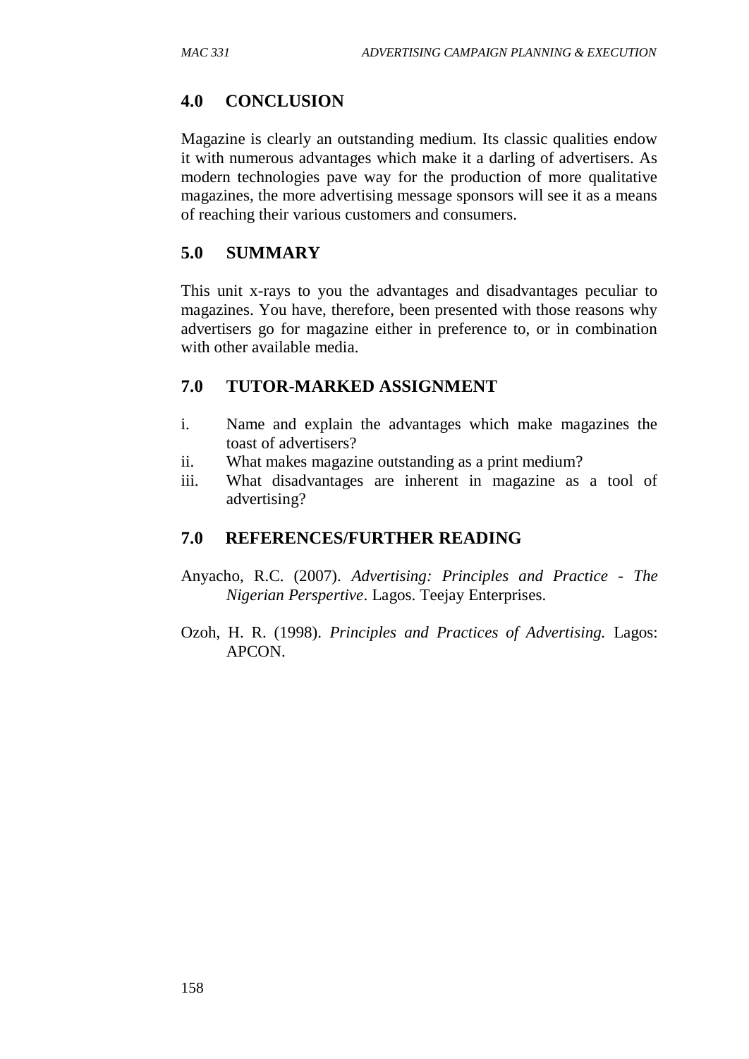## 4.0 CONCLUSION

Magazine is clearly an outstanding medium. Its classic qualities endow it with numerous advantages which make it a darling of advertisers. As modern technologies pave way for the production of more qualitative magazines, the more advertising message sponsors will see it as a means of reaching their various customers and consumers.

## 5.0 SUMMARY

This unit x-rays to you the advantages and disadvantages peculiar to magazines. You have, therefore, been presented with those reasons why advertisers go for magazine either in preference to, or in combination with other available media.

## 7.0 TUTOR-MARKED ASSIGNMENT

i. Name and explain the advantages which make magazines the toast of advertisers?
ii. What makes magazine outstanding as a print medium?
iii. What disadvantages are inherent in magazine as a tool of advertising?

## 7.0 REFERENCES/FURTHER READING

Anyacho, R.C. (2007). *Advertising: Principles and Practice - The Nigerian Perspertive*. Lagos. Teejay Enterprises.

Ozoh, H. R. (1998). *Principles and Practices of Advertising.* Lagos: APCON.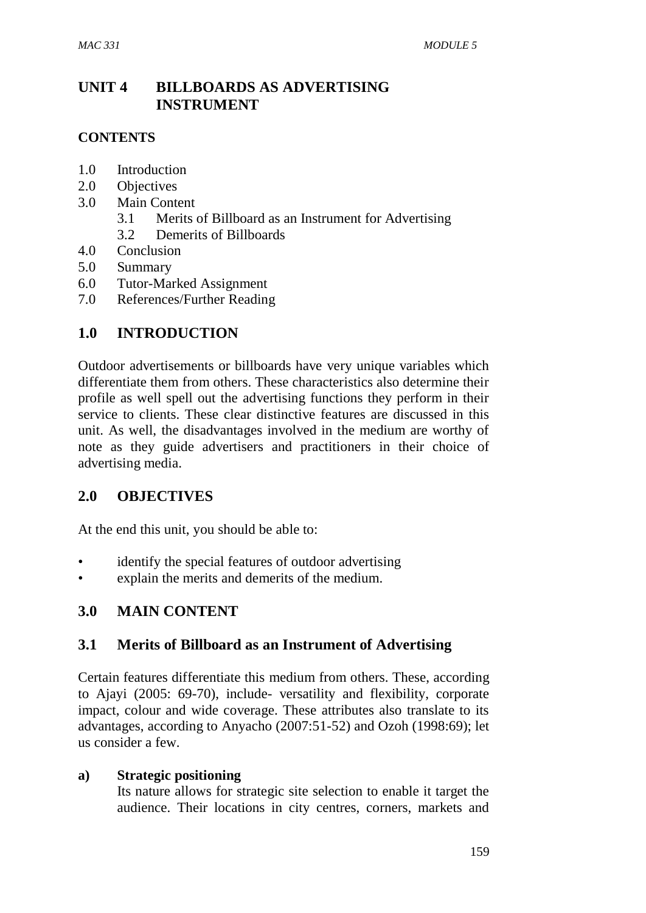# UNIT 4 BILLBOARDS AS ADVERTISING INSTRUMENT

## CONTENTS

1.0 Introduction
2.0 Objectives
3.0 Main Content
    3.1 Merits of Billboard as an Instrument for Advertising
    3.2 Demerits of Billboards
4.0 Conclusion
5.0 Summary
6.0 Tutor-Marked Assignment
7.0 References/Further Reading

## 1.0 INTRODUCTION

Outdoor advertisements or billboards have very unique variables which differentiate them from others. These characteristics also determine their profile as well spell out the advertising functions they perform in their service to clients. These clear distinctive features are discussed in this unit. As well, the disadvantages involved in the medium are worthy of note as they guide advertisers and practitioners in their choice of advertising media.

## 2.0 OBJECTIVES

At the end this unit, you should be able to:

- identify the special features of outdoor advertising
- explain the merits and demerits of the medium.

## 3.0 MAIN CONTENT

### 3.1 Merits of Billboard as an Instrument of Advertising

Certain features differentiate this medium from others. These, according to Ajayi (2005: 69-70), include- versatility and flexibility, corporate impact, colour and wide coverage. These attributes also translate to its advantages, according to Anyacho (2007:51-52) and Ozoh (1998:69); let us consider a few.

**a) Strategic positioning**

Its nature allows for strategic site selection to enable it target the audience. Their locations in city centres, corners, markets and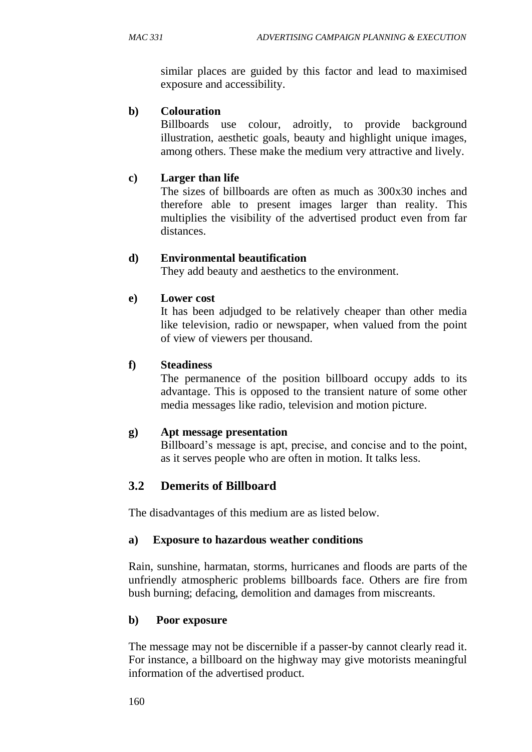similar places are guided by this factor and lead to maximised exposure and accessibility.

**b) Colouration**

Billboards use colour, adroitly, to provide background illustration, aesthetic goals, beauty and highlight unique images, among others. These make the medium very attractive and lively.

**c) Larger than life**

The sizes of billboards are often as much as 300x30 inches and therefore able to present images larger than reality. This multiplies the visibility of the advertised product even from far distances.

**d) Environmental beautification**

They add beauty and aesthetics to the environment.

**e) Lower cost**

It has been adjudged to be relatively cheaper than other media like television, radio or newspaper, when valued from the point of view of viewers per thousand.

**f) Steadiness**

The permanence of the position billboard occupy adds to its advantage. This is opposed to the transient nature of some other media messages like radio, television and motion picture.

**g) Apt message presentation**

Billboard's message is apt, precise, and concise and to the point, as it serves people who are often in motion. It talks less.

## 3.2 Demerits of Billboard

The disadvantages of this medium are as listed below.

**a) Exposure to hazardous weather conditions**

Rain, sunshine, harmatan, storms, hurricanes and floods are parts of the unfriendly atmospheric problems billboards face. Others are fire from bush burning; defacing, demolition and damages from miscreants.

**b) Poor exposure**

The message may not be discernible if a passer-by cannot clearly read it. For instance, a billboard on the highway may give motorists meaningful information of the advertised product.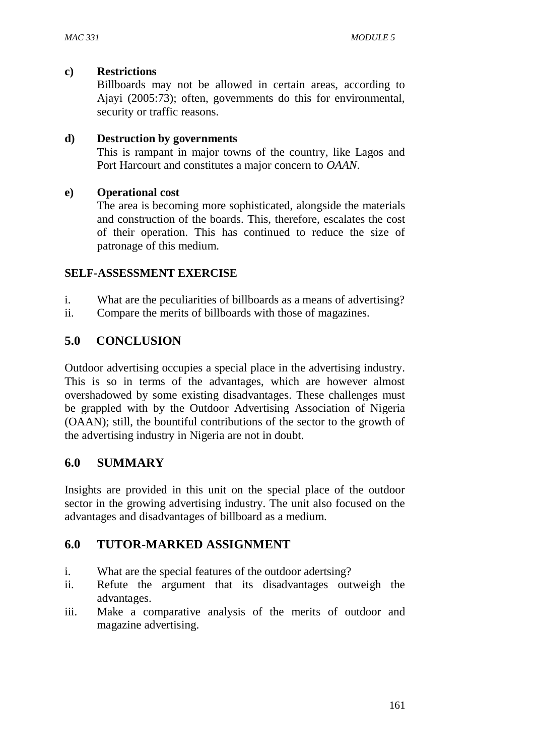**c) Restrictions**

Billboards may not be allowed in certain areas, according to Ajayi (2005:73); often, governments do this for environmental, security or traffic reasons.

**d) Destruction by governments**

This is rampant in major towns of the country, like Lagos and Port Harcourt and constitutes a major concern to *OAAN*.

**e) Operational cost**

The area is becoming more sophisticated, alongside the materials and construction of the boards. This, therefore, escalates the cost of their operation. This has continued to reduce the size of patronage of this medium.

**SELF-ASSESSMENT EXERCISE**

i. What are the peculiarities of billboards as a means of advertising?
ii. Compare the merits of billboards with those of magazines.

## 5.0 CONCLUSION

Outdoor advertising occupies a special place in the advertising industry. This is so in terms of the advantages, which are however almost overshadowed by some existing disadvantages. These challenges must be grappled with by the Outdoor Advertising Association of Nigeria (OAAN); still, the bountiful contributions of the sector to the growth of the advertising industry in Nigeria are not in doubt.

## 6.0 SUMMARY

Insights are provided in this unit on the special place of the outdoor sector in the growing advertising industry. The unit also focused on the advantages and disadvantages of billboard as a medium.

## 6.0 TUTOR-MARKED ASSIGNMENT

i. What are the special features of the outdoor adertsing?
ii. Refute the argument that its disadvantages outweigh the advantages.
iii. Make a comparative analysis of the merits of outdoor and magazine advertising.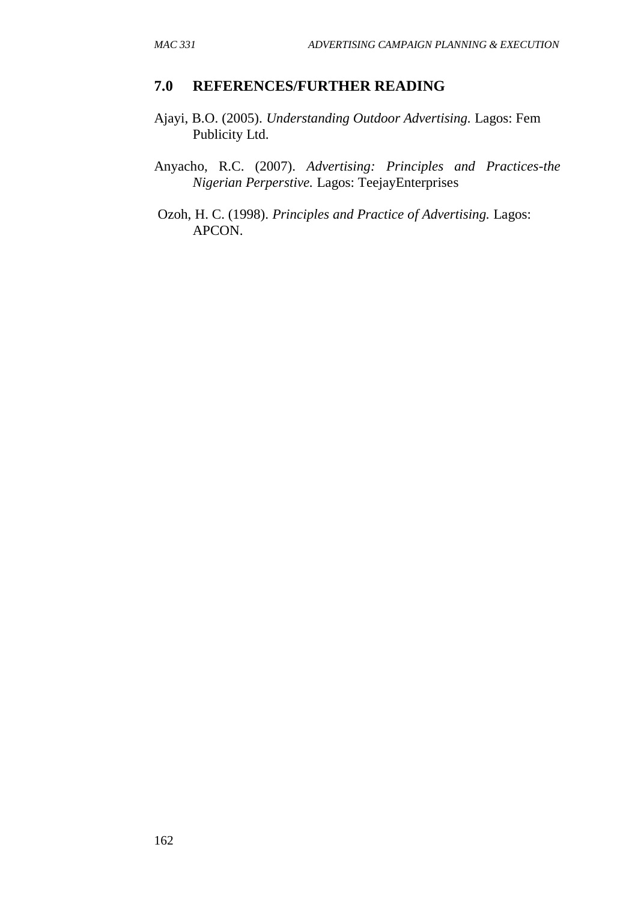## 7.0 REFERENCES/FURTHER READING

Ajayi, B.O. (2005). *Understanding Outdoor Advertising.* Lagos: Fem Publicity Ltd.

Anyacho, R.C. (2007). *Advertising: Principles and Practices-the Nigerian Perperstive.* Lagos: TeejayEnterprises

Ozoh, H. C. (1998). *Principles and Practice of Advertising.* Lagos: APCON.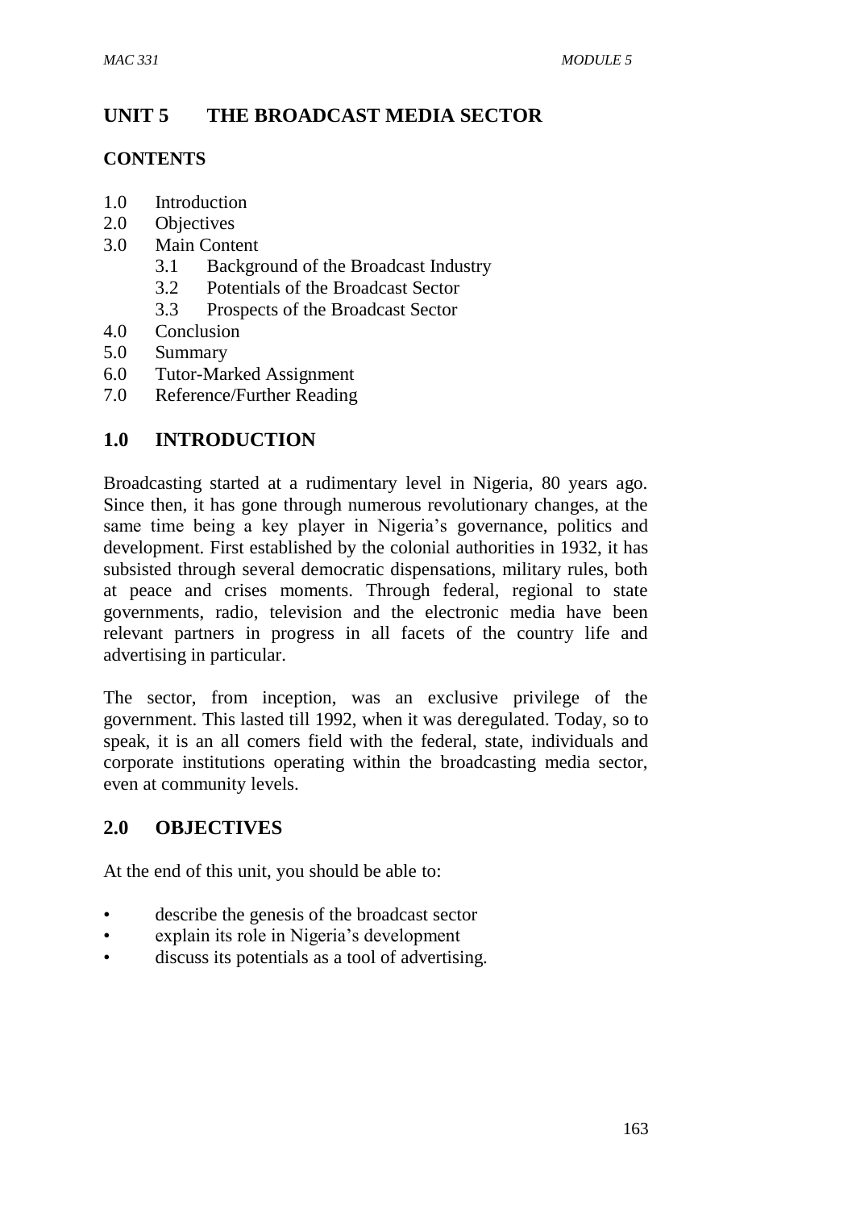# UNIT 5 THE BROADCAST MEDIA SECTOR

## CONTENTS

1.0 Introduction
2.0 Objectives
3.0 Main Content
  3.1 Background of the Broadcast Industry
  3.2 Potentials of the Broadcast Sector
  3.3 Prospects of the Broadcast Sector
4.0 Conclusion
5.0 Summary
6.0 Tutor-Marked Assignment
7.0 Reference/Further Reading

## 1.0 INTRODUCTION

Broadcasting started at a rudimentary level in Nigeria, 80 years ago. Since then, it has gone through numerous revolutionary changes, at the same time being a key player in Nigeria's governance, politics and development. First established by the colonial authorities in 1932, it has subsisted through several democratic dispensations, military rules, both at peace and crises moments. Through federal, regional to state governments, radio, television and the electronic media have been relevant partners in progress in all facets of the country life and advertising in particular.

The sector, from inception, was an exclusive privilege of the government. This lasted till 1992, when it was deregulated. Today, so to speak, it is an all comers field with the federal, state, individuals and corporate institutions operating within the broadcasting media sector, even at community levels.

## 2.0 OBJECTIVES

At the end of this unit, you should be able to:

- describe the genesis of the broadcast sector
- explain its role in Nigeria's development
- discuss its potentials as a tool of advertising.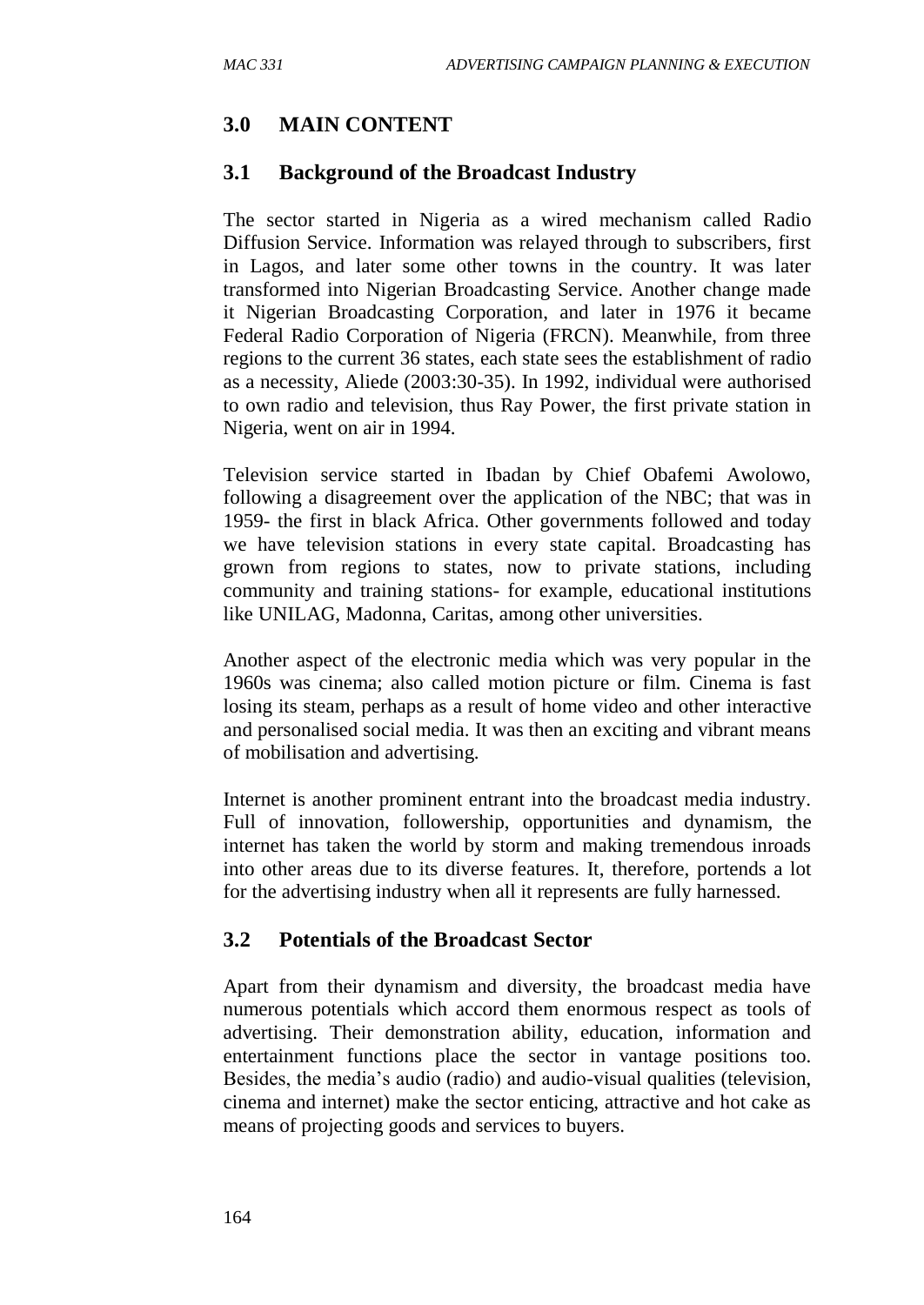## 3.0 MAIN CONTENT

### 3.1 Background of the Broadcast Industry

The sector started in Nigeria as a wired mechanism called Radio Diffusion Service. Information was relayed through to subscribers, first in Lagos, and later some other towns in the country. It was later transformed into Nigerian Broadcasting Service. Another change made it Nigerian Broadcasting Corporation, and later in 1976 it became Federal Radio Corporation of Nigeria (FRCN). Meanwhile, from three regions to the current 36 states, each state sees the establishment of radio as a necessity, Aliede (2003:30-35). In 1992, individual were authorised to own radio and television, thus Ray Power, the first private station in Nigeria, went on air in 1994.

Television service started in Ibadan by Chief Obafemi Awolowo, following a disagreement over the application of the NBC; that was in 1959- the first in black Africa. Other governments followed and today we have television stations in every state capital. Broadcasting has grown from regions to states, now to private stations, including community and training stations- for example, educational institutions like UNILAG, Madonna, Caritas, among other universities.

Another aspect of the electronic media which was very popular in the 1960s was cinema; also called motion picture or film. Cinema is fast losing its steam, perhaps as a result of home video and other interactive and personalised social media. It was then an exciting and vibrant means of mobilisation and advertising.

Internet is another prominent entrant into the broadcast media industry. Full of innovation, followership, opportunities and dynamism, the internet has taken the world by storm and making tremendous inroads into other areas due to its diverse features. It, therefore, portends a lot for the advertising industry when all it represents are fully harnessed.

### 3.2 Potentials of the Broadcast Sector

Apart from their dynamism and diversity, the broadcast media have numerous potentials which accord them enormous respect as tools of advertising. Their demonstration ability, education, information and entertainment functions place the sector in vantage positions too. Besides, the media's audio (radio) and audio-visual qualities (television, cinema and internet) make the sector enticing, attractive and hot cake as means of projecting goods and services to buyers.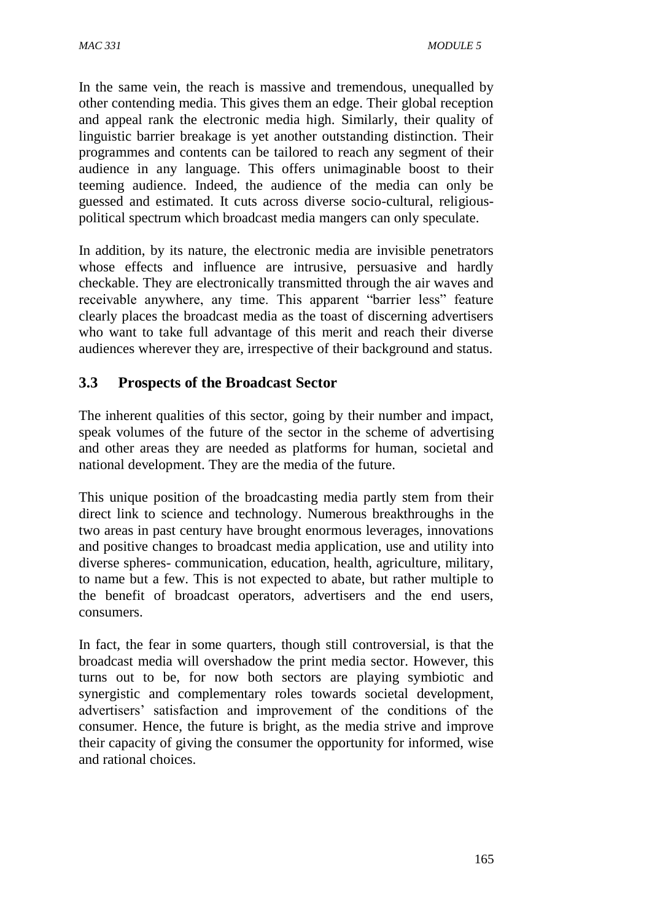In the same vein, the reach is massive and tremendous, unequalled by other contending media. This gives them an edge. Their global reception and appeal rank the electronic media high. Similarly, their quality of linguistic barrier breakage is yet another outstanding distinction. Their programmes and contents can be tailored to reach any segment of their audience in any language. This offers unimaginable boost to their teeming audience. Indeed, the audience of the media can only be guessed and estimated. It cuts across diverse socio-cultural, religious-political spectrum which broadcast media mangers can only speculate.

In addition, by its nature, the electronic media are invisible penetrators whose effects and influence are intrusive, persuasive and hardly checkable. They are electronically transmitted through the air waves and receivable anywhere, any time. This apparent "barrier less" feature clearly places the broadcast media as the toast of discerning advertisers who want to take full advantage of this merit and reach their diverse audiences wherever they are, irrespective of their background and status.

### 3.3 Prospects of the Broadcast Sector

The inherent qualities of this sector, going by their number and impact, speak volumes of the future of the sector in the scheme of advertising and other areas they are needed as platforms for human, societal and national development. They are the media of the future.

This unique position of the broadcasting media partly stem from their direct link to science and technology. Numerous breakthroughs in the two areas in past century have brought enormous leverages, innovations and positive changes to broadcast media application, use and utility into diverse spheres- communication, education, health, agriculture, military, to name but a few. This is not expected to abate, but rather multiple to the benefit of broadcast operators, advertisers and the end users, consumers.

In fact, the fear in some quarters, though still controversial, is that the broadcast media will overshadow the print media sector. However, this turns out to be, for now both sectors are playing symbiotic and synergistic and complementary roles towards societal development, advertisers' satisfaction and improvement of the conditions of the consumer. Hence, the future is bright, as the media strive and improve their capacity of giving the consumer the opportunity for informed, wise and rational choices.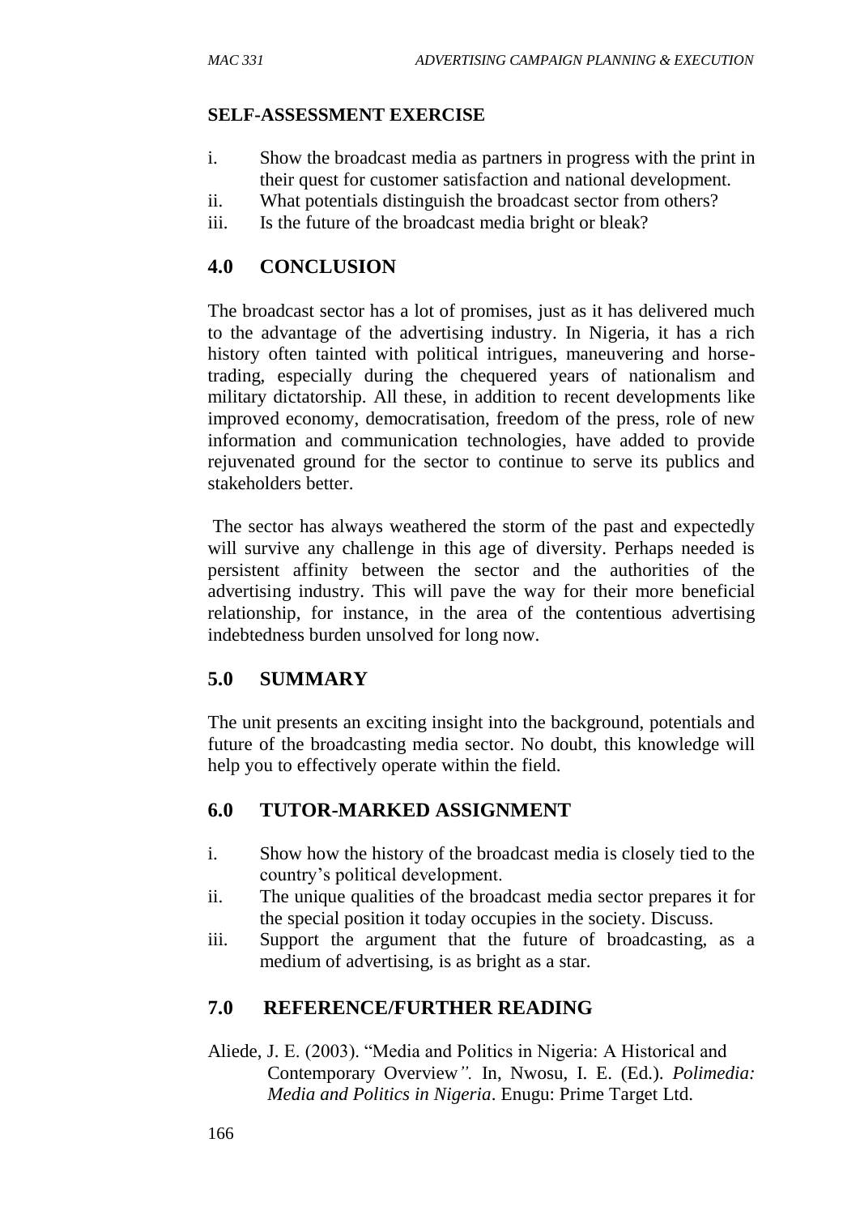**SELF-ASSESSMENT EXERCISE**

i. Show the broadcast media as partners in progress with the print in their quest for customer satisfaction and national development.
ii. What potentials distinguish the broadcast sector from others?
iii. Is the future of the broadcast media bright or bleak?

## 4.0 CONCLUSION

The broadcast sector has a lot of promises, just as it has delivered much to the advantage of the advertising industry. In Nigeria, it has a rich history often tainted with political intrigues, maneuvering and horse-trading, especially during the chequered years of nationalism and military dictatorship. All these, in addition to recent developments like improved economy, democratisation, freedom of the press, role of new information and communication technologies, have added to provide rejuvenated ground for the sector to continue to serve its publics and stakeholders better.

The sector has always weathered the storm of the past and expectedly will survive any challenge in this age of diversity. Perhaps needed is persistent affinity between the sector and the authorities of the advertising industry. This will pave the way for their more beneficial relationship, for instance, in the area of the contentious advertising indebtedness burden unsolved for long now.

## 5.0 SUMMARY

The unit presents an exciting insight into the background, potentials and future of the broadcasting media sector. No doubt, this knowledge will help you to effectively operate within the field.

## 6.0 TUTOR-MARKED ASSIGNMENT

i. Show how the history of the broadcast media is closely tied to the country's political development.
ii. The unique qualities of the broadcast media sector prepares it for the special position it today occupies in the society. Discuss.
iii. Support the argument that the future of broadcasting, as a medium of advertising, is as bright as a star.

## 7.0 REFERENCE/FURTHER READING

Aliede, J. E. (2003). "Media and Politics in Nigeria: A Historical and Contemporary Overview*"*. In, Nwosu, I. E. (Ed.). *Polimedia: Media and Politics in Nigeria*. Enugu: Prime Target Ltd.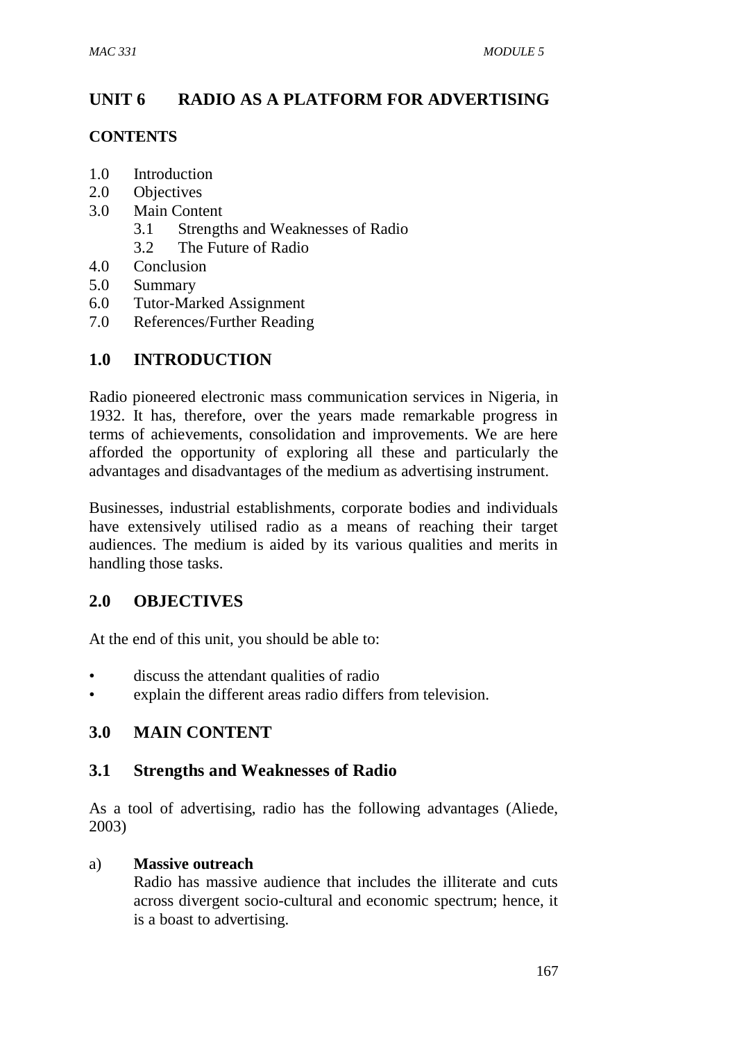# UNIT 6 RADIO AS A PLATFORM FOR ADVERTISING

## CONTENTS

1.0 Introduction
2.0 Objectives
3.0 Main Content
    3.1 Strengths and Weaknesses of Radio
    3.2 The Future of Radio
4.0 Conclusion
5.0 Summary
6.0 Tutor-Marked Assignment
7.0 References/Further Reading

## 1.0 INTRODUCTION

Radio pioneered electronic mass communication services in Nigeria, in 1932. It has, therefore, over the years made remarkable progress in terms of achievements, consolidation and improvements. We are here afforded the opportunity of exploring all these and particularly the advantages and disadvantages of the medium as advertising instrument.

Businesses, industrial establishments, corporate bodies and individuals have extensively utilised radio as a means of reaching their target audiences. The medium is aided by its various qualities and merits in handling those tasks.

## 2.0 OBJECTIVES

At the end of this unit, you should be able to:

- discuss the attendant qualities of radio
- explain the different areas radio differs from television.

## 3.0 MAIN CONTENT

### 3.1 Strengths and Weaknesses of Radio

As a tool of advertising, radio has the following advantages (Aliede, 2003)

a) **Massive outreach**
   Radio has massive audience that includes the illiterate and cuts across divergent socio-cultural and economic spectrum; hence, it is a boast to advertising.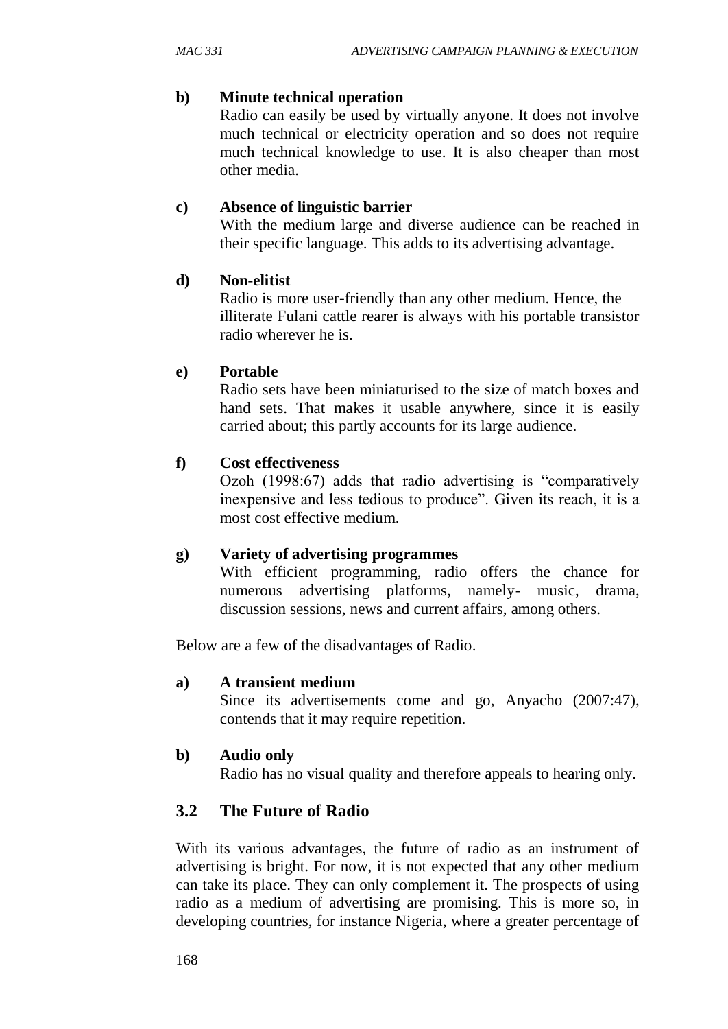**b) Minute technical operation**

Radio can easily be used by virtually anyone. It does not involve much technical or electricity operation and so does not require much technical knowledge to use. It is also cheaper than most other media.

**c) Absence of linguistic barrier**

With the medium large and diverse audience can be reached in their specific language. This adds to its advertising advantage.

**d) Non-elitist**

Radio is more user-friendly than any other medium. Hence, the illiterate Fulani cattle rearer is always with his portable transistor radio wherever he is.

**e) Portable**

Radio sets have been miniaturised to the size of match boxes and hand sets. That makes it usable anywhere, since it is easily carried about; this partly accounts for its large audience.

**f) Cost effectiveness**

Ozoh (1998:67) adds that radio advertising is "comparatively inexpensive and less tedious to produce". Given its reach, it is a most cost effective medium.

**g) Variety of advertising programmes**

With efficient programming, radio offers the chance for numerous advertising platforms, namely- music, drama, discussion sessions, news and current affairs, among others.

Below are a few of the disadvantages of Radio.

**a) A transient medium**

Since its advertisements come and go, Anyacho (2007:47), contends that it may require repetition.

**b) Audio only**

Radio has no visual quality and therefore appeals to hearing only.

## 3.2 The Future of Radio

With its various advantages, the future of radio as an instrument of advertising is bright. For now, it is not expected that any other medium can take its place. They can only complement it. The prospects of using radio as a medium of advertising are promising. This is more so, in developing countries, for instance Nigeria, where a greater percentage of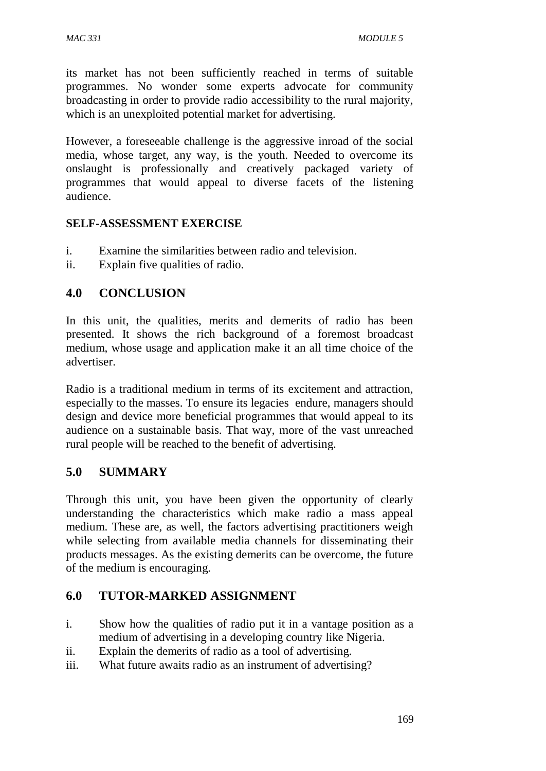its market has not been sufficiently reached in terms of suitable programmes. No wonder some experts advocate for community broadcasting in order to provide radio accessibility to the rural majority, which is an unexploited potential market for advertising.

However, a foreseeable challenge is the aggressive inroad of the social media, whose target, any way, is the youth. Needed to overcome its onslaught is professionally and creatively packaged variety of programmes that would appeal to diverse facets of the listening audience.

**SELF-ASSESSMENT EXERCISE**

i. Examine the similarities between radio and television.
ii. Explain five qualities of radio.

## 4.0 CONCLUSION

In this unit, the qualities, merits and demerits of radio has been presented. It shows the rich background of a foremost broadcast medium, whose usage and application make it an all time choice of the advertiser.

Radio is a traditional medium in terms of its excitement and attraction, especially to the masses. To ensure its legacies endure, managers should design and device more beneficial programmes that would appeal to its audience on a sustainable basis. That way, more of the vast unreached rural people will be reached to the benefit of advertising.

## 5.0 SUMMARY

Through this unit, you have been given the opportunity of clearly understanding the characteristics which make radio a mass appeal medium. These are, as well, the factors advertising practitioners weigh while selecting from available media channels for disseminating their products messages. As the existing demerits can be overcome, the future of the medium is encouraging.

## 6.0 TUTOR-MARKED ASSIGNMENT

i. Show how the qualities of radio put it in a vantage position as a medium of advertising in a developing country like Nigeria.
ii. Explain the demerits of radio as a tool of advertising.
iii. What future awaits radio as an instrument of advertising?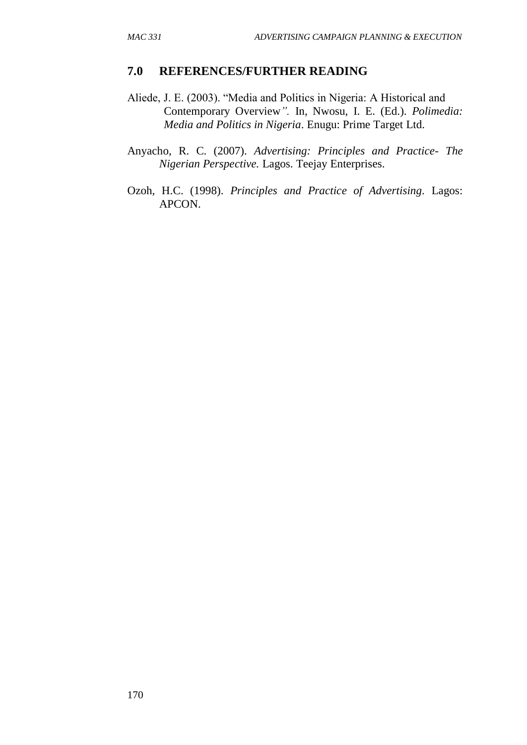## 7.0 REFERENCES/FURTHER READING

Aliede, J. E. (2003). "Media and Politics in Nigeria: A Historical and Contemporary Overview*"*. In, Nwosu, I. E. (Ed.). *Polimedia: Media and Politics in Nigeria*. Enugu: Prime Target Ltd.

Anyacho, R. C. (2007). *Advertising: Principles and Practice- The Nigerian Perspective.* Lagos. Teejay Enterprises.

Ozoh, H.C. (1998). *Principles and Practice of Advertising*. Lagos: APCON.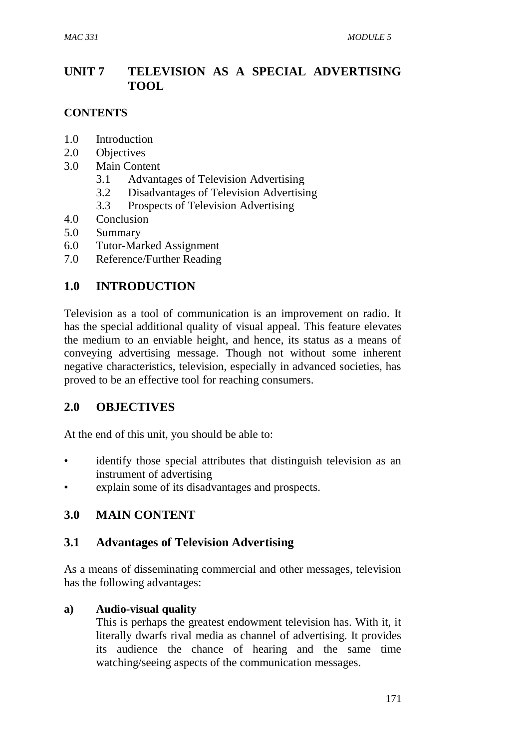# UNIT 7 TELEVISION AS A SPECIAL ADVERTISING TOOL

**CONTENTS**

1.0 Introduction
2.0 Objectives
3.0 Main Content
    3.1 Advantages of Television Advertising
    3.2 Disadvantages of Television Advertising
    3.3 Prospects of Television Advertising
4.0 Conclusion
5.0 Summary
6.0 Tutor-Marked Assignment
7.0 Reference/Further Reading

## 1.0 INTRODUCTION

Television as a tool of communication is an improvement on radio. It has the special additional quality of visual appeal. This feature elevates the medium to an enviable height, and hence, its status as a means of conveying advertising message. Though not without some inherent negative characteristics, television, especially in advanced societies, has proved to be an effective tool for reaching consumers.

## 2.0 OBJECTIVES

At the end of this unit, you should be able to:

- identify those special attributes that distinguish television as an instrument of advertising
- explain some of its disadvantages and prospects.

## 3.0 MAIN CONTENT

### 3.1 Advantages of Television Advertising

As a means of disseminating commercial and other messages, television has the following advantages:

**a) Audio-visual quality**

This is perhaps the greatest endowment television has. With it, it literally dwarfs rival media as channel of advertising. It provides its audience the chance of hearing and the same time watching/seeing aspects of the communication messages.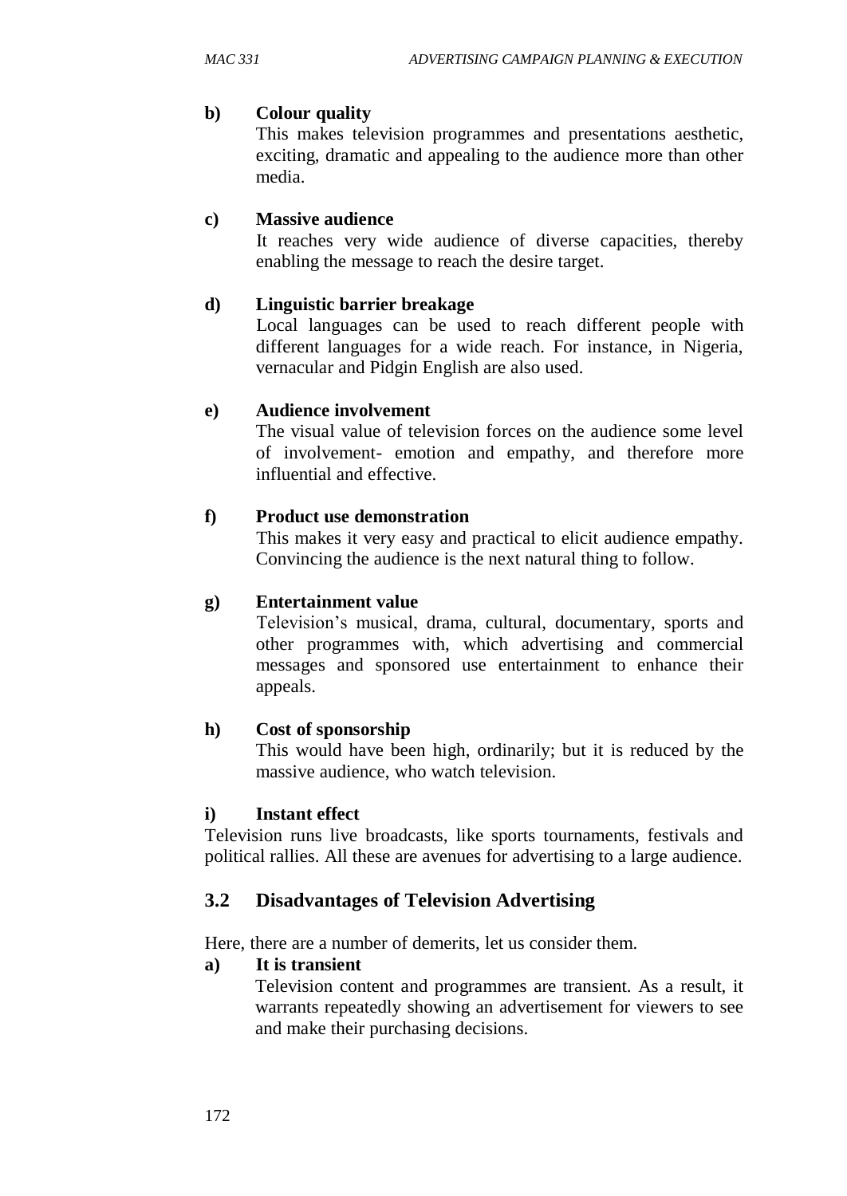**b) Colour quality**

This makes television programmes and presentations aesthetic, exciting, dramatic and appealing to the audience more than other media.

**c) Massive audience**

It reaches very wide audience of diverse capacities, thereby enabling the message to reach the desire target.

**d) Linguistic barrier breakage**

Local languages can be used to reach different people with different languages for a wide reach. For instance, in Nigeria, vernacular and Pidgin English are also used.

**e) Audience involvement**

The visual value of television forces on the audience some level of involvement- emotion and empathy, and therefore more influential and effective.

**f) Product use demonstration**

This makes it very easy and practical to elicit audience empathy. Convincing the audience is the next natural thing to follow.

**g) Entertainment value**

Television's musical, drama, cultural, documentary, sports and other programmes with, which advertising and commercial messages and sponsored use entertainment to enhance their appeals.

**h) Cost of sponsorship**

This would have been high, ordinarily; but it is reduced by the massive audience, who watch television.

**i) Instant effect**

Television runs live broadcasts, like sports tournaments, festivals and political rallies. All these are avenues for advertising to a large audience.

## 3.2 Disadvantages of Television Advertising

Here, there are a number of demerits, let us consider them.

**a) It is transient**

Television content and programmes are transient. As a result, it warrants repeatedly showing an advertisement for viewers to see and make their purchasing decisions.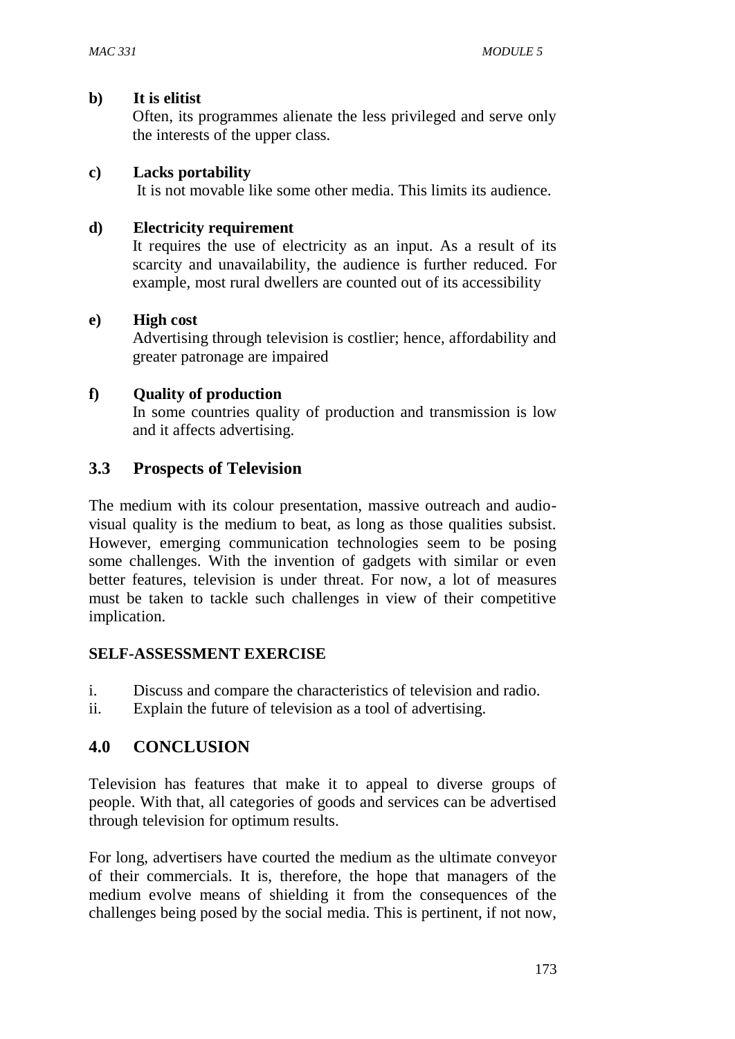**b) It is elitist**
Often, its programmes alienate the less privileged and serve only the interests of the upper class.

**c) Lacks portability**
It is not movable like some other media. This limits its audience.

**d) Electricity requirement**
It requires the use of electricity as an input. As a result of its scarcity and unavailability, the audience is further reduced. For example, most rural dwellers are counted out of its accessibility

**e) High cost**
Advertising through television is costlier; hence, affordability and greater patronage are impaired

**f) Quality of production**
In some countries quality of production and transmission is low and it affects advertising.

## 3.3 Prospects of Television

The medium with its colour presentation, massive outreach and audio-visual quality is the medium to beat, as long as those qualities subsist. However, emerging communication technologies seem to be posing some challenges. With the invention of gadgets with similar or even better features, television is under threat. For now, a lot of measures must be taken to tackle such challenges in view of their competitive implication.

**SELF-ASSESSMENT EXERCISE**

i. Discuss and compare the characteristics of television and radio.
ii. Explain the future of television as a tool of advertising.

## 4.0 CONCLUSION

Television has features that make it to appeal to diverse groups of people. With that, all categories of goods and services can be advertised through television for optimum results.

For long, advertisers have courted the medium as the ultimate conveyor of their commercials. It is, therefore, the hope that managers of the medium evolve means of shielding it from the consequences of the challenges being posed by the social media. This is pertinent, if not now,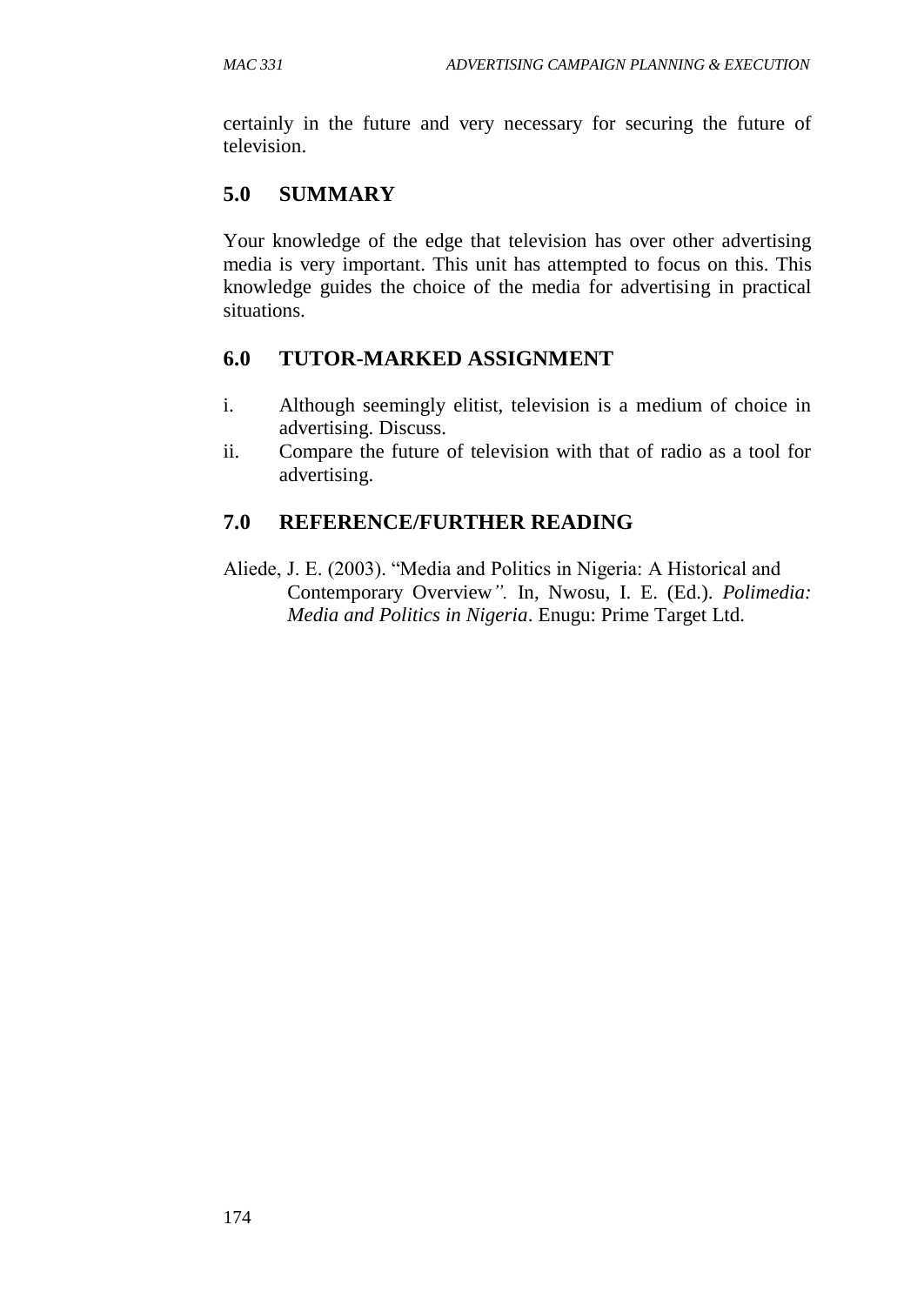certainly in the future and very necessary for securing the future of television.

## 5.0 SUMMARY

Your knowledge of the edge that television has over other advertising media is very important. This unit has attempted to focus on this. This knowledge guides the choice of the media for advertising in practical situations.

## 6.0 TUTOR-MARKED ASSIGNMENT

i. Although seemingly elitist, television is a medium of choice in advertising. Discuss.
ii. Compare the future of television with that of radio as a tool for advertising.

## 7.0 REFERENCE/FURTHER READING

Aliede, J. E. (2003). "Media and Politics in Nigeria: A Historical and Contemporary Overview*"*. In, Nwosu, I. E. (Ed.). *Polimedia: Media and Politics in Nigeria*. Enugu: Prime Target Ltd.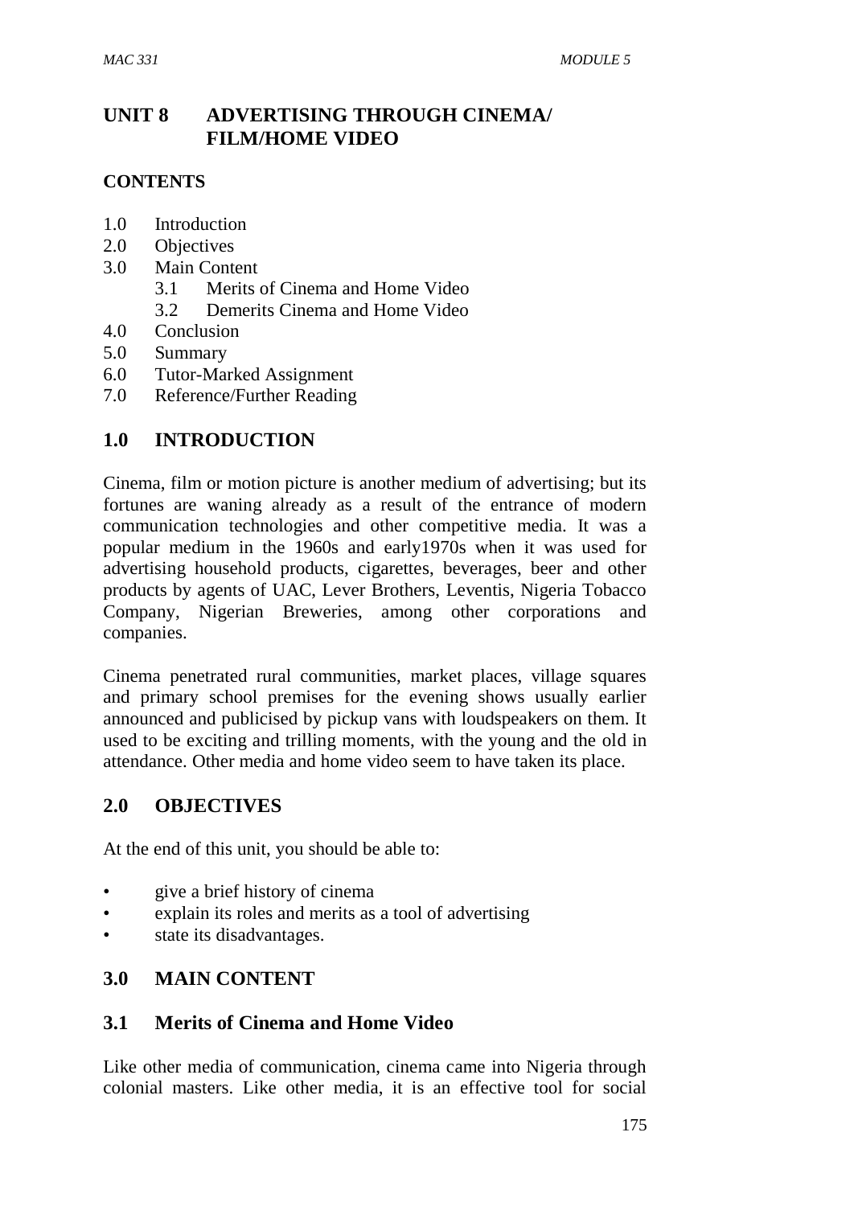# UNIT 8 ADVERTISING THROUGH CINEMA/ FILM/HOME VIDEO

## CONTENTS

1.0 Introduction
2.0 Objectives
3.0 Main Content
  3.1 Merits of Cinema and Home Video
  3.2 Demerits Cinema and Home Video
4.0 Conclusion
5.0 Summary
6.0 Tutor-Marked Assignment
7.0 Reference/Further Reading

## 1.0 INTRODUCTION

Cinema, film or motion picture is another medium of advertising; but its fortunes are waning already as a result of the entrance of modern communication technologies and other competitive media. It was a popular medium in the 1960s and early1970s when it was used for advertising household products, cigarettes, beverages, beer and other products by agents of UAC, Lever Brothers, Leventis, Nigeria Tobacco Company, Nigerian Breweries, among other corporations and companies.

Cinema penetrated rural communities, market places, village squares and primary school premises for the evening shows usually earlier announced and publicised by pickup vans with loudspeakers on them. It used to be exciting and trilling moments, with the young and the old in attendance. Other media and home video seem to have taken its place.

## 2.0 OBJECTIVES

At the end of this unit, you should be able to:

- give a brief history of cinema
- explain its roles and merits as a tool of advertising
- state its disadvantages.

## 3.0 MAIN CONTENT

### 3.1 Merits of Cinema and Home Video

Like other media of communication, cinema came into Nigeria through colonial masters. Like other media, it is an effective tool for social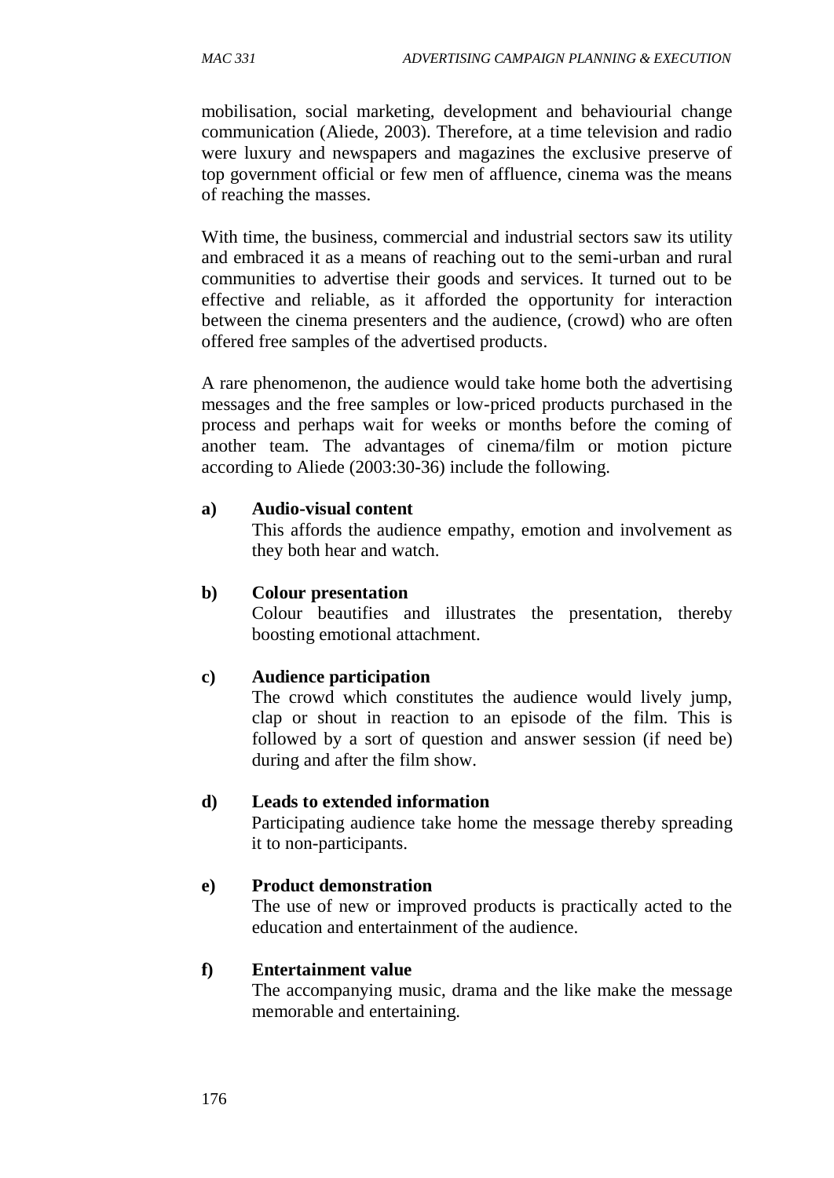mobilisation, social marketing, development and behaviourial change communication (Aliede, 2003). Therefore, at a time television and radio were luxury and newspapers and magazines the exclusive preserve of top government official or few men of affluence, cinema was the means of reaching the masses.

With time, the business, commercial and industrial sectors saw its utility and embraced it as a means of reaching out to the semi-urban and rural communities to advertise their goods and services. It turned out to be effective and reliable, as it afforded the opportunity for interaction between the cinema presenters and the audience, (crowd) who are often offered free samples of the advertised products.

A rare phenomenon, the audience would take home both the advertising messages and the free samples or low-priced products purchased in the process and perhaps wait for weeks or months before the coming of another team. The advantages of cinema/film or motion picture according to Aliede (2003:30-36) include the following.

**a) Audio-visual content**
This affords the audience empathy, emotion and involvement as they both hear and watch.

**b) Colour presentation**
Colour beautifies and illustrates the presentation, thereby boosting emotional attachment.

**c) Audience participation**
The crowd which constitutes the audience would lively jump, clap or shout in reaction to an episode of the film. This is followed by a sort of question and answer session (if need be) during and after the film show.

**d) Leads to extended information**
Participating audience take home the message thereby spreading it to non-participants.

**e) Product demonstration**
The use of new or improved products is practically acted to the education and entertainment of the audience.

**f) Entertainment value**
The accompanying music, drama and the like make the message memorable and entertaining.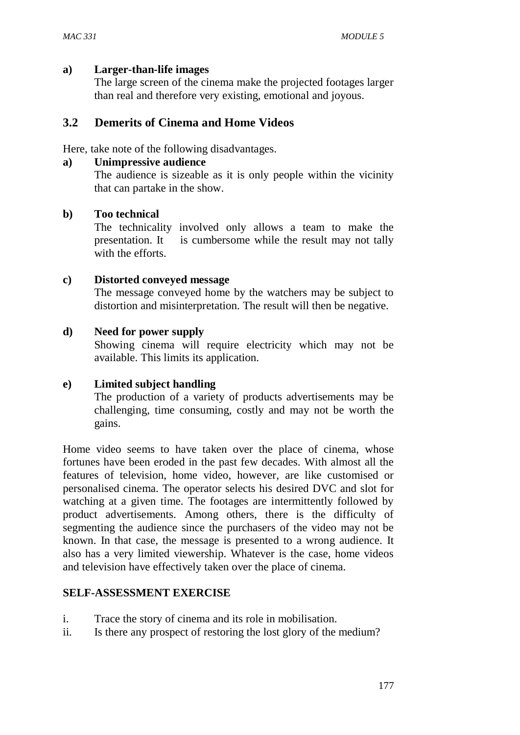**a) Larger-than-life images**

The large screen of the cinema make the projected footages larger than real and therefore very existing, emotional and joyous.

## 3.2 Demerits of Cinema and Home Videos

Here, take note of the following disadvantages.

**a) Unimpressive audience**

The audience is sizeable as it is only people within the vicinity that can partake in the show.

**b) Too technical**

The technicality involved only allows a team to make the presentation. It is cumbersome while the result may not tally with the efforts.

**c) Distorted conveyed message**

The message conveyed home by the watchers may be subject to distortion and misinterpretation. The result will then be negative.

**d) Need for power supply**

Showing cinema will require electricity which may not be available. This limits its application.

**e) Limited subject handling**

The production of a variety of products advertisements may be challenging, time consuming, costly and may not be worth the gains.

Home video seems to have taken over the place of cinema, whose fortunes have been eroded in the past few decades. With almost all the features of television, home video, however, are like customised or personalised cinema. The operator selects his desired DVC and slot for watching at a given time. The footages are intermittently followed by product advertisements. Among others, there is the difficulty of segmenting the audience since the purchasers of the video may not be known. In that case, the message is presented to a wrong audience. It also has a very limited viewership. Whatever is the case, home videos and television have effectively taken over the place of cinema.

**SELF-ASSESSMENT EXERCISE**

i. Trace the story of cinema and its role in mobilisation.
ii. Is there any prospect of restoring the lost glory of the medium?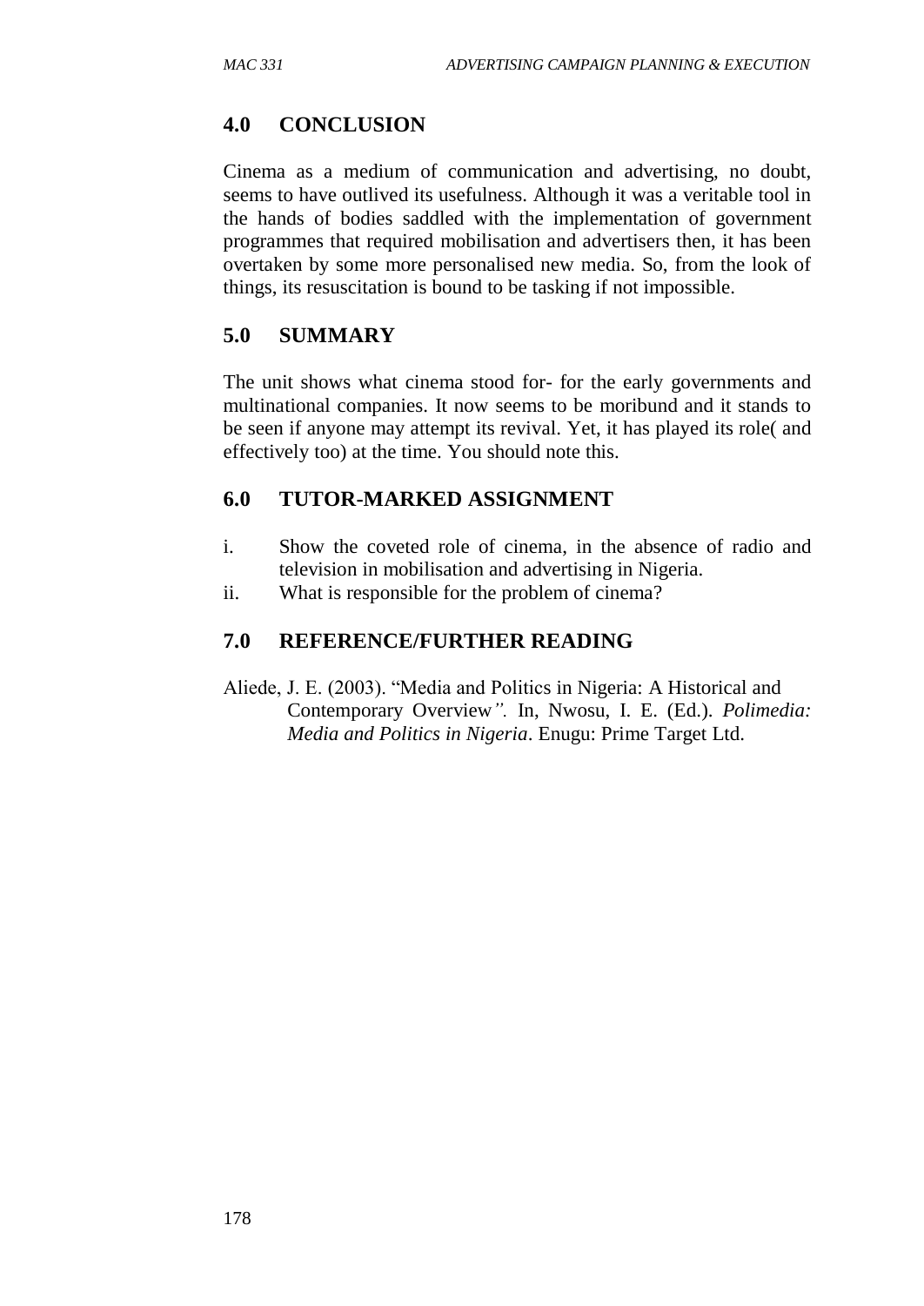## 4.0 CONCLUSION

Cinema as a medium of communication and advertising, no doubt, seems to have outlived its usefulness. Although it was a veritable tool in the hands of bodies saddled with the implementation of government programmes that required mobilisation and advertisers then, it has been overtaken by some more personalised new media. So, from the look of things, its resuscitation is bound to be tasking if not impossible.

## 5.0 SUMMARY

The unit shows what cinema stood for- for the early governments and multinational companies. It now seems to be moribund and it stands to be seen if anyone may attempt its revival. Yet, it has played its role( and effectively too) at the time. You should note this.

## 6.0 TUTOR-MARKED ASSIGNMENT

i. Show the coveted role of cinema, in the absence of radio and television in mobilisation and advertising in Nigeria.

ii. What is responsible for the problem of cinema?

## 7.0 REFERENCE/FURTHER READING

Aliede, J. E. (2003). "Media and Politics in Nigeria: A Historical and Contemporary Overview*".* In, Nwosu, I. E. (Ed.). *Polimedia: Media and Politics in Nigeria*. Enugu: Prime Target Ltd.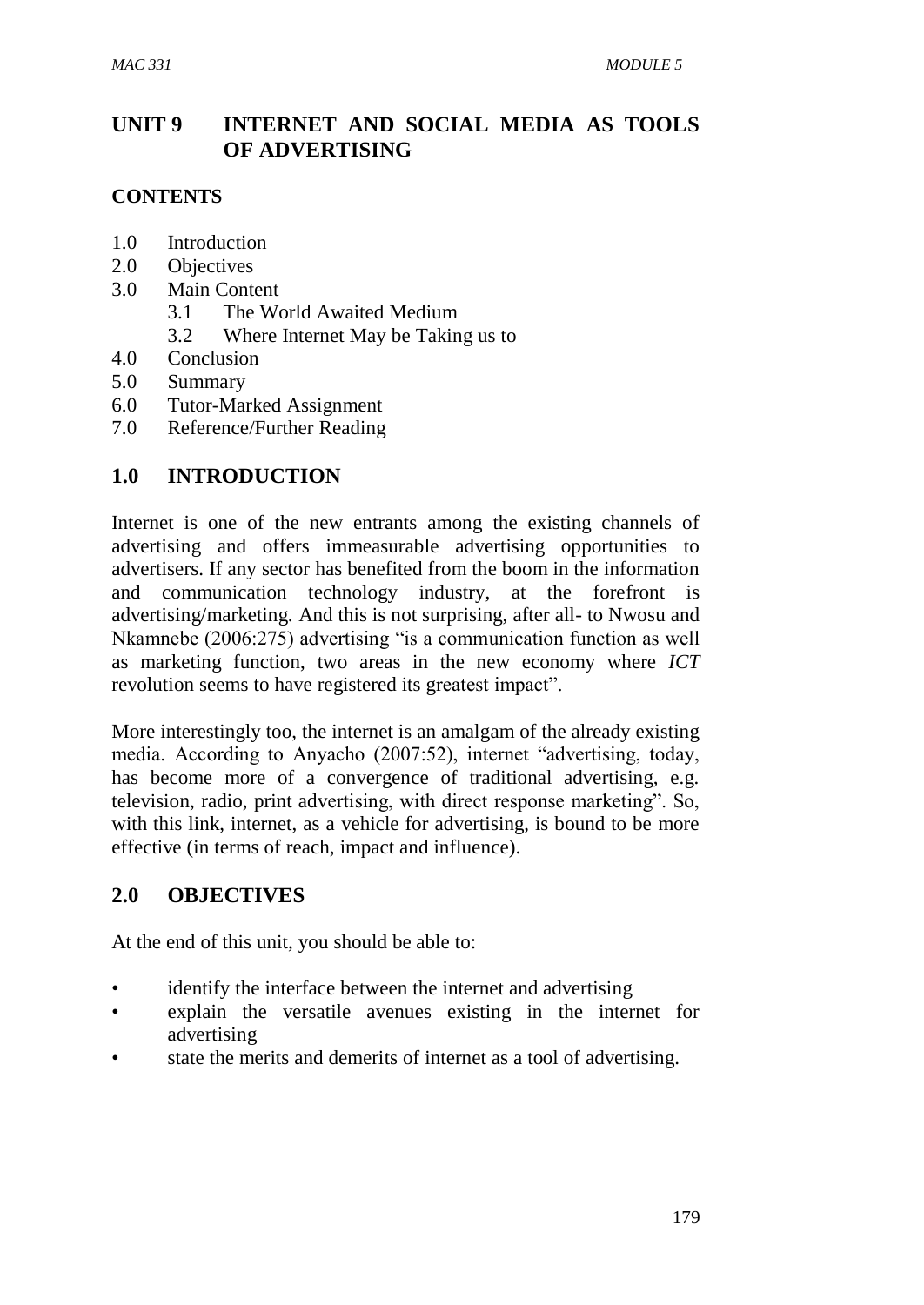## UNIT 9 INTERNET AND SOCIAL MEDIA AS TOOLS OF ADVERTISING

### CONTENTS

- 1.0 Introduction
- 2.0 Objectives
- 3.0 Main Content
  - 3.1 The World Awaited Medium
  - 3.2 Where Internet May be Taking us to
- 4.0 Conclusion
- 5.0 Summary
- 6.0 Tutor-Marked Assignment
- 7.0 Reference/Further Reading

### 1.0 INTRODUCTION

Internet is one of the new entrants among the existing channels of advertising and offers immeasurable advertising opportunities to advertisers. If any sector has benefited from the boom in the information and communication technology industry, at the forefront is advertising/marketing. And this is not surprising, after all- to Nwosu and Nkamnebe (2006:275) advertising "is a communication function as well as marketing function, two areas in the new economy where *ICT* revolution seems to have registered its greatest impact".

More interestingly too, the internet is an amalgam of the already existing media. According to Anyacho (2007:52), internet "advertising, today, has become more of a convergence of traditional advertising, e.g. television, radio, print advertising, with direct response marketing". So, with this link, internet, as a vehicle for advertising, is bound to be more effective (in terms of reach, impact and influence).

### 2.0 OBJECTIVES

At the end of this unit, you should be able to:

- identify the interface between the internet and advertising
- explain the versatile avenues existing in the internet for advertising
- state the merits and demerits of internet as a tool of advertising.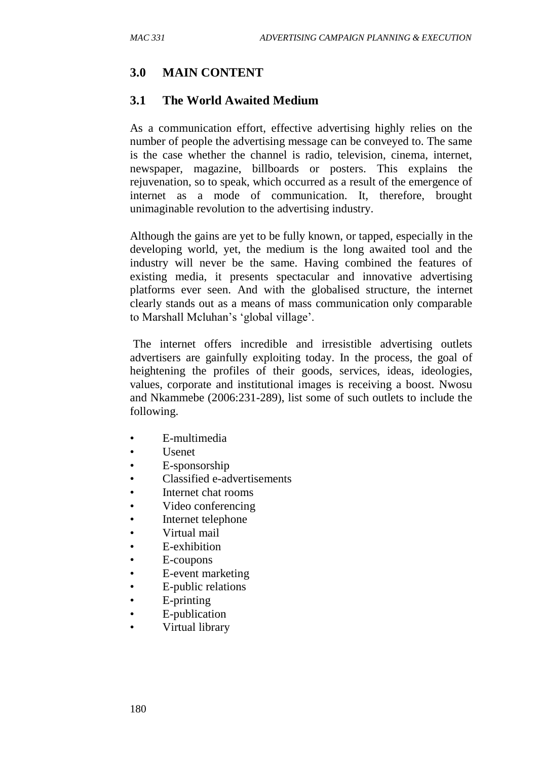## 3.0 MAIN CONTENT

### 3.1 The World Awaited Medium

As a communication effort, effective advertising highly relies on the number of people the advertising message can be conveyed to. The same is the case whether the channel is radio, television, cinema, internet, newspaper, magazine, billboards or posters. This explains the rejuvenation, so to speak, which occurred as a result of the emergence of internet as a mode of communication. It, therefore, brought unimaginable revolution to the advertising industry.

Although the gains are yet to be fully known, or tapped, especially in the developing world, yet, the medium is the long awaited tool and the industry will never be the same. Having combined the features of existing media, it presents spectacular and innovative advertising platforms ever seen. And with the globalised structure, the internet clearly stands out as a means of mass communication only comparable to Marshall Mcluhan's 'global village'.

The internet offers incredible and irresistible advertising outlets advertisers are gainfully exploiting today. In the process, the goal of heightening the profiles of their goods, services, ideas, ideologies, values, corporate and institutional images is receiving a boost. Nwosu and Nkammebe (2006:231-289), list some of such outlets to include the following.

- E-multimedia
- Usenet
- E-sponsorship
- Classified e-advertisements
- Internet chat rooms
- Video conferencing
- Internet telephone
- Virtual mail
- E-exhibition
- E-coupons
- E-event marketing
- E-public relations
- E-printing
- E-publication
- Virtual library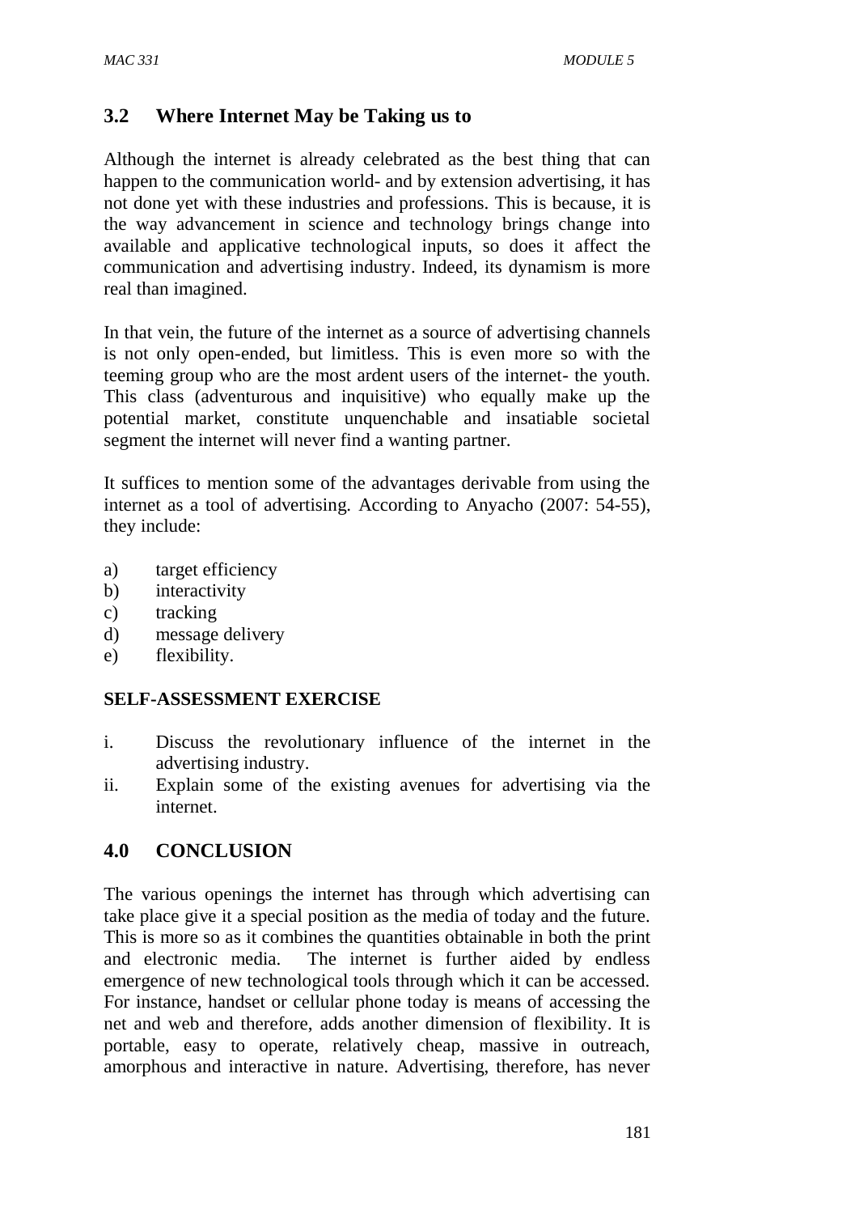### 3.2 Where Internet May be Taking us to

Although the internet is already celebrated as the best thing that can happen to the communication world- and by extension advertising, it has not done yet with these industries and professions. This is because, it is the way advancement in science and technology brings change into available and applicative technological inputs, so does it affect the communication and advertising industry. Indeed, its dynamism is more real than imagined.

In that vein, the future of the internet as a source of advertising channels is not only open-ended, but limitless. This is even more so with the teeming group who are the most ardent users of the internet- the youth. This class (adventurous and inquisitive) who equally make up the potential market, constitute unquenchable and insatiable societal segment the internet will never find a wanting partner.

It suffices to mention some of the advantages derivable from using the internet as a tool of advertising. According to Anyacho (2007: 54-55), they include:

a) target efficiency
b) interactivity
c) tracking
d) message delivery
e) flexibility.

**SELF-ASSESSMENT EXERCISE**

i. Discuss the revolutionary influence of the internet in the advertising industry.
ii. Explain some of the existing avenues for advertising via the internet.

## 4.0 CONCLUSION

The various openings the internet has through which advertising can take place give it a special position as the media of today and the future. This is more so as it combines the quantities obtainable in both the print and electronic media. The internet is further aided by endless emergence of new technological tools through which it can be accessed. For instance, handset or cellular phone today is means of accessing the net and web and therefore, adds another dimension of flexibility. It is portable, easy to operate, relatively cheap, massive in outreach, amorphous and interactive in nature. Advertising, therefore, has never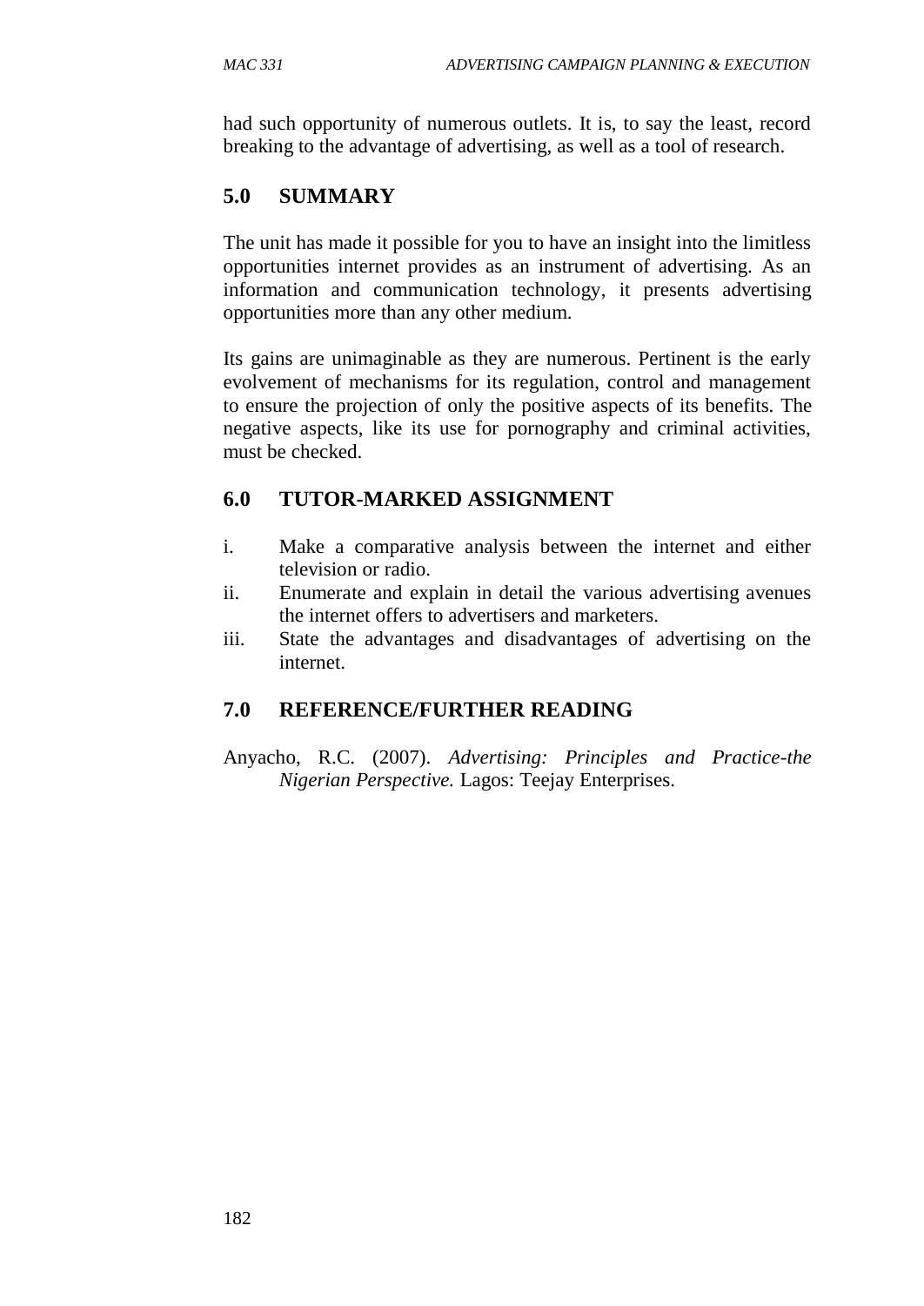had such opportunity of numerous outlets. It is, to say the least, record breaking to the advantage of advertising, as well as a tool of research.

## 5.0 SUMMARY

The unit has made it possible for you to have an insight into the limitless opportunities internet provides as an instrument of advertising. As an information and communication technology, it presents advertising opportunities more than any other medium.

Its gains are unimaginable as they are numerous. Pertinent is the early evolvement of mechanisms for its regulation, control and management to ensure the projection of only the positive aspects of its benefits. The negative aspects, like its use for pornography and criminal activities, must be checked.

## 6.0 TUTOR-MARKED ASSIGNMENT

i. Make a comparative analysis between the internet and either television or radio.
ii. Enumerate and explain in detail the various advertising avenues the internet offers to advertisers and marketers.
iii. State the advantages and disadvantages of advertising on the internet.

## 7.0 REFERENCE/FURTHER READING

Anyacho, R.C. (2007). *Advertising: Principles and Practice-the Nigerian Perspective.* Lagos: Teejay Enterprises.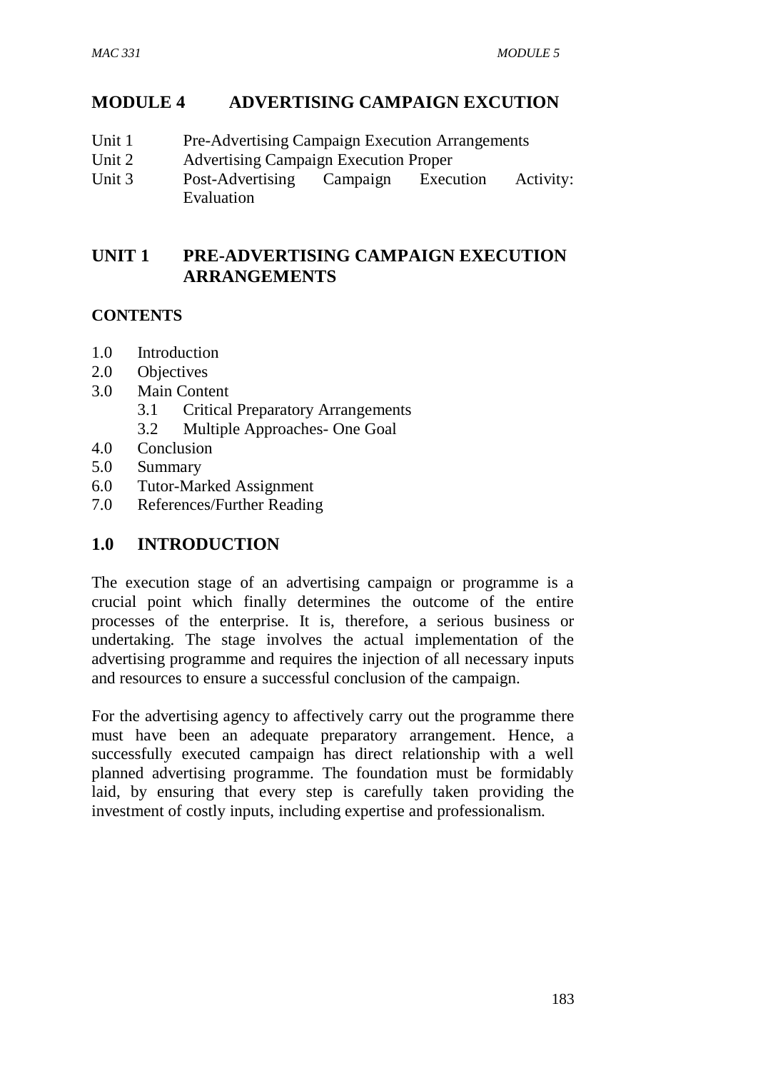# MODULE 4 ADVERTISING CAMPAIGN EXCUTION

- Unit 1 Pre-Advertising Campaign Execution Arrangements
- Unit 2 Advertising Campaign Execution Proper
- Unit 3 Post-Advertising Campaign Execution Activity: Evaluation

## UNIT 1 PRE-ADVERTISING CAMPAIGN EXECUTION ARRANGEMENTS

**CONTENTS**

- 1.0 Introduction
- 2.0 Objectives
- 3.0 Main Content
    - 3.1 Critical Preparatory Arrangements
    - 3.2 Multiple Approaches- One Goal
- 4.0 Conclusion
- 5.0 Summary
- 6.0 Tutor-Marked Assignment
- 7.0 References/Further Reading

## 1.0 INTRODUCTION

The execution stage of an advertising campaign or programme is a crucial point which finally determines the outcome of the entire processes of the enterprise. It is, therefore, a serious business or undertaking. The stage involves the actual implementation of the advertising programme and requires the injection of all necessary inputs and resources to ensure a successful conclusion of the campaign.

For the advertising agency to affectively carry out the programme there must have been an adequate preparatory arrangement. Hence, a successfully executed campaign has direct relationship with a well planned advertising programme. The foundation must be formidably laid, by ensuring that every step is carefully taken providing the investment of costly inputs, including expertise and professionalism.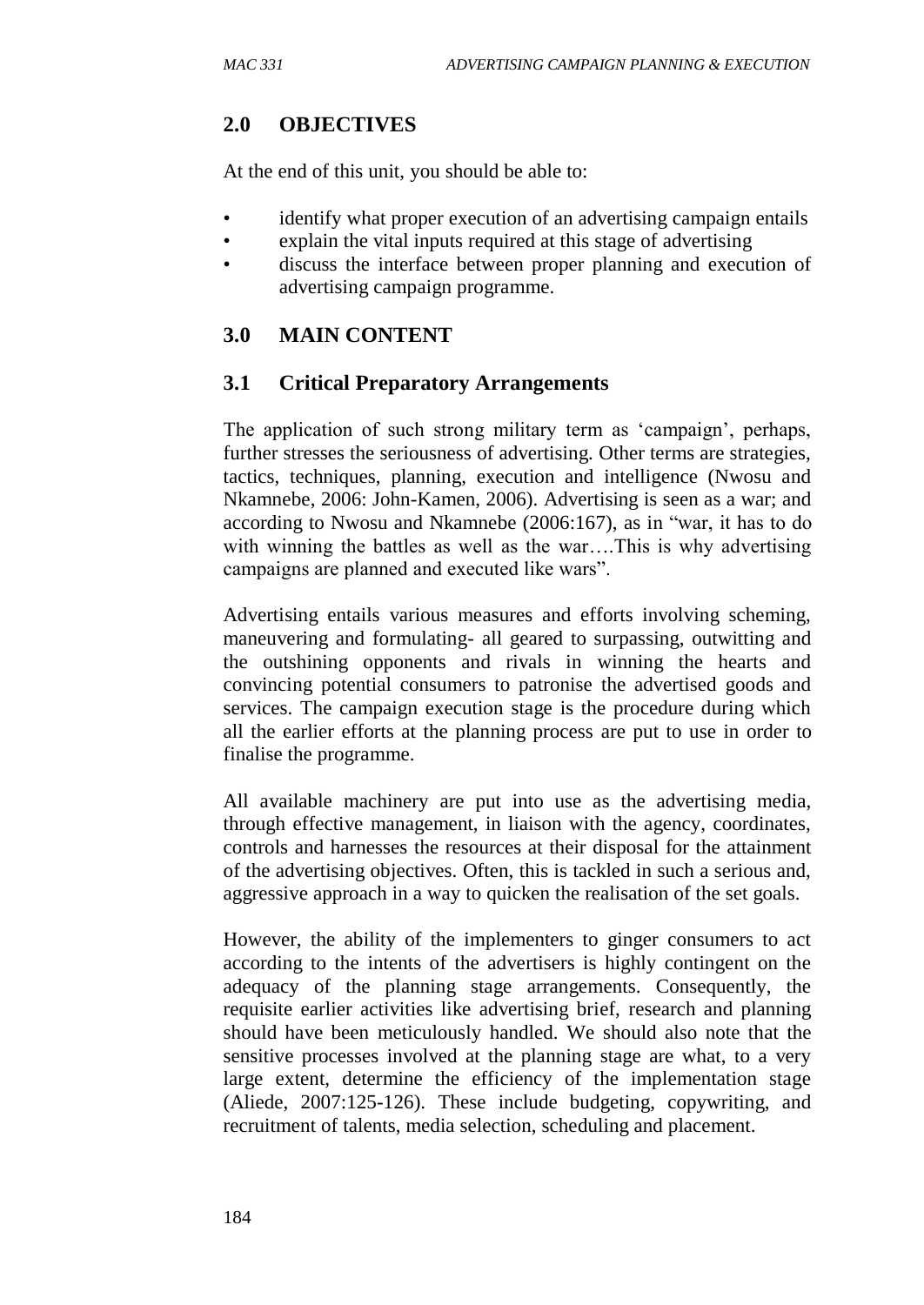## 2.0 OBJECTIVES

At the end of this unit, you should be able to:

- identify what proper execution of an advertising campaign entails
- explain the vital inputs required at this stage of advertising
- discuss the interface between proper planning and execution of advertising campaign programme.

## 3.0 MAIN CONTENT

### 3.1 Critical Preparatory Arrangements

The application of such strong military term as 'campaign', perhaps, further stresses the seriousness of advertising. Other terms are strategies, tactics, techniques, planning, execution and intelligence (Nwosu and Nkamnebe, 2006: John-Kamen, 2006). Advertising is seen as a war; and according to Nwosu and Nkamnebe (2006:167), as in "war, it has to do with winning the battles as well as the war….This is why advertising campaigns are planned and executed like wars".

Advertising entails various measures and efforts involving scheming, maneuvering and formulating- all geared to surpassing, outwitting and the outshining opponents and rivals in winning the hearts and convincing potential consumers to patronise the advertised goods and services. The campaign execution stage is the procedure during which all the earlier efforts at the planning process are put to use in order to finalise the programme.

All available machinery are put into use as the advertising media, through effective management, in liaison with the agency, coordinates, controls and harnesses the resources at their disposal for the attainment of the advertising objectives. Often, this is tackled in such a serious and, aggressive approach in a way to quicken the realisation of the set goals.

However, the ability of the implementers to ginger consumers to act according to the intents of the advertisers is highly contingent on the adequacy of the planning stage arrangements. Consequently, the requisite earlier activities like advertising brief, research and planning should have been meticulously handled. We should also note that the sensitive processes involved at the planning stage are what, to a very large extent, determine the efficiency of the implementation stage (Aliede, 2007:125-126). These include budgeting, copywriting, and recruitment of talents, media selection, scheduling and placement.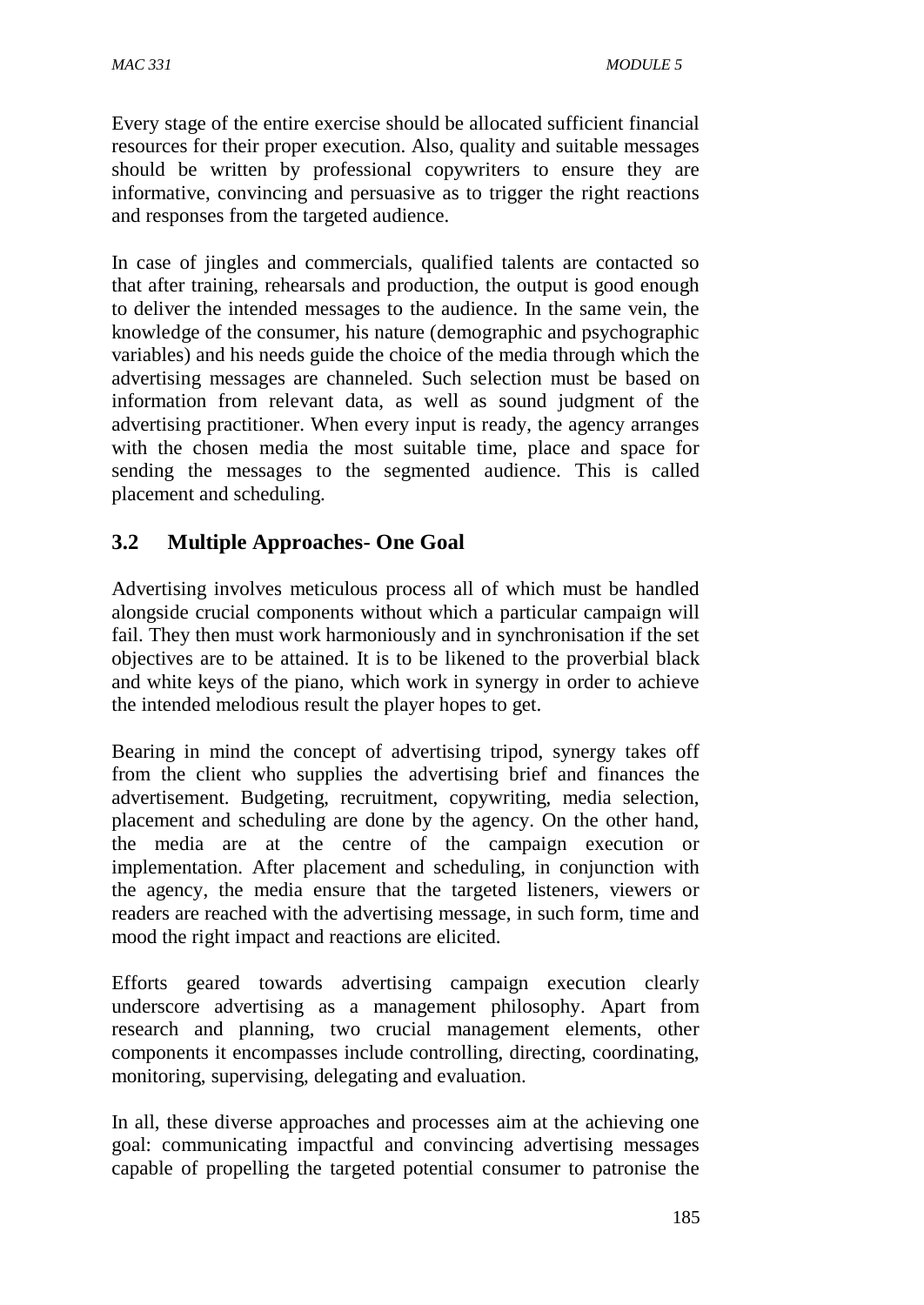Every stage of the entire exercise should be allocated sufficient financial resources for their proper execution. Also, quality and suitable messages should be written by professional copywriters to ensure they are informative, convincing and persuasive as to trigger the right reactions and responses from the targeted audience.

In case of jingles and commercials, qualified talents are contacted so that after training, rehearsals and production, the output is good enough to deliver the intended messages to the audience. In the same vein, the knowledge of the consumer, his nature (demographic and psychographic variables) and his needs guide the choice of the media through which the advertising messages are channeled. Such selection must be based on information from relevant data, as well as sound judgment of the advertising practitioner. When every input is ready, the agency arranges with the chosen media the most suitable time, place and space for sending the messages to the segmented audience. This is called placement and scheduling.

## 3.2 Multiple Approaches- One Goal

Advertising involves meticulous process all of which must be handled alongside crucial components without which a particular campaign will fail. They then must work harmoniously and in synchronisation if the set objectives are to be attained. It is to be likened to the proverbial black and white keys of the piano, which work in synergy in order to achieve the intended melodious result the player hopes to get.

Bearing in mind the concept of advertising tripod, synergy takes off from the client who supplies the advertising brief and finances the advertisement. Budgeting, recruitment, copywriting, media selection, placement and scheduling are done by the agency. On the other hand, the media are at the centre of the campaign execution or implementation. After placement and scheduling, in conjunction with the agency, the media ensure that the targeted listeners, viewers or readers are reached with the advertising message, in such form, time and mood the right impact and reactions are elicited.

Efforts geared towards advertising campaign execution clearly underscore advertising as a management philosophy. Apart from research and planning, two crucial management elements, other components it encompasses include controlling, directing, coordinating, monitoring, supervising, delegating and evaluation.

In all, these diverse approaches and processes aim at the achieving one goal: communicating impactful and convincing advertising messages capable of propelling the targeted potential consumer to patronise the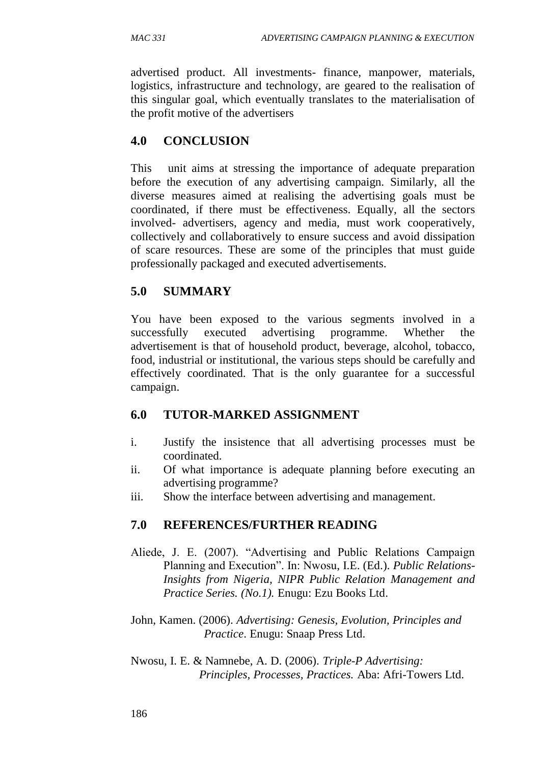advertised product. All investments- finance, manpower, materials, logistics, infrastructure and technology, are geared to the realisation of this singular goal, which eventually translates to the materialisation of the profit motive of the advertisers

## 4.0 CONCLUSION

This unit aims at stressing the importance of adequate preparation before the execution of any advertising campaign. Similarly, all the diverse measures aimed at realising the advertising goals must be coordinated, if there must be effectiveness. Equally, all the sectors involved- advertisers, agency and media, must work cooperatively, collectively and collaboratively to ensure success and avoid dissipation of scare resources. These are some of the principles that must guide professionally packaged and executed advertisements.

## 5.0 SUMMARY

You have been exposed to the various segments involved in a successfully executed advertising programme. Whether the advertisement is that of household product, beverage, alcohol, tobacco, food, industrial or institutional, the various steps should be carefully and effectively coordinated. That is the only guarantee for a successful campaign.

## 6.0 TUTOR-MARKED ASSIGNMENT

i. Justify the insistence that all advertising processes must be coordinated.
ii. Of what importance is adequate planning before executing an advertising programme?
iii. Show the interface between advertising and management.

## 7.0 REFERENCES/FURTHER READING

Aliede, J. E. (2007). "Advertising and Public Relations Campaign Planning and Execution". In: Nwosu, I.E. (Ed.). *Public Relations-Insights from Nigeria, NIPR Public Relation Management and Practice Series. (No.1).* Enugu: Ezu Books Ltd.

John, Kamen. (2006). *Advertising: Genesis, Evolution, Principles and Practice*. Enugu: Snaap Press Ltd.

Nwosu, I. E. & Namnebe, A. D. (2006). *Triple-P Advertising: Principles, Processes, Practices.* Aba: Afri-Towers Ltd.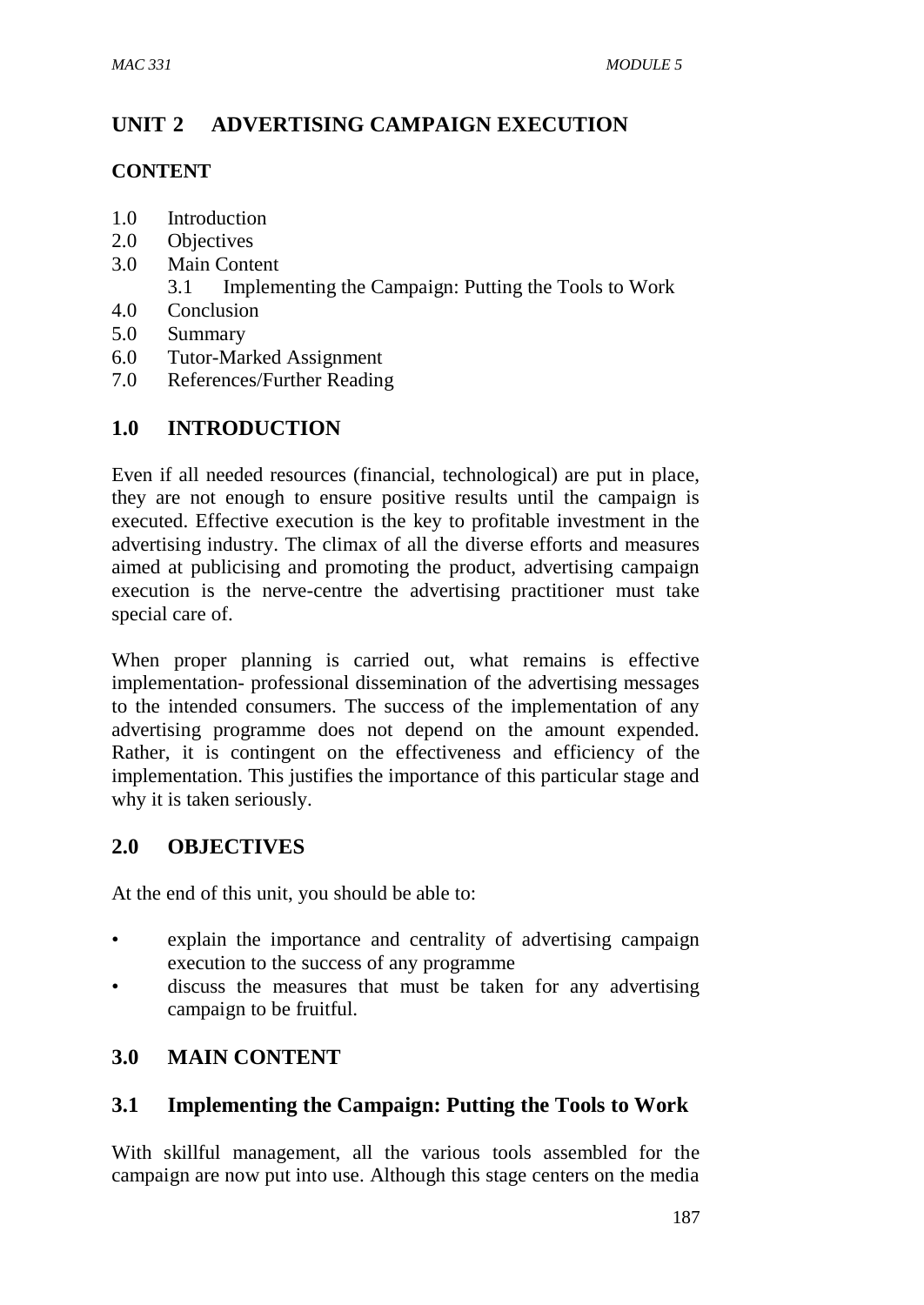# UNIT 2 ADVERTISING CAMPAIGN EXECUTION

## CONTENT

- 1.0 Introduction
- 2.0 Objectives
- 3.0 Main Content
  - 3.1 Implementing the Campaign: Putting the Tools to Work
- 4.0 Conclusion
- 5.0 Summary
- 6.0 Tutor-Marked Assignment
- 7.0 References/Further Reading

## 1.0 INTRODUCTION

Even if all needed resources (financial, technological) are put in place, they are not enough to ensure positive results until the campaign is executed. Effective execution is the key to profitable investment in the advertising industry. The climax of all the diverse efforts and measures aimed at publicising and promoting the product, advertising campaign execution is the nerve-centre the advertising practitioner must take special care of.

When proper planning is carried out, what remains is effective implementation- professional dissemination of the advertising messages to the intended consumers. The success of the implementation of any advertising programme does not depend on the amount expended. Rather, it is contingent on the effectiveness and efficiency of the implementation. This justifies the importance of this particular stage and why it is taken seriously.

## 2.0 OBJECTIVES

At the end of this unit, you should be able to:

- explain the importance and centrality of advertising campaign execution to the success of any programme
- discuss the measures that must be taken for any advertising campaign to be fruitful.

## 3.0 MAIN CONTENT

### 3.1 Implementing the Campaign: Putting the Tools to Work

With skillful management, all the various tools assembled for the campaign are now put into use. Although this stage centers on the media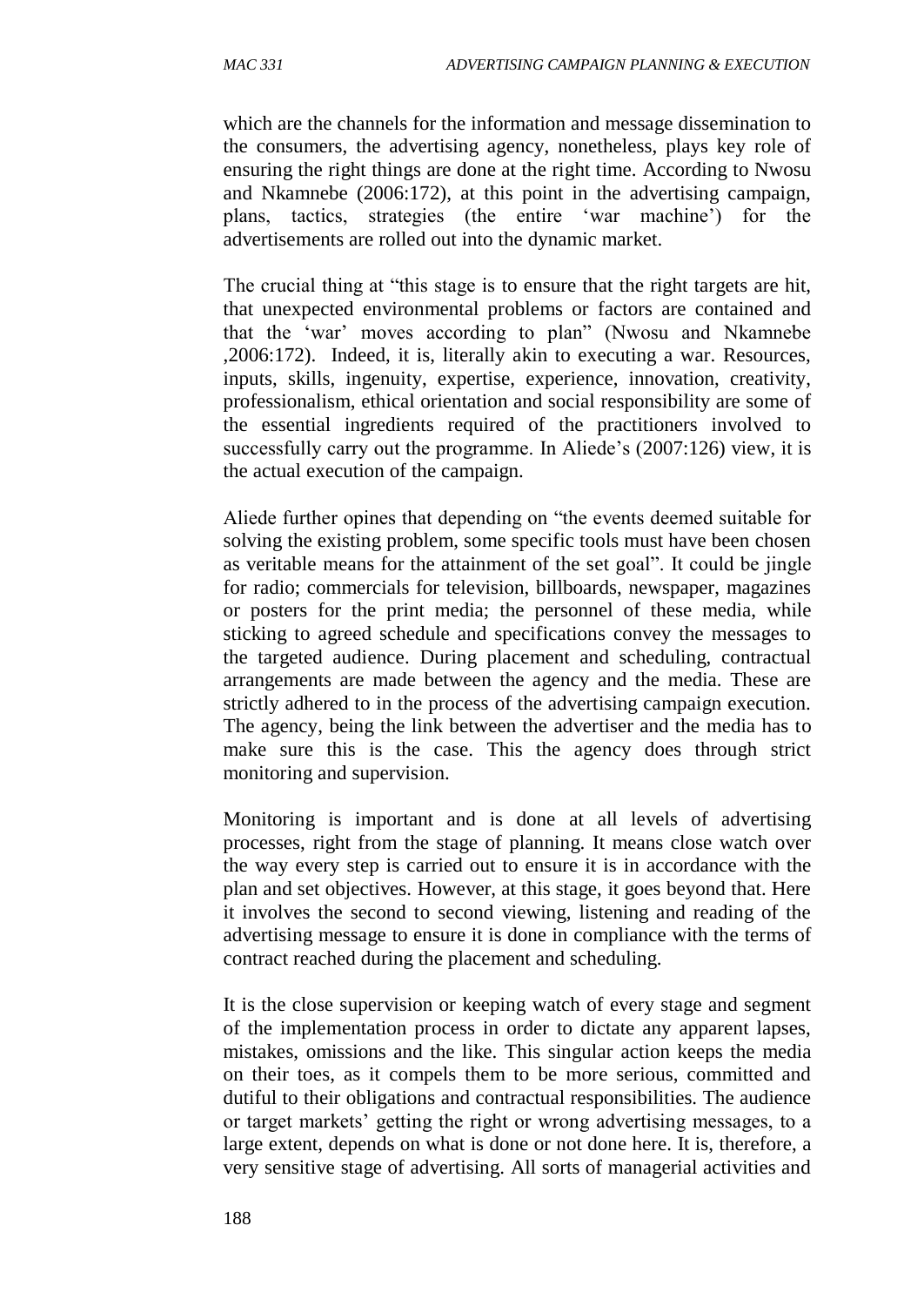which are the channels for the information and message dissemination to the consumers, the advertising agency, nonetheless, plays key role of ensuring the right things are done at the right time. According to Nwosu and Nkamnebe (2006:172), at this point in the advertising campaign, plans, tactics, strategies (the entire 'war machine') for the advertisements are rolled out into the dynamic market.

The crucial thing at "this stage is to ensure that the right targets are hit, that unexpected environmental problems or factors are contained and that the 'war' moves according to plan" (Nwosu and Nkamnebe ,2006:172). Indeed, it is, literally akin to executing a war. Resources, inputs, skills, ingenuity, expertise, experience, innovation, creativity, professionalism, ethical orientation and social responsibility are some of the essential ingredients required of the practitioners involved to successfully carry out the programme. In Aliede's (2007:126) view, it is the actual execution of the campaign.

Aliede further opines that depending on "the events deemed suitable for solving the existing problem, some specific tools must have been chosen as veritable means for the attainment of the set goal". It could be jingle for radio; commercials for television, billboards, newspaper, magazines or posters for the print media; the personnel of these media, while sticking to agreed schedule and specifications convey the messages to the targeted audience. During placement and scheduling, contractual arrangements are made between the agency and the media. These are strictly adhered to in the process of the advertising campaign execution. The agency, being the link between the advertiser and the media has to make sure this is the case. This the agency does through strict monitoring and supervision.

Monitoring is important and is done at all levels of advertising processes, right from the stage of planning. It means close watch over the way every step is carried out to ensure it is in accordance with the plan and set objectives. However, at this stage, it goes beyond that. Here it involves the second to second viewing, listening and reading of the advertising message to ensure it is done in compliance with the terms of contract reached during the placement and scheduling.

It is the close supervision or keeping watch of every stage and segment of the implementation process in order to dictate any apparent lapses, mistakes, omissions and the like. This singular action keeps the media on their toes, as it compels them to be more serious, committed and dutiful to their obligations and contractual responsibilities. The audience or target markets' getting the right or wrong advertising messages, to a large extent, depends on what is done or not done here. It is, therefore, a very sensitive stage of advertising. All sorts of managerial activities and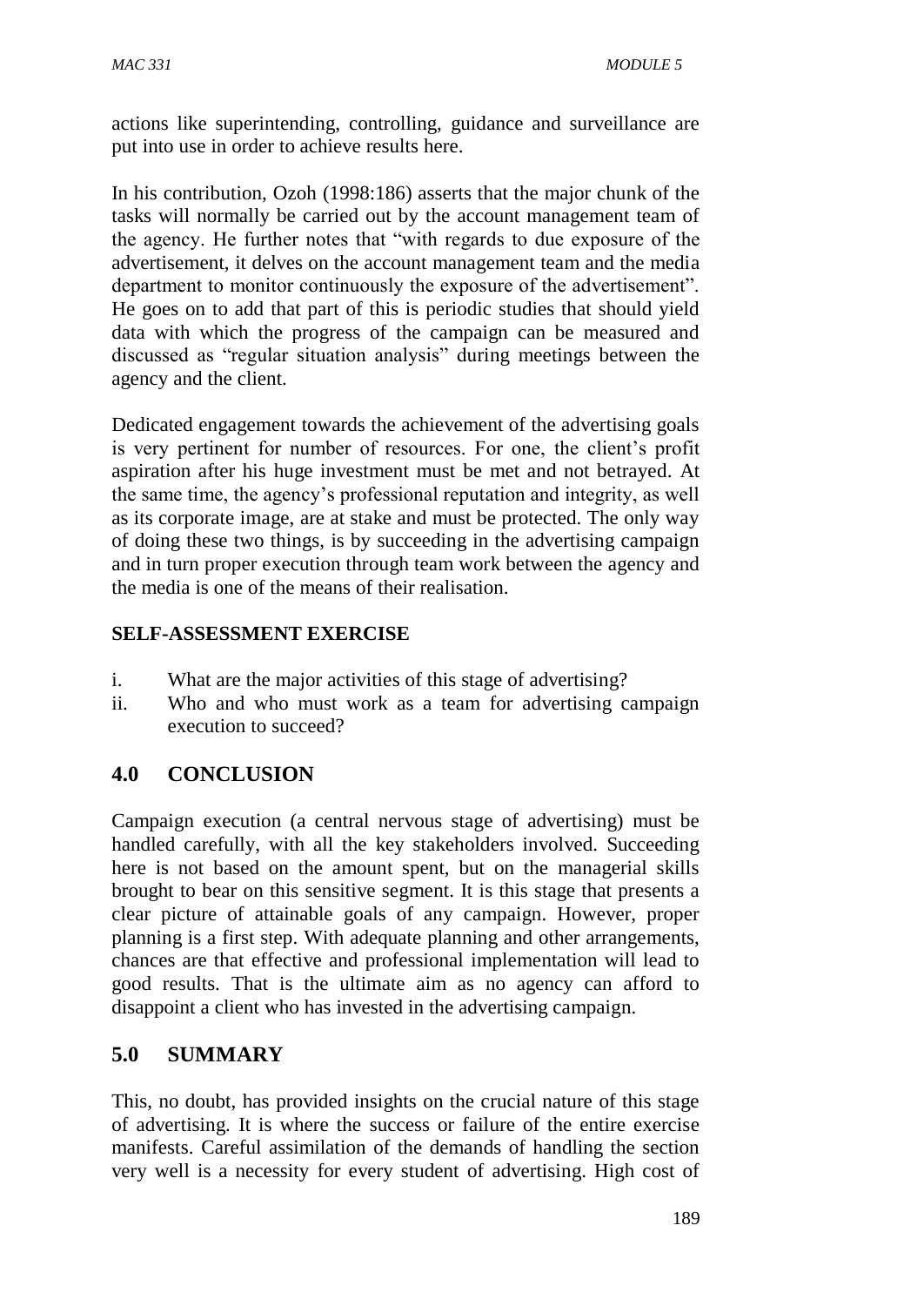actions like superintending, controlling, guidance and surveillance are put into use in order to achieve results here.

In his contribution, Ozoh (1998:186) asserts that the major chunk of the tasks will normally be carried out by the account management team of the agency. He further notes that "with regards to due exposure of the advertisement, it delves on the account management team and the media department to monitor continuously the exposure of the advertisement". He goes on to add that part of this is periodic studies that should yield data with which the progress of the campaign can be measured and discussed as "regular situation analysis" during meetings between the agency and the client.

Dedicated engagement towards the achievement of the advertising goals is very pertinent for number of resources. For one, the client's profit aspiration after his huge investment must be met and not betrayed. At the same time, the agency's professional reputation and integrity, as well as its corporate image, are at stake and must be protected. The only way of doing these two things, is by succeeding in the advertising campaign and in turn proper execution through team work between the agency and the media is one of the means of their realisation.

**SELF-ASSESSMENT EXERCISE**

i. What are the major activities of this stage of advertising?
ii. Who and who must work as a team for advertising campaign execution to succeed?

## 4.0 CONCLUSION

Campaign execution (a central nervous stage of advertising) must be handled carefully, with all the key stakeholders involved. Succeeding here is not based on the amount spent, but on the managerial skills brought to bear on this sensitive segment. It is this stage that presents a clear picture of attainable goals of any campaign. However, proper planning is a first step. With adequate planning and other arrangements, chances are that effective and professional implementation will lead to good results. That is the ultimate aim as no agency can afford to disappoint a client who has invested in the advertising campaign.

## 5.0 SUMMARY

This, no doubt, has provided insights on the crucial nature of this stage of advertising. It is where the success or failure of the entire exercise manifests. Careful assimilation of the demands of handling the section very well is a necessity for every student of advertising. High cost of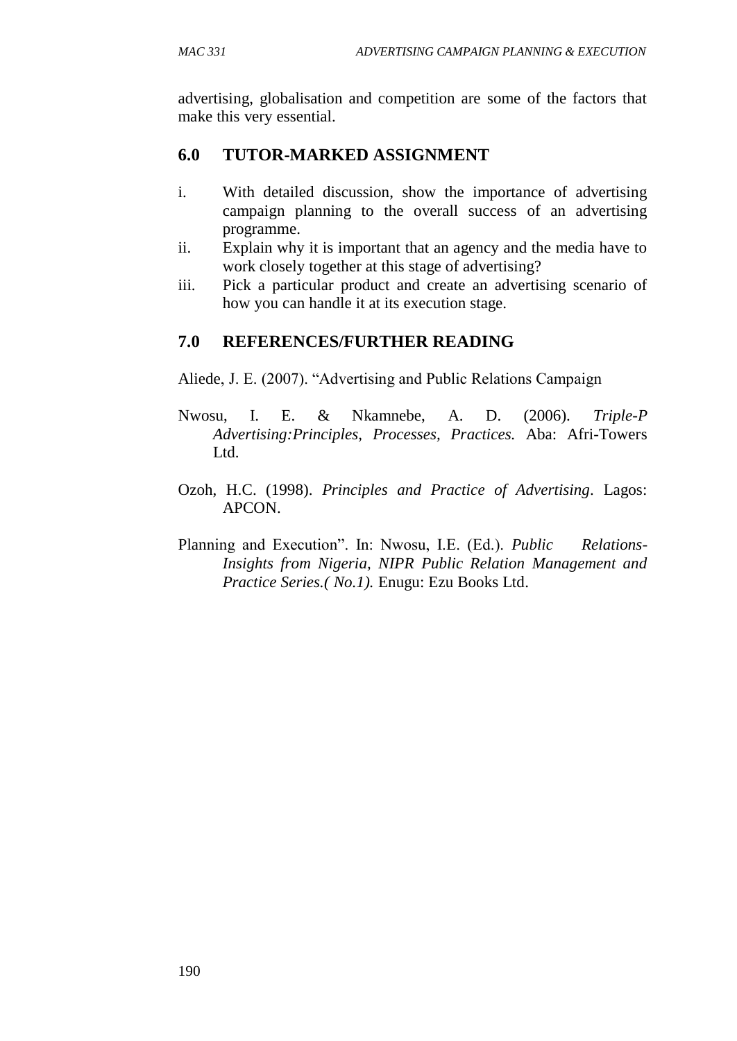advertising, globalisation and competition are some of the factors that make this very essential.

## 6.0 TUTOR-MARKED ASSIGNMENT

i. With detailed discussion, show the importance of advertising campaign planning to the overall success of an advertising programme.
ii. Explain why it is important that an agency and the media have to work closely together at this stage of advertising?
iii. Pick a particular product and create an advertising scenario of how you can handle it at its execution stage.

## 7.0 REFERENCES/FURTHER READING

Aliede, J. E. (2007). "Advertising and Public Relations Campaign

Nwosu, I. E. & Nkamnebe, A. D. (2006). *Triple-P Advertising:Principles, Processes, Practices.* Aba: Afri-Towers Ltd.

Ozoh, H.C. (1998). *Principles and Practice of Advertising*. Lagos: APCON.

Planning and Execution". In: Nwosu, I.E. (Ed.). *Public Relations-Insights from Nigeria, NIPR Public Relation Management and Practice Series.( No.1).* Enugu: Ezu Books Ltd.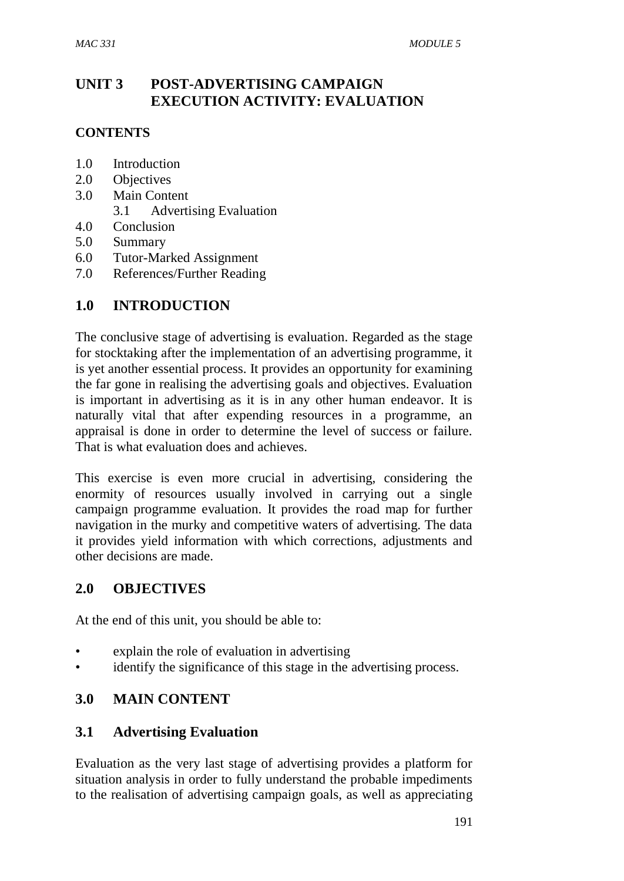# UNIT 3 POST-ADVERTISING CAMPAIGN EXECUTION ACTIVITY: EVALUATION

**CONTENTS**

- 1.0 Introduction
- 2.0 Objectives
- 3.0 Main Content
  - 3.1 Advertising Evaluation
- 4.0 Conclusion
- 5.0 Summary
- 6.0 Tutor-Marked Assignment
- 7.0 References/Further Reading

## 1.0 INTRODUCTION

The conclusive stage of advertising is evaluation. Regarded as the stage for stocktaking after the implementation of an advertising programme, it is yet another essential process. It provides an opportunity for examining the far gone in realising the advertising goals and objectives. Evaluation is important in advertising as it is in any other human endeavor. It is naturally vital that after expending resources in a programme, an appraisal is done in order to determine the level of success or failure. That is what evaluation does and achieves.

This exercise is even more crucial in advertising, considering the enormity of resources usually involved in carrying out a single campaign programme evaluation. It provides the road map for further navigation in the murky and competitive waters of advertising. The data it provides yield information with which corrections, adjustments and other decisions are made.

## 2.0 OBJECTIVES

At the end of this unit, you should be able to:

- explain the role of evaluation in advertising
- identify the significance of this stage in the advertising process.

## 3.0 MAIN CONTENT

### 3.1 Advertising Evaluation

Evaluation as the very last stage of advertising provides a platform for situation analysis in order to fully understand the probable impediments to the realisation of advertising campaign goals, as well as appreciating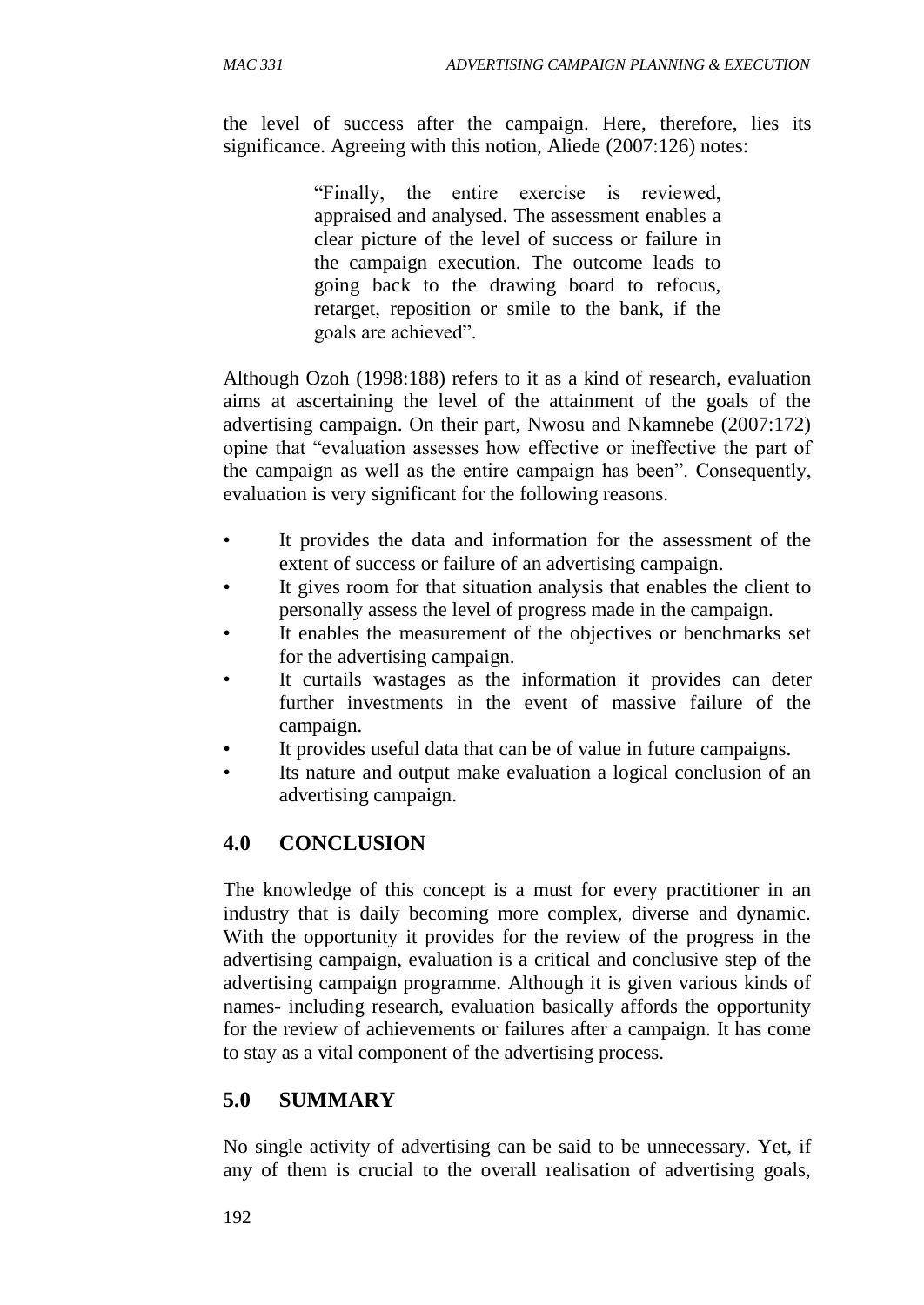the level of success after the campaign. Here, therefore, lies its significance. Agreeing with this notion, Aliede (2007:126) notes:

> "Finally, the entire exercise is reviewed, appraised and analysed. The assessment enables a clear picture of the level of success or failure in the campaign execution. The outcome leads to going back to the drawing board to refocus, retarget, reposition or smile to the bank, if the goals are achieved".

Although Ozoh (1998:188) refers to it as a kind of research, evaluation aims at ascertaining the level of the attainment of the goals of the advertising campaign. On their part, Nwosu and Nkamnebe (2007:172) opine that "evaluation assesses how effective or ineffective the part of the campaign as well as the entire campaign has been". Consequently, evaluation is very significant for the following reasons.

- It provides the data and information for the assessment of the extent of success or failure of an advertising campaign.
- It gives room for that situation analysis that enables the client to personally assess the level of progress made in the campaign.
- It enables the measurement of the objectives or benchmarks set for the advertising campaign.
- It curtails wastages as the information it provides can deter further investments in the event of massive failure of the campaign.
- It provides useful data that can be of value in future campaigns.
- Its nature and output make evaluation a logical conclusion of an advertising campaign.

## 4.0 CONCLUSION

The knowledge of this concept is a must for every practitioner in an industry that is daily becoming more complex, diverse and dynamic. With the opportunity it provides for the review of the progress in the advertising campaign, evaluation is a critical and conclusive step of the advertising campaign programme. Although it is given various kinds of names- including research, evaluation basically affords the opportunity for the review of achievements or failures after a campaign. It has come to stay as a vital component of the advertising process.

## 5.0 SUMMARY

No single activity of advertising can be said to be unnecessary. Yet, if any of them is crucial to the overall realisation of advertising goals,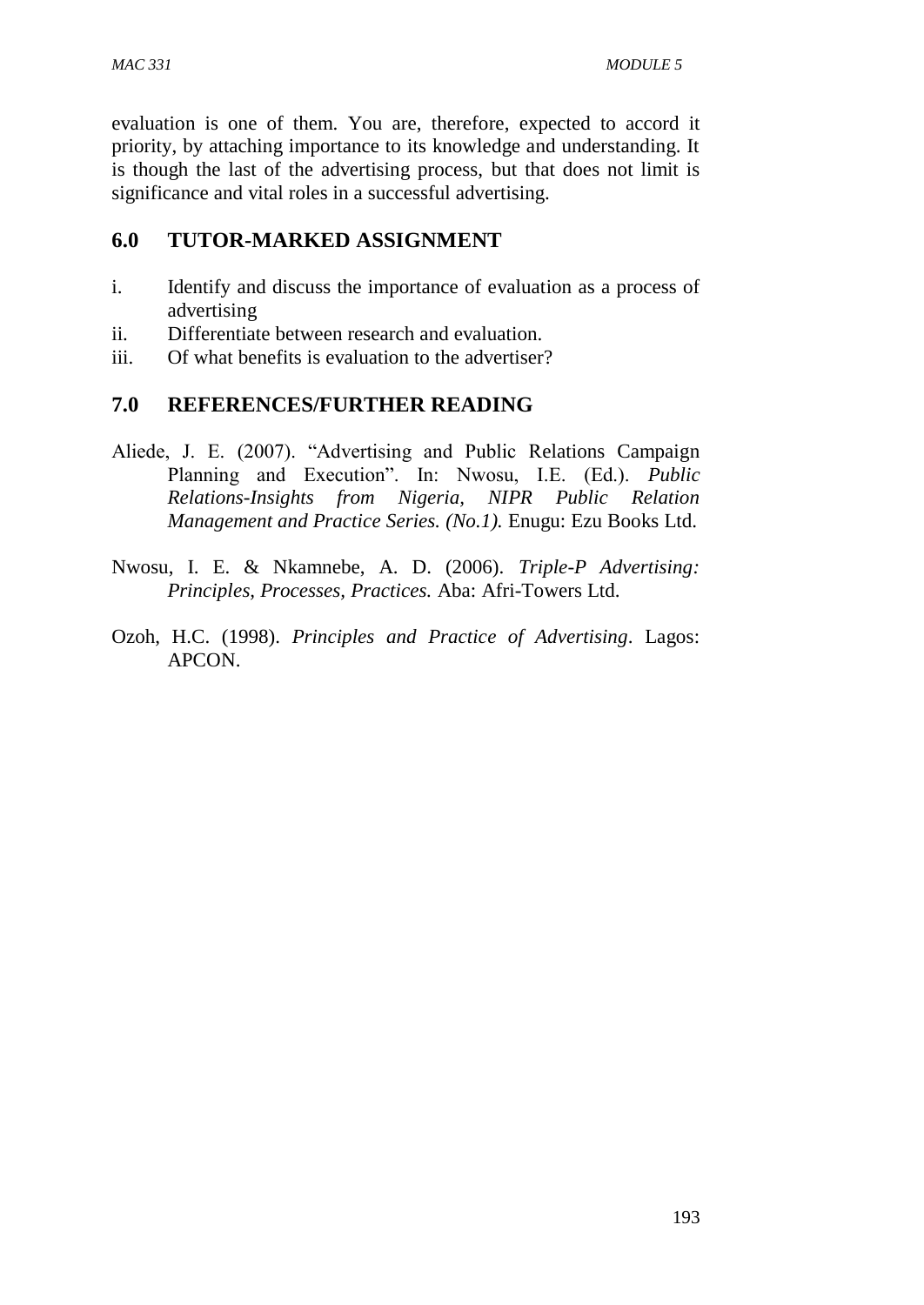evaluation is one of them. You are, therefore, expected to accord it priority, by attaching importance to its knowledge and understanding. It is though the last of the advertising process, but that does not limit is significance and vital roles in a successful advertising.

## 6.0 TUTOR-MARKED ASSIGNMENT

i. Identify and discuss the importance of evaluation as a process of advertising
ii. Differentiate between research and evaluation.
iii. Of what benefits is evaluation to the advertiser?

## 7.0 REFERENCES/FURTHER READING

Aliede, J. E. (2007). "Advertising and Public Relations Campaign Planning and Execution". In: Nwosu, I.E. (Ed.). *Public Relations-Insights from Nigeria, NIPR Public Relation Management and Practice Series. (No.1).* Enugu: Ezu Books Ltd.

Nwosu, I. E. & Nkamnebe, A. D. (2006). *Triple-P Advertising: Principles, Processes, Practices.* Aba: Afri-Towers Ltd.

Ozoh, H.C. (1998). *Principles and Practice of Advertising*. Lagos: APCON.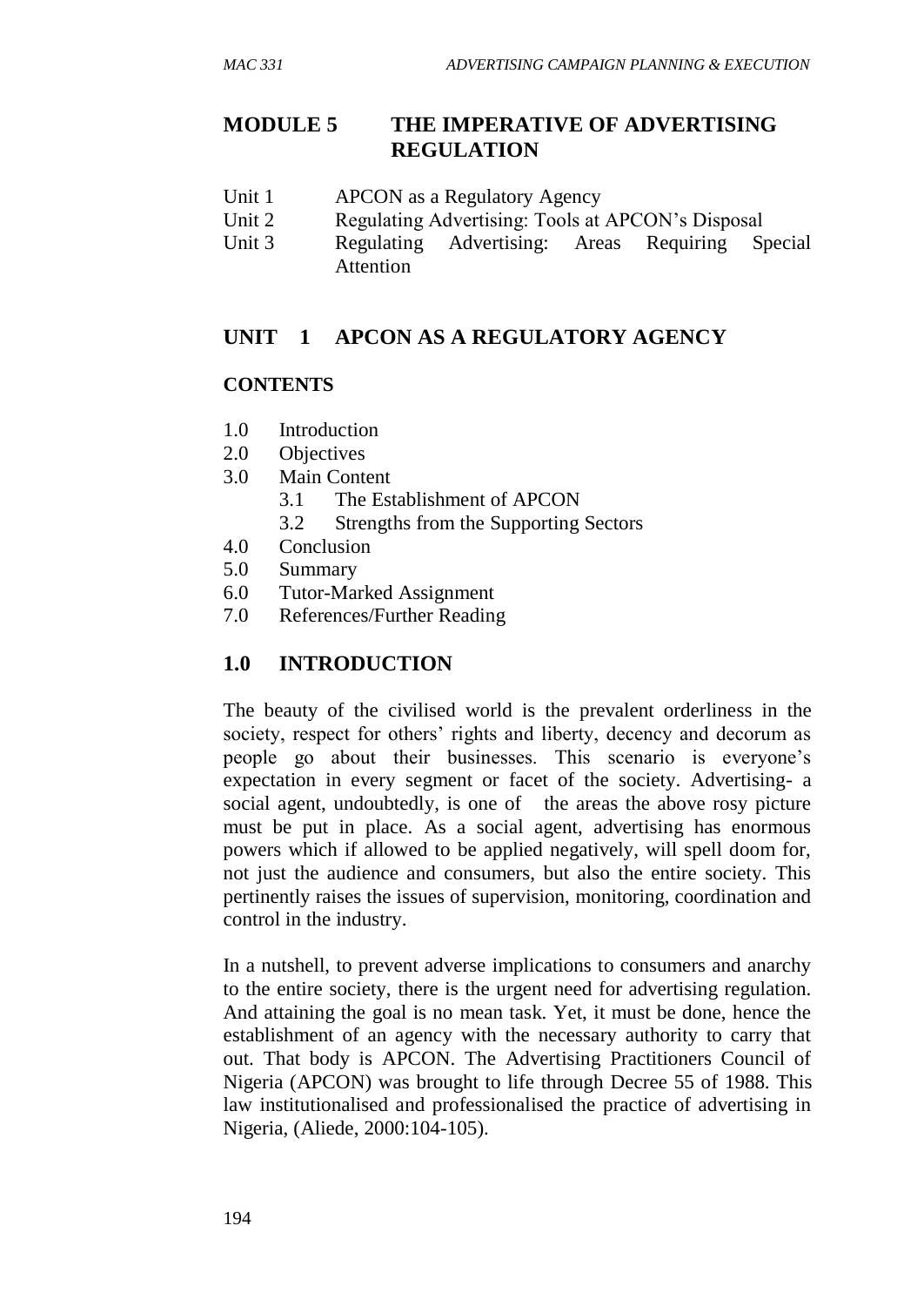# MODULE 5 THE IMPERATIVE OF ADVERTISING REGULATION

Unit 1 APCON as a Regulatory Agency
Unit 2 Regulating Advertising: Tools at APCON's Disposal
Unit 3 Regulating Advertising: Areas Requiring Special Attention

## UNIT 1 APCON AS A REGULATORY AGENCY

### CONTENTS

1.0 Introduction
2.0 Objectives
3.0 Main Content
   3.1 The Establishment of APCON
   3.2 Strengths from the Supporting Sectors
4.0 Conclusion
5.0 Summary
6.0 Tutor-Marked Assignment
7.0 References/Further Reading

## 1.0 INTRODUCTION

The beauty of the civilised world is the prevalent orderliness in the society, respect for others' rights and liberty, decency and decorum as people go about their businesses. This scenario is everyone's expectation in every segment or facet of the society. Advertising- a social agent, undoubtedly, is one of the areas the above rosy picture must be put in place. As a social agent, advertising has enormous powers which if allowed to be applied negatively, will spell doom for, not just the audience and consumers, but also the entire society. This pertinently raises the issues of supervision, monitoring, coordination and control in the industry.

In a nutshell, to prevent adverse implications to consumers and anarchy to the entire society, there is the urgent need for advertising regulation. And attaining the goal is no mean task. Yet, it must be done, hence the establishment of an agency with the necessary authority to carry that out. That body is APCON. The Advertising Practitioners Council of Nigeria (APCON) was brought to life through Decree 55 of 1988. This law institutionalised and professionalised the practice of advertising in Nigeria, (Aliede, 2000:104-105).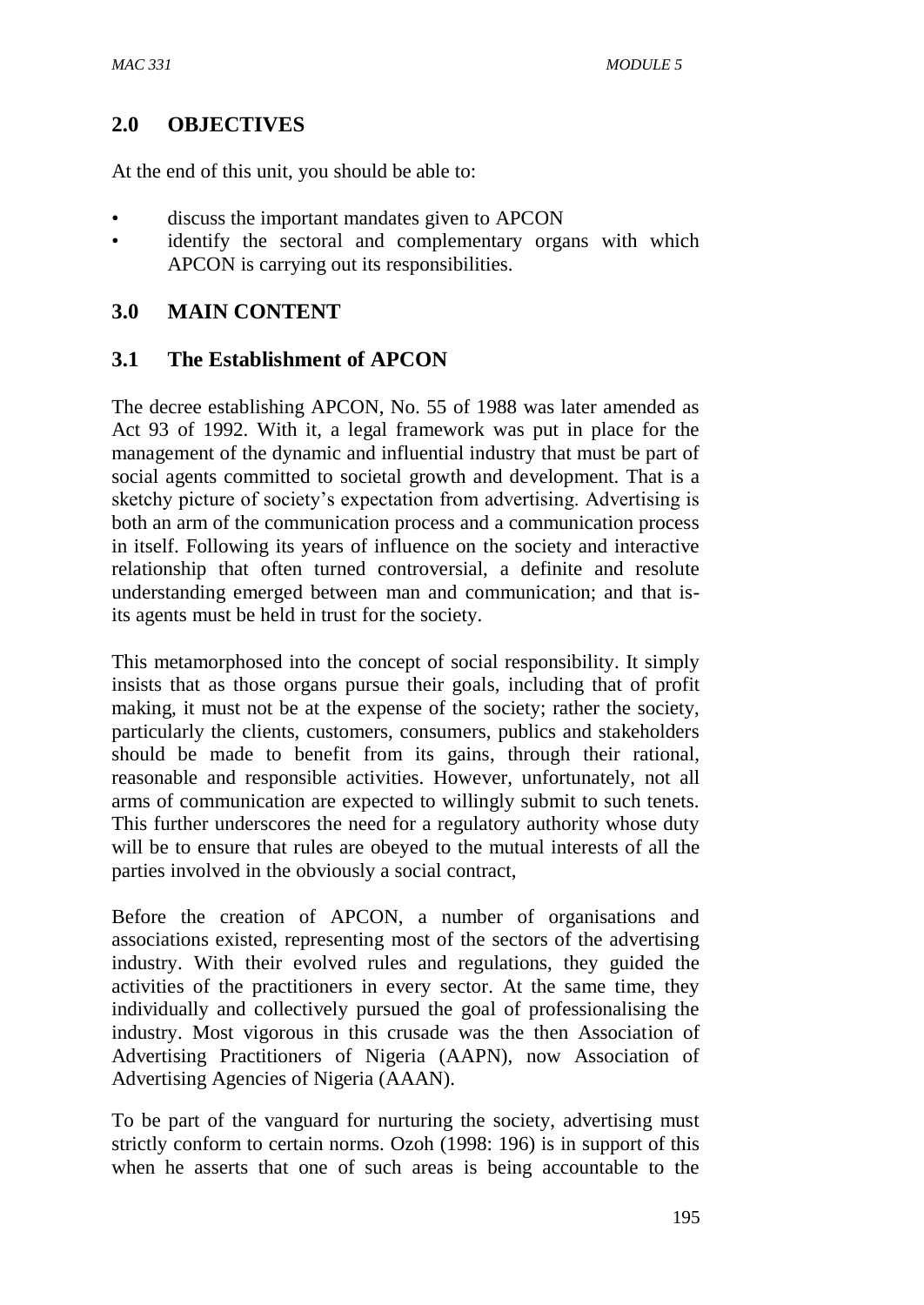## 2.0 OBJECTIVES

At the end of this unit, you should be able to:

- discuss the important mandates given to APCON
- identify the sectoral and complementary organs with which APCON is carrying out its responsibilities.

## 3.0 MAIN CONTENT

### 3.1 The Establishment of APCON

The decree establishing APCON, No. 55 of 1988 was later amended as Act 93 of 1992. With it, a legal framework was put in place for the management of the dynamic and influential industry that must be part of social agents committed to societal growth and development. That is a sketchy picture of society's expectation from advertising. Advertising is both an arm of the communication process and a communication process in itself. Following its years of influence on the society and interactive relationship that often turned controversial, a definite and resolute understanding emerged between man and communication; and that is-its agents must be held in trust for the society.

This metamorphosed into the concept of social responsibility. It simply insists that as those organs pursue their goals, including that of profit making, it must not be at the expense of the society; rather the society, particularly the clients, customers, consumers, publics and stakeholders should be made to benefit from its gains, through their rational, reasonable and responsible activities. However, unfortunately, not all arms of communication are expected to willingly submit to such tenets. This further underscores the need for a regulatory authority whose duty will be to ensure that rules are obeyed to the mutual interests of all the parties involved in the obviously a social contract,

Before the creation of APCON, a number of organisations and associations existed, representing most of the sectors of the advertising industry. With their evolved rules and regulations, they guided the activities of the practitioners in every sector. At the same time, they individually and collectively pursued the goal of professionalising the industry. Most vigorous in this crusade was the then Association of Advertising Practitioners of Nigeria (AAPN), now Association of Advertising Agencies of Nigeria (AAAN).

To be part of the vanguard for nurturing the society, advertising must strictly conform to certain norms. Ozoh (1998: 196) is in support of this when he asserts that one of such areas is being accountable to the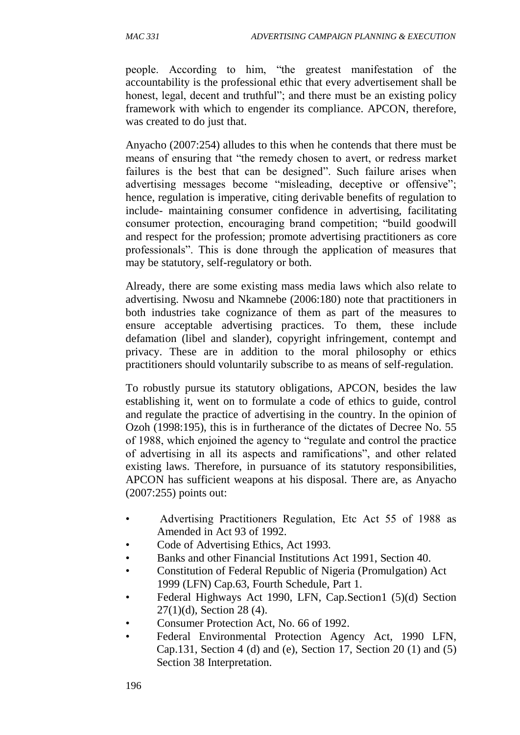people. According to him, "the greatest manifestation of the accountability is the professional ethic that every advertisement shall be honest, legal, decent and truthful"; and there must be an existing policy framework with which to engender its compliance. APCON, therefore, was created to do just that.

Anyacho (2007:254) alludes to this when he contends that there must be means of ensuring that "the remedy chosen to avert, or redress market failures is the best that can be designed". Such failure arises when advertising messages become "misleading, deceptive or offensive"; hence, regulation is imperative, citing derivable benefits of regulation to include- maintaining consumer confidence in advertising, facilitating consumer protection, encouraging brand competition; "build goodwill and respect for the profession; promote advertising practitioners as core professionals". This is done through the application of measures that may be statutory, self-regulatory or both.

Already, there are some existing mass media laws which also relate to advertising. Nwosu and Nkamnebe (2006:180) note that practitioners in both industries take cognizance of them as part of the measures to ensure acceptable advertising practices. To them, these include defamation (libel and slander), copyright infringement, contempt and privacy. These are in addition to the moral philosophy or ethics practitioners should voluntarily subscribe to as means of self-regulation.

To robustly pursue its statutory obligations, APCON, besides the law establishing it, went on to formulate a code of ethics to guide, control and regulate the practice of advertising in the country. In the opinion of Ozoh (1998:195), this is in furtherance of the dictates of Decree No. 55 of 1988, which enjoined the agency to "regulate and control the practice of advertising in all its aspects and ramifications", and other related existing laws. Therefore, in pursuance of its statutory responsibilities, APCON has sufficient weapons at his disposal. There are, as Anyacho (2007:255) points out:

- Advertising Practitioners Regulation, Etc Act 55 of 1988 as Amended in Act 93 of 1992.
- Code of Advertising Ethics, Act 1993.
- Banks and other Financial Institutions Act 1991, Section 40.
- Constitution of Federal Republic of Nigeria (Promulgation) Act 1999 (LFN) Cap.63, Fourth Schedule, Part 1.
- Federal Highways Act 1990, LFN, Cap.Section1 (5)(d) Section 27(1)(d), Section 28 (4).
- Consumer Protection Act, No. 66 of 1992.
- Federal Environmental Protection Agency Act, 1990 LFN, Cap.131, Section 4 (d) and (e), Section 17, Section 20 (1) and (5) Section 38 Interpretation.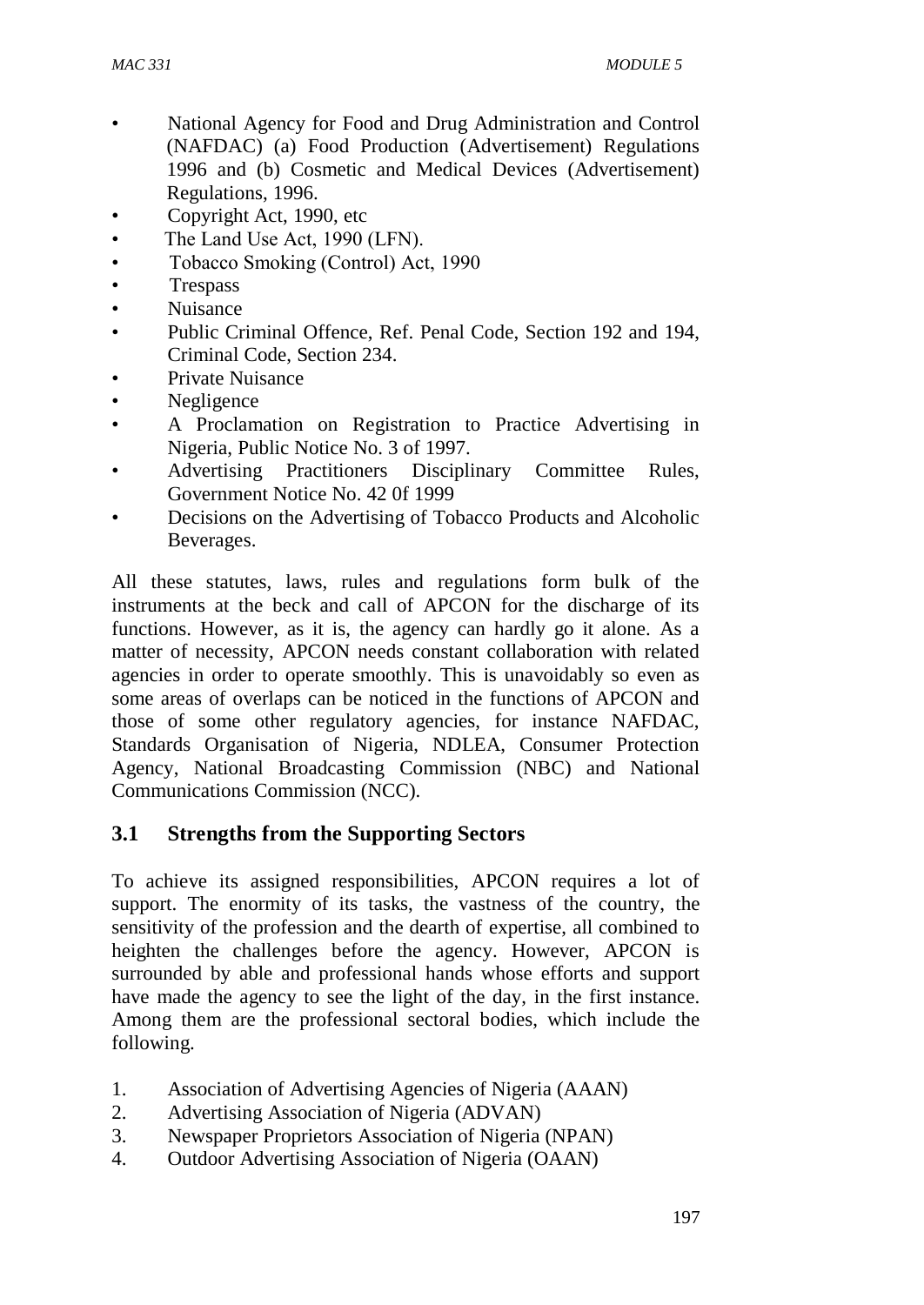- National Agency for Food and Drug Administration and Control (NAFDAC) (a) Food Production (Advertisement) Regulations 1996 and (b) Cosmetic and Medical Devices (Advertisement) Regulations, 1996.
- Copyright Act, 1990, etc
- The Land Use Act, 1990 (LFN).
- Tobacco Smoking (Control) Act, 1990
- Trespass
- Nuisance
- Public Criminal Offence, Ref. Penal Code, Section 192 and 194, Criminal Code, Section 234.
- Private Nuisance
- Negligence
- A Proclamation on Registration to Practice Advertising in Nigeria, Public Notice No. 3 of 1997.
- Advertising Practitioners Disciplinary Committee Rules, Government Notice No. 42 0f 1999
- Decisions on the Advertising of Tobacco Products and Alcoholic Beverages.

All these statutes, laws, rules and regulations form bulk of the instruments at the beck and call of APCON for the discharge of its functions. However, as it is, the agency can hardly go it alone. As a matter of necessity, APCON needs constant collaboration with related agencies in order to operate smoothly. This is unavoidably so even as some areas of overlaps can be noticed in the functions of APCON and those of some other regulatory agencies, for instance NAFDAC, Standards Organisation of Nigeria, NDLEA, Consumer Protection Agency, National Broadcasting Commission (NBC) and National Communications Commission (NCC).

## 3.1 Strengths from the Supporting Sectors

To achieve its assigned responsibilities, APCON requires a lot of support. The enormity of its tasks, the vastness of the country, the sensitivity of the profession and the dearth of expertise, all combined to heighten the challenges before the agency. However, APCON is surrounded by able and professional hands whose efforts and support have made the agency to see the light of the day, in the first instance. Among them are the professional sectoral bodies, which include the following.

1. Association of Advertising Agencies of Nigeria (AAAN)
2. Advertising Association of Nigeria (ADVAN)
3. Newspaper Proprietors Association of Nigeria (NPAN)
4. Outdoor Advertising Association of Nigeria (OAAN)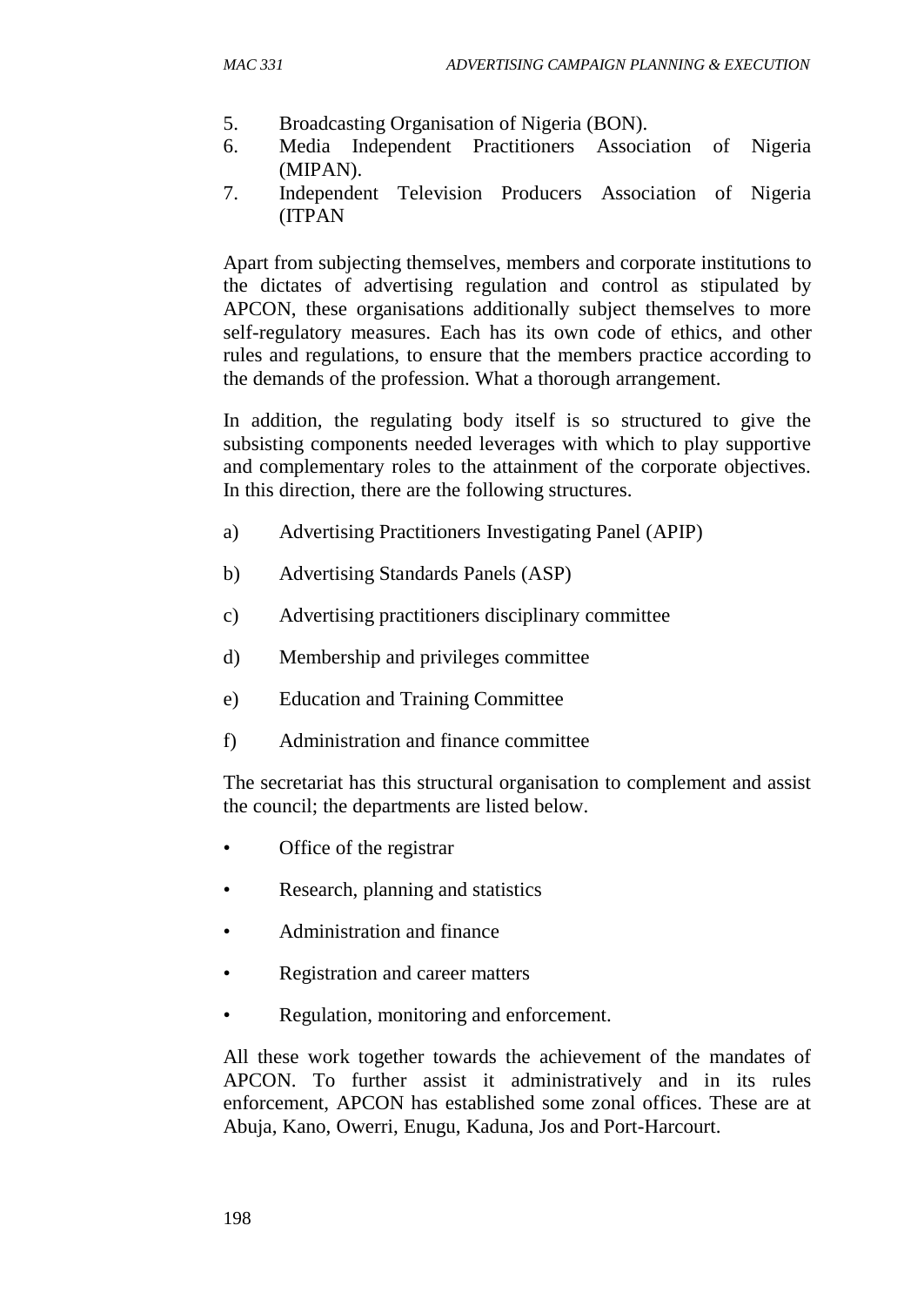5. Broadcasting Organisation of Nigeria (BON).
6. Media Independent Practitioners Association of Nigeria (MIPAN).
7. Independent Television Producers Association of Nigeria (ITPAN

Apart from subjecting themselves, members and corporate institutions to the dictates of advertising regulation and control as stipulated by APCON, these organisations additionally subject themselves to more self-regulatory measures. Each has its own code of ethics, and other rules and regulations, to ensure that the members practice according to the demands of the profession. What a thorough arrangement.

In addition, the regulating body itself is so structured to give the subsisting components needed leverages with which to play supportive and complementary roles to the attainment of the corporate objectives. In this direction, there are the following structures.

a) Advertising Practitioners Investigating Panel (APIP)

b) Advertising Standards Panels (ASP)

c) Advertising practitioners disciplinary committee

d) Membership and privileges committee

e) Education and Training Committee

f) Administration and finance committee

The secretariat has this structural organisation to complement and assist the council; the departments are listed below.

- Office of the registrar
- Research, planning and statistics
- Administration and finance
- Registration and career matters
- Regulation, monitoring and enforcement.

All these work together towards the achievement of the mandates of APCON. To further assist it administratively and in its rules enforcement, APCON has established some zonal offices. These are at Abuja, Kano, Owerri, Enugu, Kaduna, Jos and Port-Harcourt.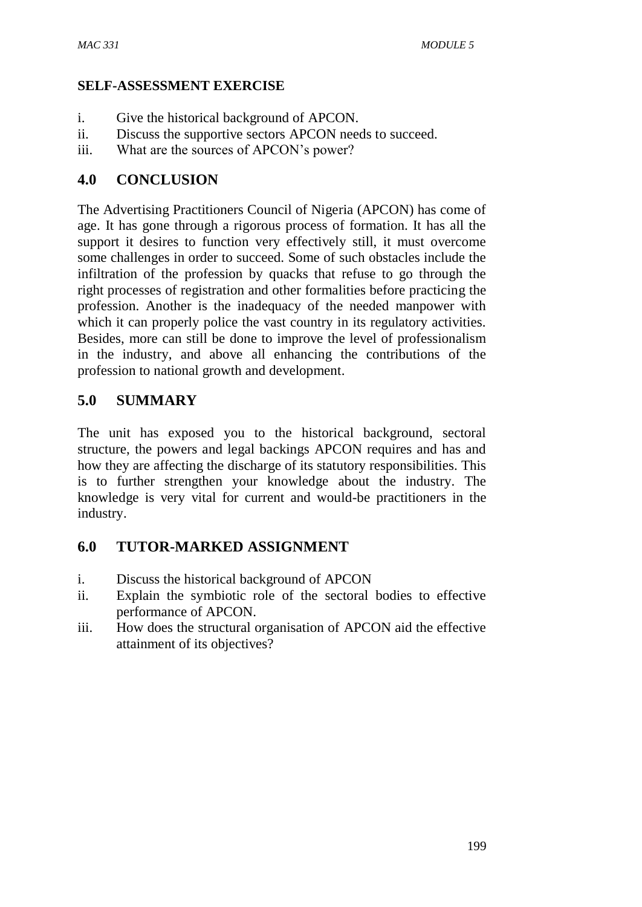**SELF-ASSESSMENT EXERCISE**

i. Give the historical background of APCON.
ii. Discuss the supportive sectors APCON needs to succeed.
iii. What are the sources of APCON's power?

## 4.0 CONCLUSION

The Advertising Practitioners Council of Nigeria (APCON) has come of age. It has gone through a rigorous process of formation. It has all the support it desires to function very effectively still, it must overcome some challenges in order to succeed. Some of such obstacles include the infiltration of the profession by quacks that refuse to go through the right processes of registration and other formalities before practicing the profession. Another is the inadequacy of the needed manpower with which it can properly police the vast country in its regulatory activities. Besides, more can still be done to improve the level of professionalism in the industry, and above all enhancing the contributions of the profession to national growth and development.

## 5.0 SUMMARY

The unit has exposed you to the historical background, sectoral structure, the powers and legal backings APCON requires and has and how they are affecting the discharge of its statutory responsibilities. This is to further strengthen your knowledge about the industry. The knowledge is very vital for current and would-be practitioners in the industry.

## 6.0 TUTOR-MARKED ASSIGNMENT

i. Discuss the historical background of APCON
ii. Explain the symbiotic role of the sectoral bodies to effective performance of APCON.
iii. How does the structural organisation of APCON aid the effective attainment of its objectives?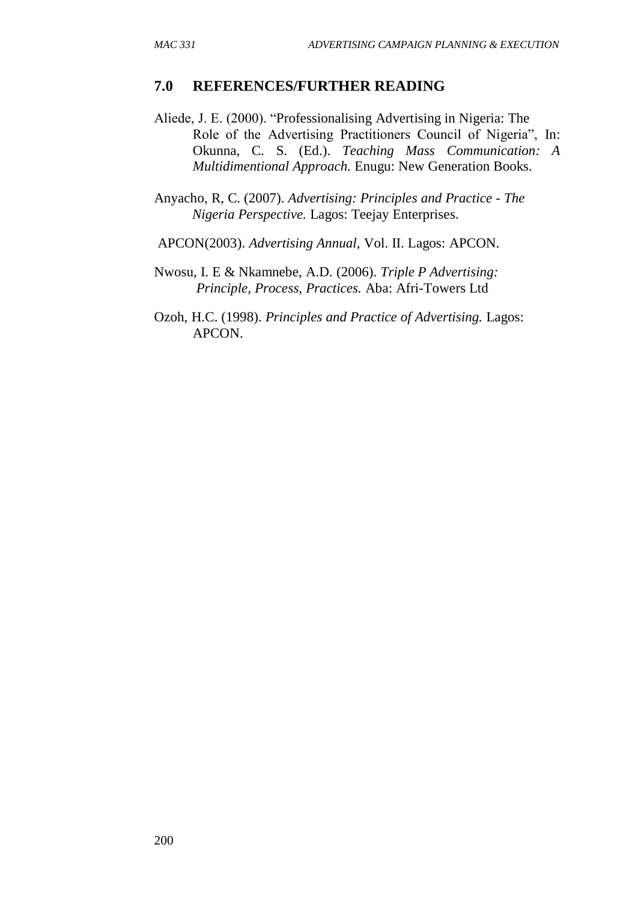## 7.0 REFERENCES/FURTHER READING

Aliede, J. E. (2000). "Professionalising Advertising in Nigeria: The Role of the Advertising Practitioners Council of Nigeria", In: Okunna, C. S. (Ed.). *Teaching Mass Communication: A Multidimentional Approach.* Enugu: New Generation Books.

Anyacho, R, C. (2007). *Advertising: Principles and Practice - The Nigeria Perspective.* Lagos: Teejay Enterprises.

APCON(2003). *Advertising Annual,* Vol. II. Lagos: APCON.

Nwosu, I. E & Nkamnebe, A.D. (2006). *Triple P Advertising: Principle, Process, Practices.* Aba: Afri-Towers Ltd

Ozoh, H.C. (1998). *Principles and Practice of Advertising.* Lagos: APCON.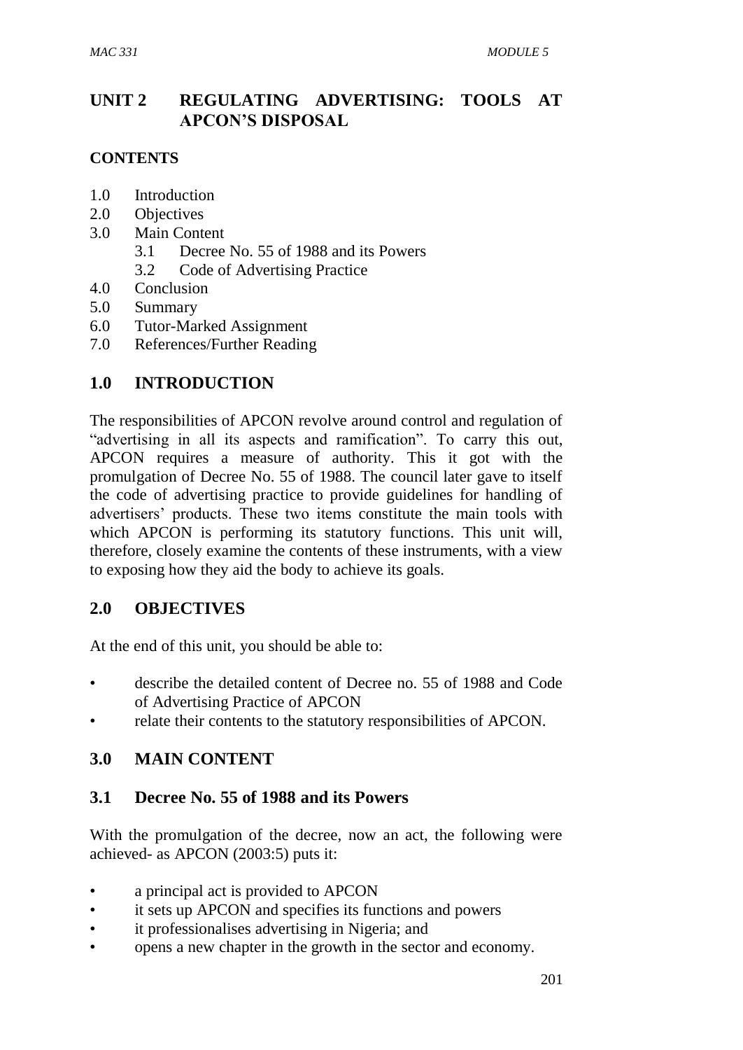# UNIT 2 REGULATING ADVERTISING: TOOLS AT APCON'S DISPOSAL

## CONTENTS

1.0 Introduction
2.0 Objectives
3.0 Main Content
  3.1 Decree No. 55 of 1988 and its Powers
  3.2 Code of Advertising Practice
4.0 Conclusion
5.0 Summary
6.0 Tutor-Marked Assignment
7.0 References/Further Reading

## 1.0 INTRODUCTION

The responsibilities of APCON revolve around control and regulation of "advertising in all its aspects and ramification". To carry this out, APCON requires a measure of authority. This it got with the promulgation of Decree No. 55 of 1988. The council later gave to itself the code of advertising practice to provide guidelines for handling of advertisers' products. These two items constitute the main tools with which APCON is performing its statutory functions. This unit will, therefore, closely examine the contents of these instruments, with a view to exposing how they aid the body to achieve its goals.

## 2.0 OBJECTIVES

At the end of this unit, you should be able to:

- describe the detailed content of Decree no. 55 of 1988 and Code of Advertising Practice of APCON
- relate their contents to the statutory responsibilities of APCON.

## 3.0 MAIN CONTENT

### 3.1 Decree No. 55 of 1988 and its Powers

With the promulgation of the decree, now an act, the following were achieved- as APCON (2003:5) puts it:

- a principal act is provided to APCON
- it sets up APCON and specifies its functions and powers
- it professionalises advertising in Nigeria; and
- opens a new chapter in the growth in the sector and economy.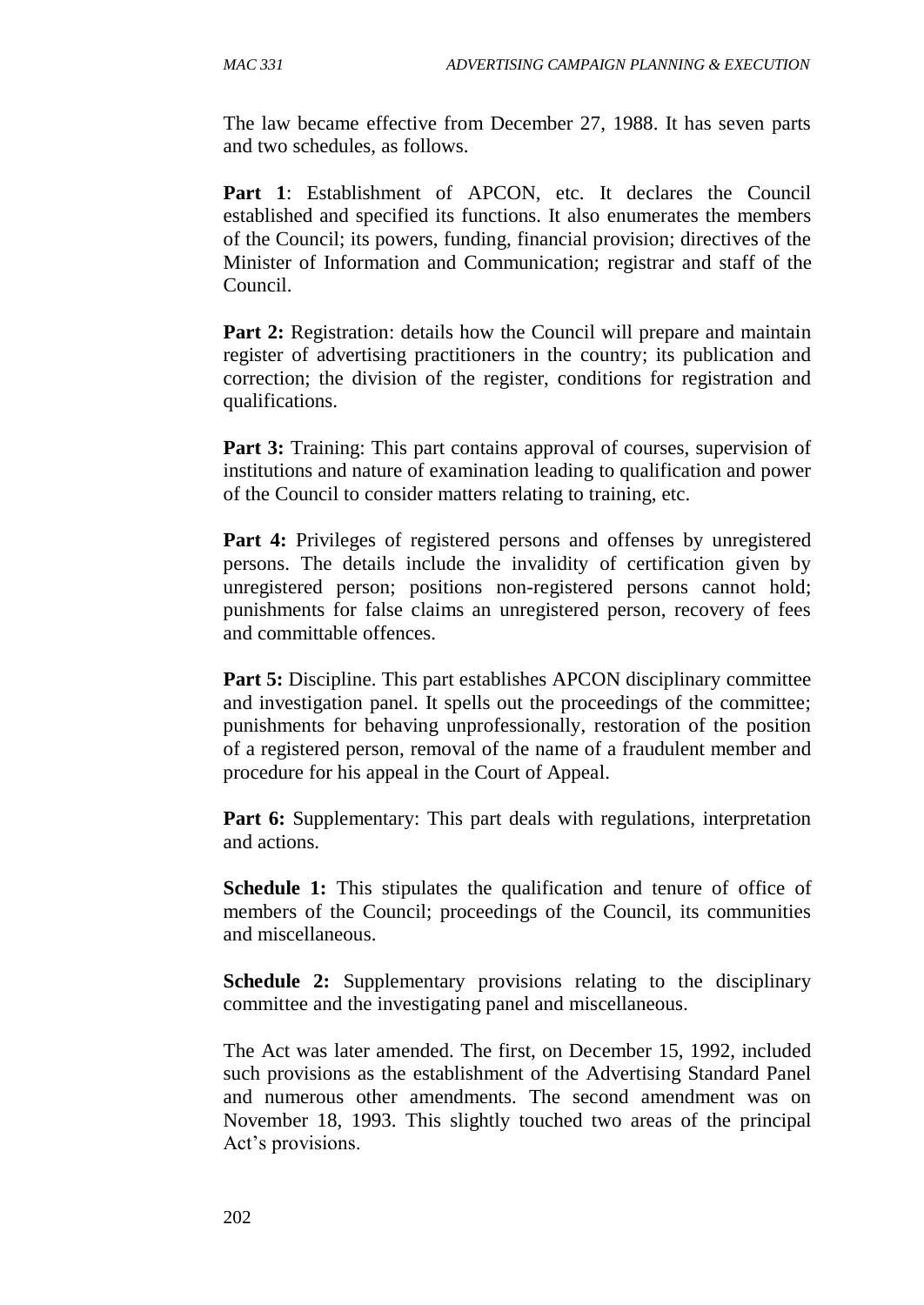The law became effective from December 27, 1988. It has seven parts and two schedules, as follows.

**Part 1**: Establishment of APCON, etc. It declares the Council established and specified its functions. It also enumerates the members of the Council; its powers, funding, financial provision; directives of the Minister of Information and Communication; registrar and staff of the Council.

**Part 2:** Registration: details how the Council will prepare and maintain register of advertising practitioners in the country; its publication and correction; the division of the register, conditions for registration and qualifications.

**Part 3:** Training: This part contains approval of courses, supervision of institutions and nature of examination leading to qualification and power of the Council to consider matters relating to training, etc.

**Part 4:** Privileges of registered persons and offenses by unregistered persons. The details include the invalidity of certification given by unregistered person; positions non-registered persons cannot hold; punishments for false claims an unregistered person, recovery of fees and committable offences.

**Part 5:** Discipline. This part establishes APCON disciplinary committee and investigation panel. It spells out the proceedings of the committee; punishments for behaving unprofessionally, restoration of the position of a registered person, removal of the name of a fraudulent member and procedure for his appeal in the Court of Appeal.

**Part 6:** Supplementary: This part deals with regulations, interpretation and actions.

**Schedule 1:** This stipulates the qualification and tenure of office of members of the Council; proceedings of the Council, its communities and miscellaneous.

**Schedule 2:** Supplementary provisions relating to the disciplinary committee and the investigating panel and miscellaneous.

The Act was later amended. The first, on December 15, 1992, included such provisions as the establishment of the Advertising Standard Panel and numerous other amendments. The second amendment was on November 18, 1993. This slightly touched two areas of the principal Act's provisions.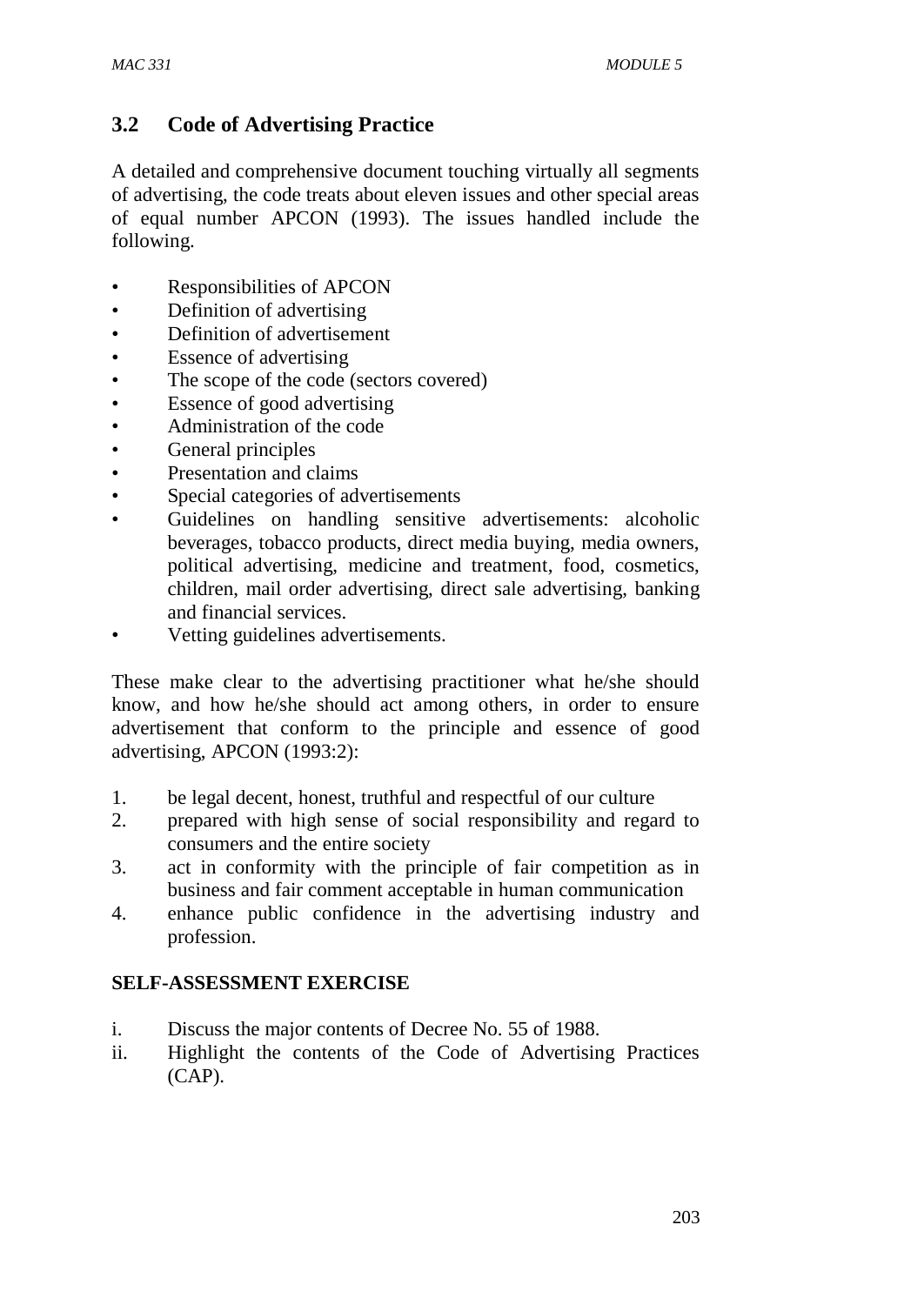## 3.2 Code of Advertising Practice

A detailed and comprehensive document touching virtually all segments of advertising, the code treats about eleven issues and other special areas of equal number APCON (1993). The issues handled include the following.

- Responsibilities of APCON
- Definition of advertising
- Definition of advertisement
- Essence of advertising
- The scope of the code (sectors covered)
- Essence of good advertising
- Administration of the code
- General principles
- Presentation and claims
- Special categories of advertisements
- Guidelines on handling sensitive advertisements: alcoholic beverages, tobacco products, direct media buying, media owners, political advertising, medicine and treatment, food, cosmetics, children, mail order advertising, direct sale advertising, banking and financial services.
- Vetting guidelines advertisements.

These make clear to the advertising practitioner what he/she should know, and how he/she should act among others, in order to ensure advertisement that conform to the principle and essence of good advertising, APCON (1993:2):

1. be legal decent, honest, truthful and respectful of our culture
2. prepared with high sense of social responsibility and regard to consumers and the entire society
3. act in conformity with the principle of fair competition as in business and fair comment acceptable in human communication
4. enhance public confidence in the advertising industry and profession.

**SELF-ASSESSMENT EXERCISE**

i. Discuss the major contents of Decree No. 55 of 1988.
ii. Highlight the contents of the Code of Advertising Practices (CAP).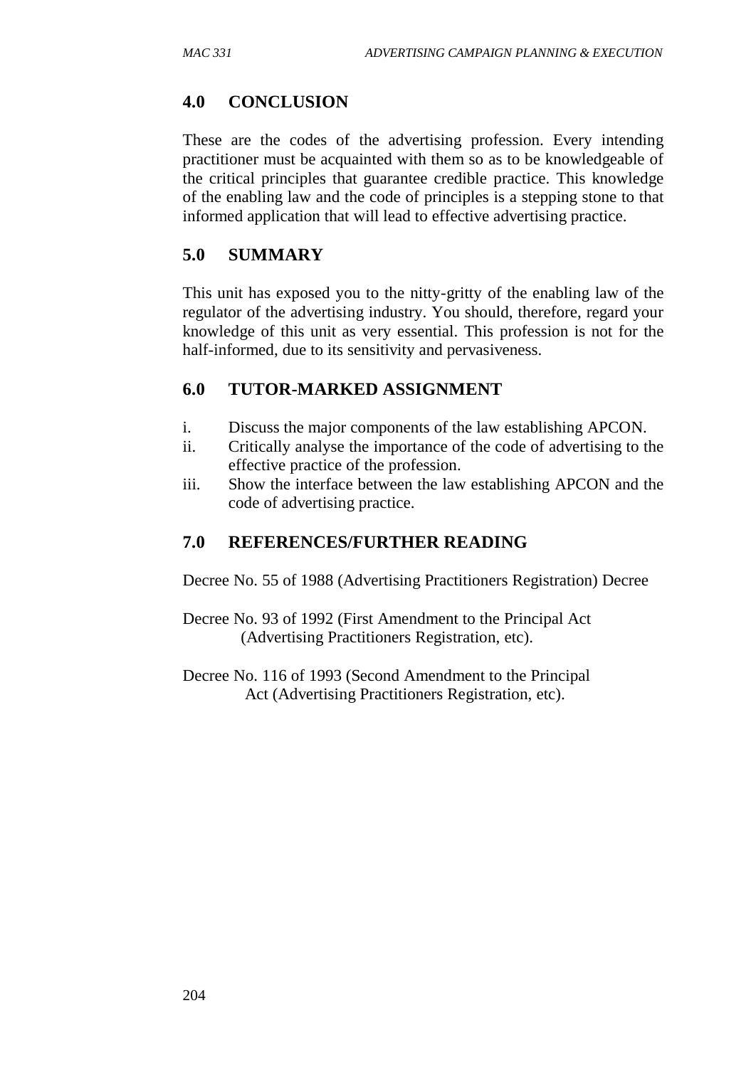## 4.0 CONCLUSION

These are the codes of the advertising profession. Every intending practitioner must be acquainted with them so as to be knowledgeable of the critical principles that guarantee credible practice. This knowledge of the enabling law and the code of principles is a stepping stone to that informed application that will lead to effective advertising practice.

## 5.0 SUMMARY

This unit has exposed you to the nitty-gritty of the enabling law of the regulator of the advertising industry. You should, therefore, regard your knowledge of this unit as very essential. This profession is not for the half-informed, due to its sensitivity and pervasiveness.

## 6.0 TUTOR-MARKED ASSIGNMENT

i. Discuss the major components of the law establishing APCON.
ii. Critically analyse the importance of the code of advertising to the effective practice of the profession.
iii. Show the interface between the law establishing APCON and the code of advertising practice.

## 7.0 REFERENCES/FURTHER READING

Decree No. 55 of 1988 (Advertising Practitioners Registration) Decree

Decree No. 93 of 1992 (First Amendment to the Principal Act (Advertising Practitioners Registration, etc).

Decree No. 116 of 1993 (Second Amendment to the Principal Act (Advertising Practitioners Registration, etc).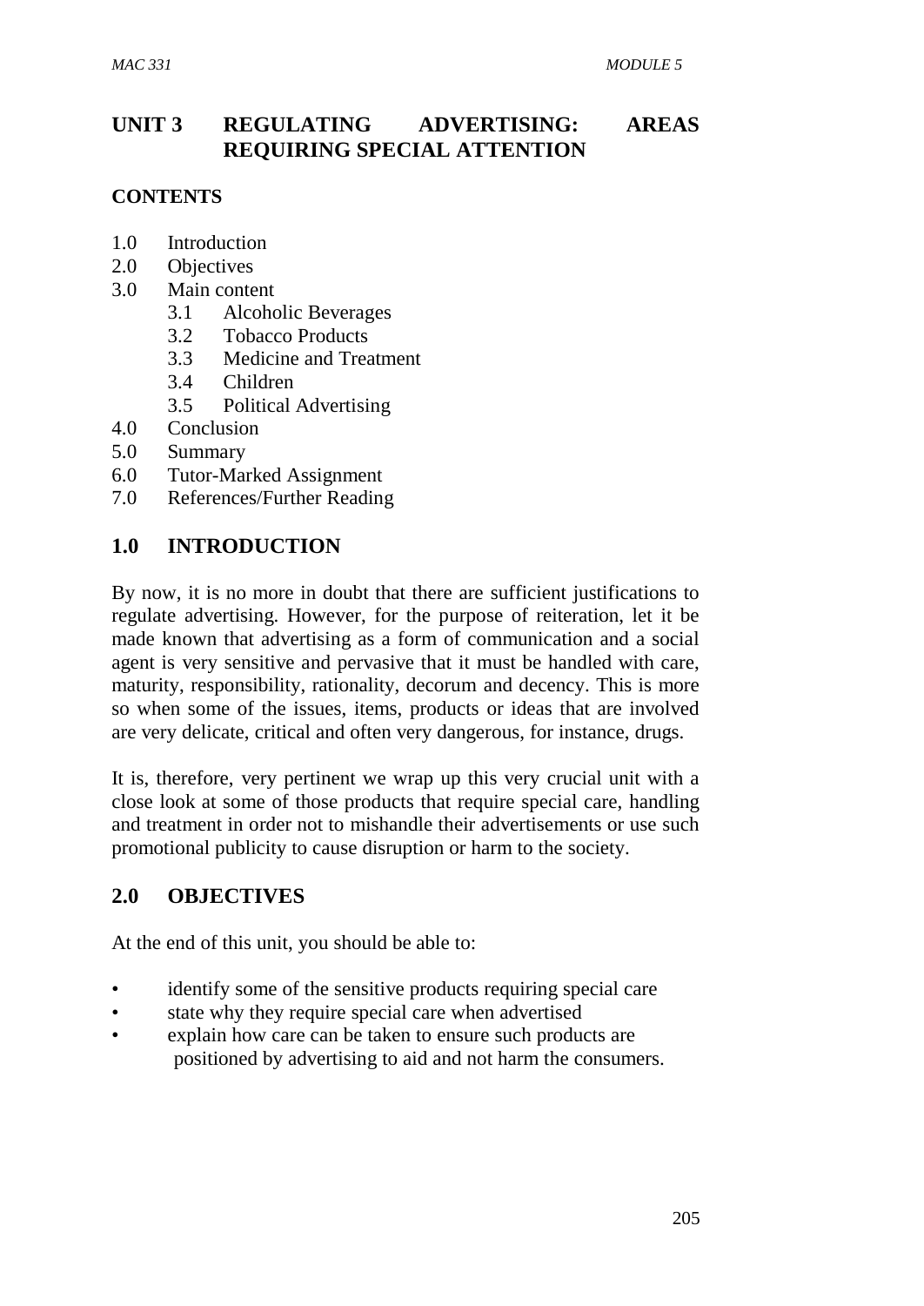# UNIT 3 REGULATING ADVERTISING: AREAS REQUIRING SPECIAL ATTENTION

**CONTENTS**

- 1.0 Introduction
- 2.0 Objectives
- 3.0 Main content
  - 3.1 Alcoholic Beverages
  - 3.2 Tobacco Products
  - 3.3 Medicine and Treatment
  - 3.4 Children
  - 3.5 Political Advertising
- 4.0 Conclusion
- 5.0 Summary
- 6.0 Tutor-Marked Assignment
- 7.0 References/Further Reading

## 1.0 INTRODUCTION

By now, it is no more in doubt that there are sufficient justifications to regulate advertising. However, for the purpose of reiteration, let it be made known that advertising as a form of communication and a social agent is very sensitive and pervasive that it must be handled with care, maturity, responsibility, rationality, decorum and decency. This is more so when some of the issues, items, products or ideas that are involved are very delicate, critical and often very dangerous, for instance, drugs.

It is, therefore, very pertinent we wrap up this very crucial unit with a close look at some of those products that require special care, handling and treatment in order not to mishandle their advertisements or use such promotional publicity to cause disruption or harm to the society.

## 2.0 OBJECTIVES

At the end of this unit, you should be able to:

- identify some of the sensitive products requiring special care
- state why they require special care when advertised
- explain how care can be taken to ensure such products are positioned by advertising to aid and not harm the consumers.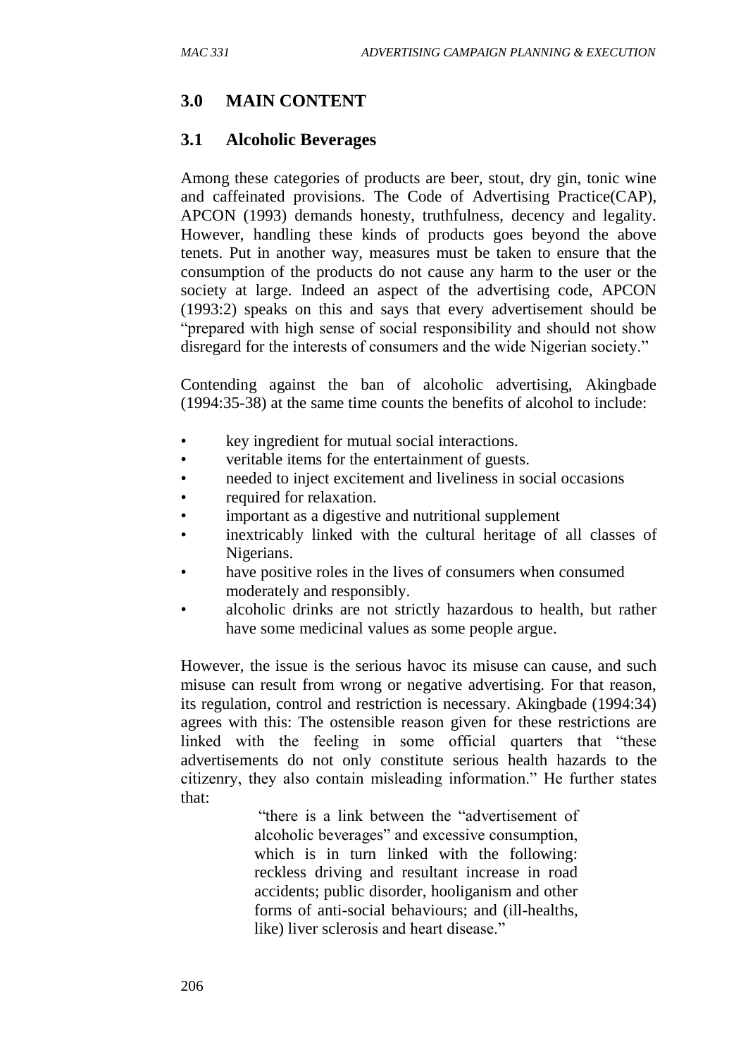## 3.0 MAIN CONTENT

### 3.1 Alcoholic Beverages

Among these categories of products are beer, stout, dry gin, tonic wine and caffeinated provisions. The Code of Advertising Practice(CAP), APCON (1993) demands honesty, truthfulness, decency and legality. However, handling these kinds of products goes beyond the above tenets. Put in another way, measures must be taken to ensure that the consumption of the products do not cause any harm to the user or the society at large. Indeed an aspect of the advertising code, APCON (1993:2) speaks on this and says that every advertisement should be "prepared with high sense of social responsibility and should not show disregard for the interests of consumers and the wide Nigerian society."

Contending against the ban of alcoholic advertising, Akingbade (1994:35-38) at the same time counts the benefits of alcohol to include:

- key ingredient for mutual social interactions.
- veritable items for the entertainment of guests.
- needed to inject excitement and liveliness in social occasions
- required for relaxation.
- important as a digestive and nutritional supplement
- inextricably linked with the cultural heritage of all classes of Nigerians.
- have positive roles in the lives of consumers when consumed moderately and responsibly.
- alcoholic drinks are not strictly hazardous to health, but rather have some medicinal values as some people argue.

However, the issue is the serious havoc its misuse can cause, and such misuse can result from wrong or negative advertising. For that reason, its regulation, control and restriction is necessary. Akingbade (1994:34) agrees with this: The ostensible reason given for these restrictions are linked with the feeling in some official quarters that "these advertisements do not only constitute serious health hazards to the citizenry, they also contain misleading information." He further states that:

> "there is a link between the "advertisement of alcoholic beverages" and excessive consumption, which is in turn linked with the following: reckless driving and resultant increase in road accidents; public disorder, hooliganism and other forms of anti-social behaviours; and (ill-healths, like) liver sclerosis and heart disease."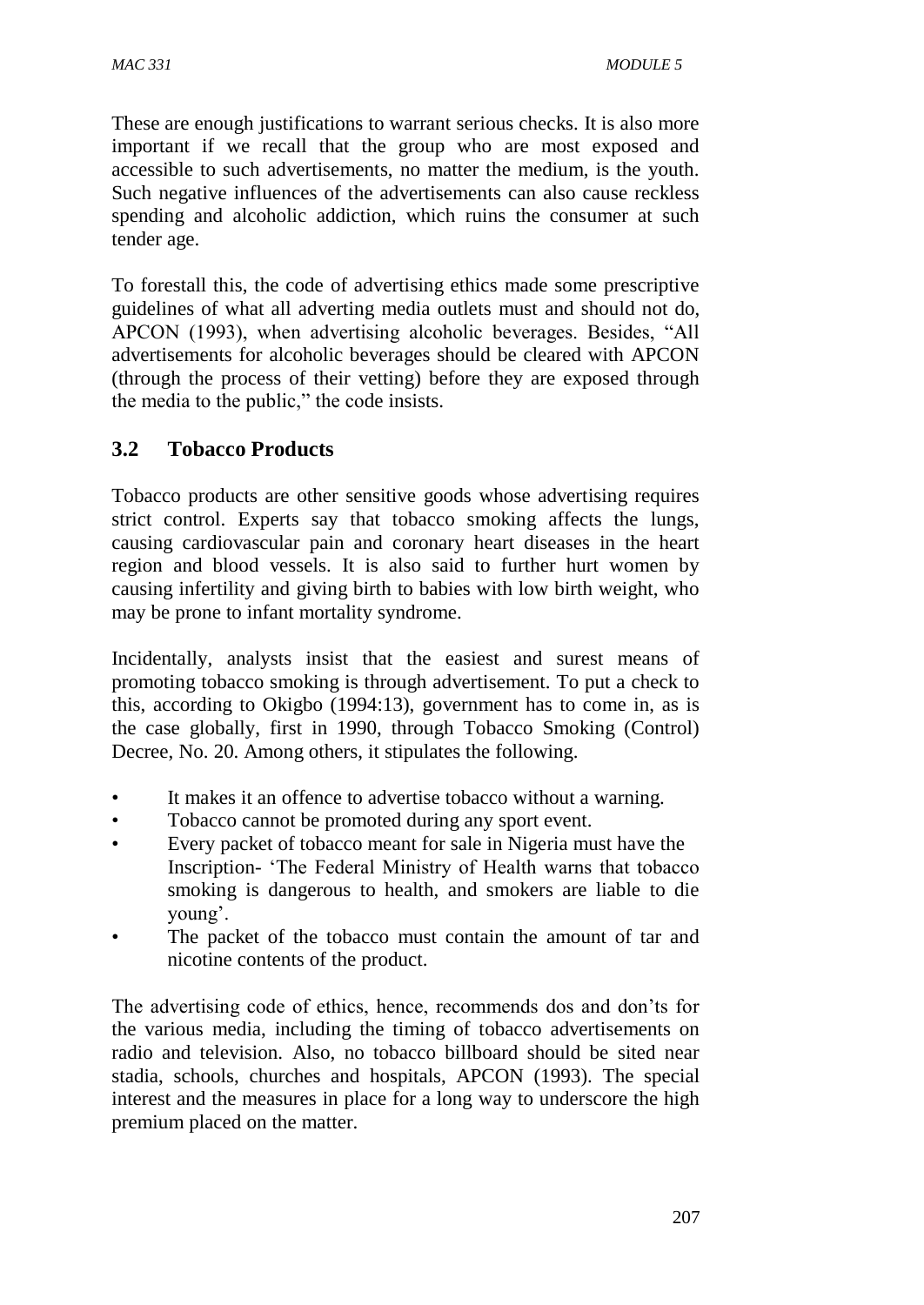These are enough justifications to warrant serious checks. It is also more important if we recall that the group who are most exposed and accessible to such advertisements, no matter the medium, is the youth. Such negative influences of the advertisements can also cause reckless spending and alcoholic addiction, which ruins the consumer at such tender age.

To forestall this, the code of advertising ethics made some prescriptive guidelines of what all adverting media outlets must and should not do, APCON (1993), when advertising alcoholic beverages. Besides, "All advertisements for alcoholic beverages should be cleared with APCON (through the process of their vetting) before they are exposed through the media to the public," the code insists.

## 3.2 Tobacco Products

Tobacco products are other sensitive goods whose advertising requires strict control. Experts say that tobacco smoking affects the lungs, causing cardiovascular pain and coronary heart diseases in the heart region and blood vessels. It is also said to further hurt women by causing infertility and giving birth to babies with low birth weight, who may be prone to infant mortality syndrome.

Incidentally, analysts insist that the easiest and surest means of promoting tobacco smoking is through advertisement. To put a check to this, according to Okigbo (1994:13), government has to come in, as is the case globally, first in 1990, through Tobacco Smoking (Control) Decree, No. 20. Among others, it stipulates the following.

- It makes it an offence to advertise tobacco without a warning.
- Tobacco cannot be promoted during any sport event.
- Every packet of tobacco meant for sale in Nigeria must have the Inscription- 'The Federal Ministry of Health warns that tobacco smoking is dangerous to health, and smokers are liable to die young'.
- The packet of the tobacco must contain the amount of tar and nicotine contents of the product.

The advertising code of ethics, hence, recommends dos and don'ts for the various media, including the timing of tobacco advertisements on radio and television. Also, no tobacco billboard should be sited near stadia, schools, churches and hospitals, APCON (1993). The special interest and the measures in place for a long way to underscore the high premium placed on the matter.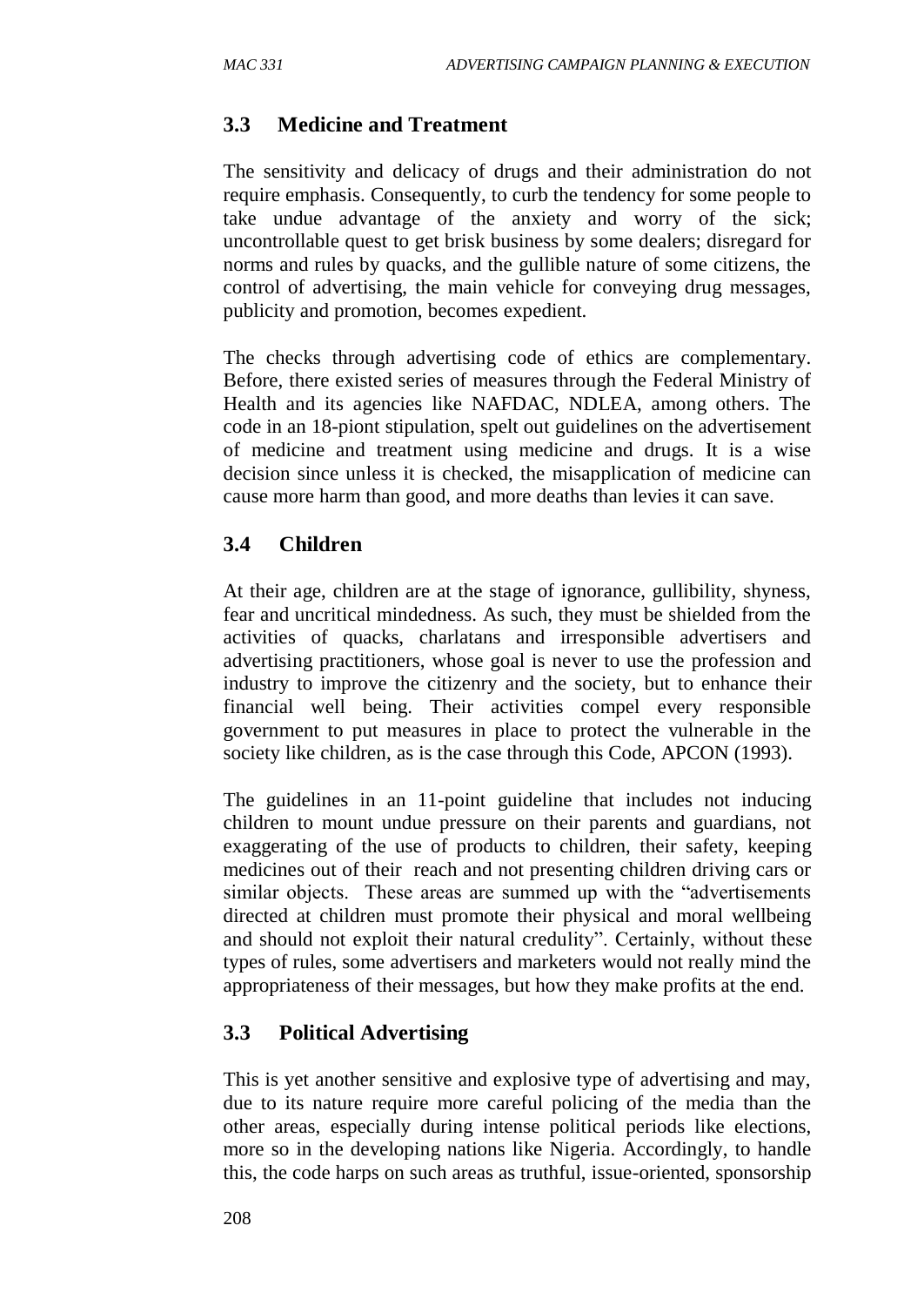### 3.3 Medicine and Treatment

The sensitivity and delicacy of drugs and their administration do not require emphasis. Consequently, to curb the tendency for some people to take undue advantage of the anxiety and worry of the sick; uncontrollable quest to get brisk business by some dealers; disregard for norms and rules by quacks, and the gullible nature of some citizens, the control of advertising, the main vehicle for conveying drug messages, publicity and promotion, becomes expedient.

The checks through advertising code of ethics are complementary. Before, there existed series of measures through the Federal Ministry of Health and its agencies like NAFDAC, NDLEA, among others. The code in an 18-piont stipulation, spelt out guidelines on the advertisement of medicine and treatment using medicine and drugs. It is a wise decision since unless it is checked, the misapplication of medicine can cause more harm than good, and more deaths than levies it can save.

### 3.4 Children

At their age, children are at the stage of ignorance, gullibility, shyness, fear and uncritical mindedness. As such, they must be shielded from the activities of quacks, charlatans and irresponsible advertisers and advertising practitioners, whose goal is never to use the profession and industry to improve the citizenry and the society, but to enhance their financial well being. Their activities compel every responsible government to put measures in place to protect the vulnerable in the society like children, as is the case through this Code, APCON (1993).

The guidelines in an 11-point guideline that includes not inducing children to mount undue pressure on their parents and guardians, not exaggerating of the use of products to children, their safety, keeping medicines out of their reach and not presenting children driving cars or similar objects. These areas are summed up with the "advertisements directed at children must promote their physical and moral wellbeing and should not exploit their natural credulity". Certainly, without these types of rules, some advertisers and marketers would not really mind the appropriateness of their messages, but how they make profits at the end.

### 3.3 Political Advertising

This is yet another sensitive and explosive type of advertising and may, due to its nature require more careful policing of the media than the other areas, especially during intense political periods like elections, more so in the developing nations like Nigeria. Accordingly, to handle this, the code harps on such areas as truthful, issue-oriented, sponsorship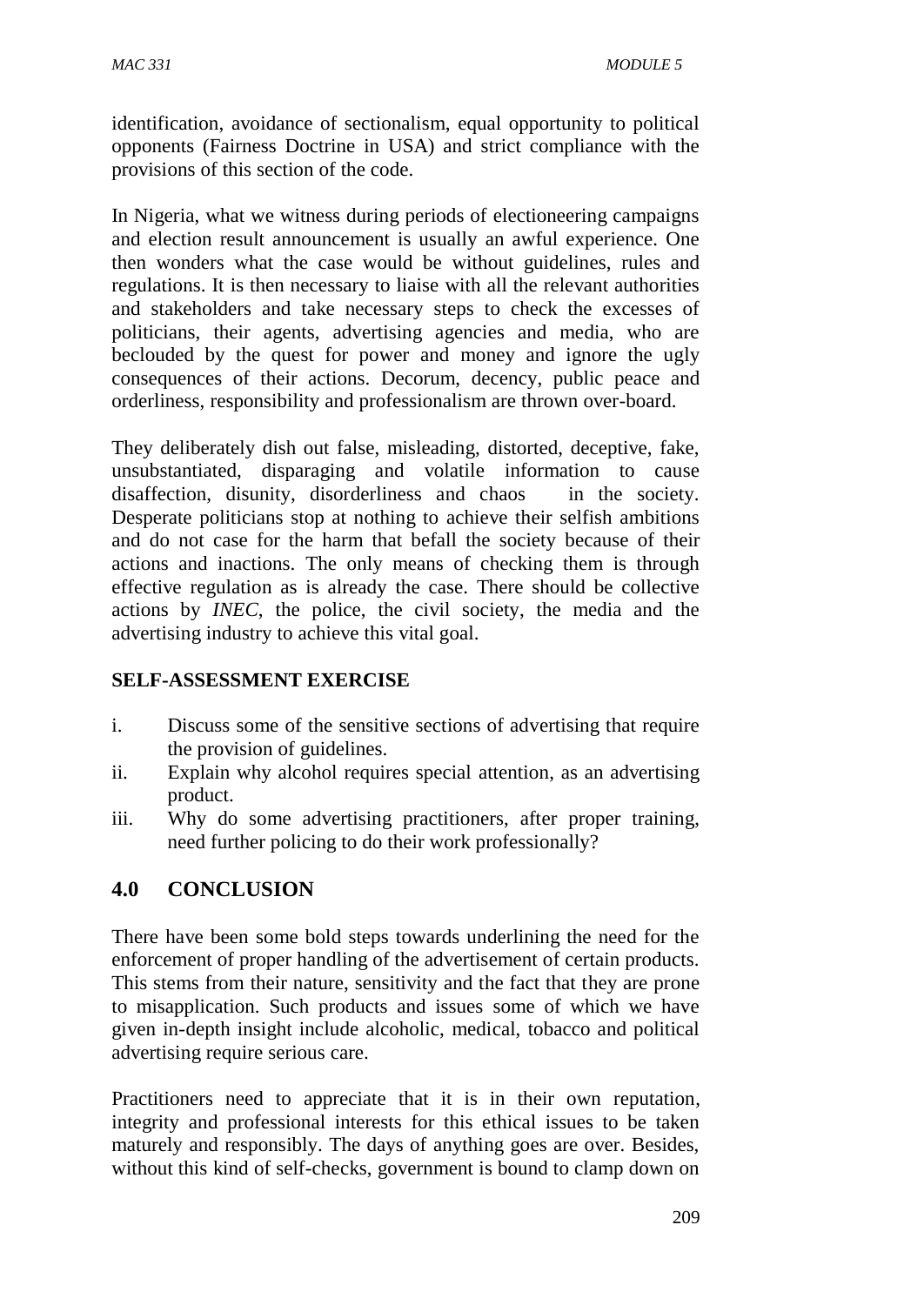identification, avoidance of sectionalism, equal opportunity to political opponents (Fairness Doctrine in USA) and strict compliance with the provisions of this section of the code.

In Nigeria, what we witness during periods of electioneering campaigns and election result announcement is usually an awful experience. One then wonders what the case would be without guidelines, rules and regulations. It is then necessary to liaise with all the relevant authorities and stakeholders and take necessary steps to check the excesses of politicians, their agents, advertising agencies and media, who are beclouded by the quest for power and money and ignore the ugly consequences of their actions. Decorum, decency, public peace and orderliness, responsibility and professionalism are thrown over-board.

They deliberately dish out false, misleading, distorted, deceptive, fake, unsubstantiated, disparaging and volatile information to cause disaffection, disunity, disorderliness and chaos in the society. Desperate politicians stop at nothing to achieve their selfish ambitions and do not case for the harm that befall the society because of their actions and inactions. The only means of checking them is through effective regulation as is already the case. There should be collective actions by *INEC*, the police, the civil society, the media and the advertising industry to achieve this vital goal.

**SELF-ASSESSMENT EXERCISE**

i. Discuss some of the sensitive sections of advertising that require the provision of guidelines.
ii. Explain why alcohol requires special attention, as an advertising product.
iii. Why do some advertising practitioners, after proper training, need further policing to do their work professionally?

## 4.0 CONCLUSION

There have been some bold steps towards underlining the need for the enforcement of proper handling of the advertisement of certain products. This stems from their nature, sensitivity and the fact that they are prone to misapplication. Such products and issues some of which we have given in-depth insight include alcoholic, medical, tobacco and political advertising require serious care.

Practitioners need to appreciate that it is in their own reputation, integrity and professional interests for this ethical issues to be taken maturely and responsibly. The days of anything goes are over. Besides, without this kind of self-checks, government is bound to clamp down on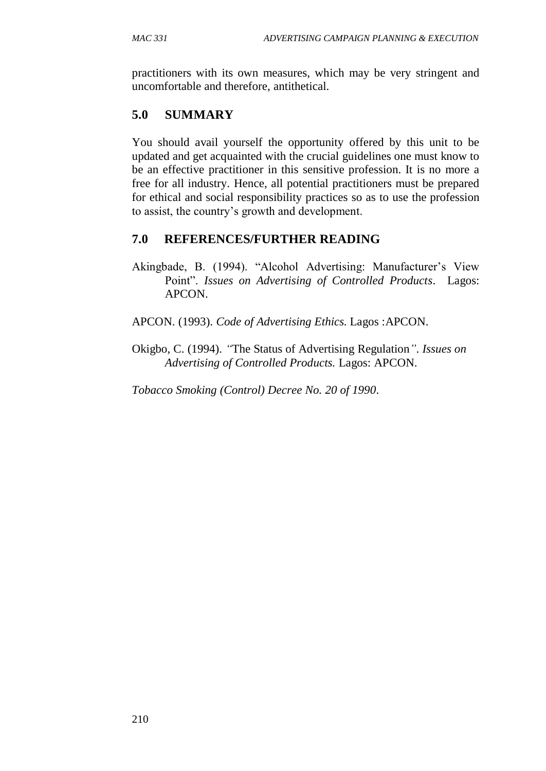practitioners with its own measures, which may be very stringent and uncomfortable and therefore, antithetical.

## 5.0 SUMMARY

You should avail yourself the opportunity offered by this unit to be updated and get acquainted with the crucial guidelines one must know to be an effective practitioner in this sensitive profession. It is no more a free for all industry. Hence, all potential practitioners must be prepared for ethical and social responsibility practices so as to use the profession to assist, the country's growth and development.

## 7.0 REFERENCES/FURTHER READING

Akingbade, B. (1994). "Alcohol Advertising: Manufacturer's View Point". *Issues on Advertising of Controlled Products*. Lagos: APCON.

APCON. (1993). *Code of Advertising Ethics.* Lagos :APCON.

Okigbo, C. (1994). *"*The Status of Advertising Regulation*". Issues on Advertising of Controlled Products.* Lagos: APCON.

*Tobacco Smoking (Control) Decree No. 20 of 1990*.